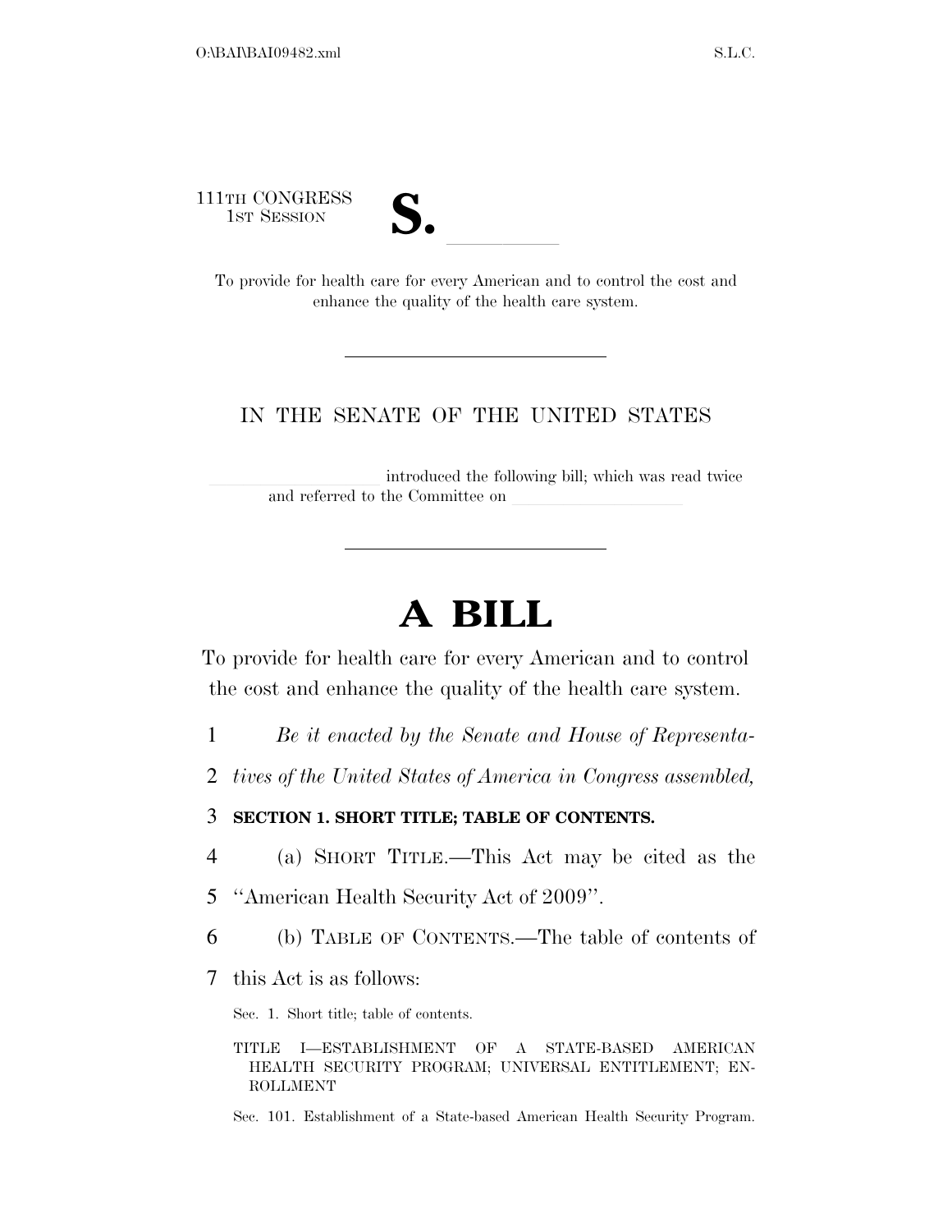111TH CONGRESS
1ST SESSION

**S.** ______

To provide for health care for every American and to control the cost and enhance the quality of the health care system.

IN THE SENATE OF THE UNITED STATES

______ introduced the following bill; which was read twice and referred to the Committee on ______

# A BILL

To provide for health care for every American and to control the cost and enhance the quality of the health care system.

*Be it enacted by the Senate and House of Representatives of the United States of America in Congress assembled,*

**SECTION 1. SHORT TITLE; TABLE OF CONTENTS.**

(a) SHORT TITLE.—This Act may be cited as the ''American Health Security Act of 2009''.

(b) TABLE OF CONTENTS.—The table of contents of this Act is as follows:

Sec. 1. Short title; table of contents.

TITLE I—ESTABLISHMENT OF A STATE-BASED AMERICAN HEALTH SECURITY PROGRAM; UNIVERSAL ENTITLEMENT; ENROLLMENT

Sec. 101. Establishment of a State-based American Health Security Program.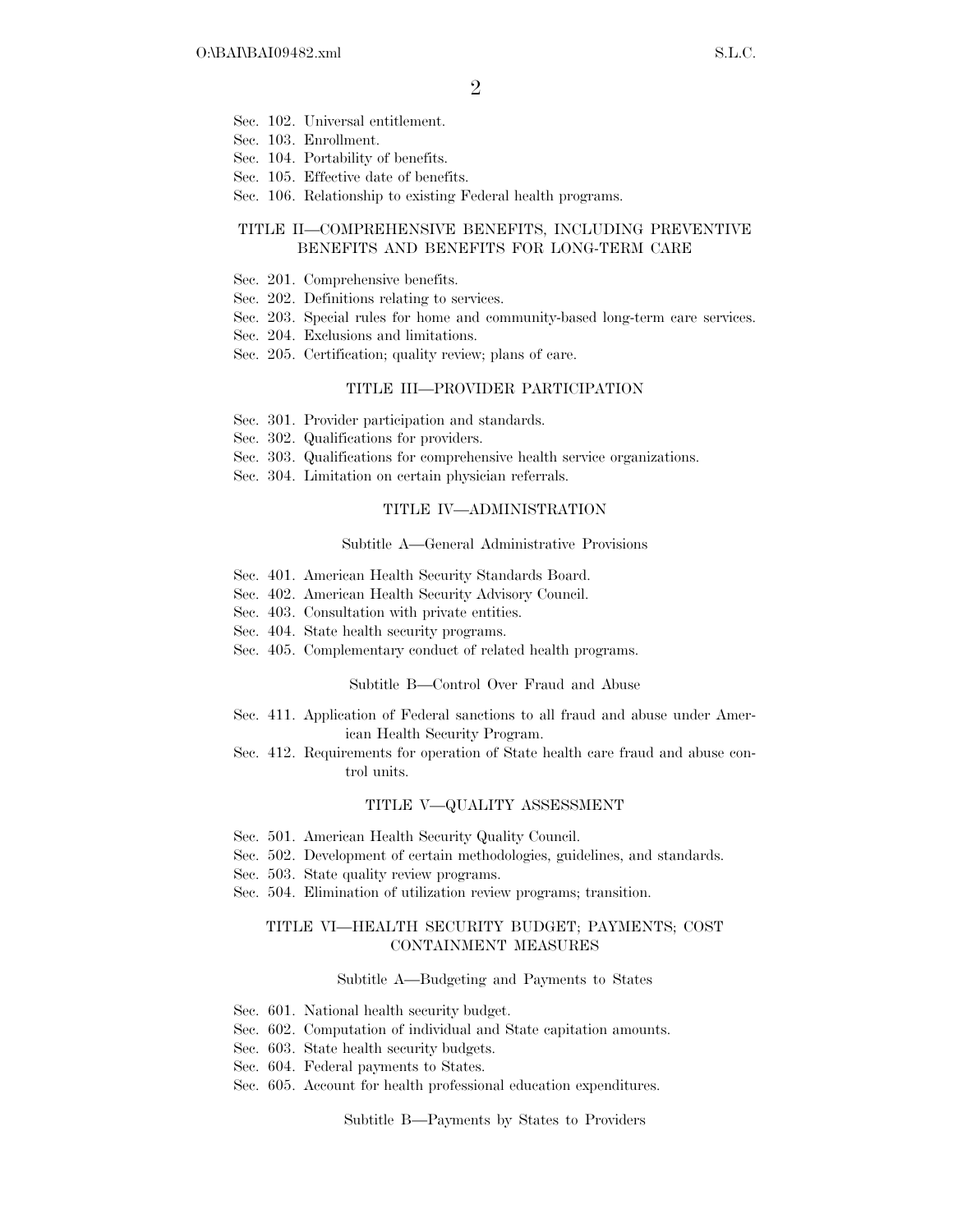Sec. 102. Universal entitlement.
Sec. 103. Enrollment.
Sec. 104. Portability of benefits.
Sec. 105. Effective date of benefits.
Sec. 106. Relationship to existing Federal health programs.

## TITLE II—COMPREHENSIVE BENEFITS, INCLUDING PREVENTIVE BENEFITS AND BENEFITS FOR LONG-TERM CARE

Sec. 201. Comprehensive benefits.
Sec. 202. Definitions relating to services.
Sec. 203. Special rules for home and community-based long-term care services.
Sec. 204. Exclusions and limitations.
Sec. 205. Certification; quality review; plans of care.

## TITLE III—PROVIDER PARTICIPATION

Sec. 301. Provider participation and standards.
Sec. 302. Qualifications for providers.
Sec. 303. Qualifications for comprehensive health service organizations.
Sec. 304. Limitation on certain physician referrals.

## TITLE IV—ADMINISTRATION

### Subtitle A—General Administrative Provisions

Sec. 401. American Health Security Standards Board.
Sec. 402. American Health Security Advisory Council.
Sec. 403. Consultation with private entities.
Sec. 404. State health security programs.
Sec. 405. Complementary conduct of related health programs.

### Subtitle B—Control Over Fraud and Abuse

Sec. 411. Application of Federal sanctions to all fraud and abuse under American Health Security Program.
Sec. 412. Requirements for operation of State health care fraud and abuse control units.

## TITLE V—QUALITY ASSESSMENT

Sec. 501. American Health Security Quality Council.
Sec. 502. Development of certain methodologies, guidelines, and standards.
Sec. 503. State quality review programs.
Sec. 504. Elimination of utilization review programs; transition.

## TITLE VI—HEALTH SECURITY BUDGET; PAYMENTS; COST CONTAINMENT MEASURES

### Subtitle A—Budgeting and Payments to States

Sec. 601. National health security budget.
Sec. 602. Computation of individual and State capitation amounts.
Sec. 603. State health security budgets.
Sec. 604. Federal payments to States.
Sec. 605. Account for health professional education expenditures.

### Subtitle B—Payments by States to Providers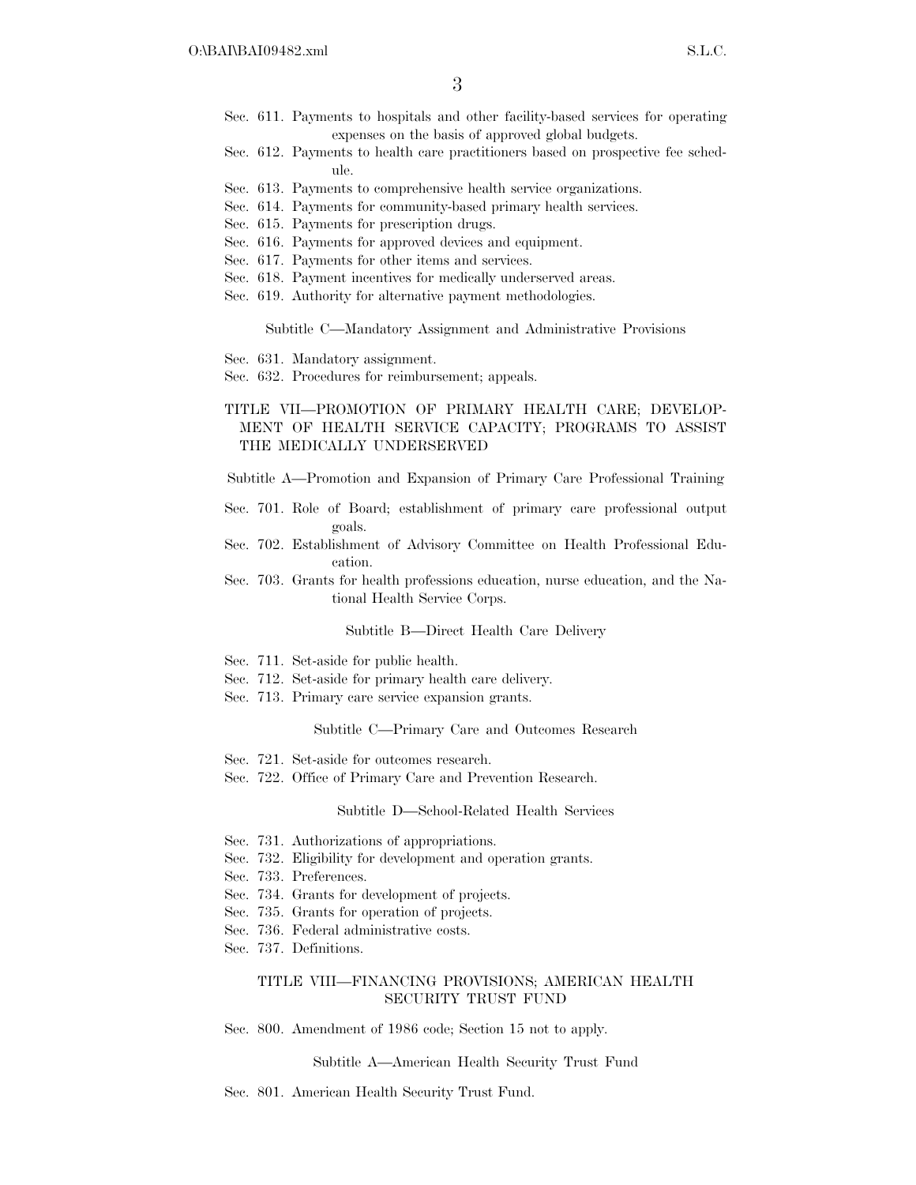Sec. 611. Payments to hospitals and other facility-based services for operating expenses on the basis of approved global budgets.
Sec. 612. Payments to health care practitioners based on prospective fee schedule.
Sec. 613. Payments to comprehensive health service organizations.
Sec. 614. Payments for community-based primary health services.
Sec. 615. Payments for prescription drugs.
Sec. 616. Payments for approved devices and equipment.
Sec. 617. Payments for other items and services.
Sec. 618. Payment incentives for medically underserved areas.
Sec. 619. Authority for alternative payment methodologies.

Subtitle C—Mandatory Assignment and Administrative Provisions

Sec. 631. Mandatory assignment.
Sec. 632. Procedures for reimbursement; appeals.

TITLE VII—PROMOTION OF PRIMARY HEALTH CARE; DEVELOPMENT OF HEALTH SERVICE CAPACITY; PROGRAMS TO ASSIST THE MEDICALLY UNDERSERVED

Subtitle A—Promotion and Expansion of Primary Care Professional Training

Sec. 701. Role of Board; establishment of primary care professional output goals.
Sec. 702. Establishment of Advisory Committee on Health Professional Education.
Sec. 703. Grants for health professions education, nurse education, and the National Health Service Corps.

Subtitle B—Direct Health Care Delivery

Sec. 711. Set-aside for public health.
Sec. 712. Set-aside for primary health care delivery.
Sec. 713. Primary care service expansion grants.

Subtitle C—Primary Care and Outcomes Research

Sec. 721. Set-aside for outcomes research.
Sec. 722. Office of Primary Care and Prevention Research.

Subtitle D—School-Related Health Services

Sec. 731. Authorizations of appropriations.
Sec. 732. Eligibility for development and operation grants.
Sec. 733. Preferences.
Sec. 734. Grants for development of projects.
Sec. 735. Grants for operation of projects.
Sec. 736. Federal administrative costs.
Sec. 737. Definitions.

TITLE VIII—FINANCING PROVISIONS; AMERICAN HEALTH SECURITY TRUST FUND

Sec. 800. Amendment of 1986 code; Section 15 not to apply.

Subtitle A—American Health Security Trust Fund

Sec. 801. American Health Security Trust Fund.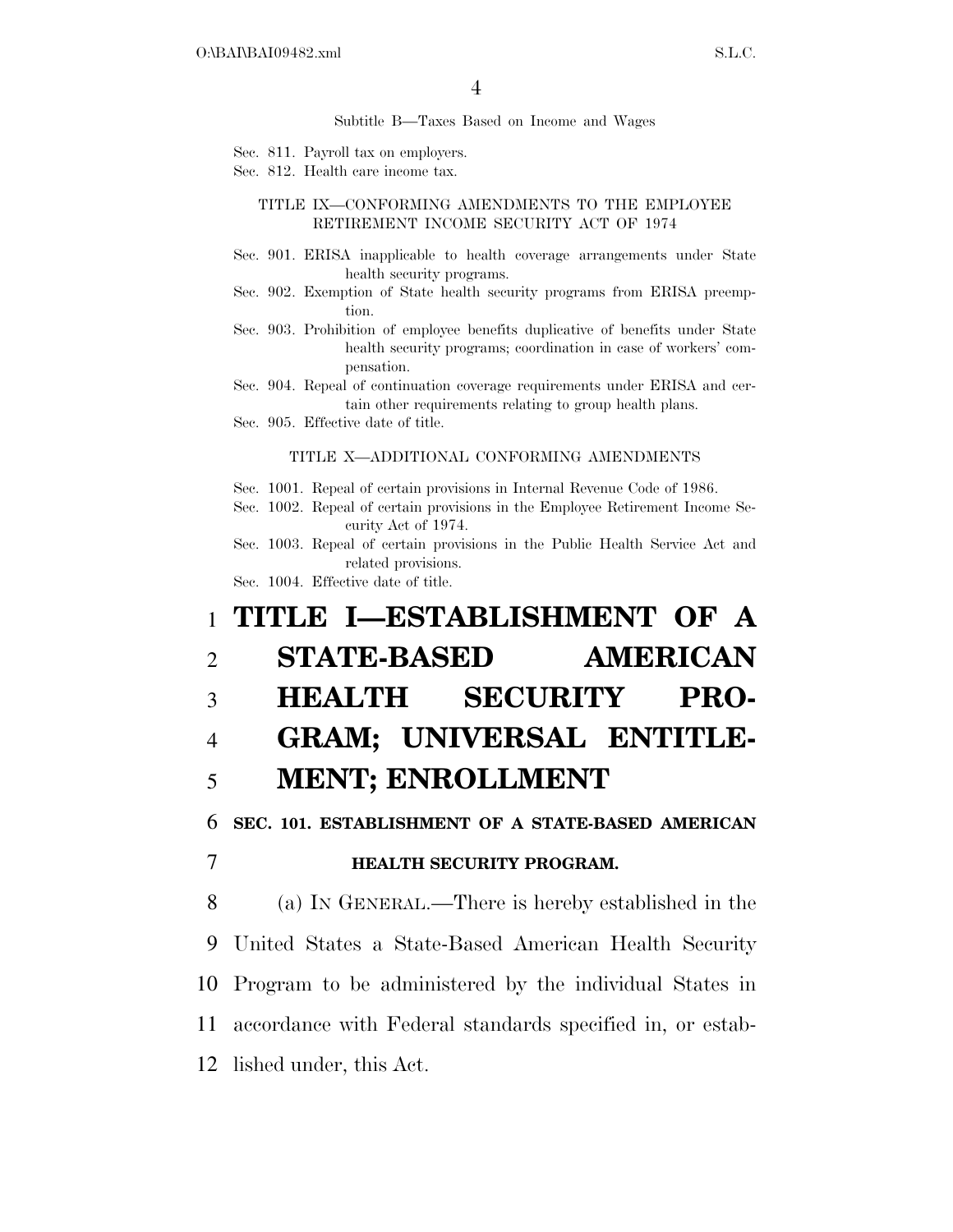Subtitle B—Taxes Based on Income and Wages

Sec. 811. Payroll tax on employers.
Sec. 812. Health care income tax.

TITLE IX—CONFORMING AMENDMENTS TO THE EMPLOYEE RETIREMENT INCOME SECURITY ACT OF 1974

Sec. 901. ERISA inapplicable to health coverage arrangements under State health security programs.
Sec. 902. Exemption of State health security programs from ERISA preemption.
Sec. 903. Prohibition of employee benefits duplicative of benefits under State health security programs; coordination in case of workers' compensation.
Sec. 904. Repeal of continuation coverage requirements under ERISA and certain other requirements relating to group health plans.
Sec. 905. Effective date of title.

TITLE X—ADDITIONAL CONFORMING AMENDMENTS

Sec. 1001. Repeal of certain provisions in Internal Revenue Code of 1986.
Sec. 1002. Repeal of certain provisions in the Employee Retirement Income Security Act of 1974.
Sec. 1003. Repeal of certain provisions in the Public Health Service Act and related provisions.
Sec. 1004. Effective date of title.

# TITLE I—ESTABLISHMENT OF A STATE-BASED AMERICAN HEALTH SECURITY PROGRAM; UNIVERSAL ENTITLEMENT; ENROLLMENT

## SEC. 101. ESTABLISHMENT OF A STATE-BASED AMERICAN HEALTH SECURITY PROGRAM.

(a) IN GENERAL.—There is hereby established in the United States a State-Based American Health Security Program to be administered by the individual States in accordance with Federal standards specified in, or established under, this Act.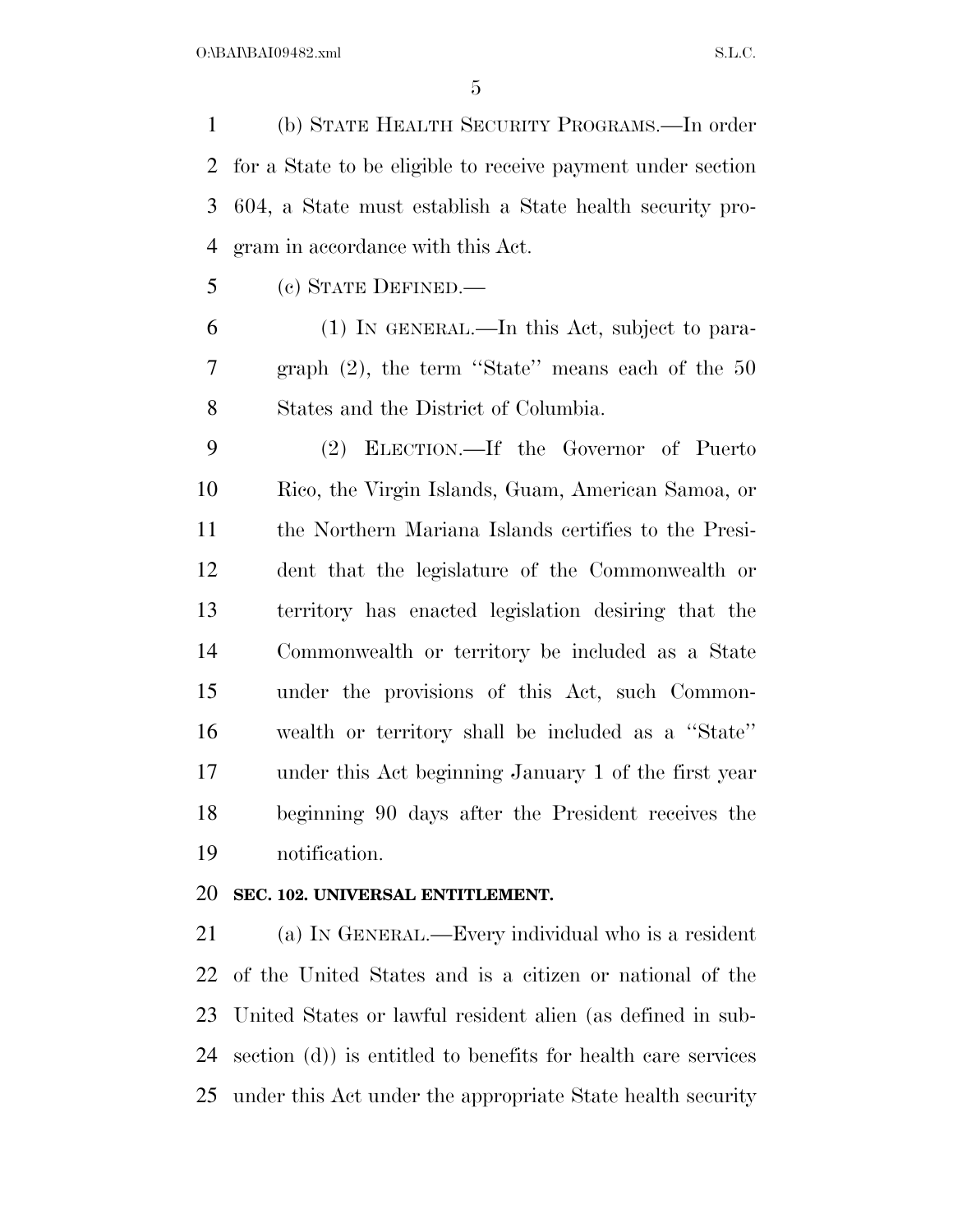(b) STATE HEALTH SECURITY PROGRAMS.—In order for a State to be eligible to receive payment under section 604, a State must establish a State health security program in accordance with this Act.

(c) STATE DEFINED.—

(1) IN GENERAL.—In this Act, subject to paragraph (2), the term ''State'' means each of the 50 States and the District of Columbia.

(2) ELECTION.—If the Governor of Puerto Rico, the Virgin Islands, Guam, American Samoa, or the Northern Mariana Islands certifies to the President that the legislature of the Commonwealth or territory has enacted legislation desiring that the Commonwealth or territory be included as a State under the provisions of this Act, such Commonwealth or territory shall be included as a ''State'' under this Act beginning January 1 of the first year beginning 90 days after the President receives the notification.

**SEC. 102. UNIVERSAL ENTITLEMENT.**

(a) IN GENERAL.—Every individual who is a resident of the United States and is a citizen or national of the United States or lawful resident alien (as defined in subsection (d)) is entitled to benefits for health care services under this Act under the appropriate State health security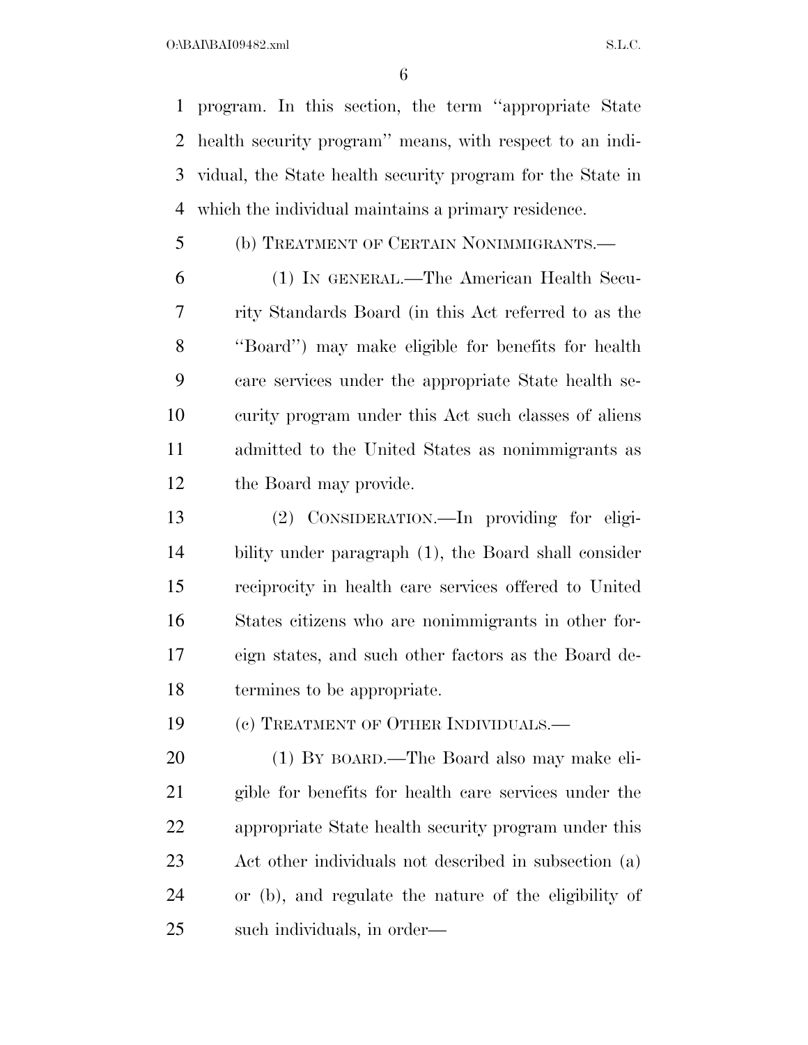program. In this section, the term ''appropriate State health security program'' means, with respect to an individual, the State health security program for the State in which the individual maintains a primary residence.

(b) TREATMENT OF CERTAIN NONIMMIGRANTS.—

(1) IN GENERAL.—The American Health Security Standards Board (in this Act referred to as the ''Board'') may make eligible for benefits for health care services under the appropriate State health security program under this Act such classes of aliens admitted to the United States as nonimmigrants as the Board may provide.

(2) CONSIDERATION.—In providing for eligibility under paragraph (1), the Board shall consider reciprocity in health care services offered to United States citizens who are nonimmigrants in other foreign states, and such other factors as the Board determines to be appropriate.

(c) TREATMENT OF OTHER INDIVIDUALS.—

(1) BY BOARD.—The Board also may make eligible for benefits for health care services under the appropriate State health security program under this Act other individuals not described in subsection (a) or (b), and regulate the nature of the eligibility of such individuals, in order—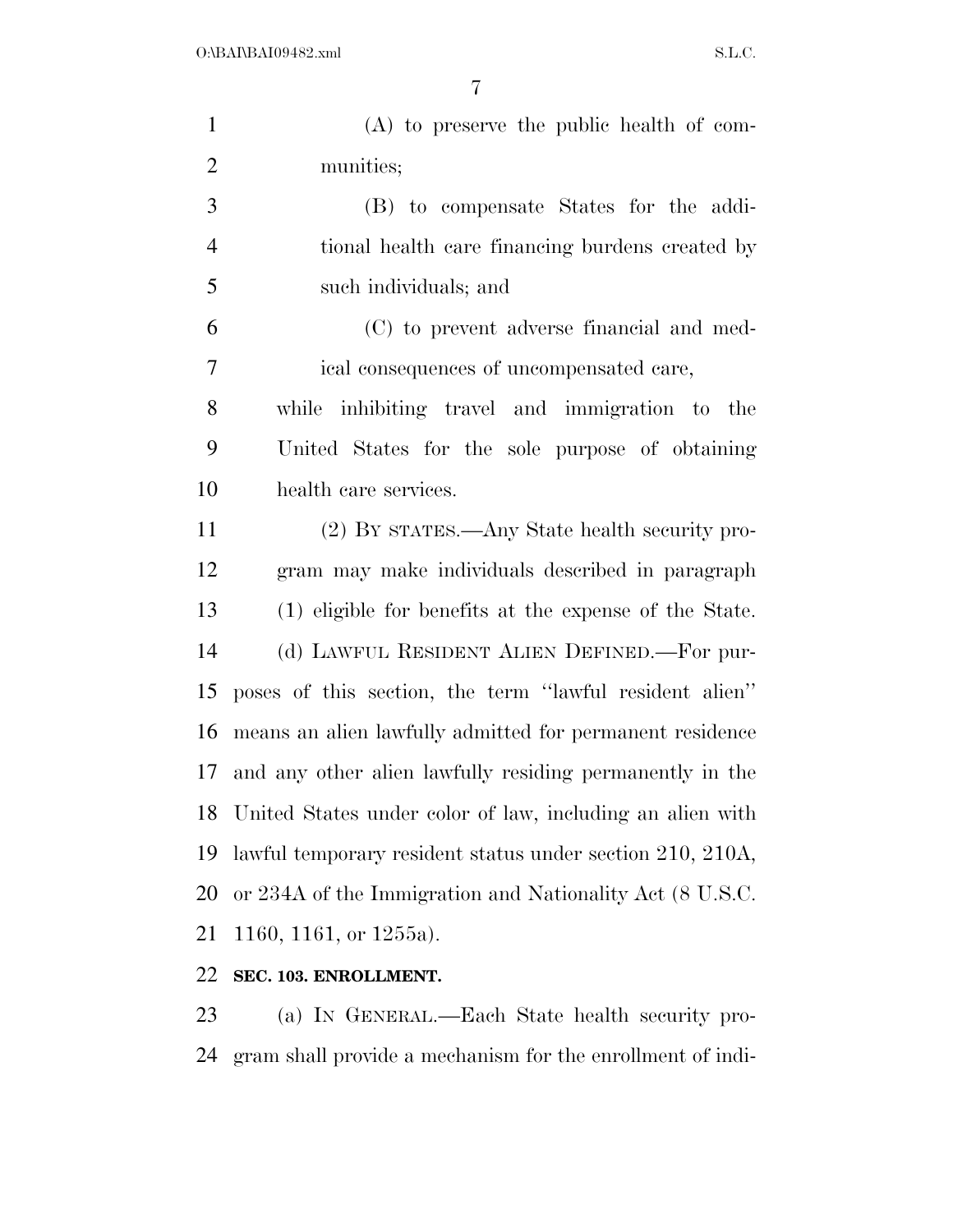(A) to preserve the public health of communities;

(B) to compensate States for the additional health care financing burdens created by such individuals; and

(C) to prevent adverse financial and medical consequences of uncompensated care,

while inhibiting travel and immigration to the United States for the sole purpose of obtaining health care services.

(2) BY STATES.—Any State health security program may make individuals described in paragraph (1) eligible for benefits at the expense of the State.

(d) LAWFUL RESIDENT ALIEN DEFINED.—For purposes of this section, the term ''lawful resident alien'' means an alien lawfully admitted for permanent residence and any other alien lawfully residing permanently in the United States under color of law, including an alien with lawful temporary resident status under section 210, 210A, or 234A of the Immigration and Nationality Act (8 U.S.C. 1160, 1161, or 1255a).

**SEC. 103. ENROLLMENT.**

(a) IN GENERAL.—Each State health security program shall provide a mechanism for the enrollment of indi-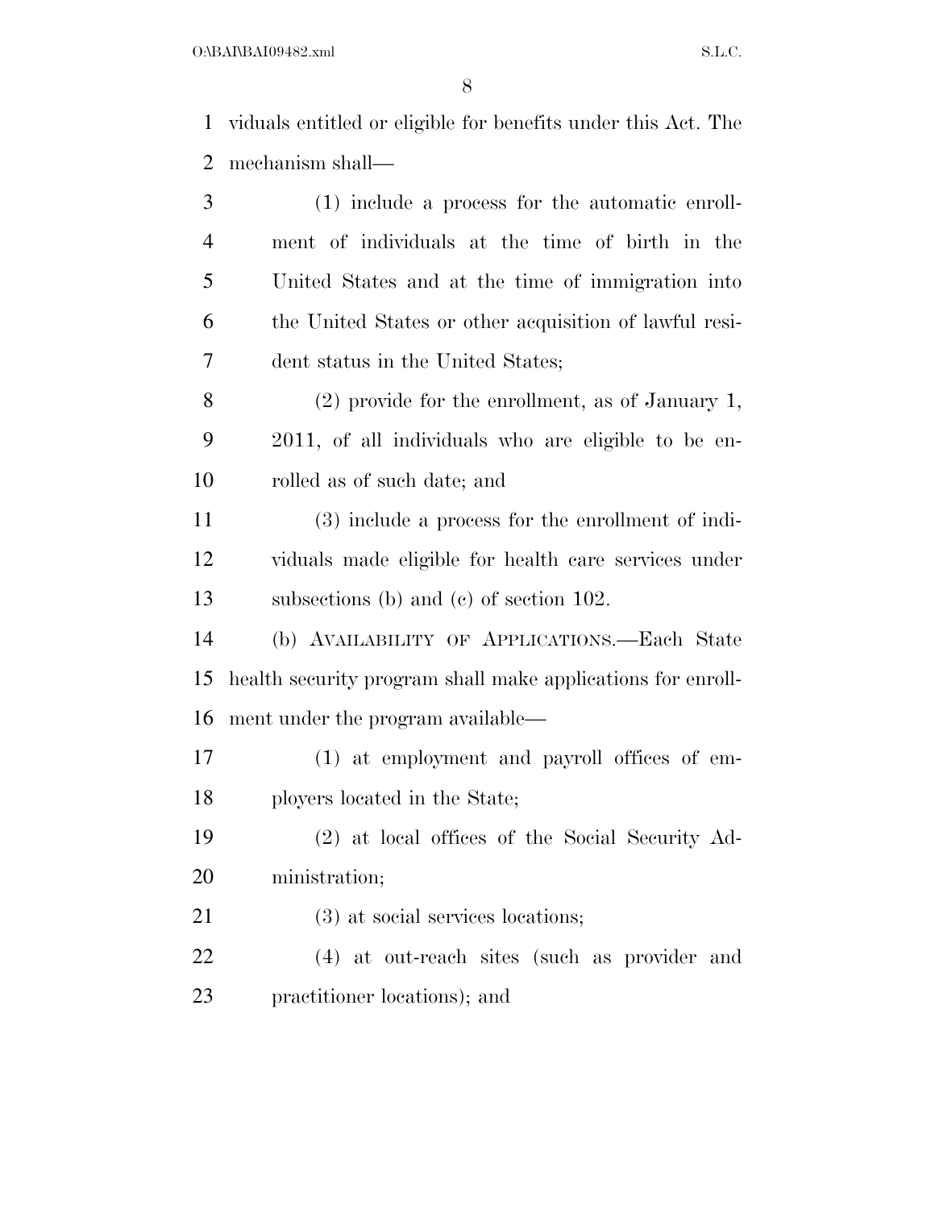viduals entitled or eligible for benefits under this Act. The mechanism shall—

(1) include a process for the automatic enrollment of individuals at the time of birth in the United States and at the time of immigration into the United States or other acquisition of lawful resident status in the United States;

(2) provide for the enrollment, as of January 1, 2011, of all individuals who are eligible to be enrolled as of such date; and

(3) include a process for the enrollment of individuals made eligible for health care services under subsections (b) and (c) of section 102.

(b) AVAILABILITY OF APPLICATIONS.—Each State health security program shall make applications for enrollment under the program available—

(1) at employment and payroll offices of employers located in the State;

(2) at local offices of the Social Security Administration;

(3) at social services locations;

(4) at out-reach sites (such as provider and practitioner locations); and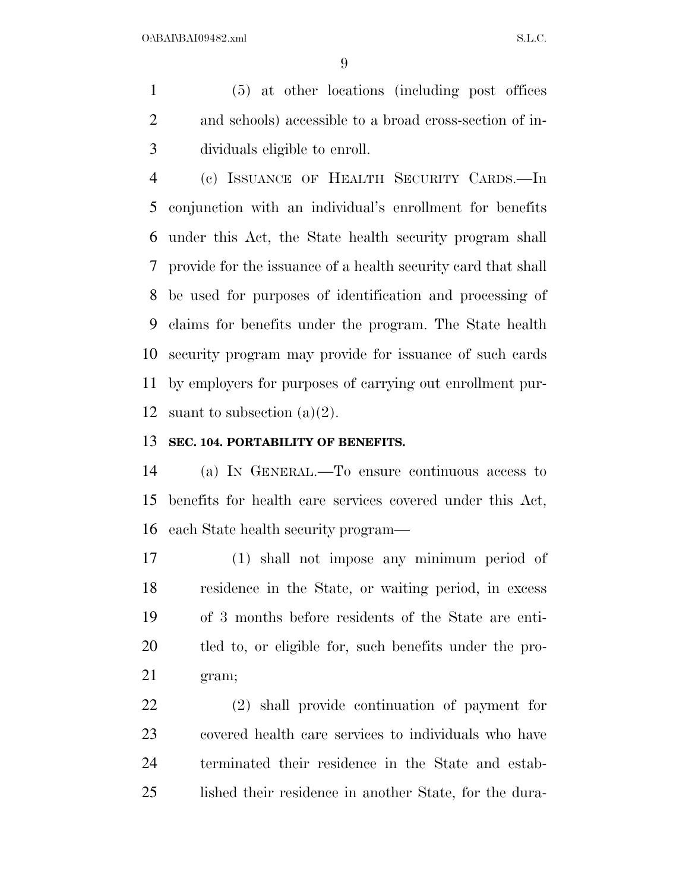(5) at other locations (including post offices and schools) accessible to a broad cross-section of individuals eligible to enroll.

(c) ISSUANCE OF HEALTH SECURITY CARDS.—In conjunction with an individual's enrollment for benefits under this Act, the State health security program shall provide for the issuance of a health security card that shall be used for purposes of identification and processing of claims for benefits under the program. The State health security program may provide for issuance of such cards by employers for purposes of carrying out enrollment pursuant to subsection (a)(2).

**SEC. 104. PORTABILITY OF BENEFITS.**

(a) IN GENERAL.—To ensure continuous access to benefits for health care services covered under this Act, each State health security program—

(1) shall not impose any minimum period of residence in the State, or waiting period, in excess of 3 months before residents of the State are entitled to, or eligible for, such benefits under the program;

(2) shall provide continuation of payment for covered health care services to individuals who have terminated their residence in the State and established their residence in another State, for the dura-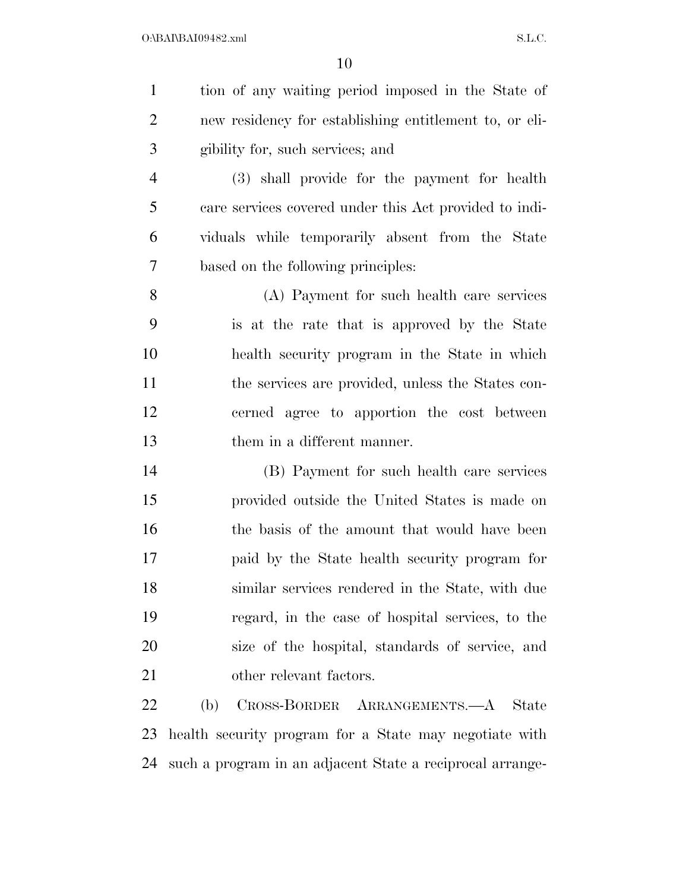tion of any waiting period imposed in the State of new residency for establishing entitlement to, or eligibility for, such services; and

(3) shall provide for the payment for health care services covered under this Act provided to individuals while temporarily absent from the State based on the following principles:

(A) Payment for such health care services is at the rate that is approved by the State health security program in the State in which the services are provided, unless the States concerned agree to apportion the cost between them in a different manner.

(B) Payment for such health care services provided outside the United States is made on the basis of the amount that would have been paid by the State health security program for similar services rendered in the State, with due regard, in the case of hospital services, to the size of the hospital, standards of service, and other relevant factors.

(b) CROSS-BORDER ARRANGEMENTS.—A State health security program for a State may negotiate with such a program in an adjacent State a reciprocal arrange-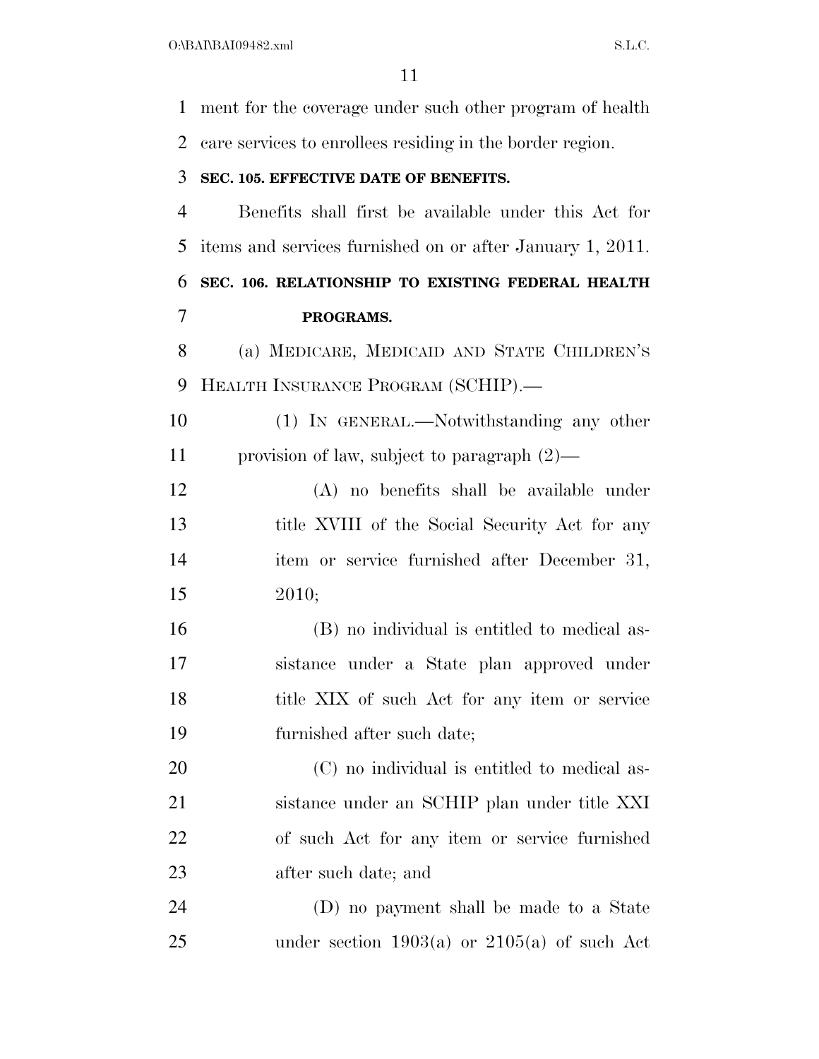ment for the coverage under such other program of health care services to enrollees residing in the border region.

**SEC. 105. EFFECTIVE DATE OF BENEFITS.**

Benefits shall first be available under this Act for items and services furnished on or after January 1, 2011.

**SEC. 106. RELATIONSHIP TO EXISTING FEDERAL HEALTH PROGRAMS.**

(a) MEDICARE, MEDICAID AND STATE CHILDREN'S HEALTH INSURANCE PROGRAM (SCHIP).—

(1) IN GENERAL.—Notwithstanding any other provision of law, subject to paragraph (2)—

(A) no benefits shall be available under title XVIII of the Social Security Act for any item or service furnished after December 31, 2010;

(B) no individual is entitled to medical assistance under a State plan approved under title XIX of such Act for any item or service furnished after such date;

(C) no individual is entitled to medical assistance under an SCHIP plan under title XXI of such Act for any item or service furnished after such date; and

(D) no payment shall be made to a State under section 1903(a) or 2105(a) of such Act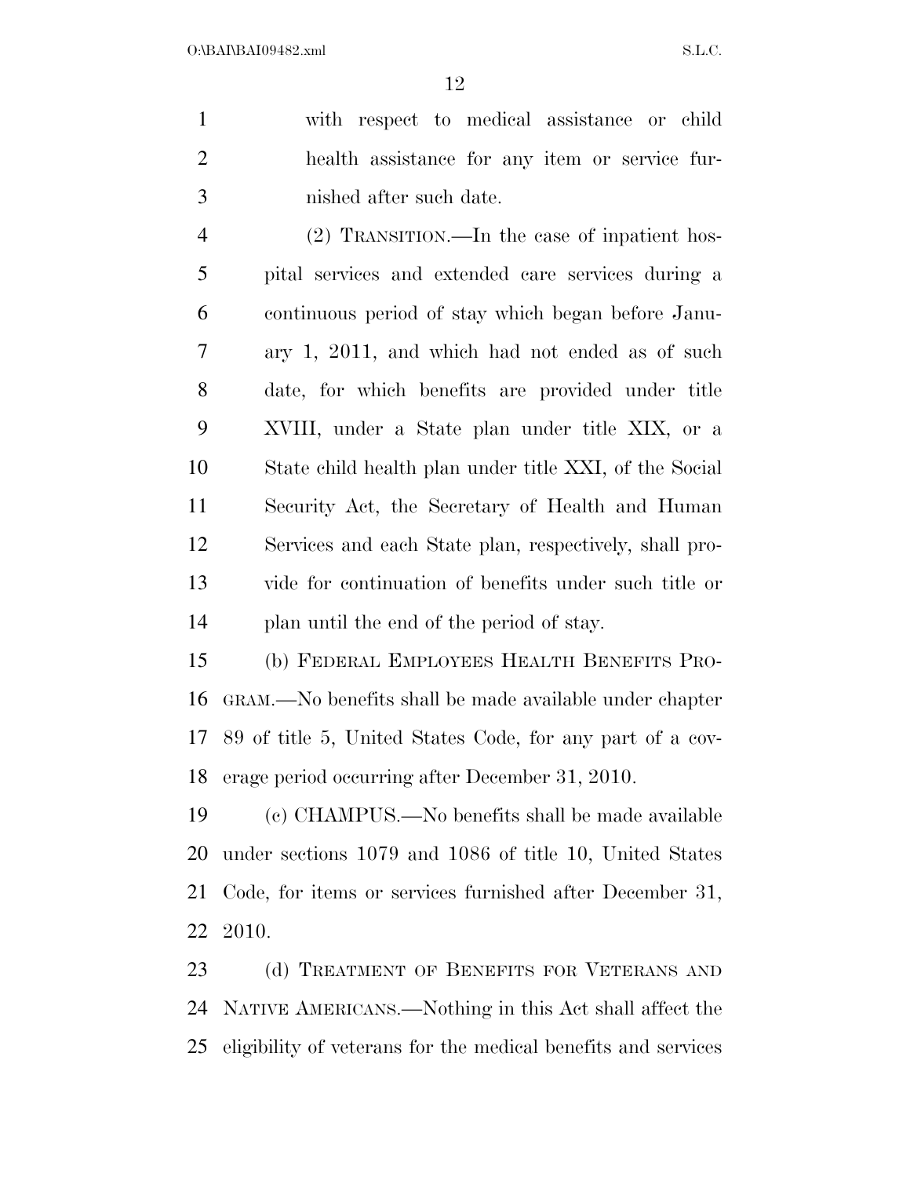with respect to medical assistance or child health assistance for any item or service furnished after such date.

(2) TRANSITION.—In the case of inpatient hospital services and extended care services during a continuous period of stay which began before January 1, 2011, and which had not ended as of such date, for which benefits are provided under title XVIII, under a State plan under title XIX, or a State child health plan under title XXI, of the Social Security Act, the Secretary of Health and Human Services and each State plan, respectively, shall provide for continuation of benefits under such title or plan until the end of the period of stay.

(b) FEDERAL EMPLOYEES HEALTH BENEFITS PROGRAM.—No benefits shall be made available under chapter 89 of title 5, United States Code, for any part of a coverage period occurring after December 31, 2010.

(c) CHAMPUS.—No benefits shall be made available under sections 1079 and 1086 of title 10, United States Code, for items or services furnished after December 31, 2010.

(d) TREATMENT OF BENEFITS FOR VETERANS AND NATIVE AMERICANS.—Nothing in this Act shall affect the eligibility of veterans for the medical benefits and services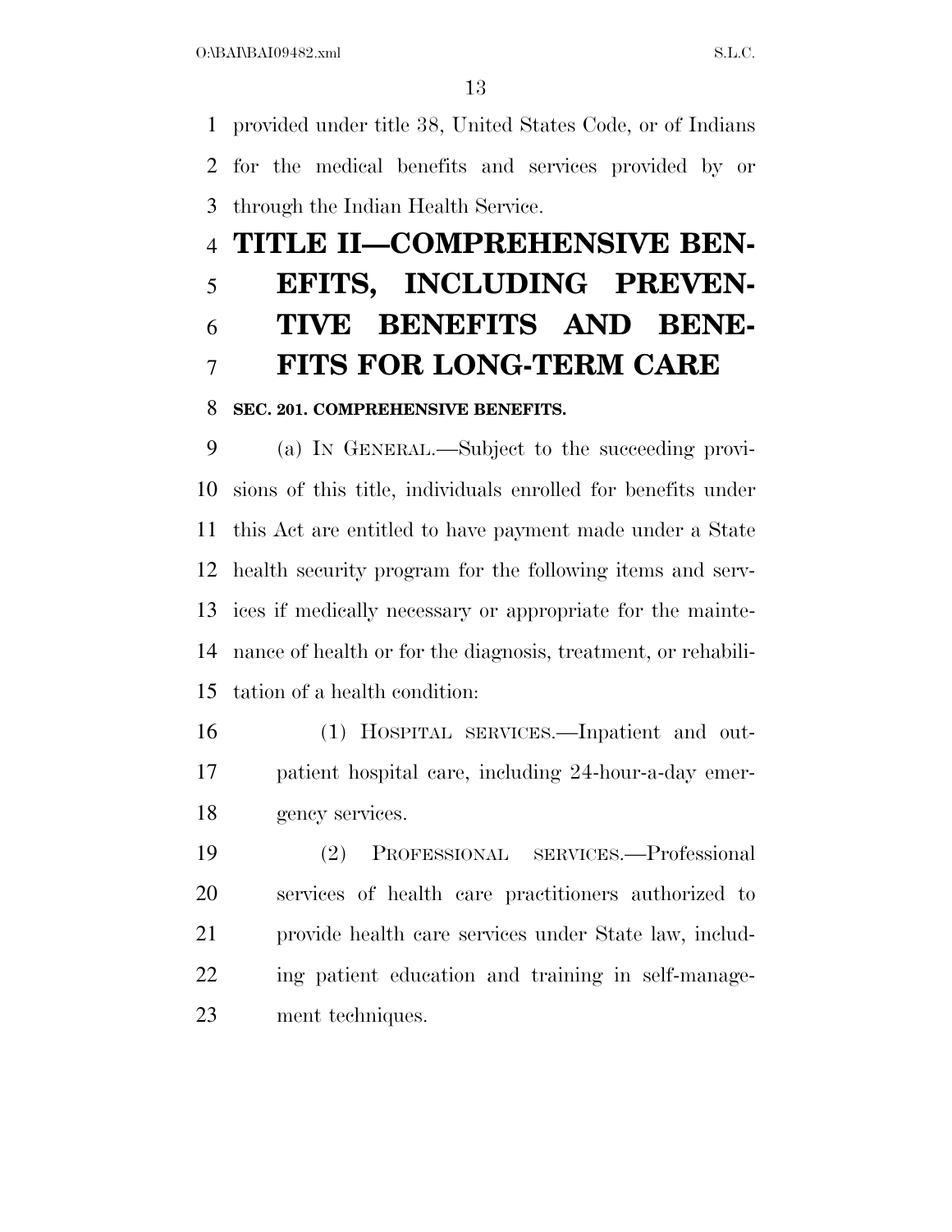provided under title 38, United States Code, or of Indians for the medical benefits and services provided by or through the Indian Health Service.

# TITLE II—COMPREHENSIVE BENEFITS, INCLUDING PREVENTIVE BENEFITS AND BENEFITS FOR LONG-TERM CARE

## SEC. 201. COMPREHENSIVE BENEFITS.

(a) IN GENERAL.—Subject to the succeeding provisions of this title, individuals enrolled for benefits under this Act are entitled to have payment made under a State health security program for the following items and services if medically necessary or appropriate for the maintenance of health or for the diagnosis, treatment, or rehabilitation of a health condition:

(1) HOSPITAL SERVICES.—Inpatient and outpatient hospital care, including 24-hour-a-day emergency services.

(2) PROFESSIONAL SERVICES.—Professional services of health care practitioners authorized to provide health care services under State law, including patient education and training in self-management techniques.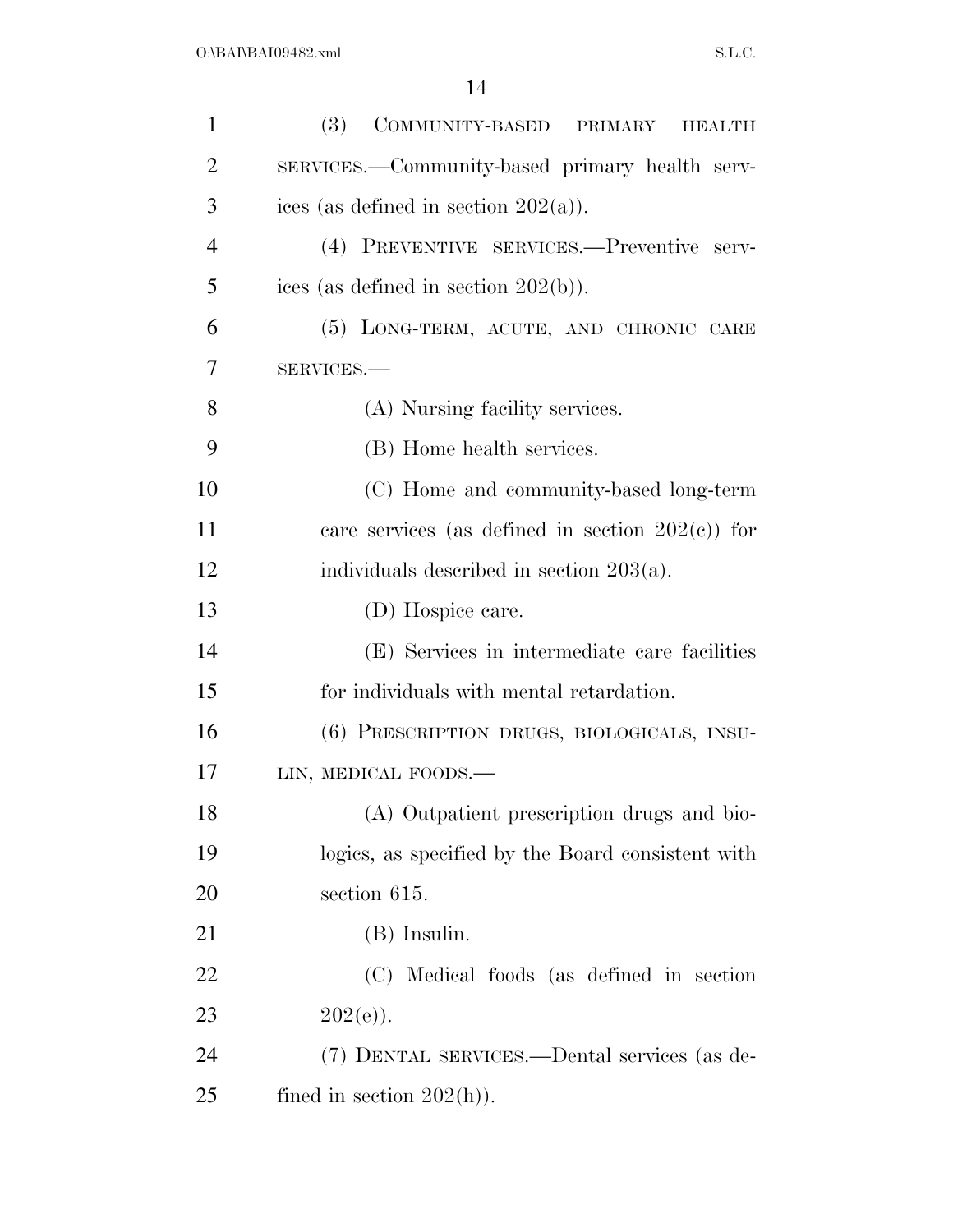(3) COMMUNITY-BASED PRIMARY HEALTH SERVICES.—Community-based primary health services (as defined in section 202(a)).

(4) PREVENTIVE SERVICES.—Preventive services (as defined in section 202(b)).

(5) LONG-TERM, ACUTE, AND CHRONIC CARE SERVICES.—

(A) Nursing facility services.

(B) Home health services.

(C) Home and community-based long-term care services (as defined in section 202(c)) for individuals described in section 203(a).

(D) Hospice care.

(E) Services in intermediate care facilities for individuals with mental retardation.

(6) PRESCRIPTION DRUGS, BIOLOGICALS, INSULIN, MEDICAL FOODS.—

(A) Outpatient prescription drugs and biologics, as specified by the Board consistent with section 615.

(B) Insulin.

(C) Medical foods (as defined in section 202(e)).

(7) DENTAL SERVICES.—Dental services (as defined in section 202(h)).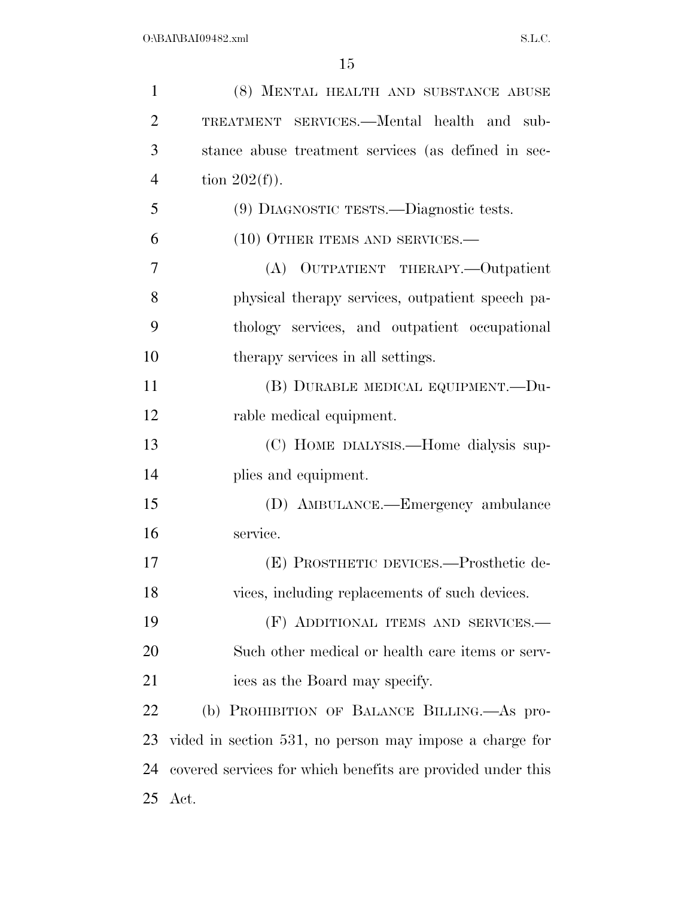(8) MENTAL HEALTH AND SUBSTANCE ABUSE TREATMENT SERVICES.—Mental health and substance abuse treatment services (as defined in section 202(f)).

(9) DIAGNOSTIC TESTS.—Diagnostic tests.

(10) OTHER ITEMS AND SERVICES.—

(A) OUTPATIENT THERAPY.—Outpatient physical therapy services, outpatient speech pathology services, and outpatient occupational therapy services in all settings.

(B) DURABLE MEDICAL EQUIPMENT.—Durable medical equipment.

(C) HOME DIALYSIS.—Home dialysis supplies and equipment.

(D) AMBULANCE.—Emergency ambulance service.

(E) PROSTHETIC DEVICES.—Prosthetic devices, including replacements of such devices.

(F) ADDITIONAL ITEMS AND SERVICES.—Such other medical or health care items or services as the Board may specify.

(b) PROHIBITION OF BALANCE BILLING.—As provided in section 531, no person may impose a charge for covered services for which benefits are provided under this Act.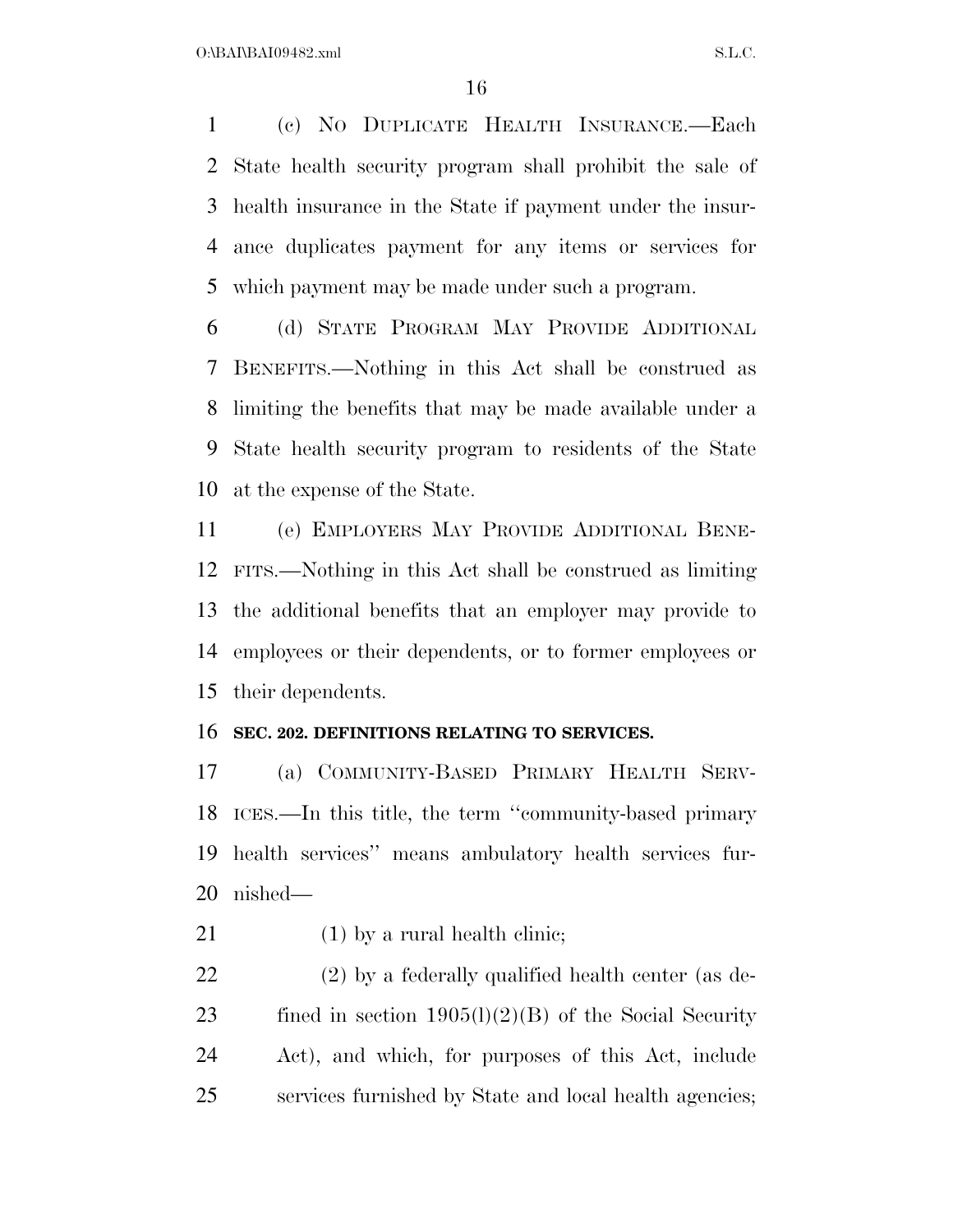(c) NO DUPLICATE HEALTH INSURANCE.—Each State health security program shall prohibit the sale of health insurance in the State if payment under the insurance duplicates payment for any items or services for which payment may be made under such a program.

(d) STATE PROGRAM MAY PROVIDE ADDITIONAL BENEFITS.—Nothing in this Act shall be construed as limiting the benefits that may be made available under a State health security program to residents of the State at the expense of the State.

(e) EMPLOYERS MAY PROVIDE ADDITIONAL BENEFITS.—Nothing in this Act shall be construed as limiting the additional benefits that an employer may provide to employees or their dependents, or to former employees or their dependents.

**SEC. 202. DEFINITIONS RELATING TO SERVICES.**

(a) COMMUNITY-BASED PRIMARY HEALTH SERVICES.—In this title, the term ''community-based primary health services'' means ambulatory health services furnished—

(1) by a rural health clinic;

(2) by a federally qualified health center (as defined in section 1905(l)(2)(B) of the Social Security Act), and which, for purposes of this Act, include services furnished by State and local health agencies;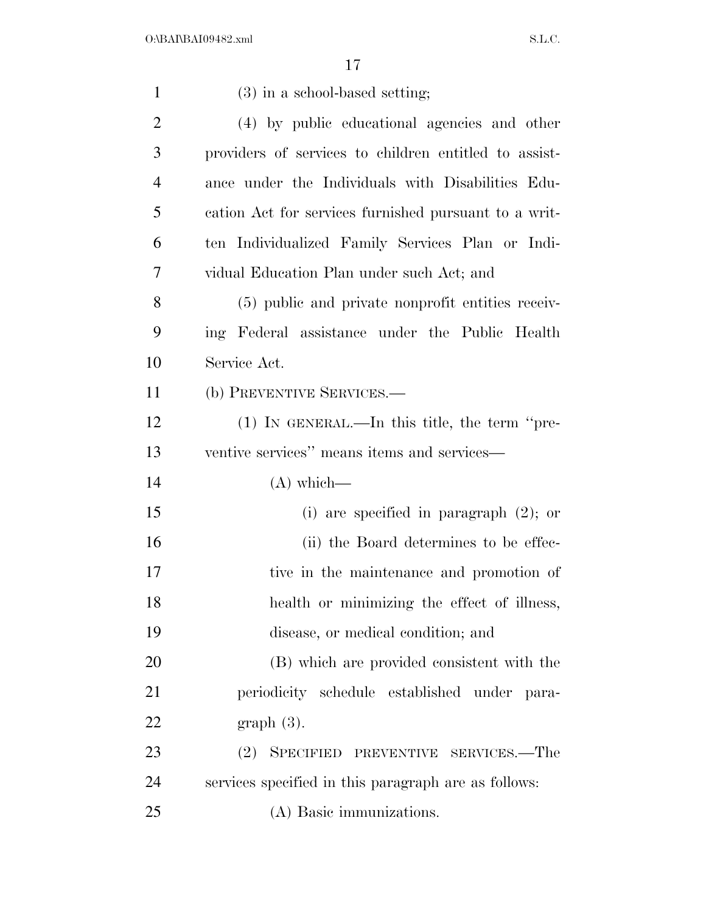(3) in a school-based setting;

(4) by public educational agencies and other providers of services to children entitled to assistance under the Individuals with Disabilities Education Act for services furnished pursuant to a written Individualized Family Services Plan or Individual Education Plan under such Act; and

(5) public and private nonprofit entities receiving Federal assistance under the Public Health Service Act.

(b) PREVENTIVE SERVICES.—

(1) IN GENERAL.—In this title, the term "preventive services" means items and services—

(A) which—

(i) are specified in paragraph (2); or

(ii) the Board determines to be effective in the maintenance and promotion of health or minimizing the effect of illness, disease, or medical condition; and

(B) which are provided consistent with the periodicity schedule established under paragraph (3).

(2) SPECIFIED PREVENTIVE SERVICES.—The services specified in this paragraph are as follows:

(A) Basic immunizations.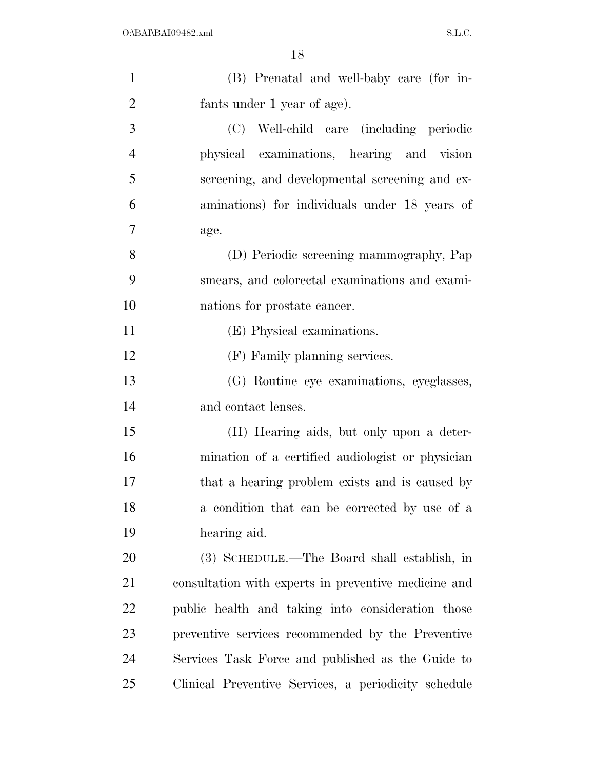(B) Prenatal and well-baby care (for infants under 1 year of age).

(C) Well-child care (including periodic physical examinations, hearing and vision screening, and developmental screening and examinations) for individuals under 18 years of age.

(D) Periodic screening mammography, Pap smears, and colorectal examinations and examinations for prostate cancer.

(E) Physical examinations.

(F) Family planning services.

(G) Routine eye examinations, eyeglasses, and contact lenses.

(H) Hearing aids, but only upon a determination of a certified audiologist or physician that a hearing problem exists and is caused by a condition that can be corrected by use of a hearing aid.

(3) SCHEDULE.—The Board shall establish, in consultation with experts in preventive medicine and public health and taking into consideration those preventive services recommended by the Preventive Services Task Force and published as the Guide to Clinical Preventive Services, a periodicity schedule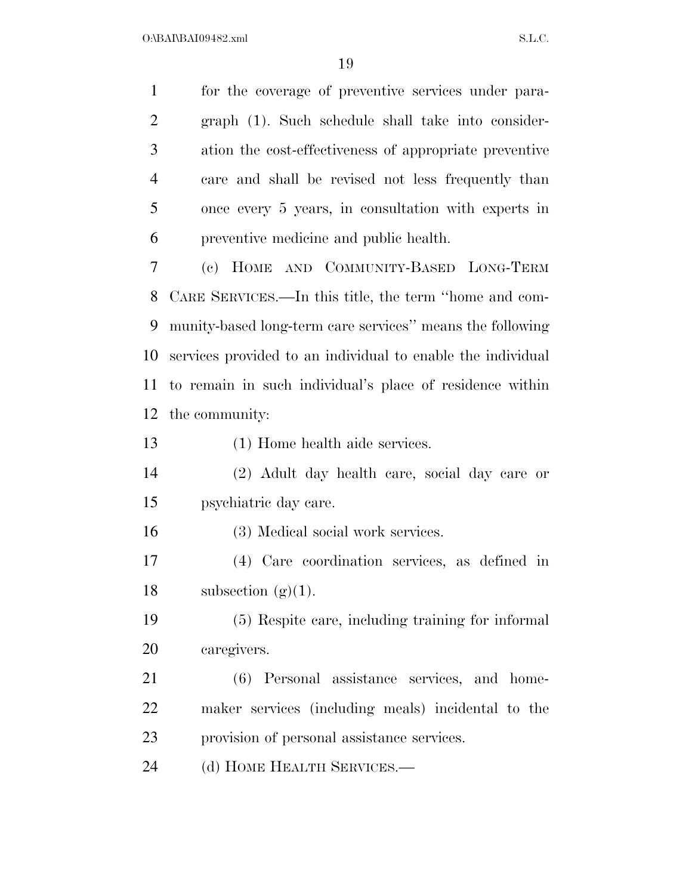for the coverage of preventive services under paragraph (1). Such schedule shall take into consideration the cost-effectiveness of appropriate preventive care and shall be revised not less frequently than once every 5 years, in consultation with experts in preventive medicine and public health.

(c) HOME AND COMMUNITY-BASED LONG-TERM CARE SERVICES.—In this title, the term ''home and community-based long-term care services'' means the following services provided to an individual to enable the individual to remain in such individual's place of residence within the community:

(1) Home health aide services.

(2) Adult day health care, social day care or psychiatric day care.

(3) Medical social work services.

(4) Care coordination services, as defined in subsection (g)(1).

(5) Respite care, including training for informal caregivers.

(6) Personal assistance services, and homemaker services (including meals) incidental to the provision of personal assistance services.

(d) HOME HEALTH SERVICES.—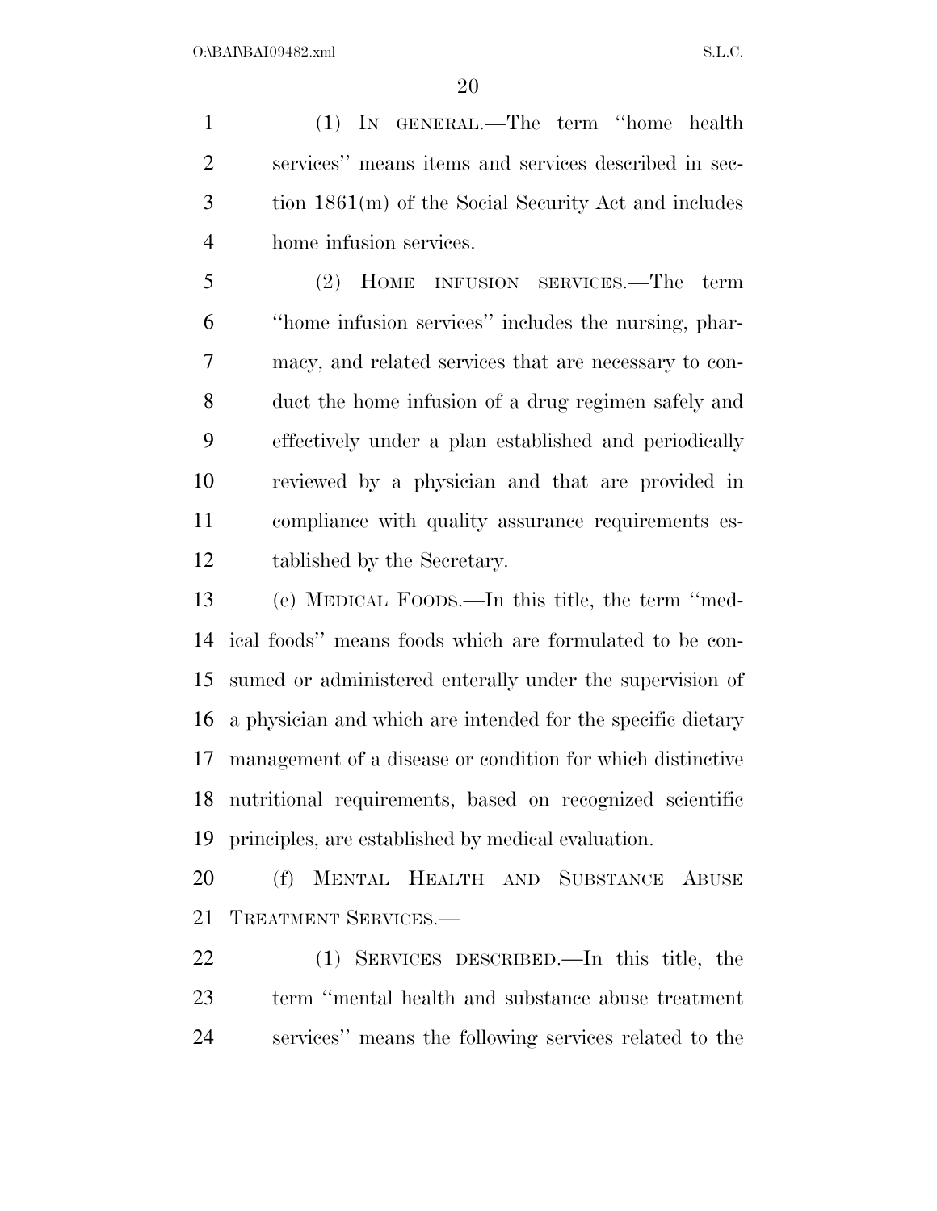(1) IN GENERAL.—The term ''home health services'' means items and services described in section 1861(m) of the Social Security Act and includes home infusion services.

(2) HOME INFUSION SERVICES.—The term ''home infusion services'' includes the nursing, pharmacy, and related services that are necessary to conduct the home infusion of a drug regimen safely and effectively under a plan established and periodically reviewed by a physician and that are provided in compliance with quality assurance requirements established by the Secretary.

(e) MEDICAL FOODS.—In this title, the term ''medical foods'' means foods which are formulated to be consumed or administered enterally under the supervision of a physician and which are intended for the specific dietary management of a disease or condition for which distinctive nutritional requirements, based on recognized scientific principles, are established by medical evaluation.

(f) MENTAL HEALTH AND SUBSTANCE ABUSE TREATMENT SERVICES.—

(1) SERVICES DESCRIBED.—In this title, the term ''mental health and substance abuse treatment services'' means the following services related to the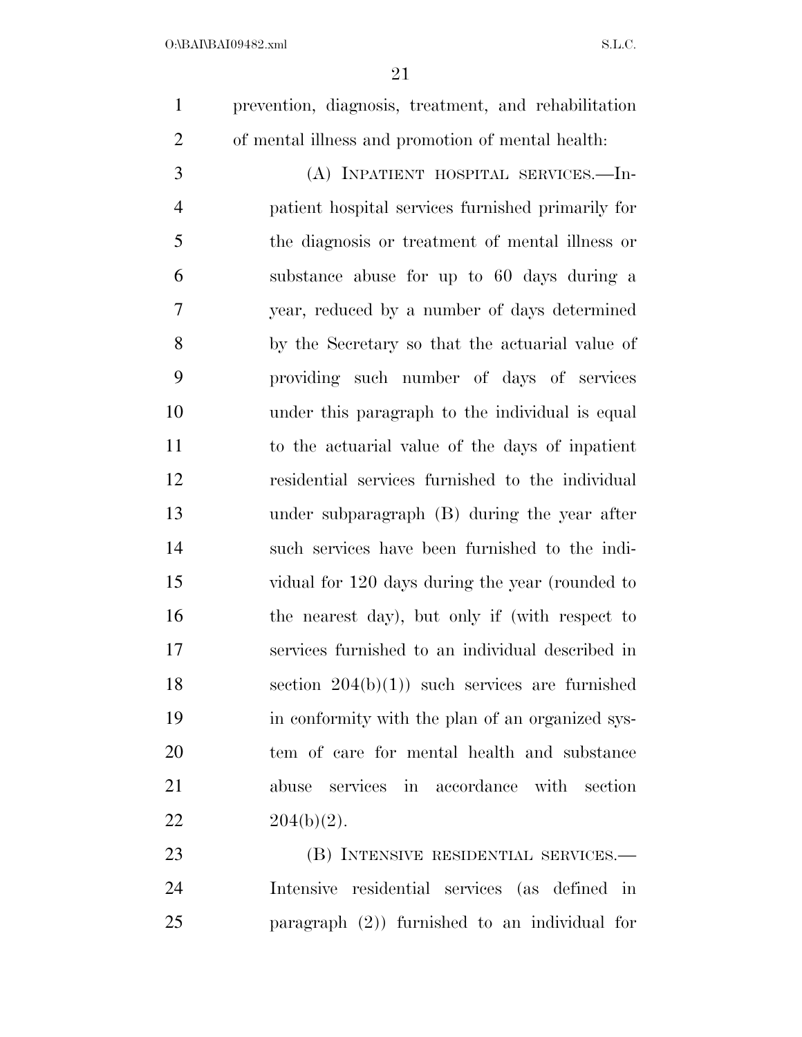prevention, diagnosis, treatment, and rehabilitation of mental illness and promotion of mental health:

(A) INPATIENT HOSPITAL SERVICES.—Inpatient hospital services furnished primarily for the diagnosis or treatment of mental illness or substance abuse for up to 60 days during a year, reduced by a number of days determined by the Secretary so that the actuarial value of providing such number of days of services under this paragraph to the individual is equal to the actuarial value of the days of inpatient residential services furnished to the individual under subparagraph (B) during the year after such services have been furnished to the individual for 120 days during the year (rounded to the nearest day), but only if (with respect to services furnished to an individual described in section 204(b)(1)) such services are furnished in conformity with the plan of an organized system of care for mental health and substance abuse services in accordance with section 204(b)(2).

(B) INTENSIVE RESIDENTIAL SERVICES.—Intensive residential services (as defined in paragraph (2)) furnished to an individual for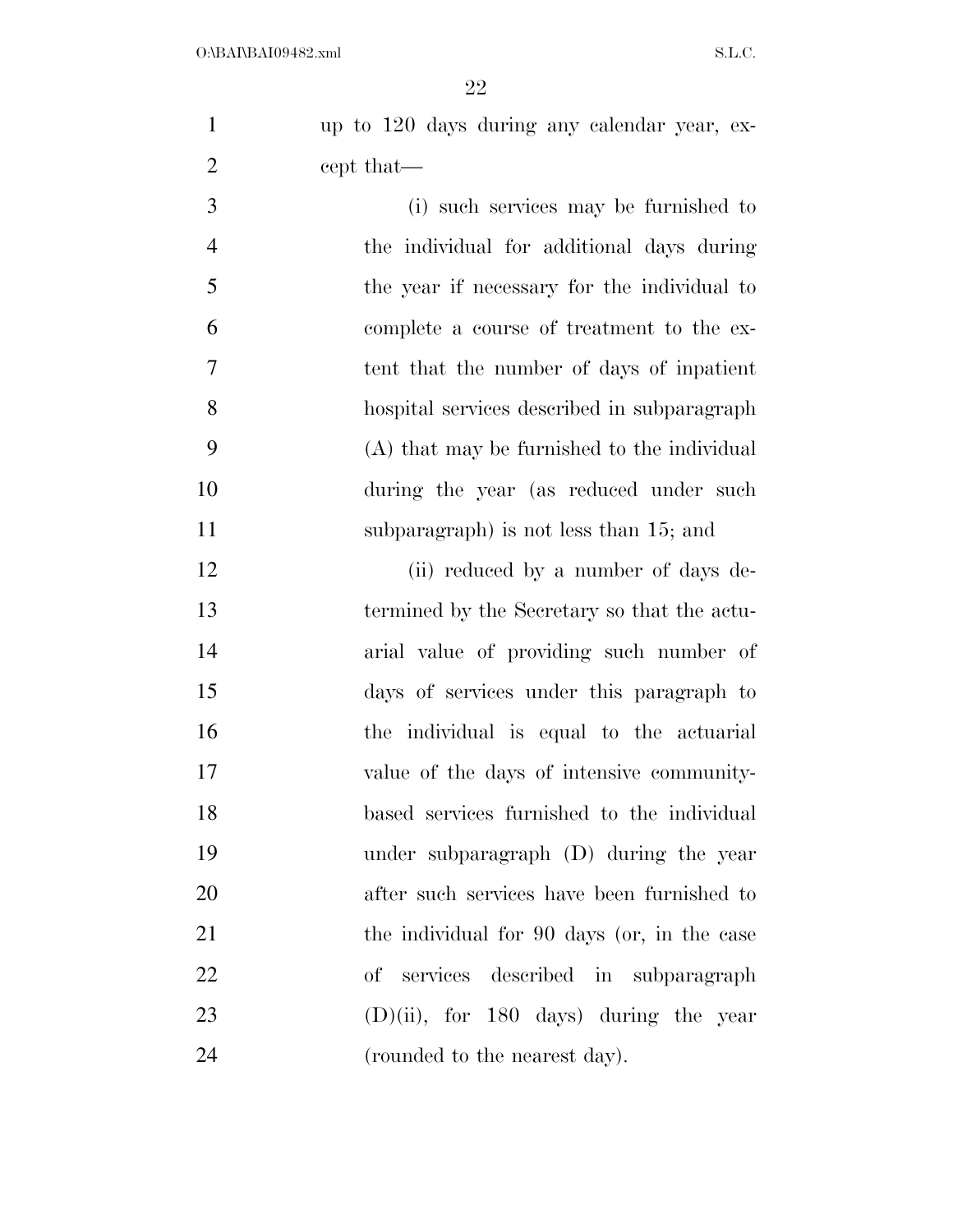up to 120 days during any calendar year, except that—

(i) such services may be furnished to the individual for additional days during the year if necessary for the individual to complete a course of treatment to the extent that the number of days of inpatient hospital services described in subparagraph (A) that may be furnished to the individual during the year (as reduced under such subparagraph) is not less than 15; and

(ii) reduced by a number of days determined by the Secretary so that the actuarial value of providing such number of days of services under this paragraph to the individual is equal to the actuarial value of the days of intensive community-based services furnished to the individual under subparagraph (D) during the year after such services have been furnished to the individual for 90 days (or, in the case of services described in subparagraph (D)(ii), for 180 days) during the year (rounded to the nearest day).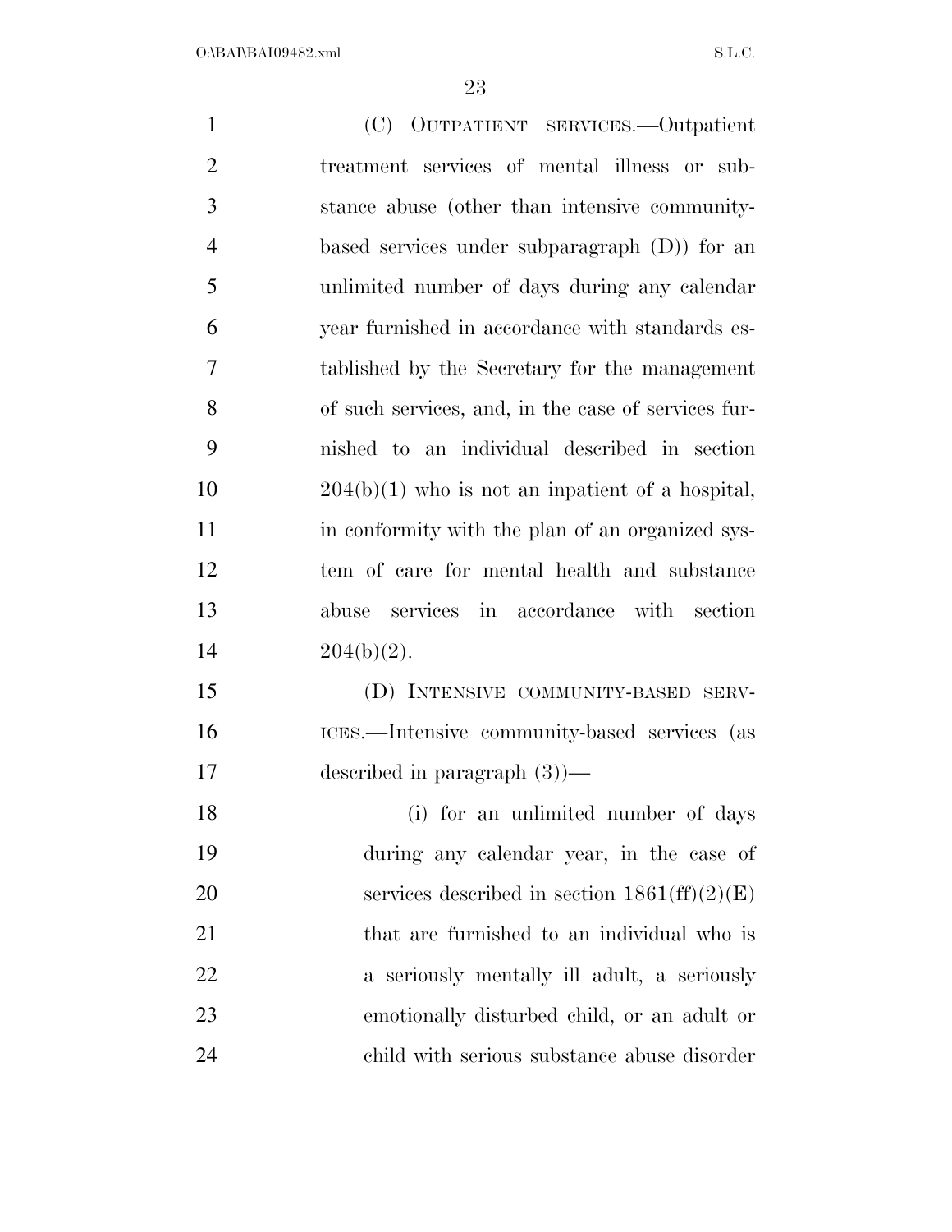(C) OUTPATIENT SERVICES.—Outpatient treatment services of mental illness or substance abuse (other than intensive community-based services under subparagraph (D)) for an unlimited number of days during any calendar year furnished in accordance with standards established by the Secretary for the management of such services, and, in the case of services furnished to an individual described in section 204(b)(1) who is not an inpatient of a hospital, in conformity with the plan of an organized system of care for mental health and substance abuse services in accordance with section 204(b)(2).

(D) INTENSIVE COMMUNITY-BASED SERVICES.—Intensive community-based services (as described in paragraph (3))—

(i) for an unlimited number of days during any calendar year, in the case of services described in section 1861(ff)(2)(E) that are furnished to an individual who is a seriously mentally ill adult, a seriously emotionally disturbed child, or an adult or child with serious substance abuse disorder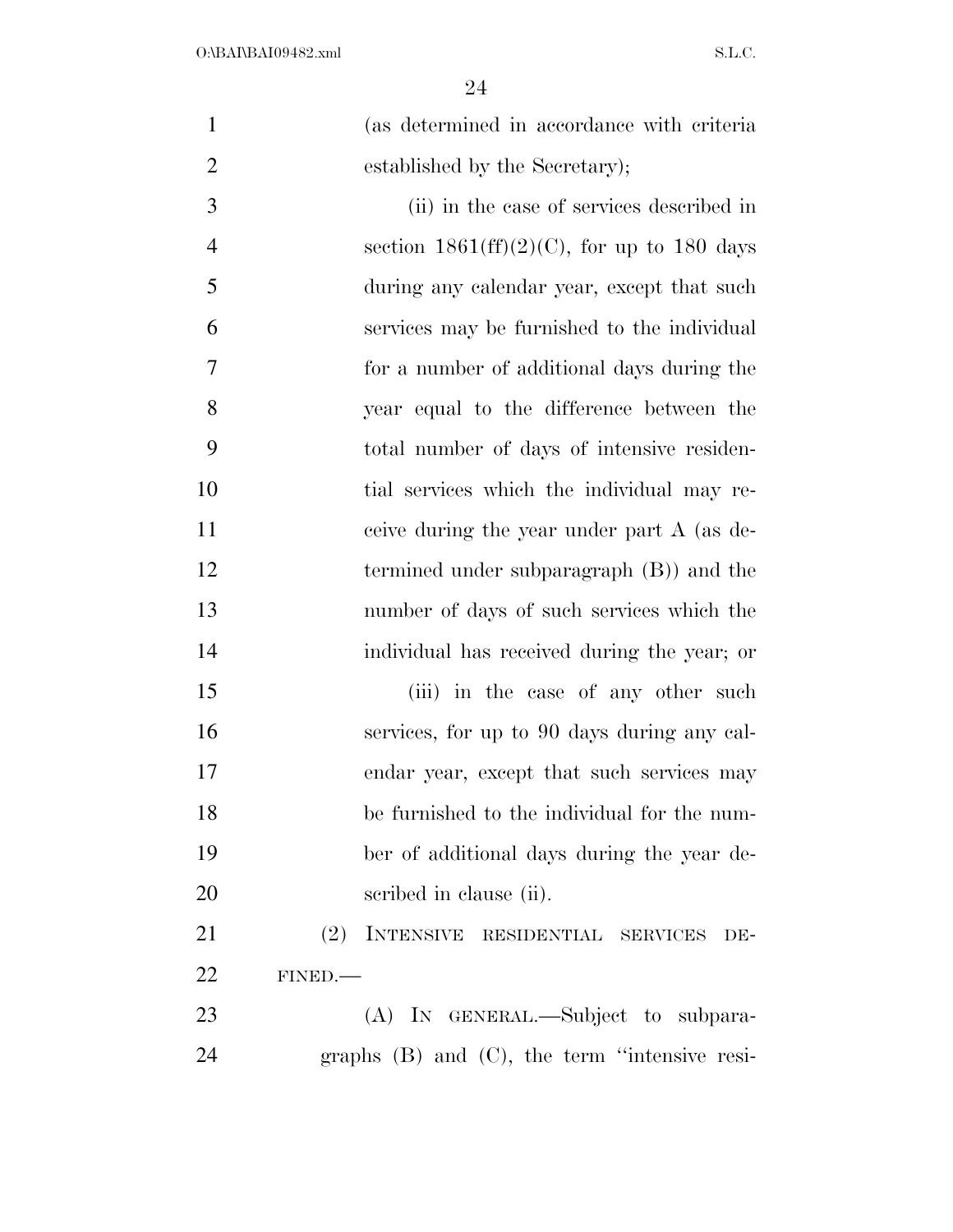(as determined in accordance with criteria established by the Secretary);

(ii) in the case of services described in section 1861(ff)(2)(C), for up to 180 days during any calendar year, except that such services may be furnished to the individual for a number of additional days during the year equal to the difference between the total number of days of intensive residential services which the individual may receive during the year under part A (as determined under subparagraph (B)) and the number of days of such services which the individual has received during the year; or

(iii) in the case of any other such services, for up to 90 days during any calendar year, except that such services may be furnished to the individual for the number of additional days during the year described in clause (ii).

(2) INTENSIVE RESIDENTIAL SERVICES DEFINED.—

(A) IN GENERAL.—Subject to subparagraphs (B) and (C), the term ''intensive resi-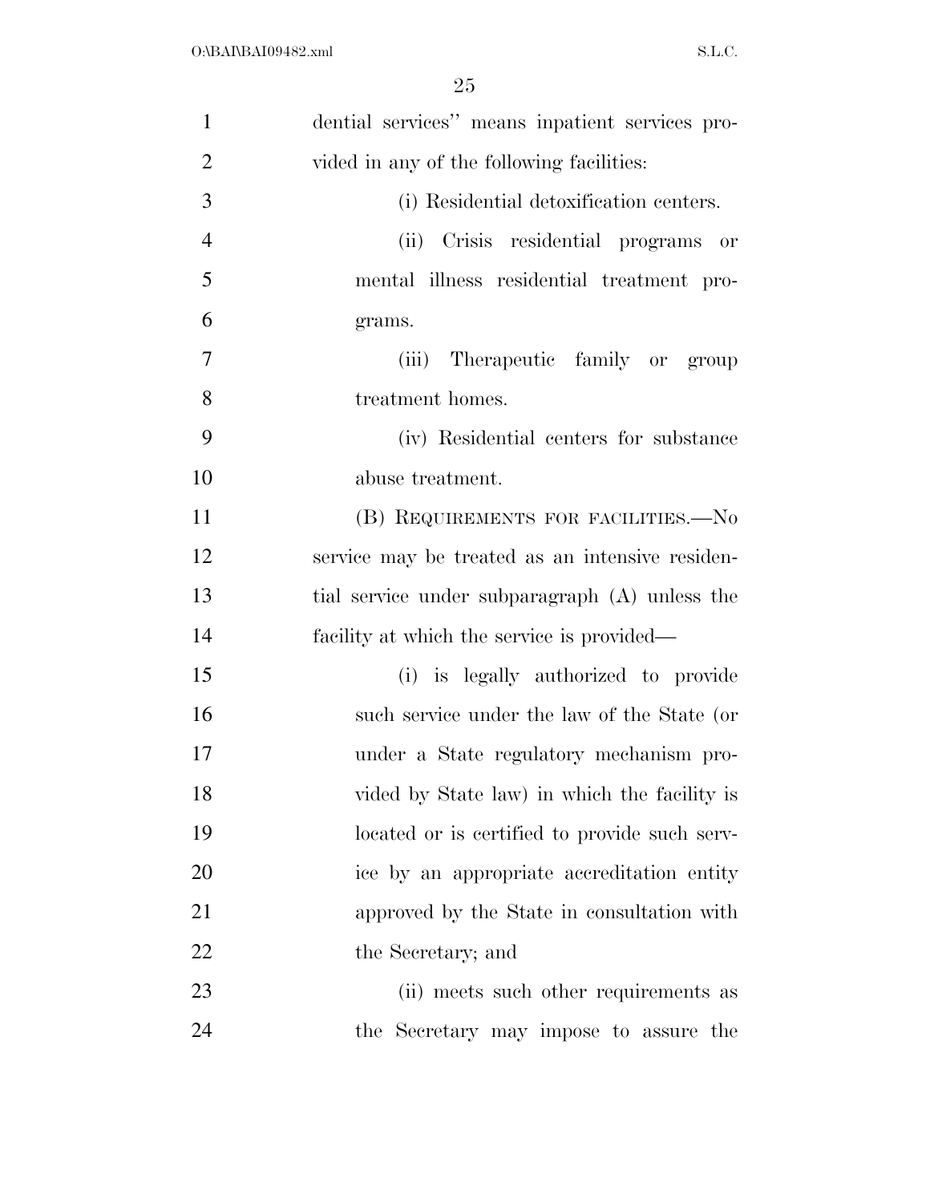dential services'' means inpatient services provided in any of the following facilities:

(i) Residential detoxification centers.

(ii) Crisis residential programs or mental illness residential treatment programs.

(iii) Therapeutic family or group treatment homes.

(iv) Residential centers for substance abuse treatment.

(B) REQUIREMENTS FOR FACILITIES.—No service may be treated as an intensive residential service under subparagraph (A) unless the facility at which the service is provided—

(i) is legally authorized to provide such service under the law of the State (or under a State regulatory mechanism provided by State law) in which the facility is located or is certified to provide such service by an appropriate accreditation entity approved by the State in consultation with the Secretary; and

(ii) meets such other requirements as the Secretary may impose to assure the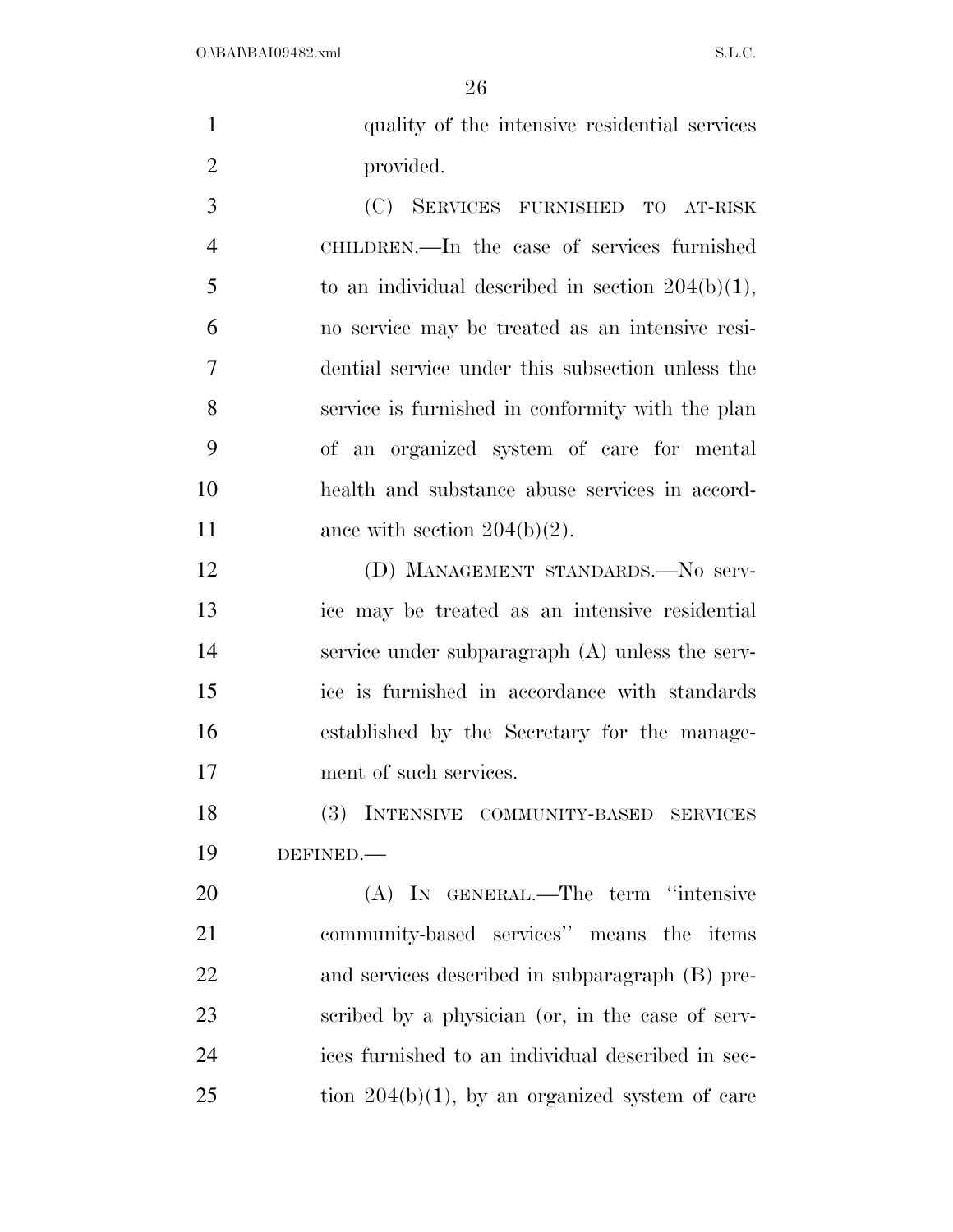quality of the intensive residential services provided.

(C) SERVICES FURNISHED TO AT-RISK CHILDREN.—In the case of services furnished to an individual described in section 204(b)(1), no service may be treated as an intensive residential service under this subsection unless the service is furnished in conformity with the plan of an organized system of care for mental health and substance abuse services in accordance with section 204(b)(2).

(D) MANAGEMENT STANDARDS.—No service may be treated as an intensive residential service under subparagraph (A) unless the service is furnished in accordance with standards established by the Secretary for the management of such services.

(3) INTENSIVE COMMUNITY-BASED SERVICES DEFINED.—

(A) IN GENERAL.—The term ''intensive community-based services'' means the items and services described in subparagraph (B) prescribed by a physician (or, in the case of services furnished to an individual described in section 204(b)(1), by an organized system of care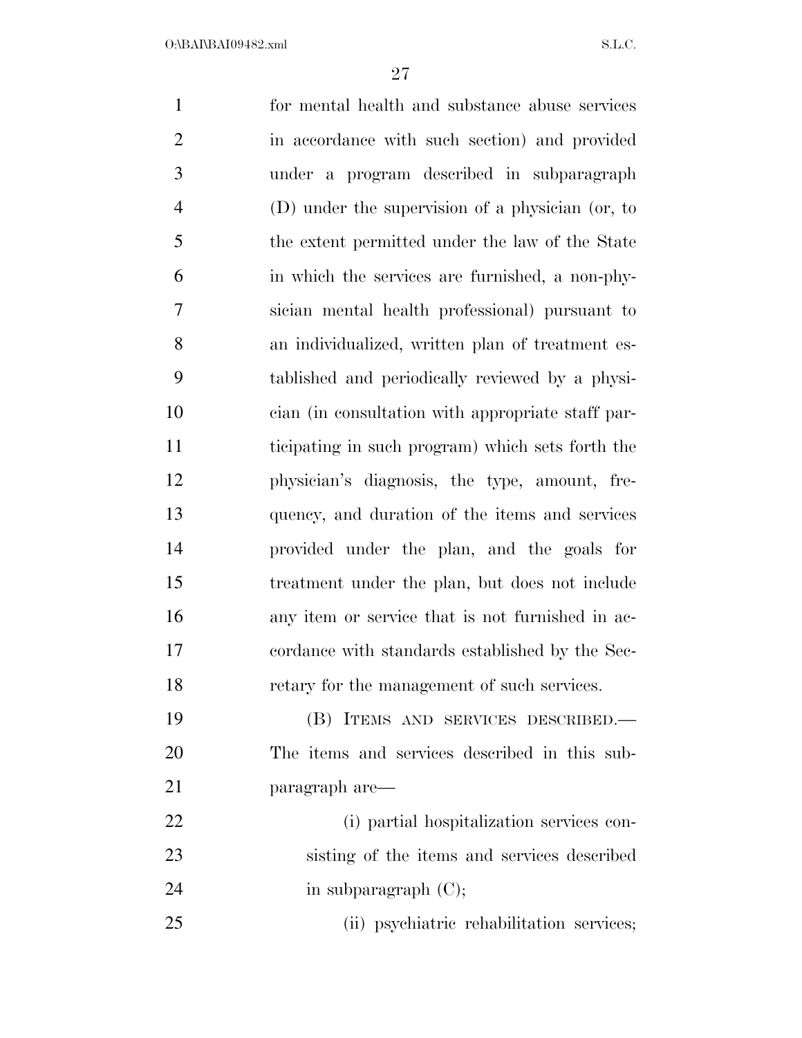for mental health and substance abuse services in accordance with such section) and provided under a program described in subparagraph (D) under the supervision of a physician (or, to the extent permitted under the law of the State in which the services are furnished, a non-physician mental health professional) pursuant to an individualized, written plan of treatment established and periodically reviewed by a physician (in consultation with appropriate staff participating in such program) which sets forth the physician's diagnosis, the type, amount, frequency, and duration of the items and services provided under the plan, and the goals for treatment under the plan, but does not include any item or service that is not furnished in accordance with standards established by the Secretary for the management of such services.

(B) ITEMS AND SERVICES DESCRIBED.—The items and services described in this subparagraph are—

(i) partial hospitalization services consisting of the items and services described in subparagraph (C);

(ii) psychiatric rehabilitation services;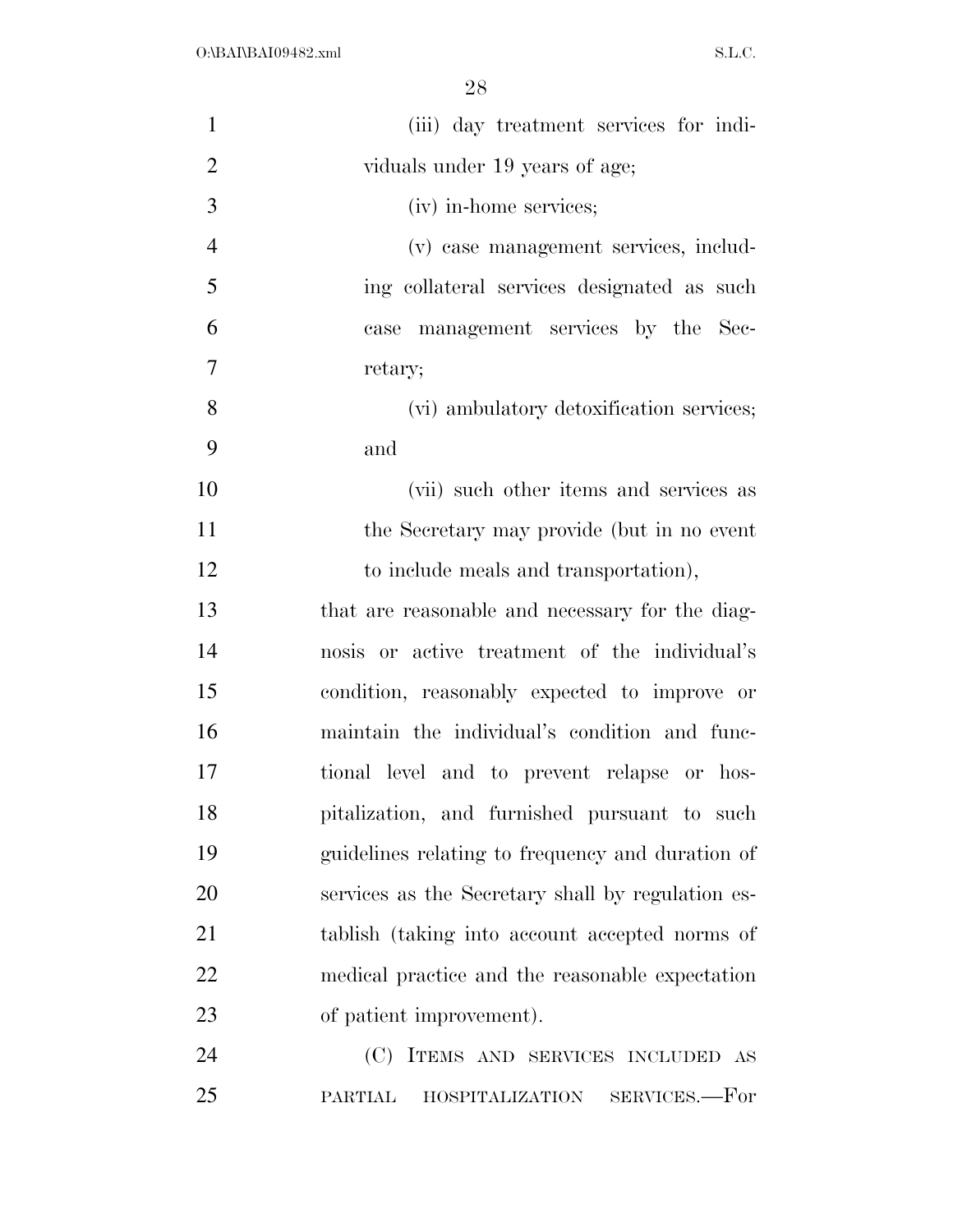(iii) day treatment services for individuals under 19 years of age;

(iv) in-home services;

(v) case management services, including collateral services designated as such case management services by the Secretary;

(vi) ambulatory detoxification services; and

(vii) such other items and services as the Secretary may provide (but in no event to include meals and transportation),

that are reasonable and necessary for the diagnosis or active treatment of the individual's condition, reasonably expected to improve or maintain the individual's condition and functional level and to prevent relapse or hospitalization, and furnished pursuant to such guidelines relating to frequency and duration of services as the Secretary shall by regulation establish (taking into account accepted norms of medical practice and the reasonable expectation of patient improvement).

(C) ITEMS AND SERVICES INCLUDED AS PARTIAL HOSPITALIZATION SERVICES.—For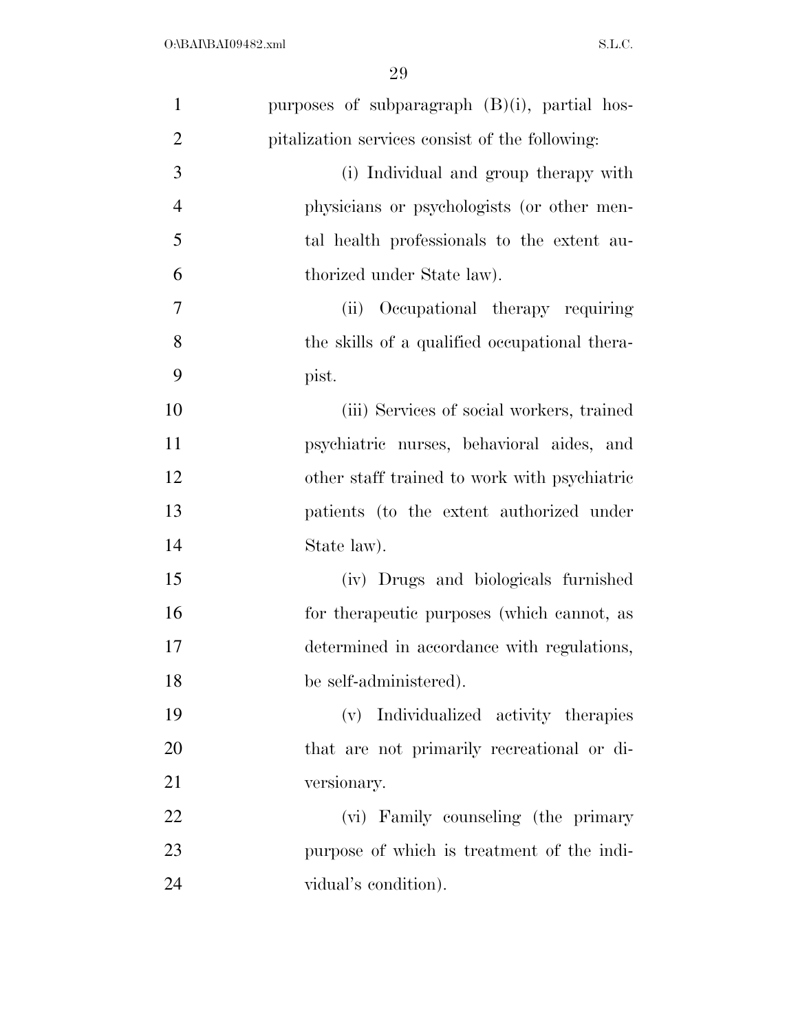purposes of subparagraph (B)(i), partial hospitalization services consist of the following:

(i) Individual and group therapy with physicians or psychologists (or other mental health professionals to the extent authorized under State law).

(ii) Occupational therapy requiring the skills of a qualified occupational therapist.

(iii) Services of social workers, trained psychiatric nurses, behavioral aides, and other staff trained to work with psychiatric patients (to the extent authorized under State law).

(iv) Drugs and biologicals furnished for therapeutic purposes (which cannot, as determined in accordance with regulations, be self-administered).

(v) Individualized activity therapies that are not primarily recreational or diversionary.

(vi) Family counseling (the primary purpose of which is treatment of the individual's condition).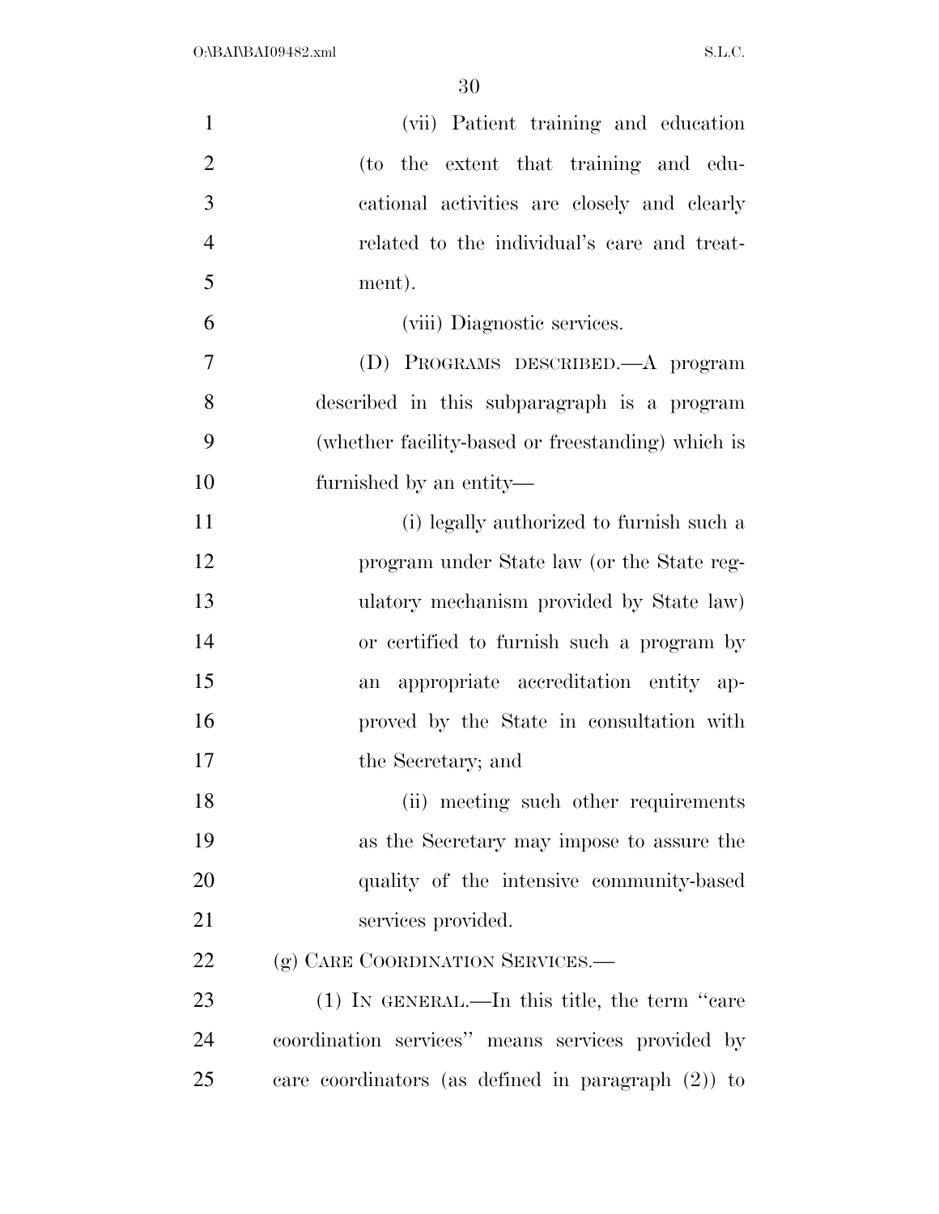(vii) Patient training and education (to the extent that training and educational activities are closely and clearly related to the individual's care and treatment).

(viii) Diagnostic services.

(D) PROGRAMS DESCRIBED.—A program described in this subparagraph is a program (whether facility-based or freestanding) which is furnished by an entity—

(i) legally authorized to furnish such a program under State law (or the State regulatory mechanism provided by State law) or certified to furnish such a program by an appropriate accreditation entity approved by the State in consultation with the Secretary; and

(ii) meeting such other requirements as the Secretary may impose to assure the quality of the intensive community-based services provided.

(g) CARE COORDINATION SERVICES.—

(1) IN GENERAL.—In this title, the term ''care coordination services'' means services provided by care coordinators (as defined in paragraph (2)) to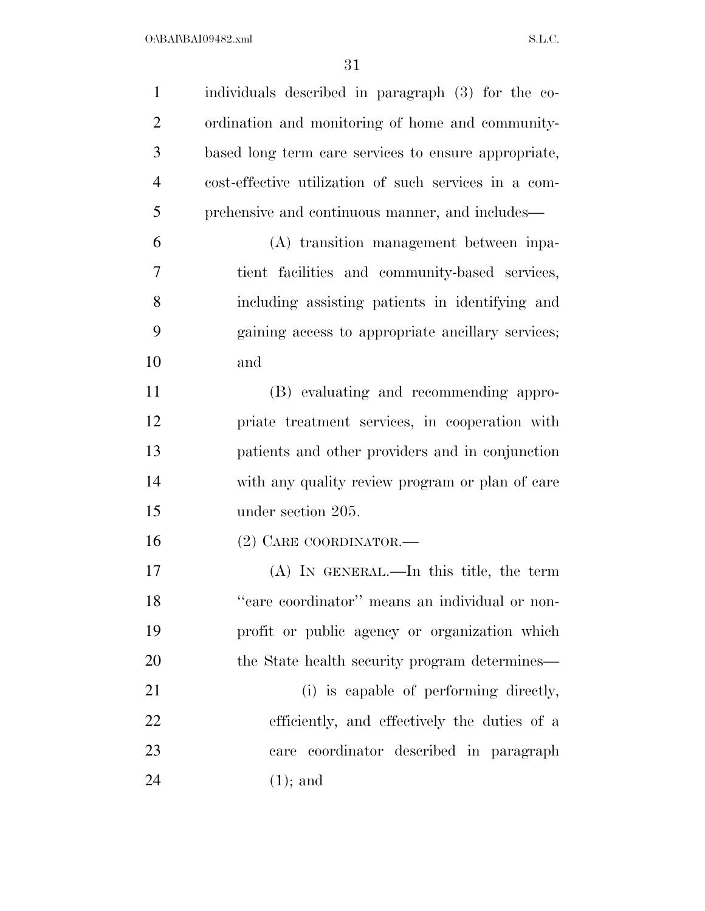individuals described in paragraph (3) for the coordination and monitoring of home and community-based long term care services to ensure appropriate, cost-effective utilization of such services in a comprehensive and continuous manner, and includes—

(A) transition management between inpatient facilities and community-based services, including assisting patients in identifying and gaining access to appropriate ancillary services; and

(B) evaluating and recommending appropriate treatment services, in cooperation with patients and other providers and in conjunction with any quality review program or plan of care under section 205.

(2) CARE COORDINATOR.—

(A) IN GENERAL.—In this title, the term ''care coordinator'' means an individual or nonprofit or public agency or organization which the State health security program determines—

(i) is capable of performing directly, efficiently, and effectively the duties of a care coordinator described in paragraph (1); and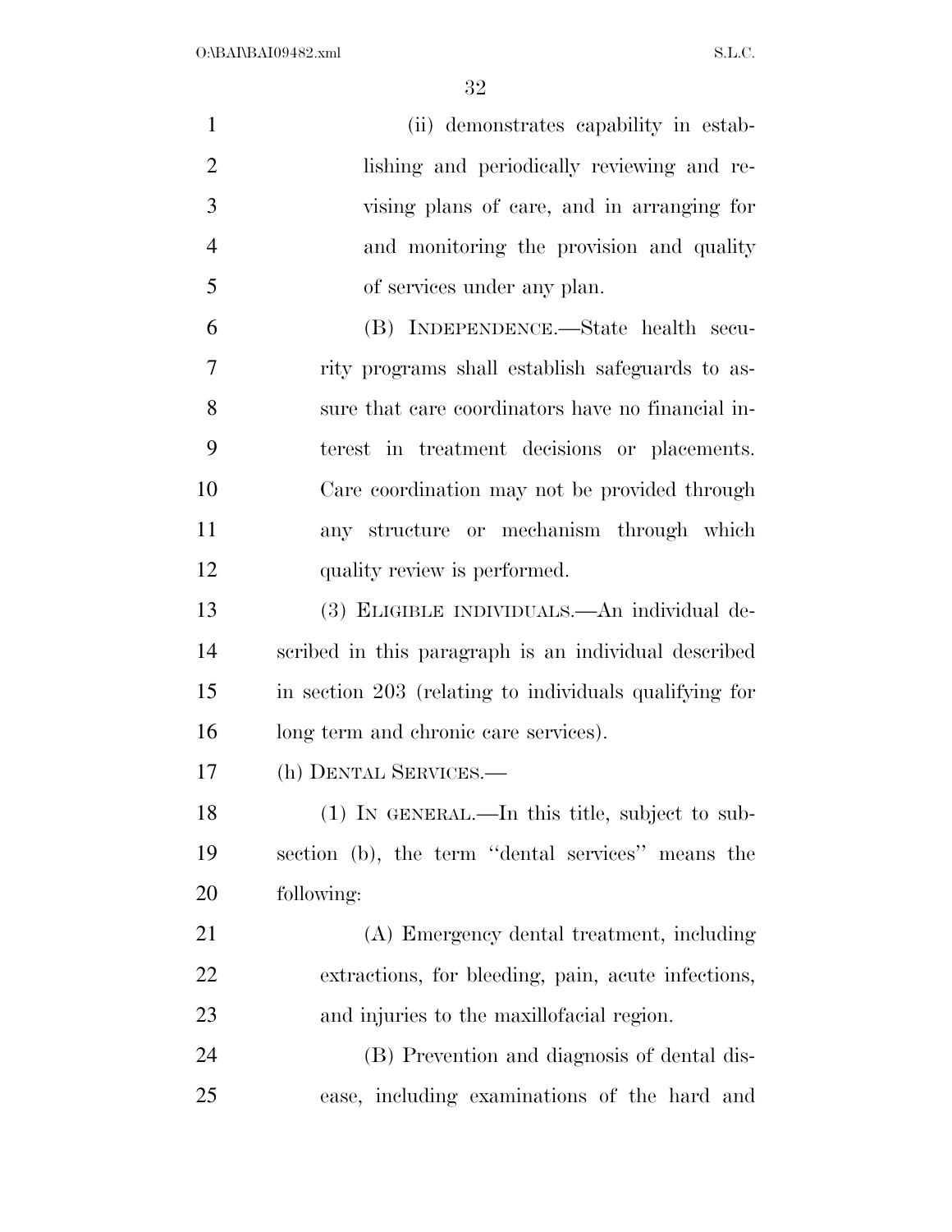(ii) demonstrates capability in establishing and periodically reviewing and revising plans of care, and in arranging for and monitoring the provision and quality of services under any plan.

(B) INDEPENDENCE.—State health security programs shall establish safeguards to assure that care coordinators have no financial interest in treatment decisions or placements. Care coordination may not be provided through any structure or mechanism through which quality review is performed.

(3) ELIGIBLE INDIVIDUALS.—An individual described in this paragraph is an individual described in section 203 (relating to individuals qualifying for long term and chronic care services).

(h) DENTAL SERVICES.—

(1) IN GENERAL.—In this title, subject to subsection (b), the term ''dental services'' means the following:

(A) Emergency dental treatment, including extractions, for bleeding, pain, acute infections, and injuries to the maxillofacial region.

(B) Prevention and diagnosis of dental disease, including examinations of the hard and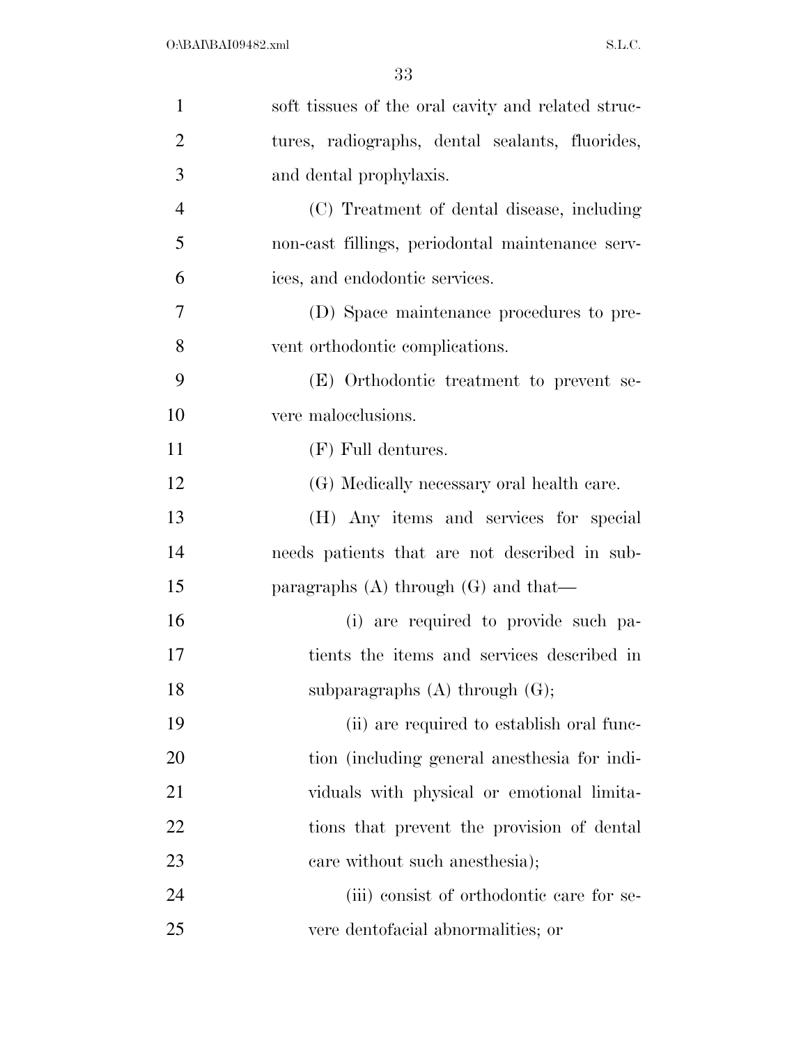soft tissues of the oral cavity and related structures, radiographs, dental sealants, fluorides, and dental prophylaxis.

(C) Treatment of dental disease, including non-cast fillings, periodontal maintenance services, and endodontic services.

(D) Space maintenance procedures to prevent orthodontic complications.

(E) Orthodontic treatment to prevent severe malocclusions.

(F) Full dentures.

(G) Medically necessary oral health care.

(H) Any items and services for special needs patients that are not described in subparagraphs (A) through (G) and that—

(i) are required to provide such patients the items and services described in subparagraphs (A) through (G);

(ii) are required to establish oral function (including general anesthesia for individuals with physical or emotional limitations that prevent the provision of dental care without such anesthesia);

(iii) consist of orthodontic care for severe dentofacial abnormalities; or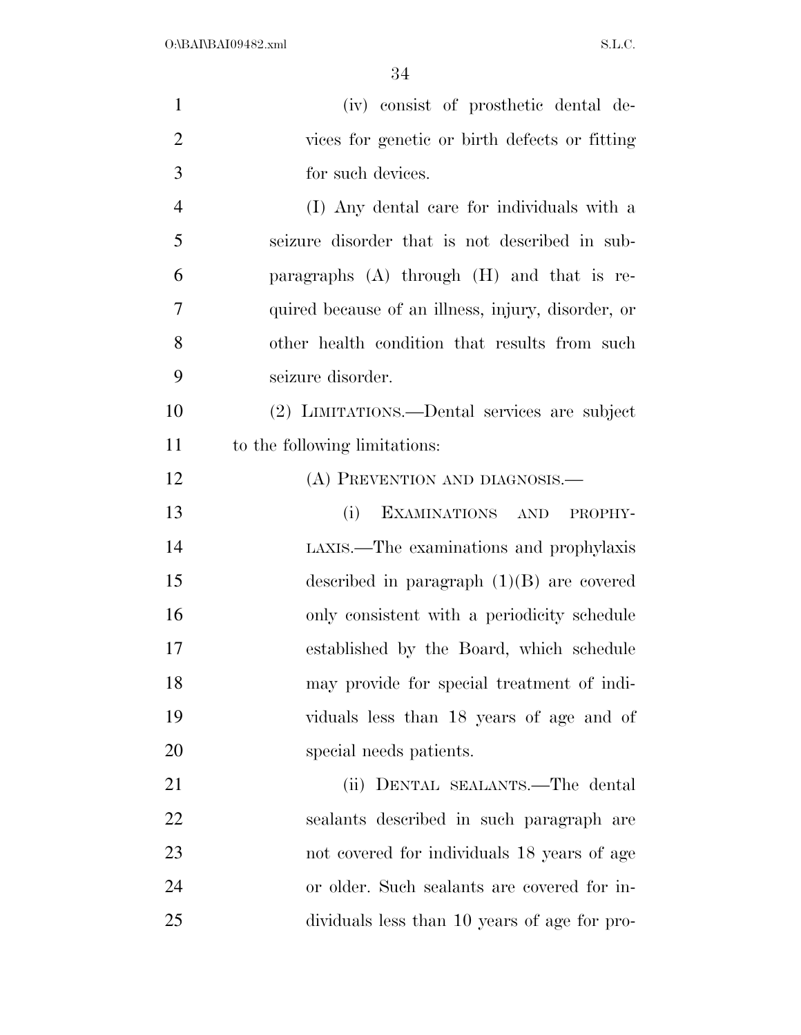(iv) consist of prosthetic dental devices for genetic or birth defects or fitting for such devices.

(I) Any dental care for individuals with a seizure disorder that is not described in subparagraphs (A) through (H) and that is required because of an illness, injury, disorder, or other health condition that results from such seizure disorder.

(2) LIMITATIONS.—Dental services are subject to the following limitations:

(A) PREVENTION AND DIAGNOSIS.—

(i) EXAMINATIONS AND PROPHYLAXIS.—The examinations and prophylaxis described in paragraph (1)(B) are covered only consistent with a periodicity schedule established by the Board, which schedule may provide for special treatment of individuals less than 18 years of age and of special needs patients.

(ii) DENTAL SEALANTS.—The dental sealants described in such paragraph are not covered for individuals 18 years of age or older. Such sealants are covered for individuals less than 10 years of age for pro-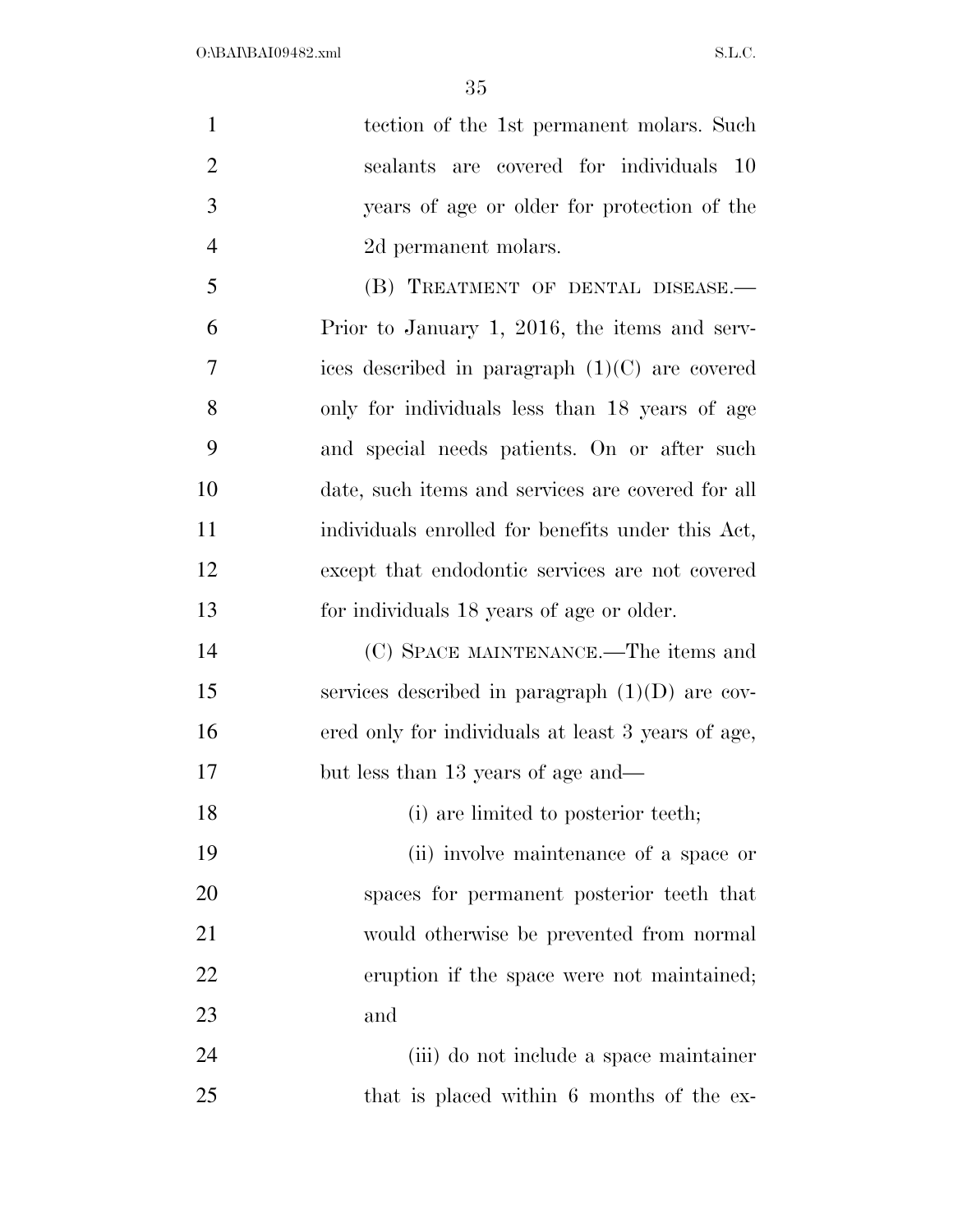tection of the 1st permanent molars. Such sealants are covered for individuals 10 years of age or older for protection of the 2d permanent molars.

(B) TREATMENT OF DENTAL DISEASE.—Prior to January 1, 2016, the items and services described in paragraph (1)(C) are covered only for individuals less than 18 years of age and special needs patients. On or after such date, such items and services are covered for all individuals enrolled for benefits under this Act, except that endodontic services are not covered for individuals 18 years of age or older.

(C) SPACE MAINTENANCE.—The items and services described in paragraph (1)(D) are covered only for individuals at least 3 years of age, but less than 13 years of age and—

(i) are limited to posterior teeth;

(ii) involve maintenance of a space or spaces for permanent posterior teeth that would otherwise be prevented from normal eruption if the space were not maintained; and

(iii) do not include a space maintainer that is placed within 6 months of the ex-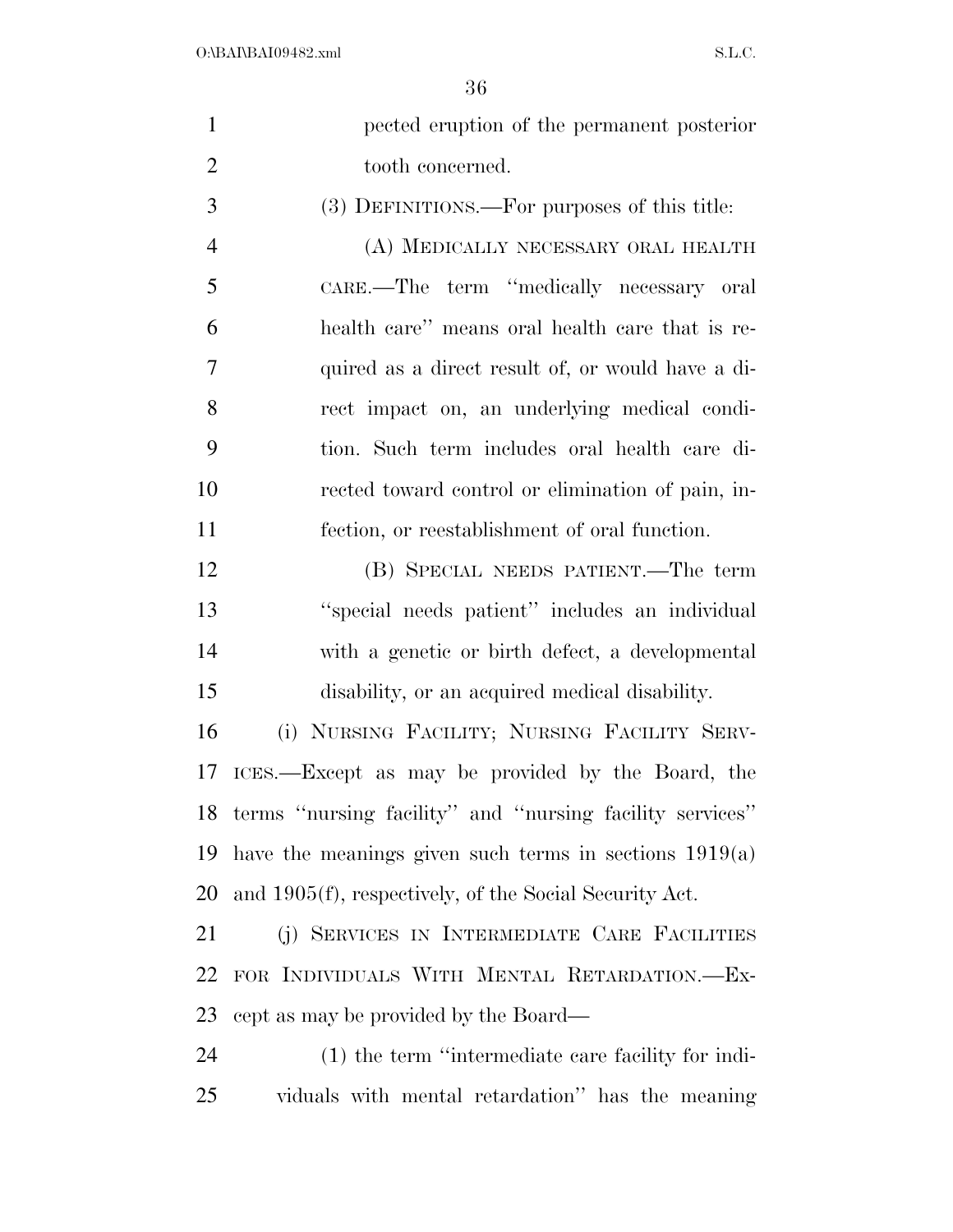pected eruption of the permanent posterior tooth concerned.

(3) DEFINITIONS.—For purposes of this title:

(A) MEDICALLY NECESSARY ORAL HEALTH CARE.—The term "medically necessary oral health care" means oral health care that is required as a direct result of, or would have a direct impact on, an underlying medical condition. Such term includes oral health care directed toward control or elimination of pain, infection, or reestablishment of oral function.

(B) SPECIAL NEEDS PATIENT.—The term "special needs patient" includes an individual with a genetic or birth defect, a developmental disability, or an acquired medical disability.

(i) NURSING FACILITY; NURSING FACILITY SERVICES.—Except as may be provided by the Board, the terms "nursing facility" and "nursing facility services" have the meanings given such terms in sections 1919(a) and 1905(f), respectively, of the Social Security Act.

(j) SERVICES IN INTERMEDIATE CARE FACILITIES FOR INDIVIDUALS WITH MENTAL RETARDATION.—Except as may be provided by the Board—

(1) the term "intermediate care facility for individuals with mental retardation" has the meaning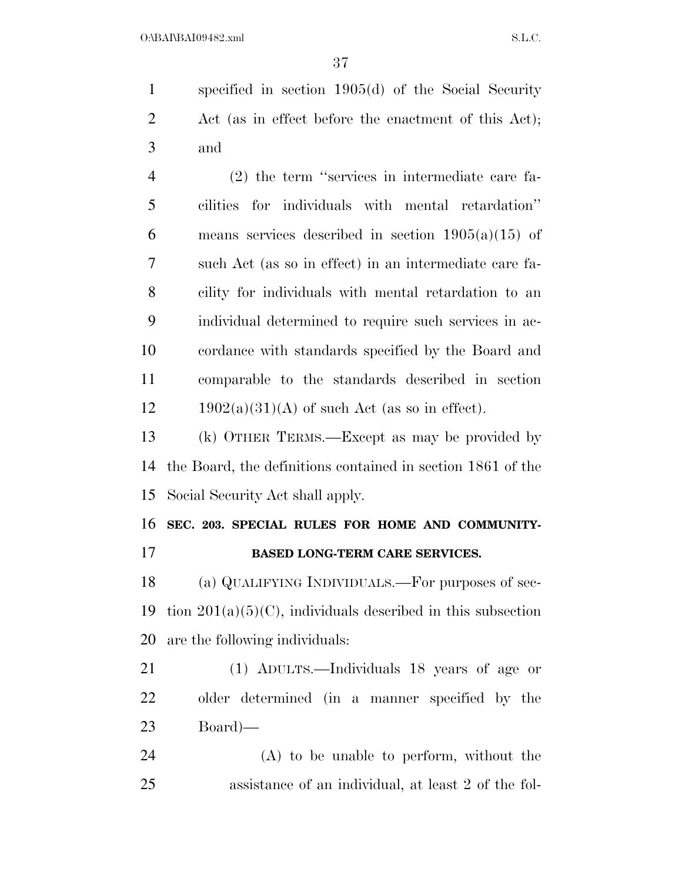specified in section 1905(d) of the Social Security Act (as in effect before the enactment of this Act); and

(2) the term "services in intermediate care facilities for individuals with mental retardation" means services described in section 1905(a)(15) of such Act (as so in effect) in an intermediate care facility for individuals with mental retardation to an individual determined to require such services in accordance with standards specified by the Board and comparable to the standards described in section 1902(a)(31)(A) of such Act (as so in effect).

(k) OTHER TERMS.—Except as may be provided by the Board, the definitions contained in section 1861 of the Social Security Act shall apply.

**SEC. 203. SPECIAL RULES FOR HOME AND COMMUNITY-BASED LONG-TERM CARE SERVICES.**

(a) QUALIFYING INDIVIDUALS.—For purposes of section 201(a)(5)(C), individuals described in this subsection are the following individuals:

(1) ADULTS.—Individuals 18 years of age or older determined (in a manner specified by the Board)—

(A) to be unable to perform, without the assistance of an individual, at least 2 of the fol-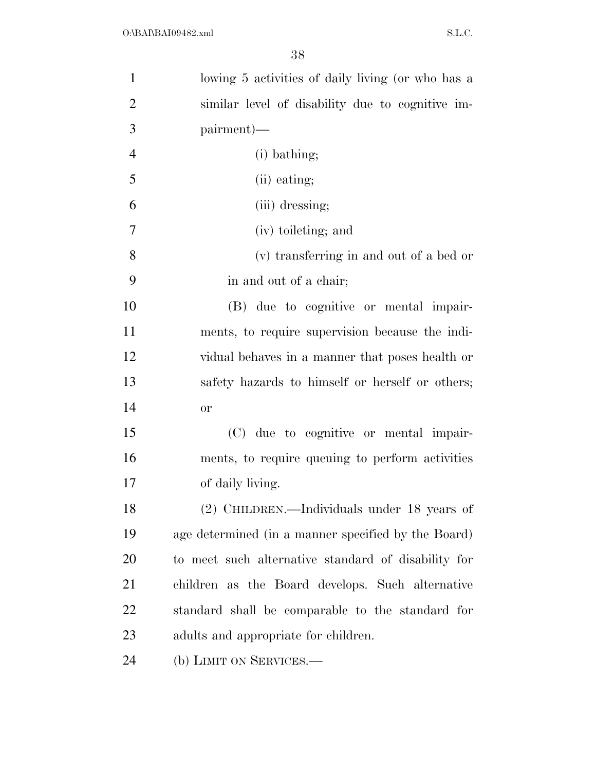lowing 5 activities of daily living (or who has a similar level of disability due to cognitive impairment)—

(i) bathing;

(ii) eating;

(iii) dressing;

(iv) toileting; and

(v) transferring in and out of a bed or in and out of a chair;

(B) due to cognitive or mental impairments, to require supervision because the individual behaves in a manner that poses health or safety hazards to himself or herself or others; or

(C) due to cognitive or mental impairments, to require queuing to perform activities of daily living.

(2) CHILDREN.—Individuals under 18 years of age determined (in a manner specified by the Board) to meet such alternative standard of disability for children as the Board develops. Such alternative standard shall be comparable to the standard for adults and appropriate for children.

(b) LIMIT ON SERVICES.—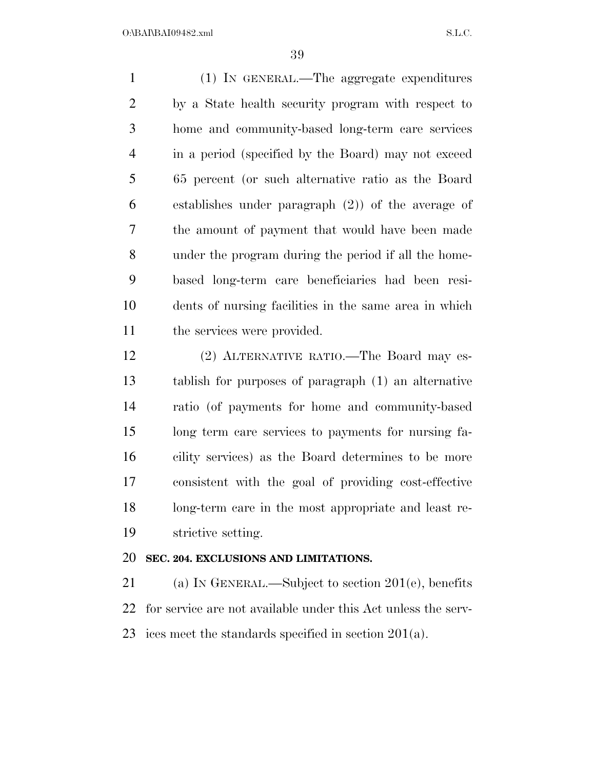(1) IN GENERAL.—The aggregate expenditures by a State health security program with respect to home and community-based long-term care services in a period (specified by the Board) may not exceed 65 percent (or such alternative ratio as the Board establishes under paragraph (2)) of the average of the amount of payment that would have been made under the program during the period if all the home-based long-term care beneficiaries had been residents of nursing facilities in the same area in which the services were provided.

(2) ALTERNATIVE RATIO.—The Board may establish for purposes of paragraph (1) an alternative ratio (of payments for home and community-based long term care services to payments for nursing facility services) as the Board determines to be more consistent with the goal of providing cost-effective long-term care in the most appropriate and least restrictive setting.

**SEC. 204. EXCLUSIONS AND LIMITATIONS.**

(a) IN GENERAL.—Subject to section 201(e), benefits for service are not available under this Act unless the services meet the standards specified in section 201(a).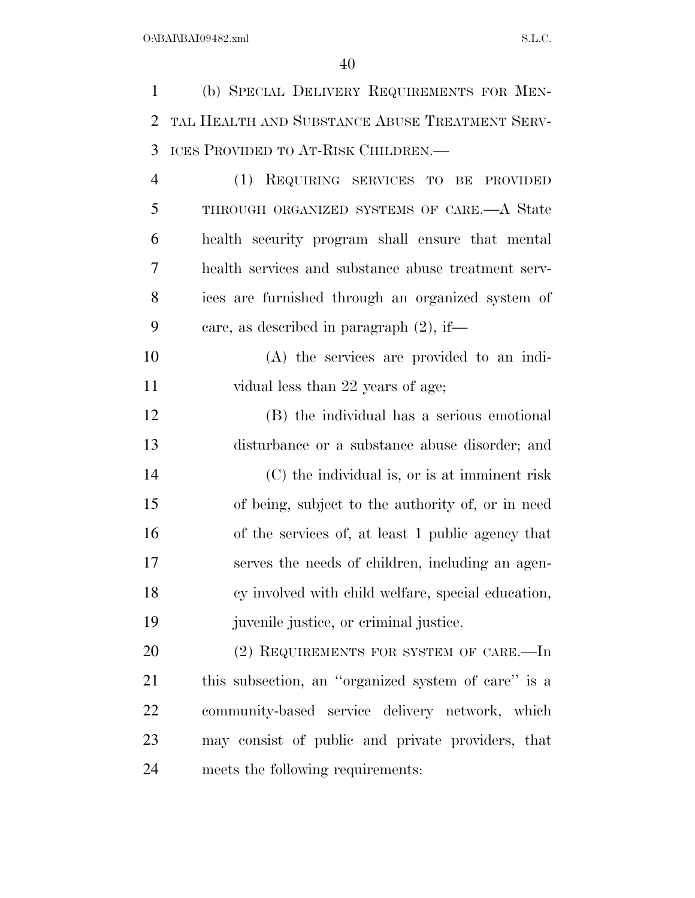(b) SPECIAL DELIVERY REQUIREMENTS FOR MENTAL HEALTH AND SUBSTANCE ABUSE TREATMENT SERVICES PROVIDED TO AT-RISK CHILDREN.—

(1) REQUIRING SERVICES TO BE PROVIDED THROUGH ORGANIZED SYSTEMS OF CARE.—A State health security program shall ensure that mental health services and substance abuse treatment services are furnished through an organized system of care, as described in paragraph (2), if—

(A) the services are provided to an individual less than 22 years of age;

(B) the individual has a serious emotional disturbance or a substance abuse disorder; and

(C) the individual is, or is at imminent risk of being, subject to the authority of, or in need of the services of, at least 1 public agency that serves the needs of children, including an agency involved with child welfare, special education, juvenile justice, or criminal justice.

(2) REQUIREMENTS FOR SYSTEM OF CARE.—In this subsection, an ''organized system of care'' is a community-based service delivery network, which may consist of public and private providers, that meets the following requirements: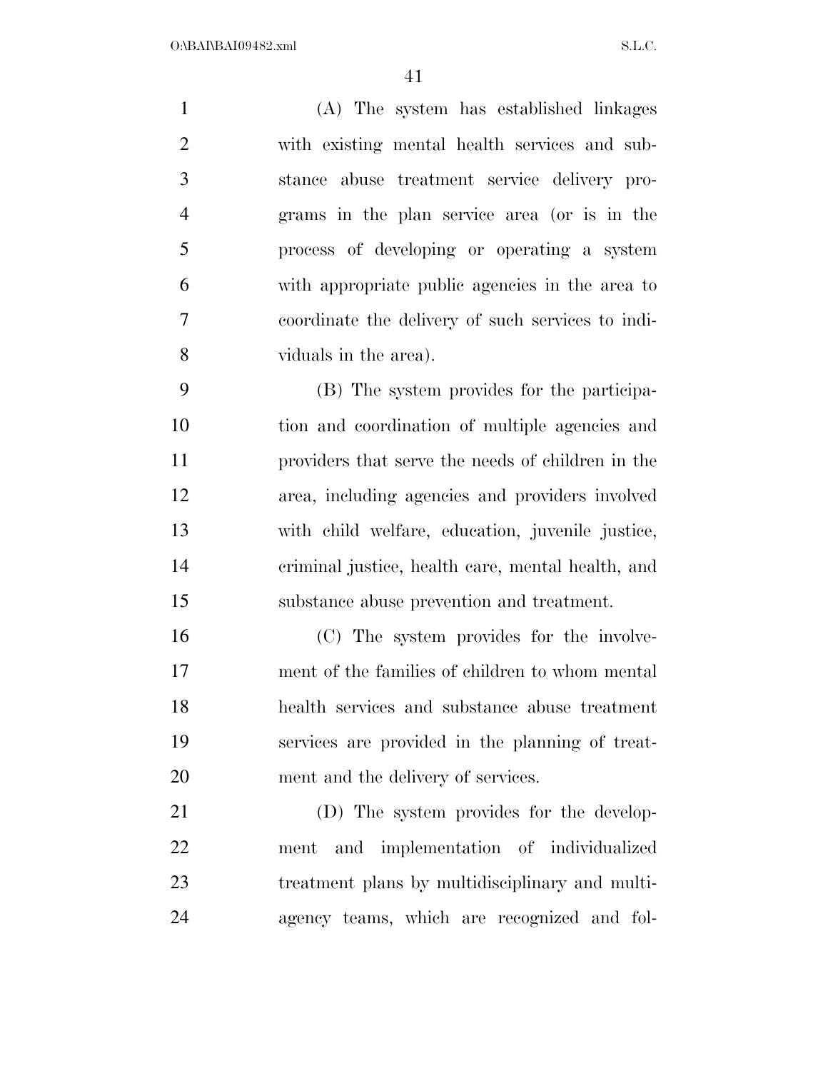(A) The system has established linkages with existing mental health services and substance abuse treatment service delivery programs in the plan service area (or is in the process of developing or operating a system with appropriate public agencies in the area to coordinate the delivery of such services to individuals in the area).

(B) The system provides for the participation and coordination of multiple agencies and providers that serve the needs of children in the area, including agencies and providers involved with child welfare, education, juvenile justice, criminal justice, health care, mental health, and substance abuse prevention and treatment.

(C) The system provides for the involvement of the families of children to whom mental health services and substance abuse treatment services are provided in the planning of treatment and the delivery of services.

(D) The system provides for the development and implementation of individualized treatment plans by multidisciplinary and multi-agency teams, which are recognized and fol-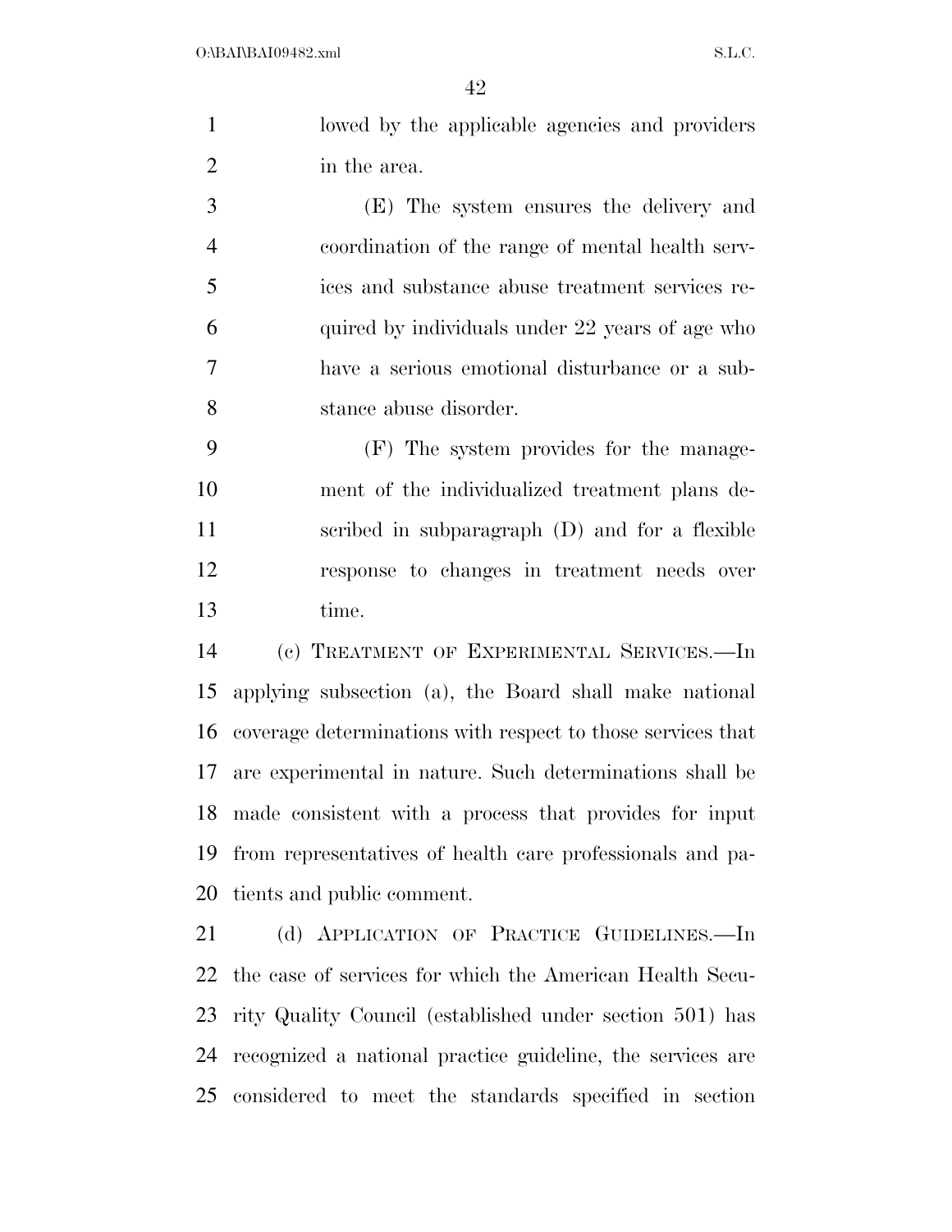lowed by the applicable agencies and providers in the area.

(E) The system ensures the delivery and coordination of the range of mental health services and substance abuse treatment services required by individuals under 22 years of age who have a serious emotional disturbance or a substance abuse disorder.

(F) The system provides for the management of the individualized treatment plans described in subparagraph (D) and for a flexible response to changes in treatment needs over time.

(c) TREATMENT OF EXPERIMENTAL SERVICES.—In applying subsection (a), the Board shall make national coverage determinations with respect to those services that are experimental in nature. Such determinations shall be made consistent with a process that provides for input from representatives of health care professionals and patients and public comment.

(d) APPLICATION OF PRACTICE GUIDELINES.—In the case of services for which the American Health Security Quality Council (established under section 501) has recognized a national practice guideline, the services are considered to meet the standards specified in section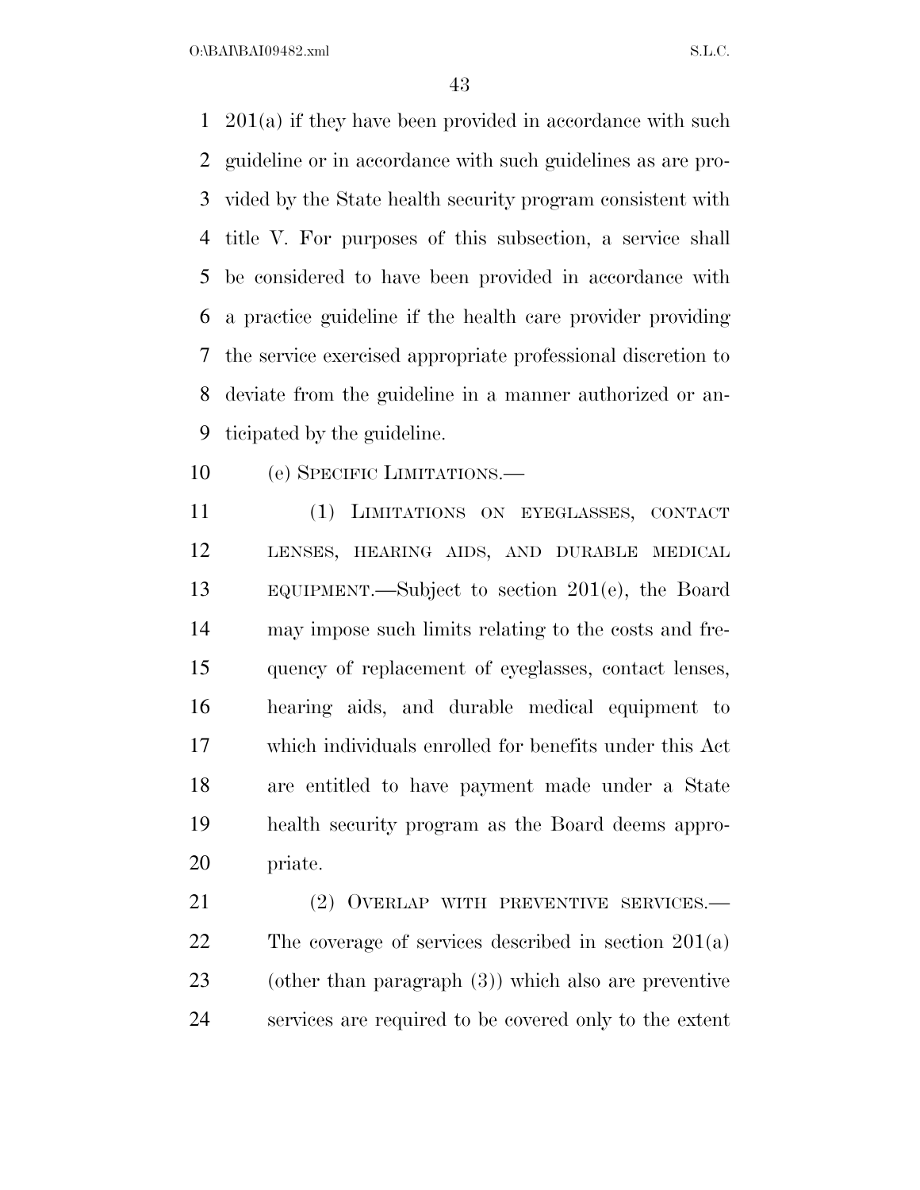201(a) if they have been provided in accordance with such guideline or in accordance with such guidelines as are provided by the State health security program consistent with title V. For purposes of this subsection, a service shall be considered to have been provided in accordance with a practice guideline if the health care provider providing the service exercised appropriate professional discretion to deviate from the guideline in a manner authorized or anticipated by the guideline.

(e) SPECIFIC LIMITATIONS.—

(1) LIMITATIONS ON EYEGLASSES, CONTACT LENSES, HEARING AIDS, AND DURABLE MEDICAL EQUIPMENT.—Subject to section 201(e), the Board may impose such limits relating to the costs and frequency of replacement of eyeglasses, contact lenses, hearing aids, and durable medical equipment to which individuals enrolled for benefits under this Act are entitled to have payment made under a State health security program as the Board deems appropriate.

(2) OVERLAP WITH PREVENTIVE SERVICES.—The coverage of services described in section 201(a) (other than paragraph (3)) which also are preventive services are required to be covered only to the extent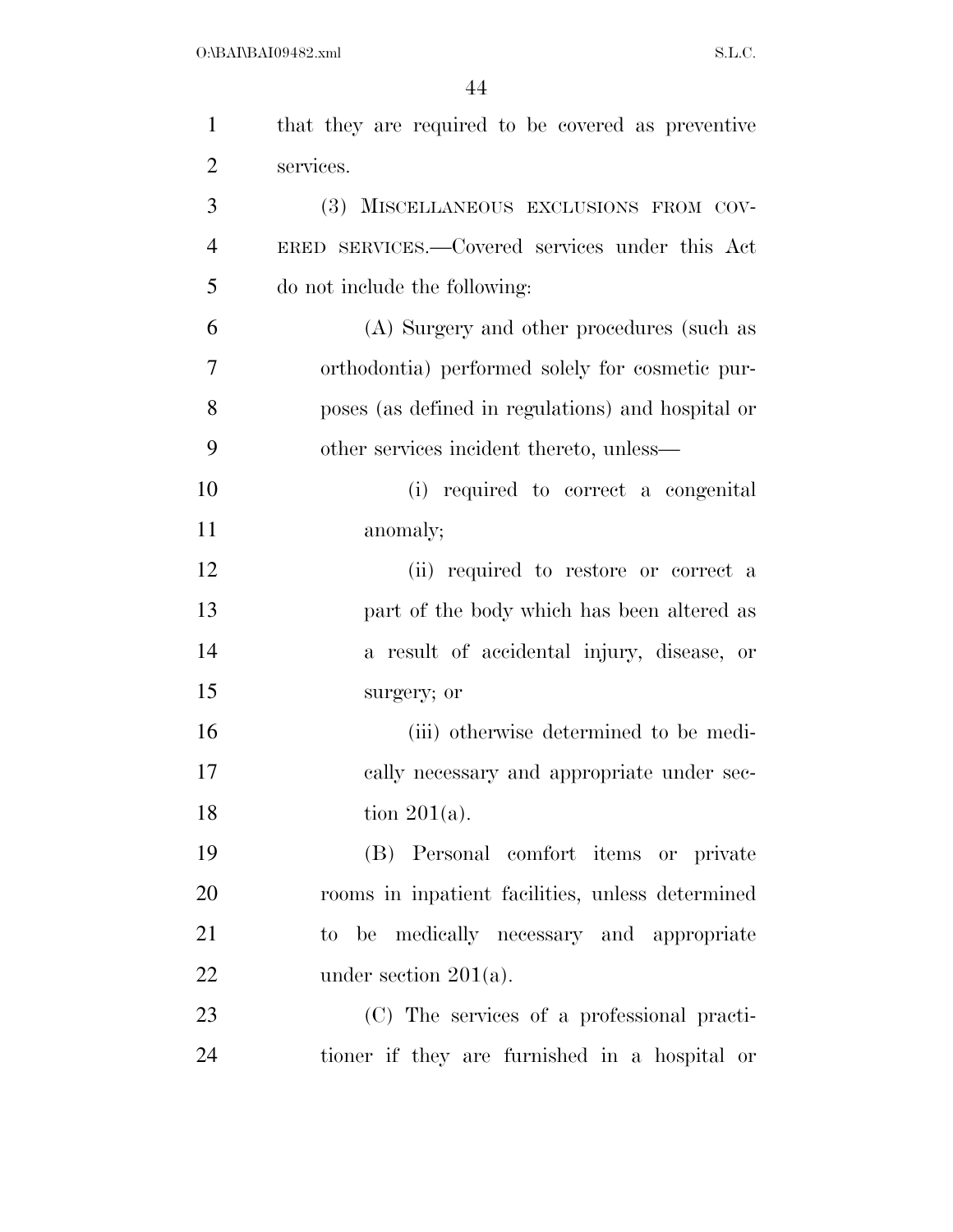that they are required to be covered as preventive services.

(3) MISCELLANEOUS EXCLUSIONS FROM COVERED SERVICES.—Covered services under this Act do not include the following:

(A) Surgery and other procedures (such as orthodontia) performed solely for cosmetic purposes (as defined in regulations) and hospital or other services incident thereto, unless—

(i) required to correct a congenital anomaly;

(ii) required to restore or correct a part of the body which has been altered as a result of accidental injury, disease, or surgery; or

(iii) otherwise determined to be medically necessary and appropriate under section 201(a).

(B) Personal comfort items or private rooms in inpatient facilities, unless determined to be medically necessary and appropriate under section 201(a).

(C) The services of a professional practitioner if they are furnished in a hospital or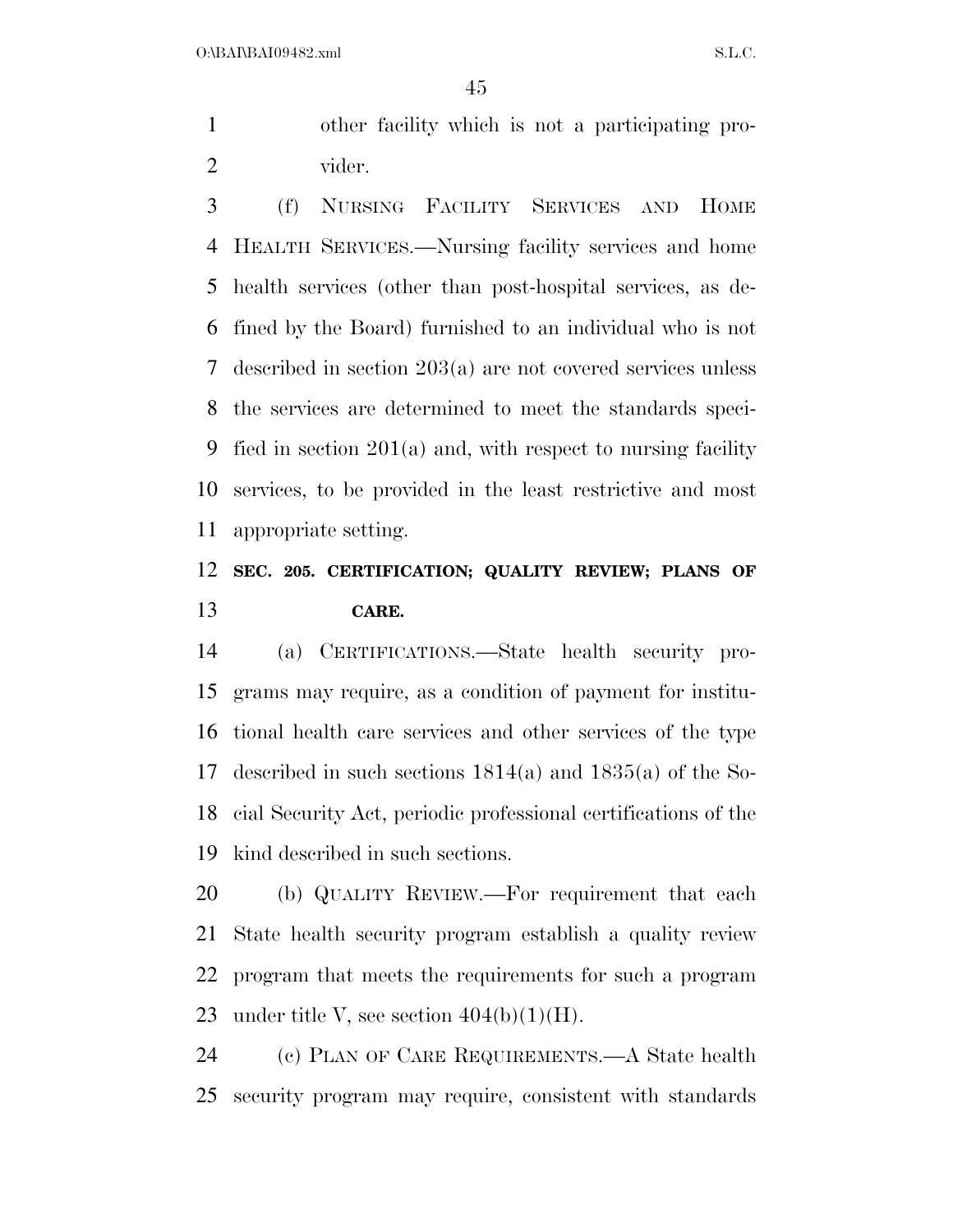other facility which is not a participating provider.

(f) NURSING FACILITY SERVICES AND HOME HEALTH SERVICES.—Nursing facility services and home health services (other than post-hospital services, as defined by the Board) furnished to an individual who is not described in section 203(a) are not covered services unless the services are determined to meet the standards specified in section 201(a) and, with respect to nursing facility services, to be provided in the least restrictive and most appropriate setting.

## SEC. 205. CERTIFICATION; QUALITY REVIEW; PLANS OF CARE.

(a) CERTIFICATIONS.—State health security programs may require, as a condition of payment for institutional health care services and other services of the type described in such sections 1814(a) and 1835(a) of the Social Security Act, periodic professional certifications of the kind described in such sections.

(b) QUALITY REVIEW.—For requirement that each State health security program establish a quality review program that meets the requirements for such a program under title V, see section 404(b)(1)(H).

(c) PLAN OF CARE REQUIREMENTS.—A State health security program may require, consistent with standards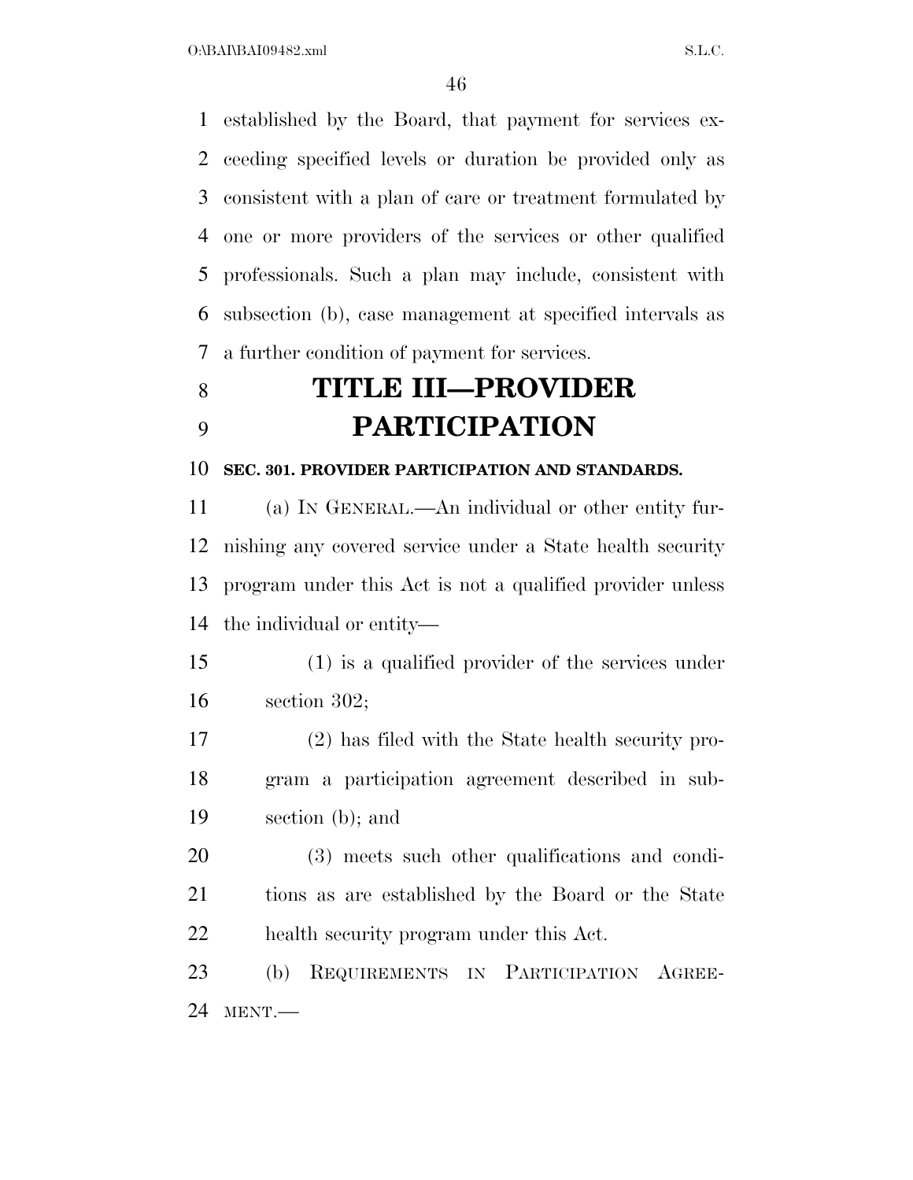established by the Board, that payment for services exceeding specified levels or duration be provided only as consistent with a plan of care or treatment formulated by one or more providers of the services or other qualified professionals. Such a plan may include, consistent with subsection (b), case management at specified intervals as a further condition of payment for services.

# TITLE III—PROVIDER PARTICIPATION

### SEC. 301. PROVIDER PARTICIPATION AND STANDARDS.

(a) IN GENERAL.—An individual or other entity furnishing any covered service under a State health security program under this Act is not a qualified provider unless the individual or entity—

(1) is a qualified provider of the services under section 302;

(2) has filed with the State health security program a participation agreement described in subsection (b); and

(3) meets such other qualifications and conditions as are established by the Board or the State health security program under this Act.

(b) REQUIREMENTS IN PARTICIPATION AGREEMENT.—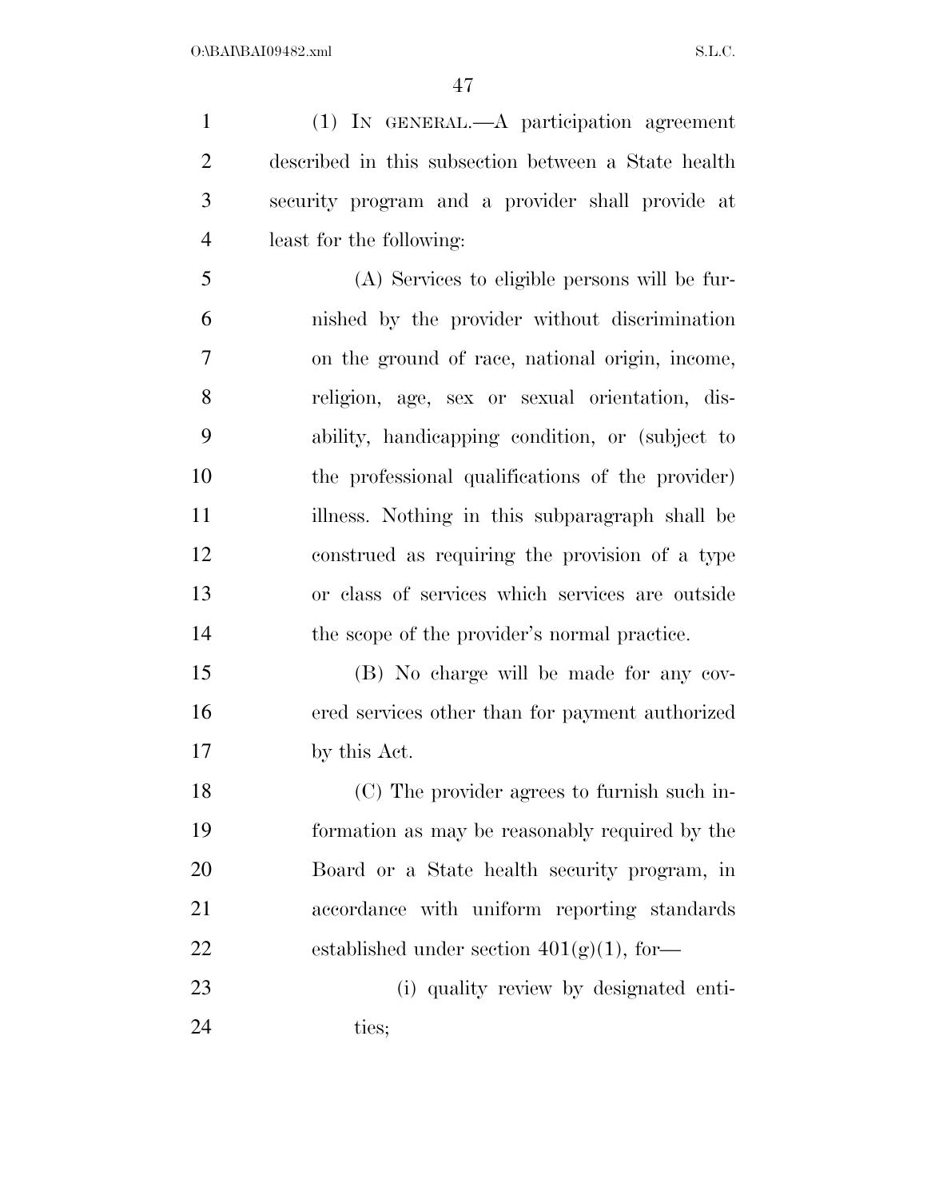(1) IN GENERAL.—A participation agreement described in this subsection between a State health security program and a provider shall provide at least for the following:

(A) Services to eligible persons will be furnished by the provider without discrimination on the ground of race, national origin, income, religion, age, sex or sexual orientation, disability, handicapping condition, or (subject to the professional qualifications of the provider) illness. Nothing in this subparagraph shall be construed as requiring the provision of a type or class of services which services are outside the scope of the provider's normal practice.

(B) No charge will be made for any covered services other than for payment authorized by this Act.

(C) The provider agrees to furnish such information as may be reasonably required by the Board or a State health security program, in accordance with uniform reporting standards established under section 401(g)(1), for—

(i) quality review by designated entities;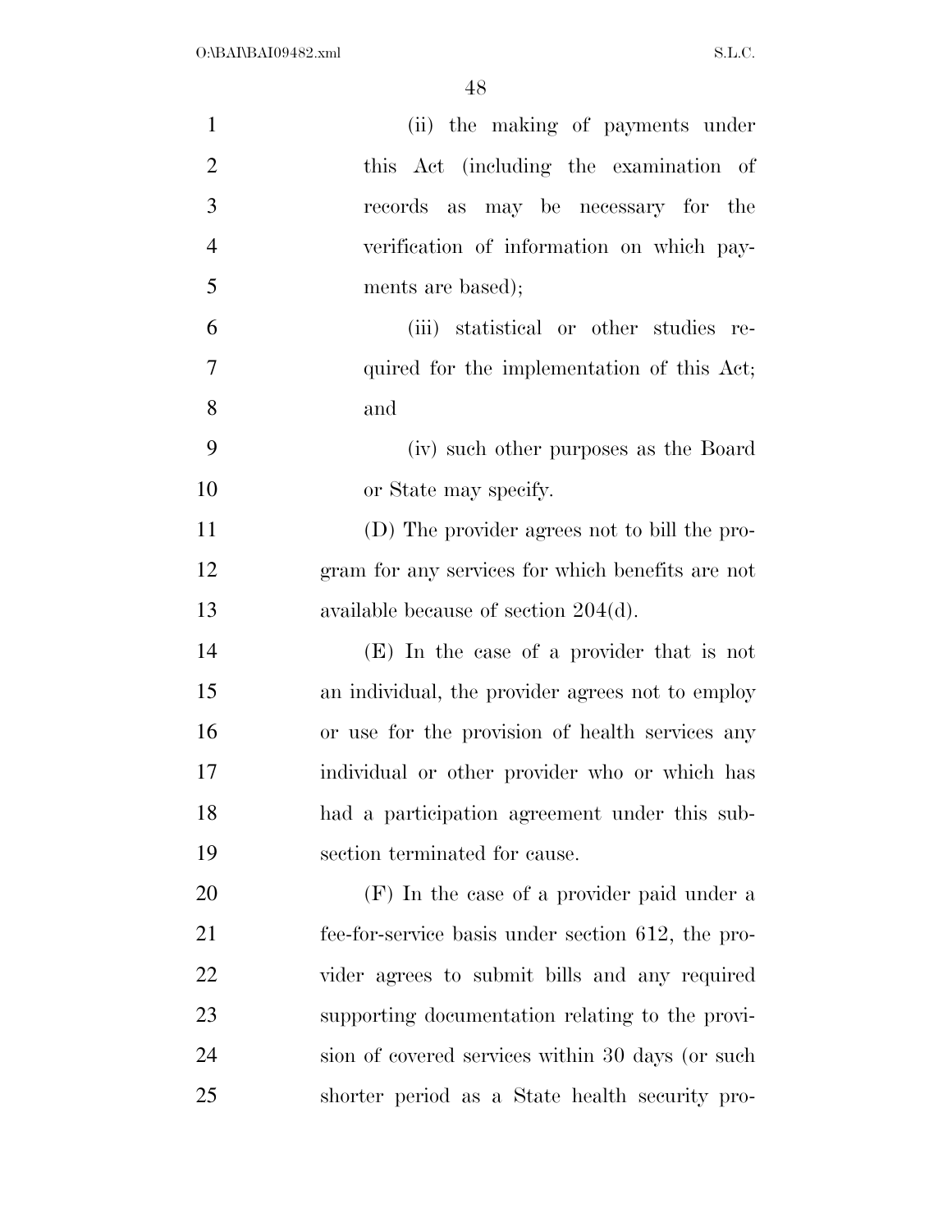(ii) the making of payments under this Act (including the examination of records as may be necessary for the verification of information on which payments are based);

(iii) statistical or other studies required for the implementation of this Act; and

(iv) such other purposes as the Board or State may specify.

(D) The provider agrees not to bill the program for any services for which benefits are not available because of section 204(d).

(E) In the case of a provider that is not an individual, the provider agrees not to employ or use for the provision of health services any individual or other provider who or which has had a participation agreement under this subsection terminated for cause.

(F) In the case of a provider paid under a fee-for-service basis under section 612, the provider agrees to submit bills and any required supporting documentation relating to the provision of covered services within 30 days (or such shorter period as a State health security pro-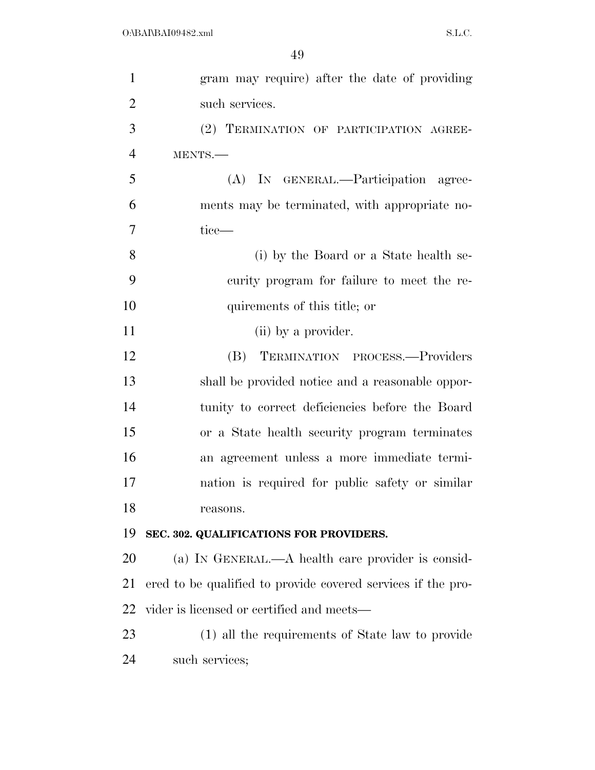gram may require) after the date of providing such services.

(2) TERMINATION OF PARTICIPATION AGREEMENTS.—

(A) IN GENERAL.—Participation agreements may be terminated, with appropriate notice—

(i) by the Board or a State health security program for failure to meet the requirements of this title; or

(ii) by a provider.

(B) TERMINATION PROCESS.—Providers shall be provided notice and a reasonable opportunity to correct deficiencies before the Board or a State health security program terminates an agreement unless a more immediate termination is required for public safety or similar reasons.

**SEC. 302. QUALIFICATIONS FOR PROVIDERS.**

(a) IN GENERAL.—A health care provider is considered to be qualified to provide covered services if the provider is licensed or certified and meets—

(1) all the requirements of State law to provide such services;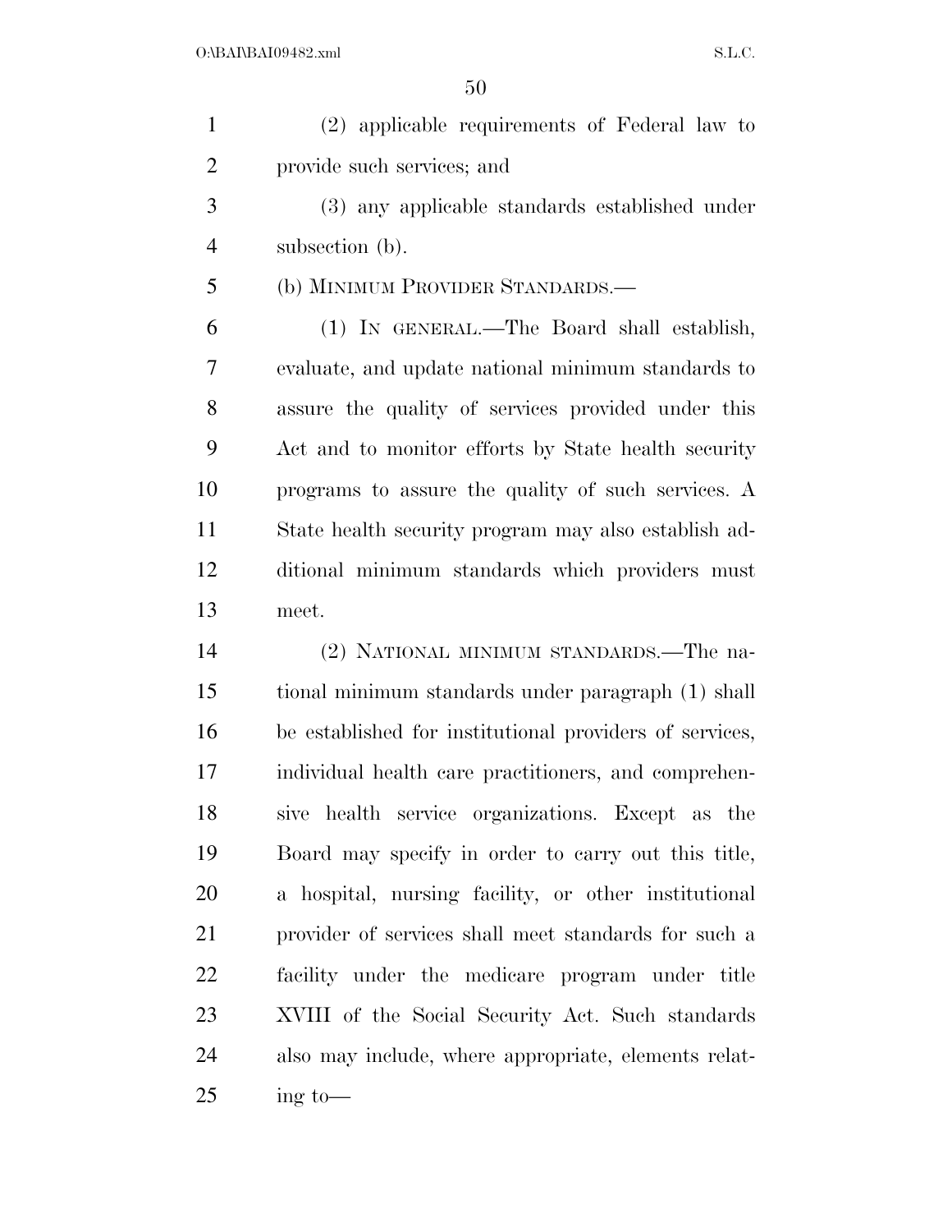(2) applicable requirements of Federal law to provide such services; and

(3) any applicable standards established under subsection (b).

(b) MINIMUM PROVIDER STANDARDS.—

(1) IN GENERAL.—The Board shall establish, evaluate, and update national minimum standards to assure the quality of services provided under this Act and to monitor efforts by State health security programs to assure the quality of such services. A State health security program may also establish additional minimum standards which providers must meet.

(2) NATIONAL MINIMUM STANDARDS.—The national minimum standards under paragraph (1) shall be established for institutional providers of services, individual health care practitioners, and comprehensive health service organizations. Except as the Board may specify in order to carry out this title, a hospital, nursing facility, or other institutional provider of services shall meet standards for such a facility under the medicare program under title XVIII of the Social Security Act. Such standards also may include, where appropriate, elements relating to—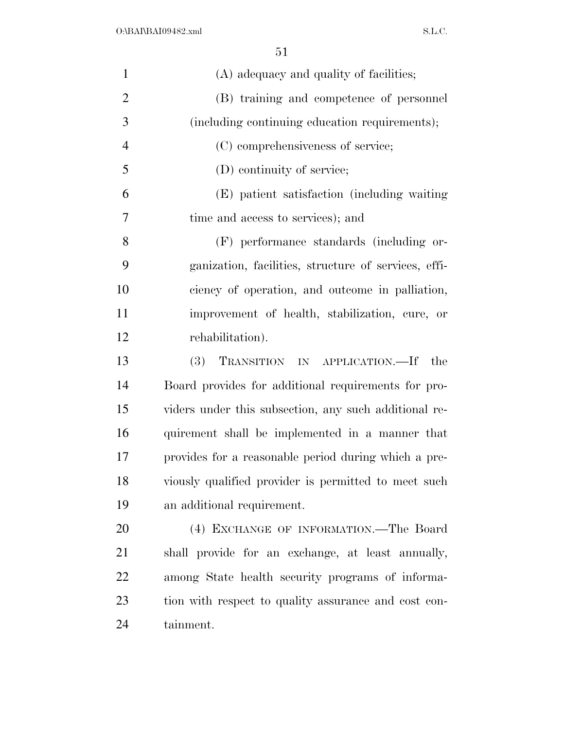(A) adequacy and quality of facilities;

(B) training and competence of personnel (including continuing education requirements);

(C) comprehensiveness of service;

(D) continuity of service;

(E) patient satisfaction (including waiting time and access to services); and

(F) performance standards (including organization, facilities, structure of services, efficiency of operation, and outcome in palliation, improvement of health, stabilization, cure, or rehabilitation).

(3) TRANSITION IN APPLICATION.—If the Board provides for additional requirements for providers under this subsection, any such additional requirement shall be implemented in a manner that provides for a reasonable period during which a previously qualified provider is permitted to meet such an additional requirement.

(4) EXCHANGE OF INFORMATION.—The Board shall provide for an exchange, at least annually, among State health security programs of information with respect to quality assurance and cost containment.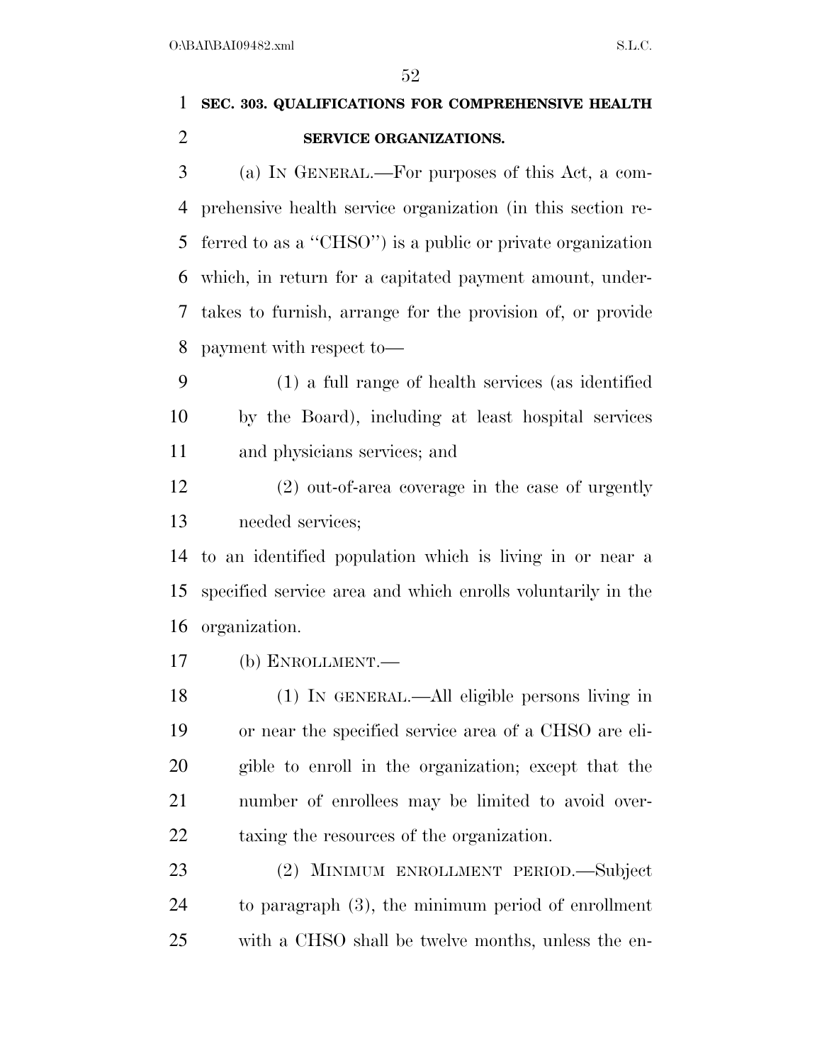**SEC. 303. QUALIFICATIONS FOR COMPREHENSIVE HEALTH SERVICE ORGANIZATIONS.**

(a) IN GENERAL.—For purposes of this Act, a comprehensive health service organization (in this section referred to as a "CHSO") is a public or private organization which, in return for a capitated payment amount, undertakes to furnish, arrange for the provision of, or provide payment with respect to—

(1) a full range of health services (as identified by the Board), including at least hospital services and physicians services; and

(2) out-of-area coverage in the case of urgently needed services;

to an identified population which is living in or near a specified service area and which enrolls voluntarily in the organization.

(b) ENROLLMENT.—

(1) IN GENERAL.—All eligible persons living in or near the specified service area of a CHSO are eligible to enroll in the organization; except that the number of enrollees may be limited to avoid overtaxing the resources of the organization.

(2) MINIMUM ENROLLMENT PERIOD.—Subject to paragraph (3), the minimum period of enrollment with a CHSO shall be twelve months, unless the en-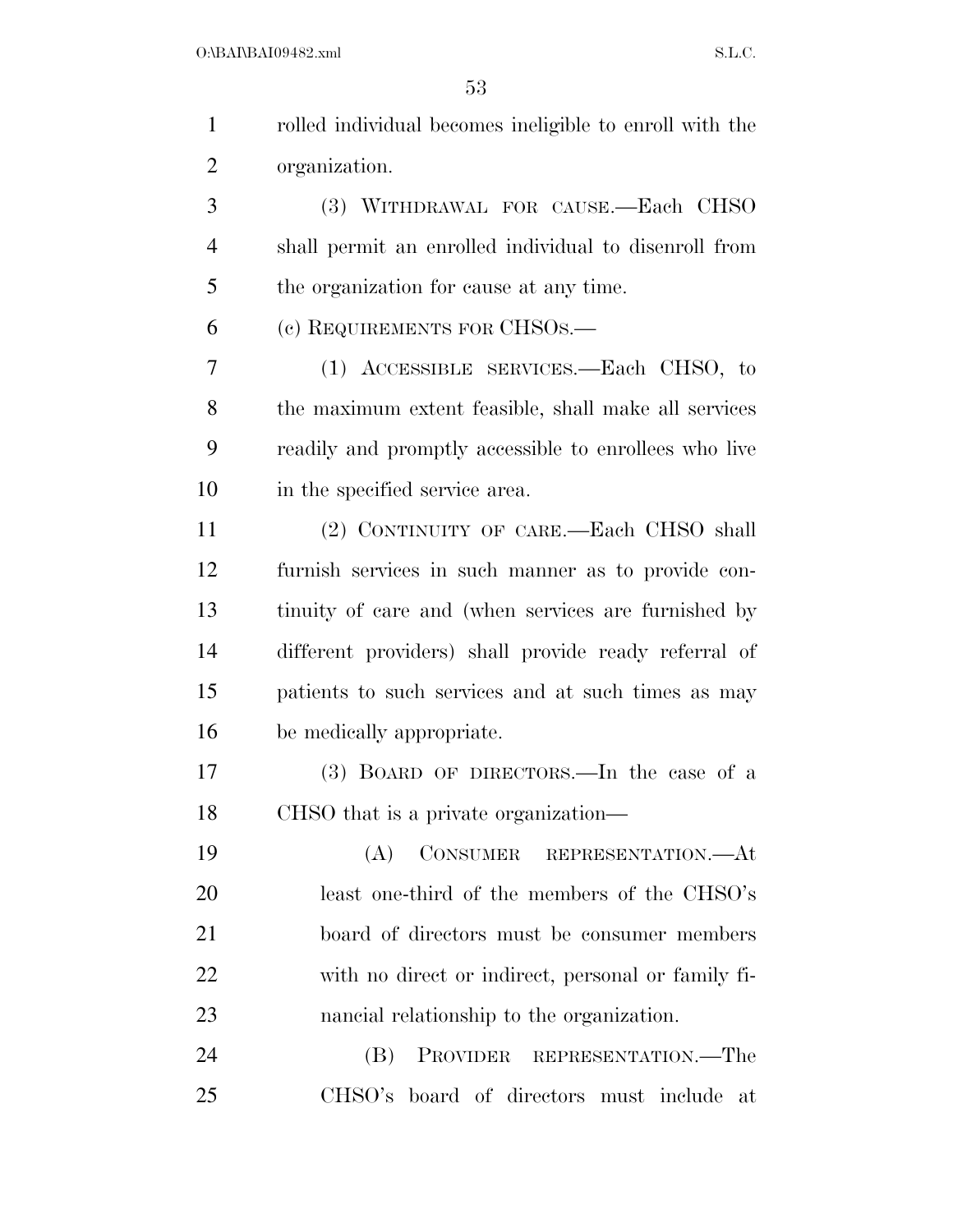rolled individual becomes ineligible to enroll with the organization.

(3) WITHDRAWAL FOR CAUSE.—Each CHSO shall permit an enrolled individual to disenroll from the organization for cause at any time.

(c) REQUIREMENTS FOR CHSOs.—

(1) ACCESSIBLE SERVICES.—Each CHSO, to the maximum extent feasible, shall make all services readily and promptly accessible to enrollees who live in the specified service area.

(2) CONTINUITY OF CARE.—Each CHSO shall furnish services in such manner as to provide continuity of care and (when services are furnished by different providers) shall provide ready referral of patients to such services and at such times as may be medically appropriate.

(3) BOARD OF DIRECTORS.—In the case of a CHSO that is a private organization—

(A) CONSUMER REPRESENTATION.—At least one-third of the members of the CHSO's board of directors must be consumer members with no direct or indirect, personal or family financial relationship to the organization.

(B) PROVIDER REPRESENTATION.—The CHSO's board of directors must include at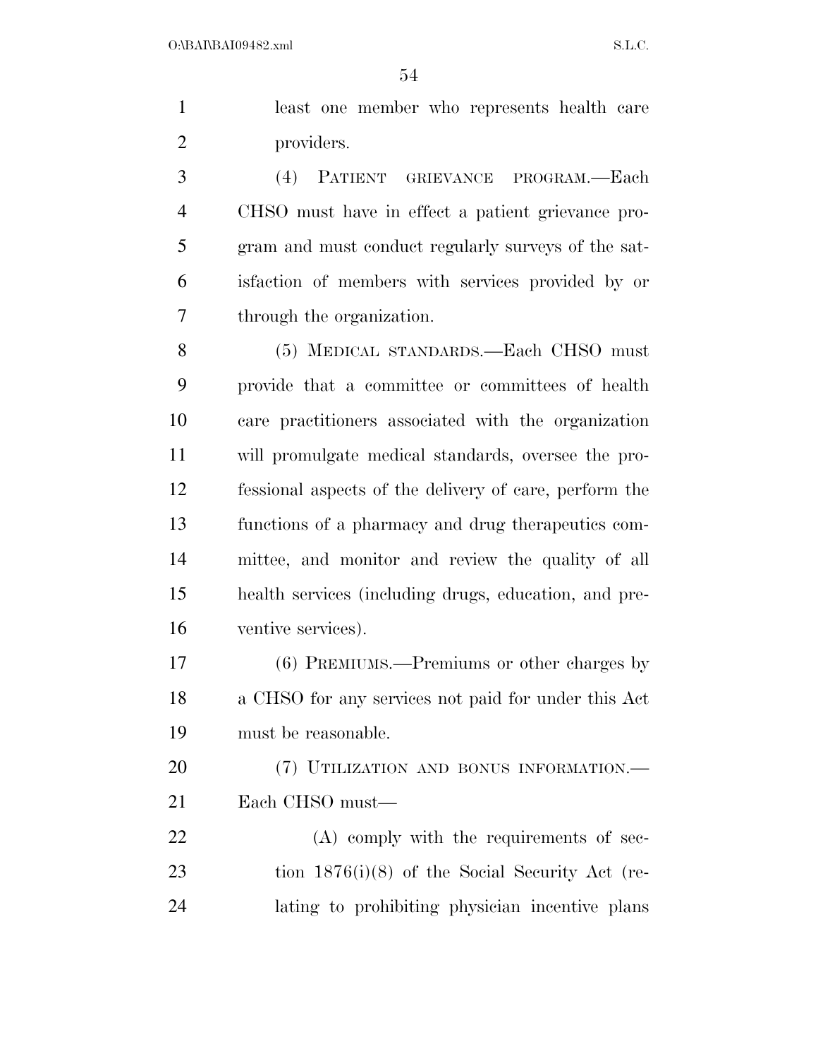least one member who represents health care providers.

(4) PATIENT GRIEVANCE PROGRAM.—Each CHSO must have in effect a patient grievance program and must conduct regularly surveys of the satisfaction of members with services provided by or through the organization.

(5) MEDICAL STANDARDS.—Each CHSO must provide that a committee or committees of health care practitioners associated with the organization will promulgate medical standards, oversee the professional aspects of the delivery of care, perform the functions of a pharmacy and drug therapeutics committee, and monitor and review the quality of all health services (including drugs, education, and preventive services).

(6) PREMIUMS.—Premiums or other charges by a CHSO for any services not paid for under this Act must be reasonable.

(7) UTILIZATION AND BONUS INFORMATION.—Each CHSO must—

(A) comply with the requirements of section 1876(i)(8) of the Social Security Act (relating to prohibiting physician incentive plans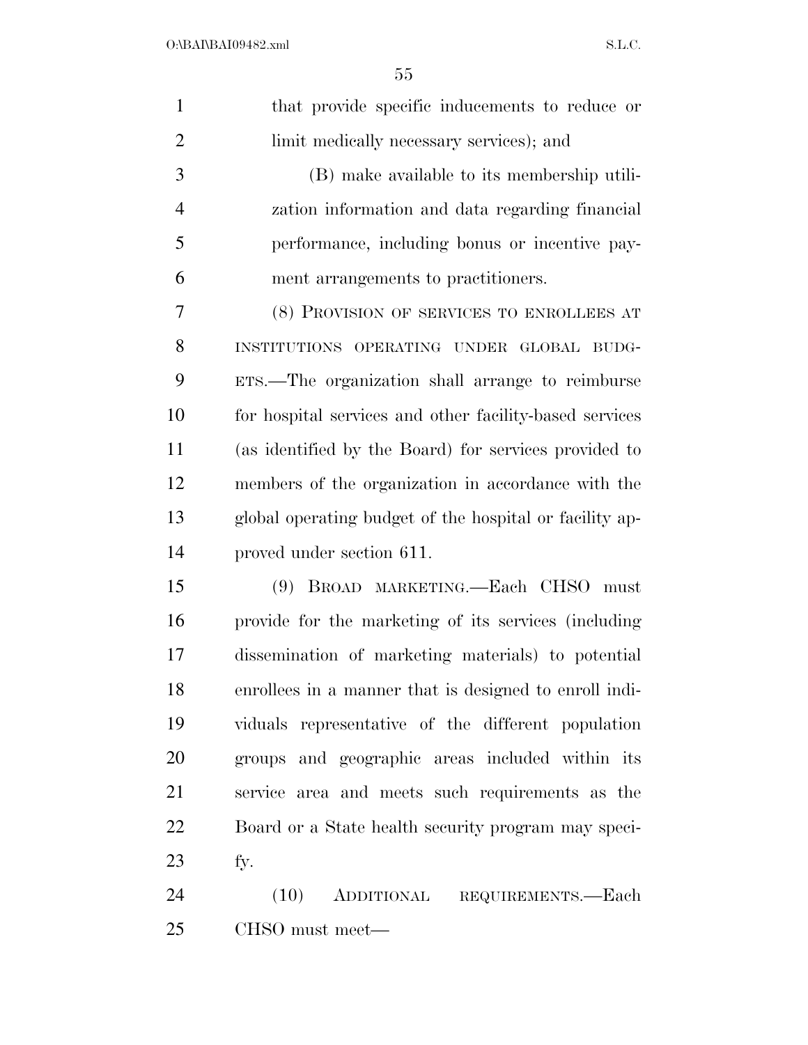that provide specific inducements to reduce or limit medically necessary services); and

(B) make available to its membership utilization information and data regarding financial performance, including bonus or incentive payment arrangements to practitioners.

(8) PROVISION OF SERVICES TO ENROLLEES AT INSTITUTIONS OPERATING UNDER GLOBAL BUDGETS.—The organization shall arrange to reimburse for hospital services and other facility-based services (as identified by the Board) for services provided to members of the organization in accordance with the global operating budget of the hospital or facility approved under section 611.

(9) BROAD MARKETING.—Each CHSO must provide for the marketing of its services (including dissemination of marketing materials) to potential enrollees in a manner that is designed to enroll individuals representative of the different population groups and geographic areas included within its service area and meets such requirements as the Board or a State health security program may specify.

(10) ADDITIONAL REQUIREMENTS.—Each CHSO must meet—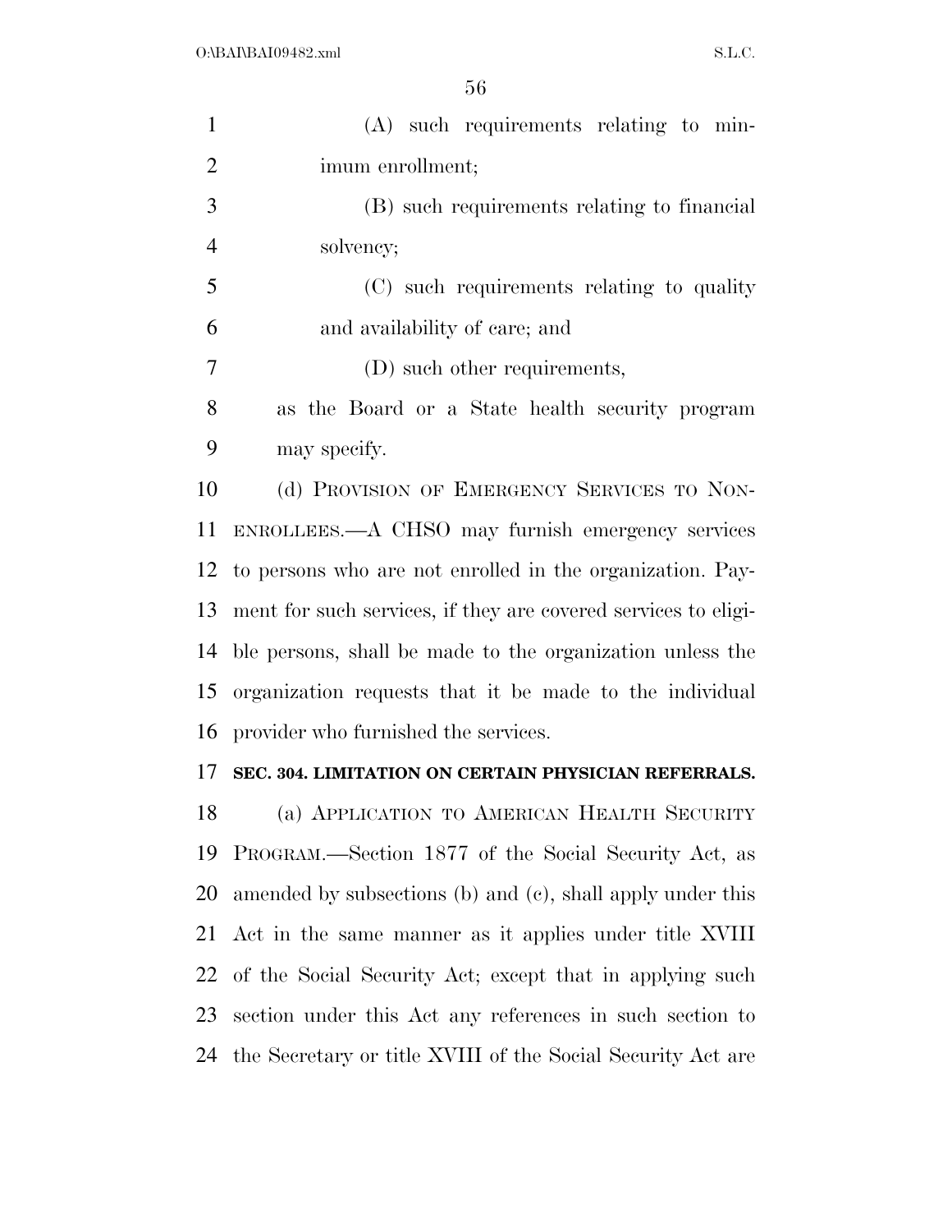(A) such requirements relating to minimum enrollment;

(B) such requirements relating to financial solvency;

(C) such requirements relating to quality and availability of care; and

(D) such other requirements,

as the Board or a State health security program may specify.

(d) PROVISION OF EMERGENCY SERVICES TO NON-ENROLLEES.—A CHSO may furnish emergency services to persons who are not enrolled in the organization. Payment for such services, if they are covered services to eligible persons, shall be made to the organization unless the organization requests that it be made to the individual provider who furnished the services.

**SEC. 304. LIMITATION ON CERTAIN PHYSICIAN REFERRALS.**

(a) APPLICATION TO AMERICAN HEALTH SECURITY PROGRAM.—Section 1877 of the Social Security Act, as amended by subsections (b) and (c), shall apply under this Act in the same manner as it applies under title XVIII of the Social Security Act; except that in applying such section under this Act any references in such section to the Secretary or title XVIII of the Social Security Act are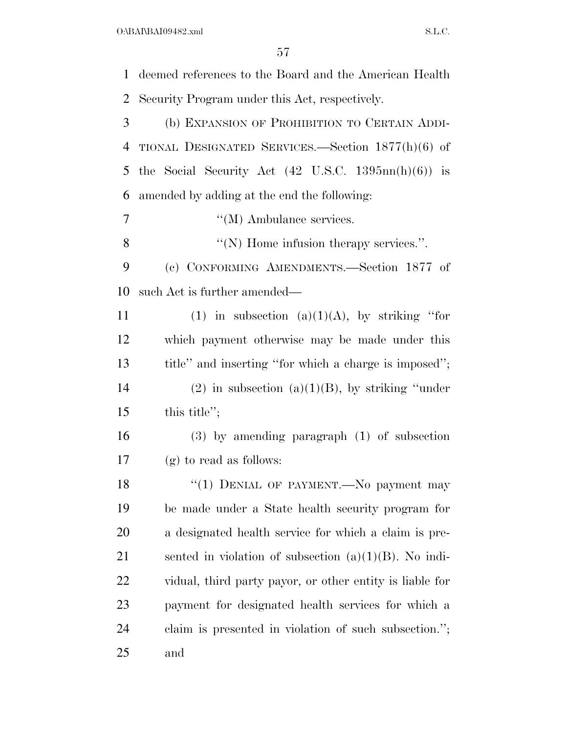deemed references to the Board and the American Health Security Program under this Act, respectively.

(b) EXPANSION OF PROHIBITION TO CERTAIN ADDITIONAL DESIGNATED SERVICES.—Section 1877(h)(6) of the Social Security Act (42 U.S.C. 1395nn(h)(6)) is amended by adding at the end the following:

> ''(M) Ambulance services.
>
> ''(N) Home infusion therapy services.''.

(c) CONFORMING AMENDMENTS.—Section 1877 of such Act is further amended—

> (1) in subsection (a)(1)(A), by striking ''for which payment otherwise may be made under this title'' and inserting ''for which a charge is imposed'';
>
> (2) in subsection (a)(1)(B), by striking ''under this title'';
>
> (3) by amending paragraph (1) of subsection (g) to read as follows:
>
> > ''(1) DENIAL OF PAYMENT.—No payment may be made under a State health security program for a designated health service for which a claim is presented in violation of subsection (a)(1)(B). No individual, third party payor, or other entity is liable for payment for designated health services for which a claim is presented in violation of such subsection.''; and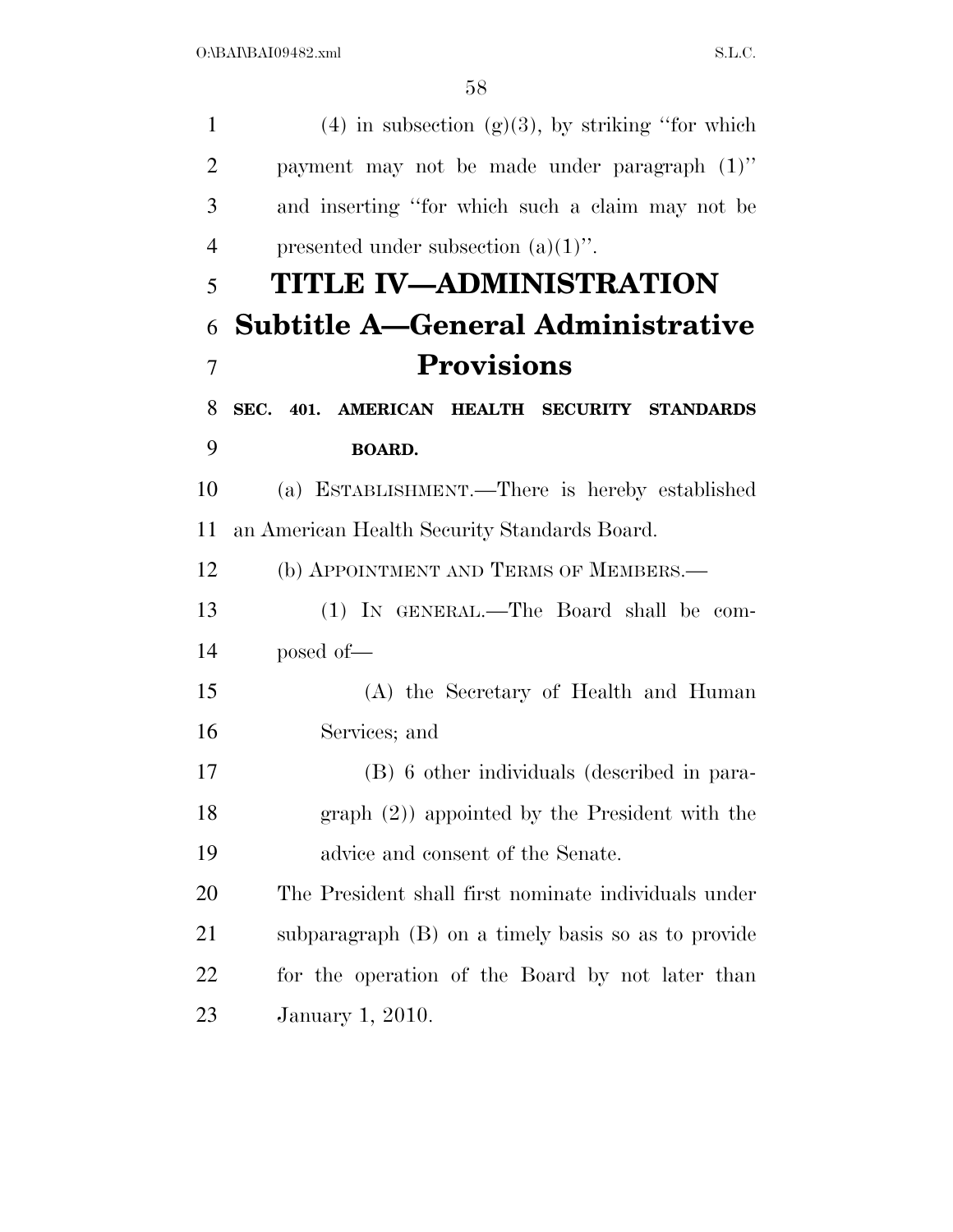(4) in subsection (g)(3), by striking ''for which payment may not be made under paragraph (1)'' and inserting ''for which such a claim may not be presented under subsection (a)(1)''.

# TITLE IV—ADMINISTRATION

## Subtitle A—General Administrative Provisions

### SEC. 401. AMERICAN HEALTH SECURITY STANDARDS BOARD.

(a) ESTABLISHMENT.—There is hereby established an American Health Security Standards Board.

(b) APPOINTMENT AND TERMS OF MEMBERS.—

(1) IN GENERAL.—The Board shall be composed of—

(A) the Secretary of Health and Human Services; and

(B) 6 other individuals (described in paragraph (2)) appointed by the President with the advice and consent of the Senate.

The President shall first nominate individuals under subparagraph (B) on a timely basis so as to provide for the operation of the Board by not later than January 1, 2010.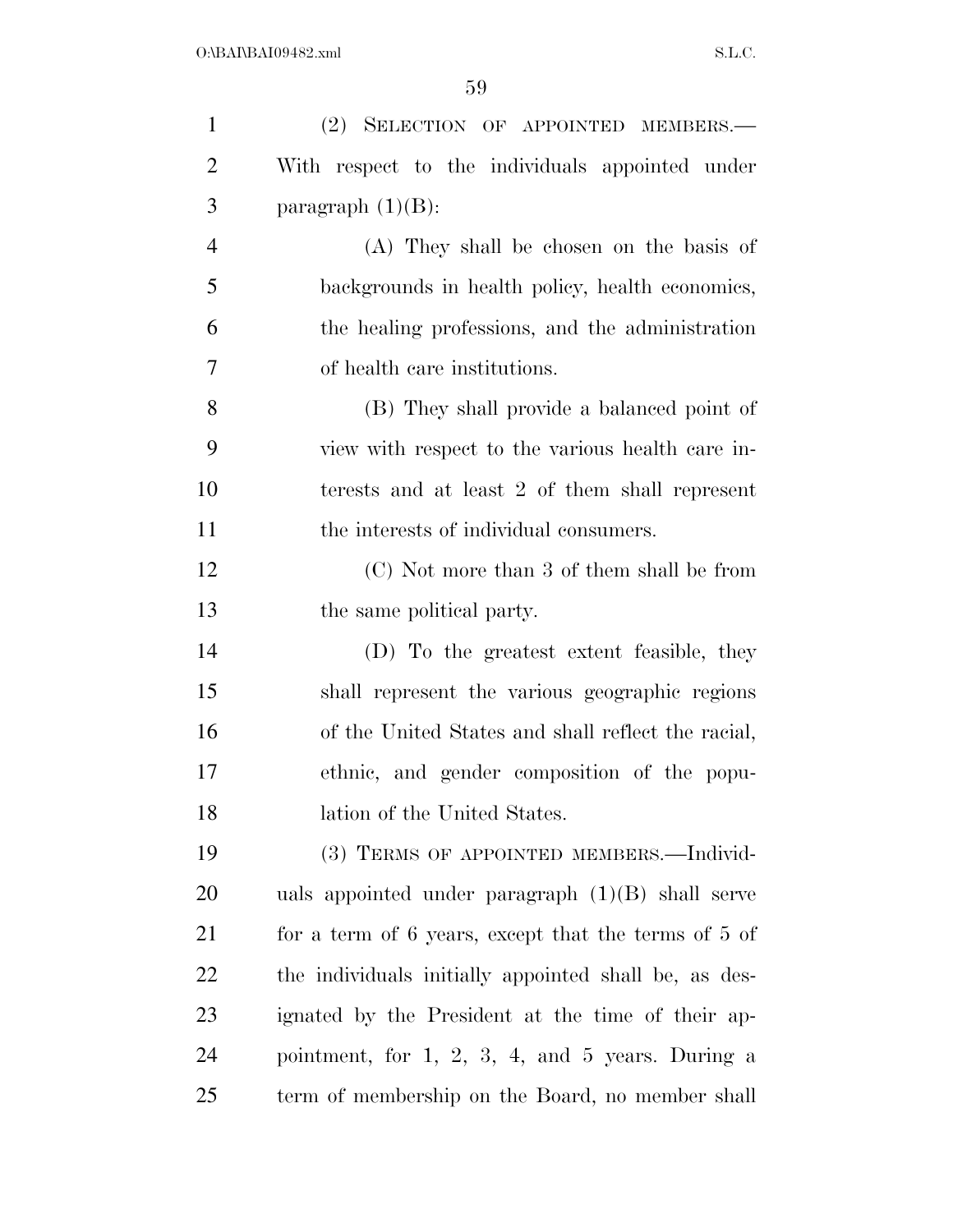(2) SELECTION OF APPOINTED MEMBERS.—With respect to the individuals appointed under paragraph (1)(B):

(A) They shall be chosen on the basis of backgrounds in health policy, health economics, the healing professions, and the administration of health care institutions.

(B) They shall provide a balanced point of view with respect to the various health care interests and at least 2 of them shall represent the interests of individual consumers.

(C) Not more than 3 of them shall be from the same political party.

(D) To the greatest extent feasible, they shall represent the various geographic regions of the United States and shall reflect the racial, ethnic, and gender composition of the population of the United States.

(3) TERMS OF APPOINTED MEMBERS.—Individuals appointed under paragraph (1)(B) shall serve for a term of 6 years, except that the terms of 5 of the individuals initially appointed shall be, as designated by the President at the time of their appointment, for 1, 2, 3, 4, and 5 years. During a term of membership on the Board, no member shall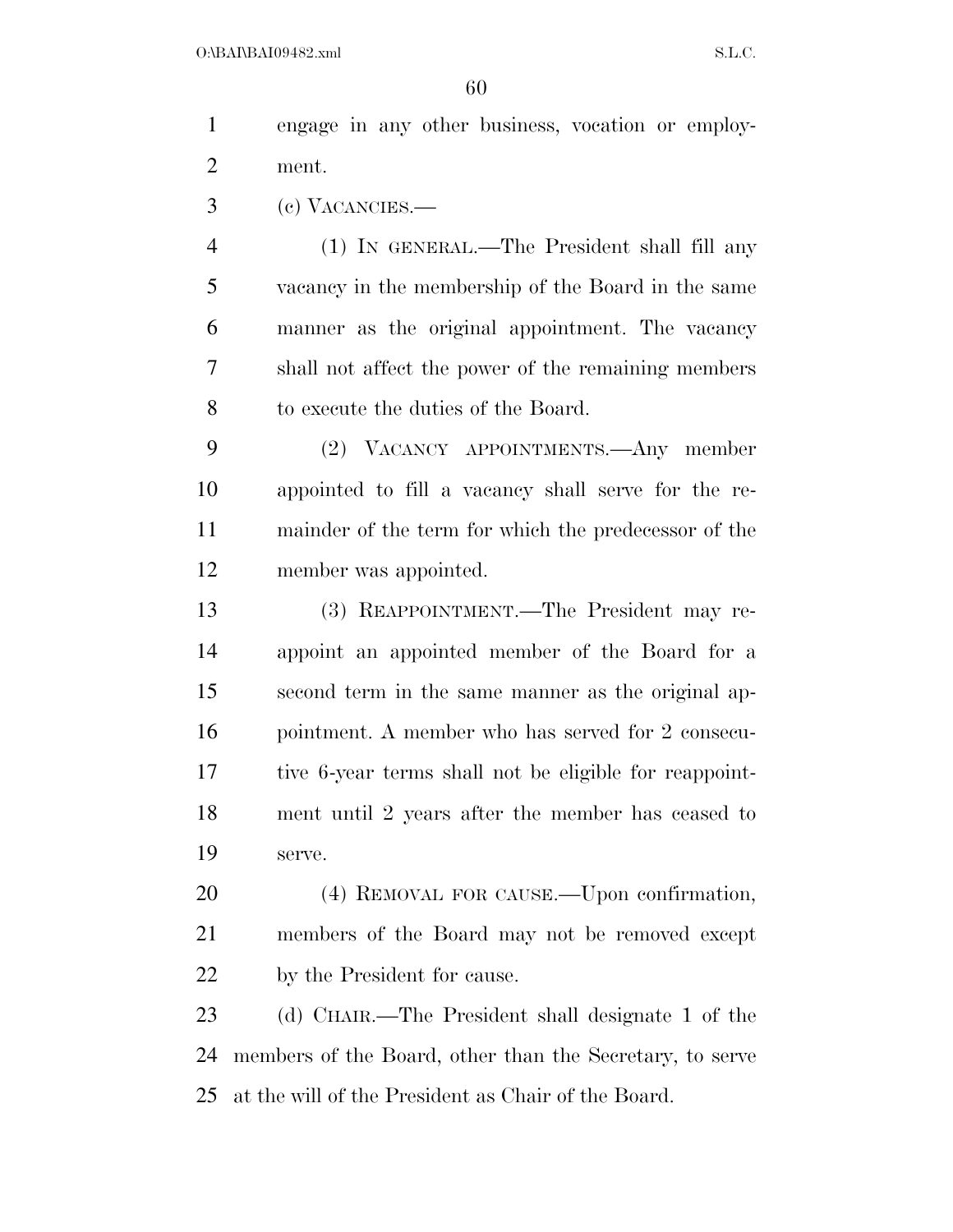engage in any other business, vocation or employment.

(c) VACANCIES.—

(1) IN GENERAL.—The President shall fill any vacancy in the membership of the Board in the same manner as the original appointment. The vacancy shall not affect the power of the remaining members to execute the duties of the Board.

(2) VACANCY APPOINTMENTS.—Any member appointed to fill a vacancy shall serve for the remainder of the term for which the predecessor of the member was appointed.

(3) REAPPOINTMENT.—The President may reappoint an appointed member of the Board for a second term in the same manner as the original appointment. A member who has served for 2 consecutive 6-year terms shall not be eligible for reappointment until 2 years after the member has ceased to serve.

(4) REMOVAL FOR CAUSE.—Upon confirmation, members of the Board may not be removed except by the President for cause.

(d) CHAIR.—The President shall designate 1 of the members of the Board, other than the Secretary, to serve at the will of the President as Chair of the Board.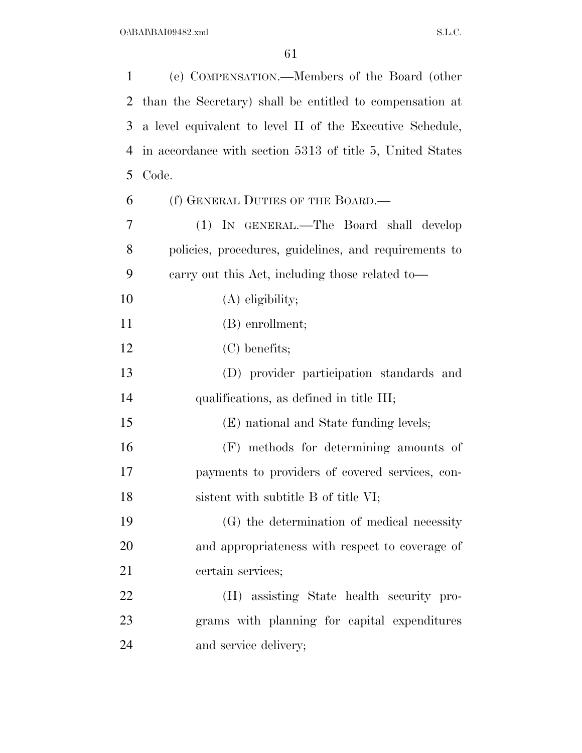(e) COMPENSATION.—Members of the Board (other than the Secretary) shall be entitled to compensation at a level equivalent to level II of the Executive Schedule, in accordance with section 5313 of title 5, United States Code.

(f) GENERAL DUTIES OF THE BOARD.—

(1) IN GENERAL.—The Board shall develop policies, procedures, guidelines, and requirements to carry out this Act, including those related to—

(A) eligibility;

(B) enrollment;

(C) benefits;

(D) provider participation standards and qualifications, as defined in title III;

(E) national and State funding levels;

(F) methods for determining amounts of payments to providers of covered services, consistent with subtitle B of title VI;

(G) the determination of medical necessity and appropriateness with respect to coverage of certain services;

(H) assisting State health security programs with planning for capital expenditures and service delivery;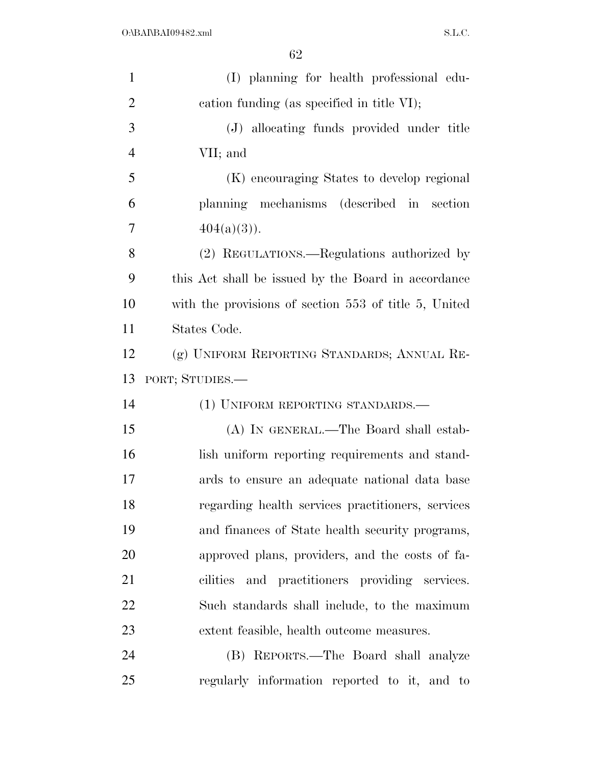(I) planning for health professional education funding (as specified in title VI);

(J) allocating funds provided under title VII; and

(K) encouraging States to develop regional planning mechanisms (described in section 404(a)(3)).

(2) REGULATIONS.—Regulations authorized by this Act shall be issued by the Board in accordance with the provisions of section 553 of title 5, United States Code.

(g) UNIFORM REPORTING STANDARDS; ANNUAL REPORT; STUDIES.—

(1) UNIFORM REPORTING STANDARDS.—

(A) IN GENERAL.—The Board shall establish uniform reporting requirements and standards to ensure an adequate national data base regarding health services practitioners, services and finances of State health security programs, approved plans, providers, and the costs of facilities and practitioners providing services. Such standards shall include, to the maximum extent feasible, health outcome measures.

(B) REPORTS.—The Board shall analyze regularly information reported to it, and to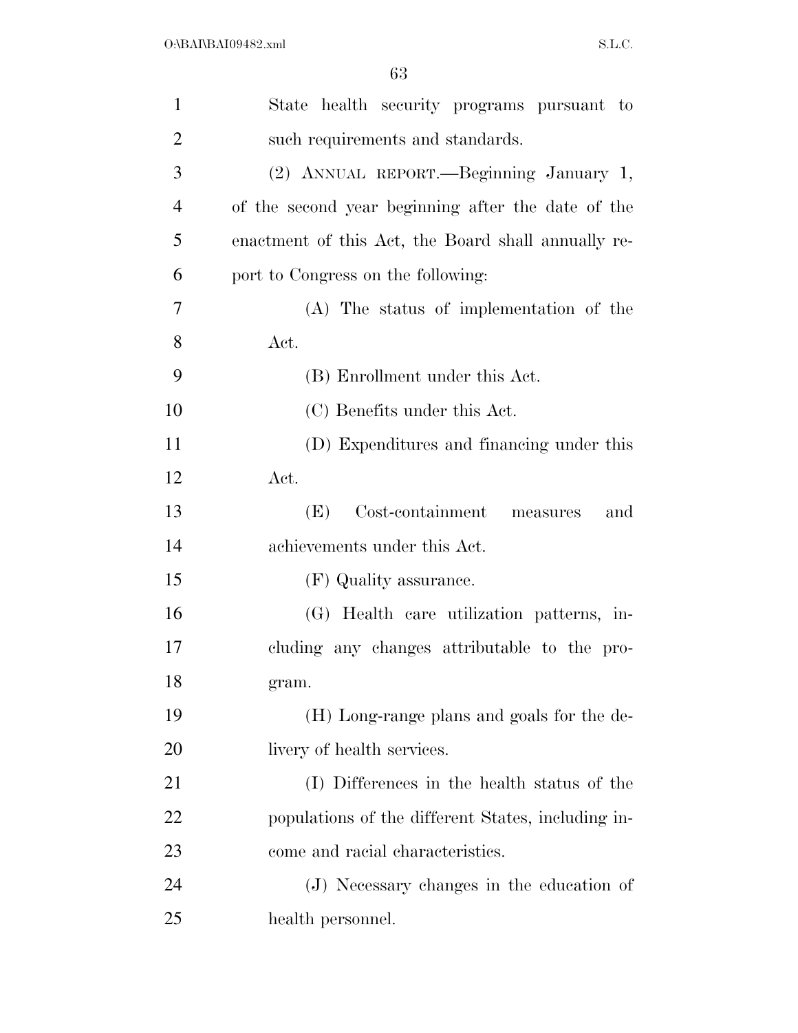State health security programs pursuant to such requirements and standards.

(2) ANNUAL REPORT.—Beginning January 1, of the second year beginning after the date of the enactment of this Act, the Board shall annually report to Congress on the following:

(A) The status of implementation of the Act.

(B) Enrollment under this Act.

(C) Benefits under this Act.

(D) Expenditures and financing under this Act.

(E) Cost-containment measures and achievements under this Act.

(F) Quality assurance.

(G) Health care utilization patterns, including any changes attributable to the program.

(H) Long-range plans and goals for the delivery of health services.

(I) Differences in the health status of the populations of the different States, including income and racial characteristics.

(J) Necessary changes in the education of health personnel.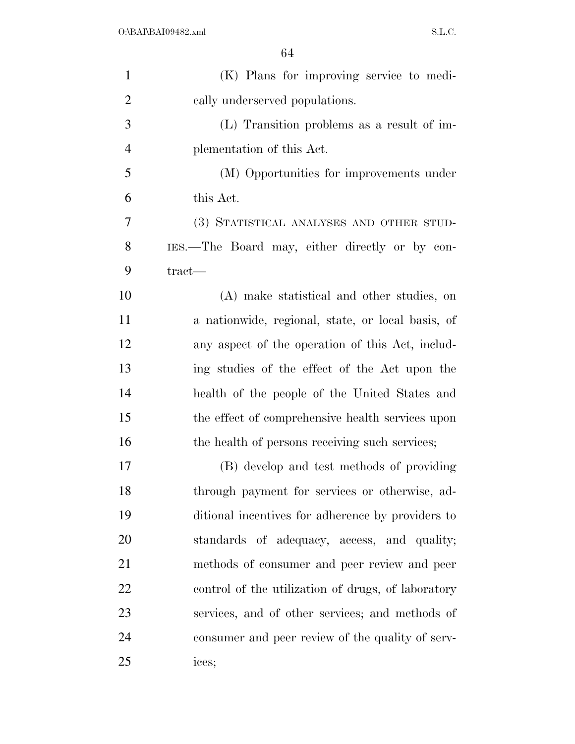(K) Plans for improving service to medically underserved populations.

(L) Transition problems as a result of implementation of this Act.

(M) Opportunities for improvements under this Act.

(3) STATISTICAL ANALYSES AND OTHER STUDIES.—The Board may, either directly or by contract—

(A) make statistical and other studies, on a nationwide, regional, state, or local basis, of any aspect of the operation of this Act, including studies of the effect of the Act upon the health of the people of the United States and the effect of comprehensive health services upon the health of persons receiving such services;

(B) develop and test methods of providing through payment for services or otherwise, additional incentives for adherence by providers to standards of adequacy, access, and quality; methods of consumer and peer review and peer control of the utilization of drugs, of laboratory services, and of other services; and methods of consumer and peer review of the quality of services;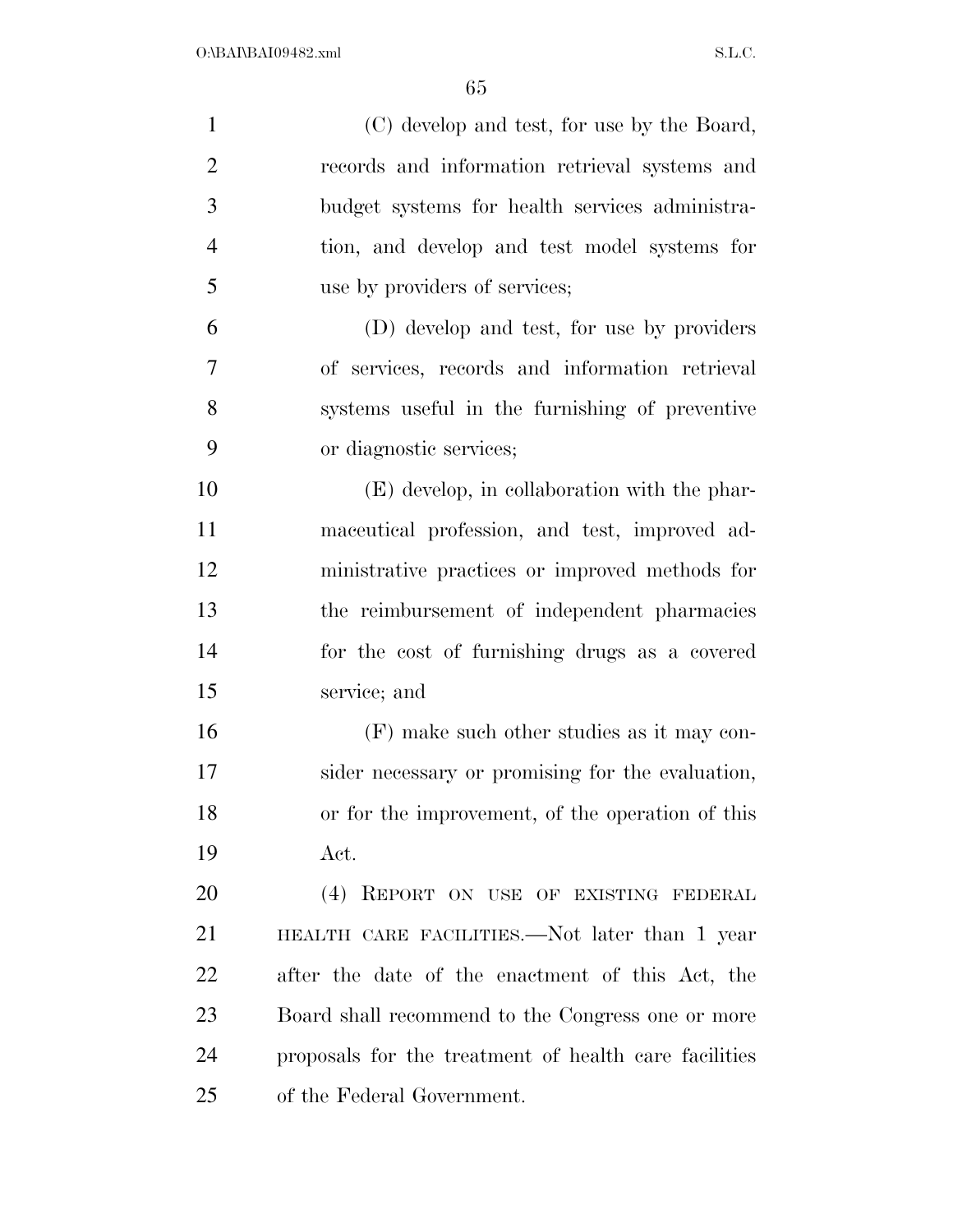(C) develop and test, for use by the Board, records and information retrieval systems and budget systems for health services administration, and develop and test model systems for use by providers of services;

(D) develop and test, for use by providers of services, records and information retrieval systems useful in the furnishing of preventive or diagnostic services;

(E) develop, in collaboration with the pharmaceutical profession, and test, improved administrative practices or improved methods for the reimbursement of independent pharmacies for the cost of furnishing drugs as a covered service; and

(F) make such other studies as it may consider necessary or promising for the evaluation, or for the improvement, of the operation of this Act.

(4) REPORT ON USE OF EXISTING FEDERAL HEALTH CARE FACILITIES.—Not later than 1 year after the date of the enactment of this Act, the Board shall recommend to the Congress one or more proposals for the treatment of health care facilities of the Federal Government.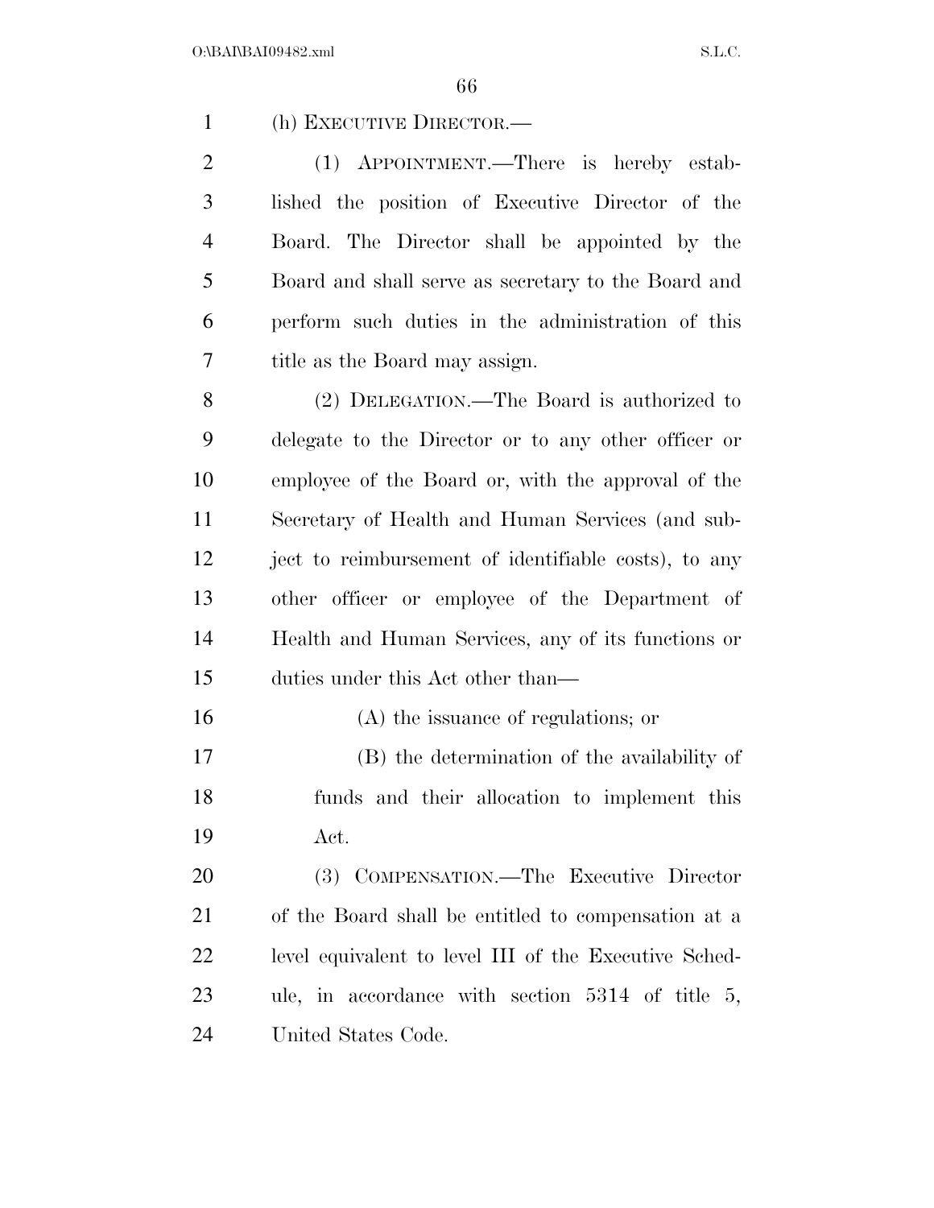(h) EXECUTIVE DIRECTOR.—

(1) APPOINTMENT.—There is hereby established the position of Executive Director of the Board. The Director shall be appointed by the Board and shall serve as secretary to the Board and perform such duties in the administration of this title as the Board may assign.

(2) DELEGATION.—The Board is authorized to delegate to the Director or to any other officer or employee of the Board or, with the approval of the Secretary of Health and Human Services (and subject to reimbursement of identifiable costs), to any other officer or employee of the Department of Health and Human Services, any of its functions or duties under this Act other than—

(A) the issuance of regulations; or

(B) the determination of the availability of funds and their allocation to implement this Act.

(3) COMPENSATION.—The Executive Director of the Board shall be entitled to compensation at a level equivalent to level III of the Executive Schedule, in accordance with section 5314 of title 5, United States Code.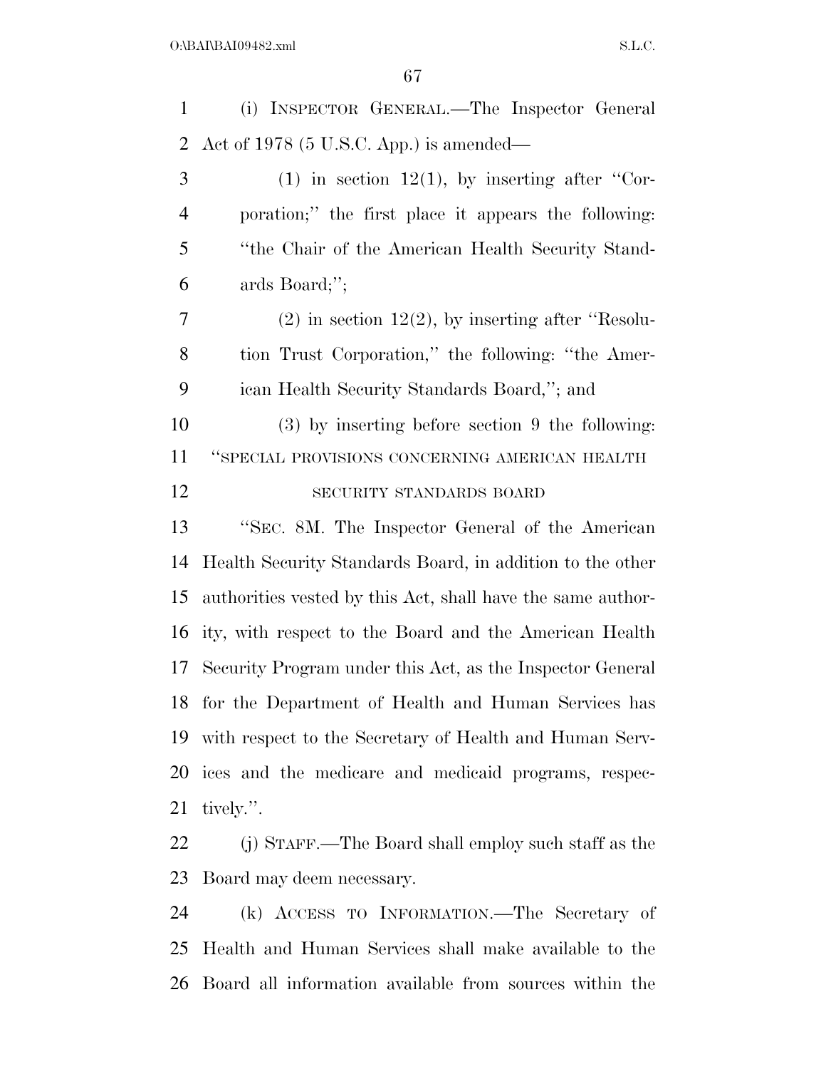(i) INSPECTOR GENERAL.—The Inspector General Act of 1978 (5 U.S.C. App.) is amended—

(1) in section 12(1), by inserting after "Corporation;" the first place it appears the following: "the Chair of the American Health Security Standards Board;";

(2) in section 12(2), by inserting after "Resolution Trust Corporation," the following: "the American Health Security Standards Board,"; and

(3) by inserting before section 9 the following:

"SPECIAL PROVISIONS CONCERNING AMERICAN HEALTH SECURITY STANDARDS BOARD

"SEC. 8M. The Inspector General of the American Health Security Standards Board, in addition to the other authorities vested by this Act, shall have the same authority, with respect to the Board and the American Health Security Program under this Act, as the Inspector General for the Department of Health and Human Services has with respect to the Secretary of Health and Human Services and the medicare and medicaid programs, respectively.".

(j) STAFF.—The Board shall employ such staff as the Board may deem necessary.

(k) ACCESS TO INFORMATION.—The Secretary of Health and Human Services shall make available to the Board all information available from sources within the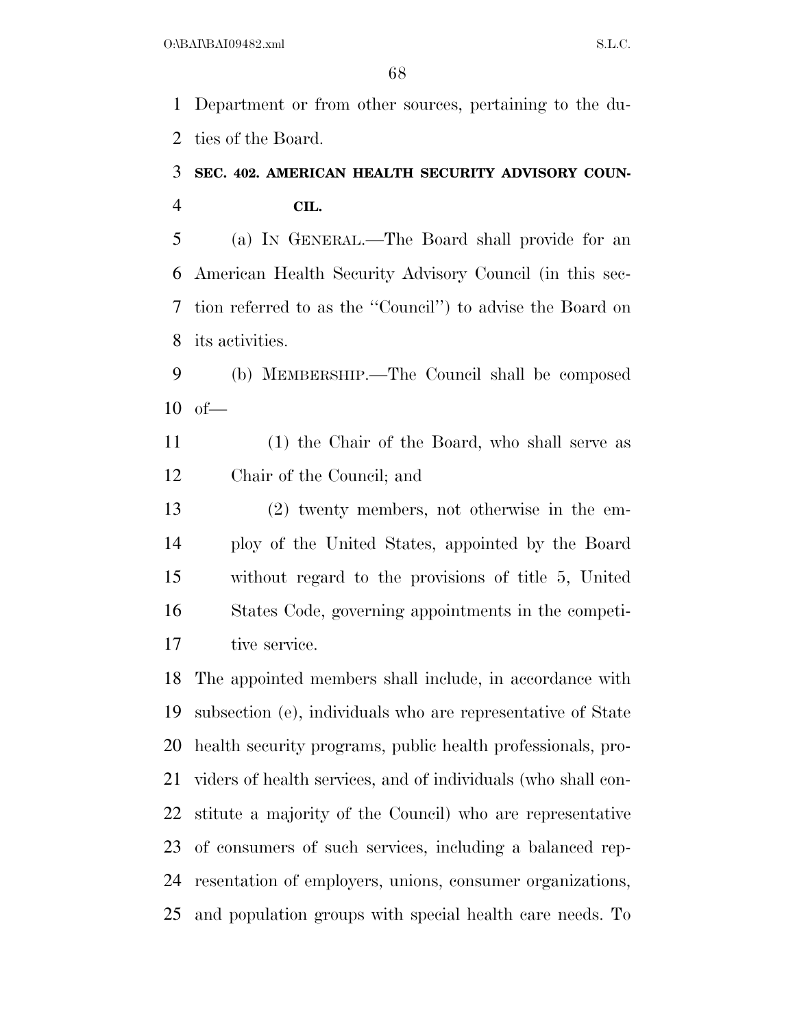Department or from other sources, pertaining to the duties of the Board.

### SEC. 402. AMERICAN HEALTH SECURITY ADVISORY COUNCIL.

(a) IN GENERAL.—The Board shall provide for an American Health Security Advisory Council (in this section referred to as the ''Council'') to advise the Board on its activities.

(b) MEMBERSHIP.—The Council shall be composed of—

(1) the Chair of the Board, who shall serve as Chair of the Council; and

(2) twenty members, not otherwise in the employ of the United States, appointed by the Board without regard to the provisions of title 5, United States Code, governing appointments in the competitive service.

The appointed members shall include, in accordance with subsection (e), individuals who are representative of State health security programs, public health professionals, providers of health services, and of individuals (who shall constitute a majority of the Council) who are representative of consumers of such services, including a balanced representation of employers, unions, consumer organizations, and population groups with special health care needs. To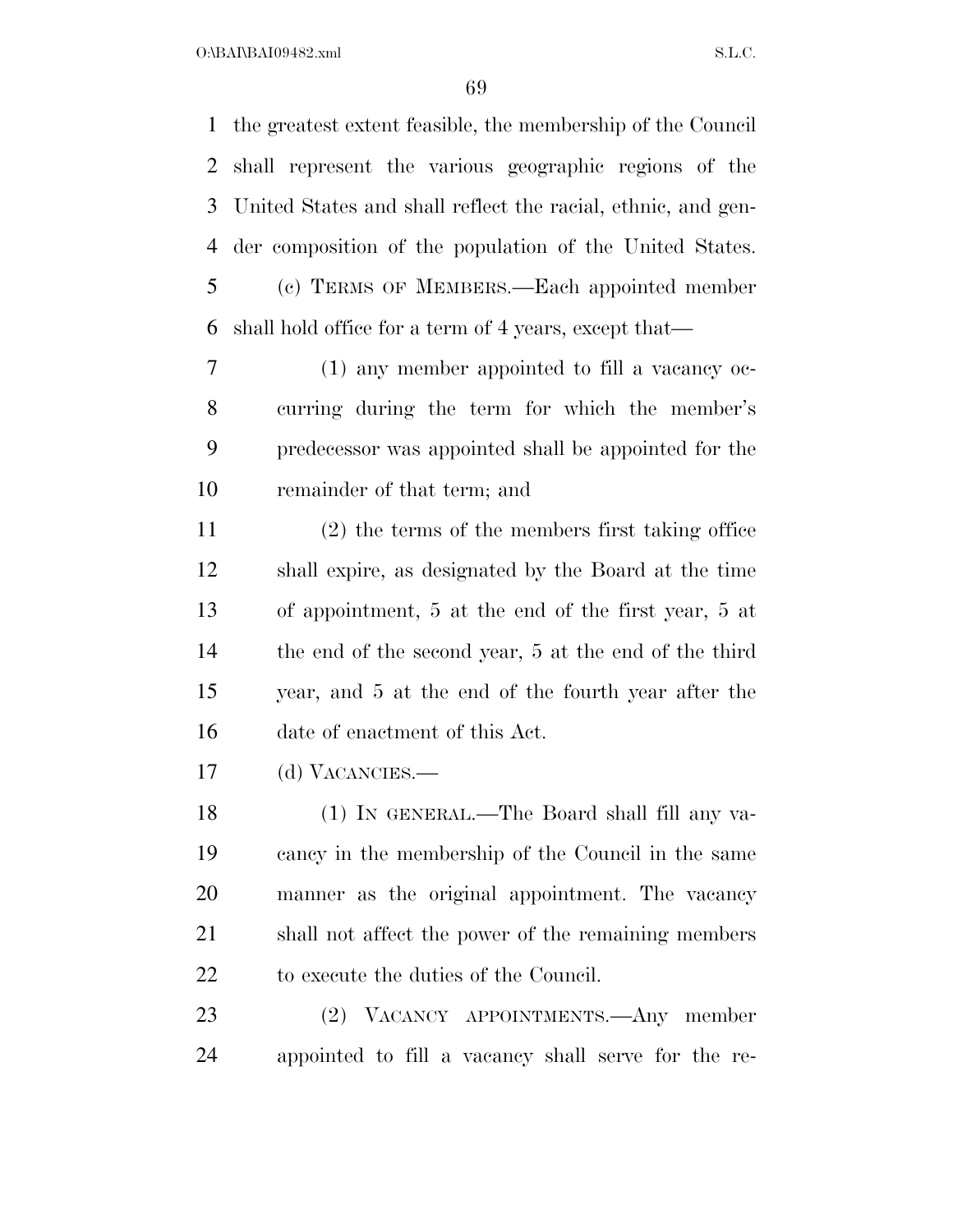the greatest extent feasible, the membership of the Council shall represent the various geographic regions of the United States and shall reflect the racial, ethnic, and gender composition of the population of the United States.

(c) TERMS OF MEMBERS.—Each appointed member shall hold office for a term of 4 years, except that—

(1) any member appointed to fill a vacancy occurring during the term for which the member's predecessor was appointed shall be appointed for the remainder of that term; and

(2) the terms of the members first taking office shall expire, as designated by the Board at the time of appointment, 5 at the end of the first year, 5 at the end of the second year, 5 at the end of the third year, and 5 at the end of the fourth year after the date of enactment of this Act.

(d) VACANCIES.—

(1) IN GENERAL.—The Board shall fill any vacancy in the membership of the Council in the same manner as the original appointment. The vacancy shall not affect the power of the remaining members to execute the duties of the Council.

(2) VACANCY APPOINTMENTS.—Any member appointed to fill a vacancy shall serve for the re-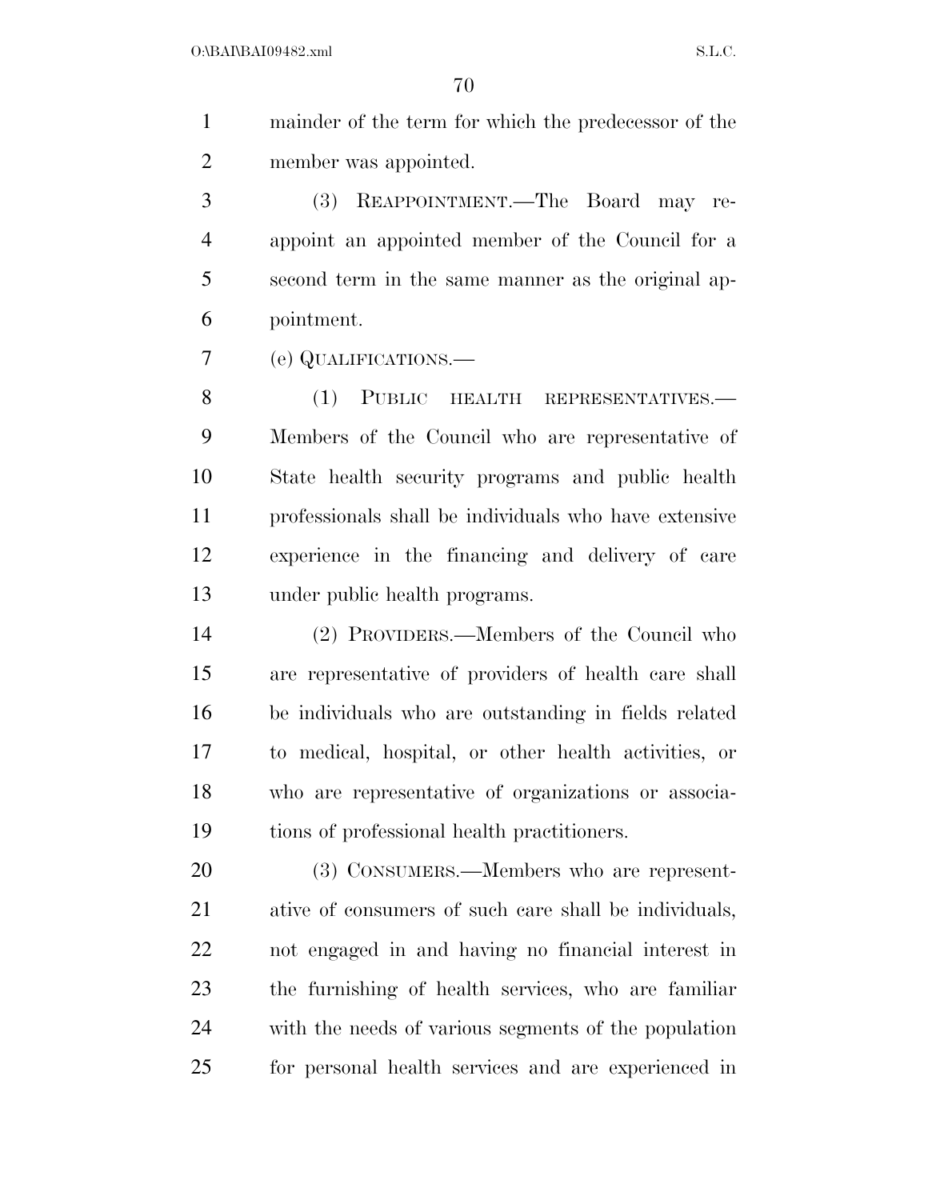mainder of the term for which the predecessor of the member was appointed.

(3) REAPPOINTMENT.—The Board may reappoint an appointed member of the Council for a second term in the same manner as the original appointment.

(e) QUALIFICATIONS.—

(1) PUBLIC HEALTH REPRESENTATIVES.—Members of the Council who are representative of State health security programs and public health professionals shall be individuals who have extensive experience in the financing and delivery of care under public health programs.

(2) PROVIDERS.—Members of the Council who are representative of providers of health care shall be individuals who are outstanding in fields related to medical, hospital, or other health activities, or who are representative of organizations or associations of professional health practitioners.

(3) CONSUMERS.—Members who are representative of consumers of such care shall be individuals, not engaged in and having no financial interest in the furnishing of health services, who are familiar with the needs of various segments of the population for personal health services and are experienced in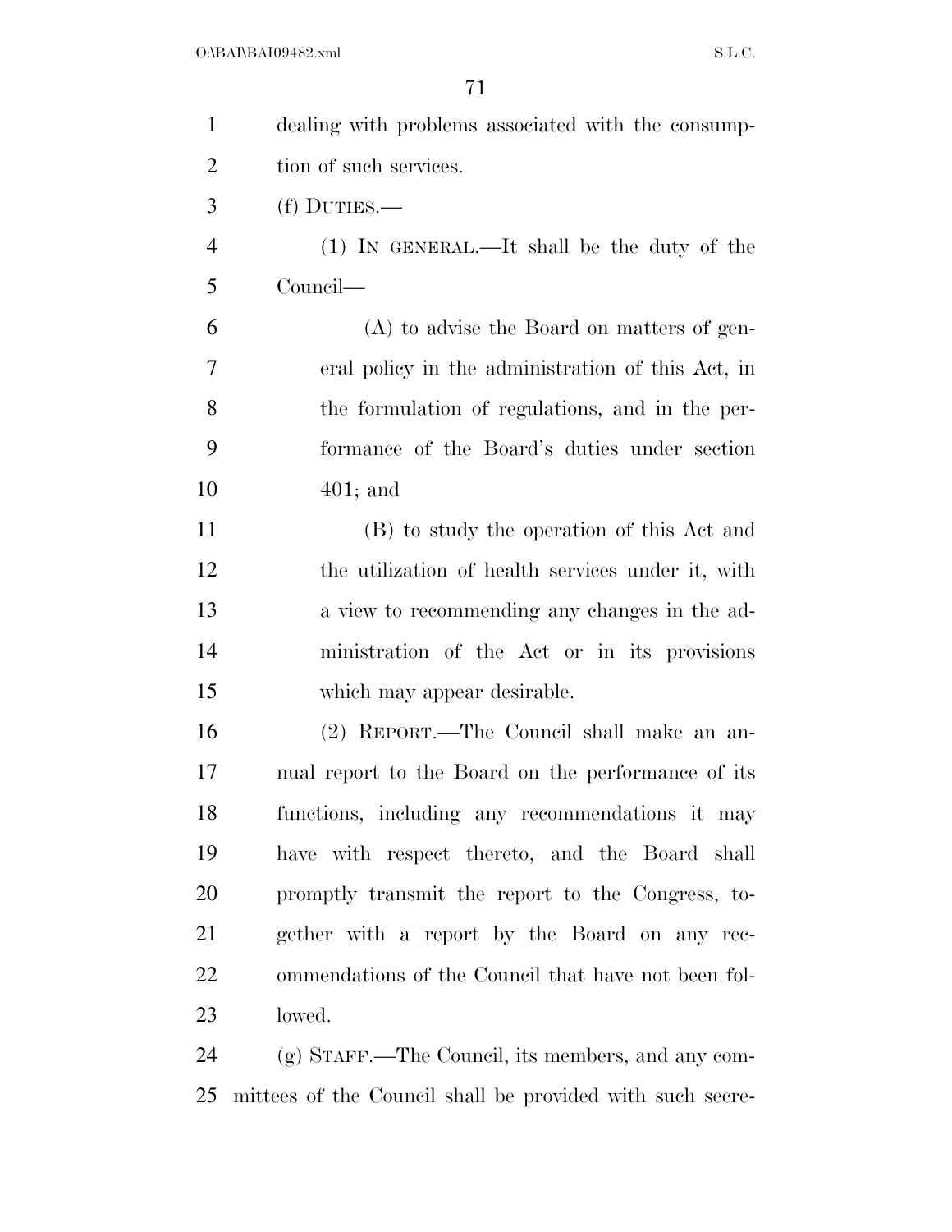dealing with problems associated with the consumption of such services.

(f) DUTIES.—

(1) IN GENERAL.—It shall be the duty of the Council—

(A) to advise the Board on matters of general policy in the administration of this Act, in the formulation of regulations, and in the performance of the Board's duties under section 401; and

(B) to study the operation of this Act and the utilization of health services under it, with a view to recommending any changes in the administration of the Act or in its provisions which may appear desirable.

(2) REPORT.—The Council shall make an annual report to the Board on the performance of its functions, including any recommendations it may have with respect thereto, and the Board shall promptly transmit the report to the Congress, together with a report by the Board on any recommendations of the Council that have not been followed.

(g) STAFF.—The Council, its members, and any committees of the Council shall be provided with such secre-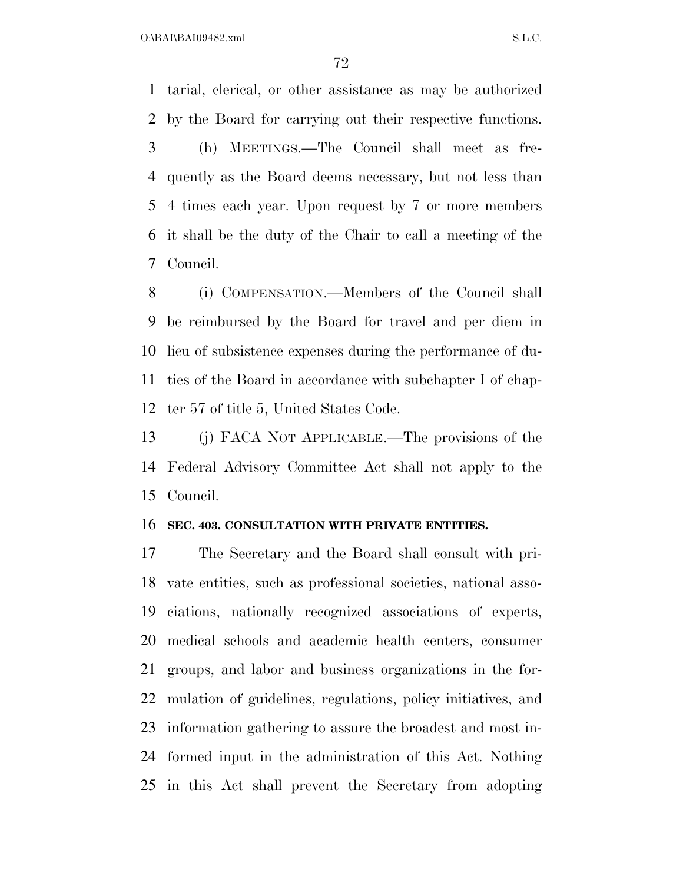tarial, clerical, or other assistance as may be authorized by the Board for carrying out their respective functions.

(h) MEETINGS.—The Council shall meet as frequently as the Board deems necessary, but not less than 4 times each year. Upon request by 7 or more members it shall be the duty of the Chair to call a meeting of the Council.

(i) COMPENSATION.—Members of the Council shall be reimbursed by the Board for travel and per diem in lieu of subsistence expenses during the performance of duties of the Board in accordance with subchapter I of chapter 57 of title 5, United States Code.

(j) FACA NOT APPLICABLE.—The provisions of the Federal Advisory Committee Act shall not apply to the Council.

**SEC. 403. CONSULTATION WITH PRIVATE ENTITIES.**

The Secretary and the Board shall consult with private entities, such as professional societies, national associations, nationally recognized associations of experts, medical schools and academic health centers, consumer groups, and labor and business organizations in the formulation of guidelines, regulations, policy initiatives, and information gathering to assure the broadest and most informed input in the administration of this Act. Nothing in this Act shall prevent the Secretary from adopting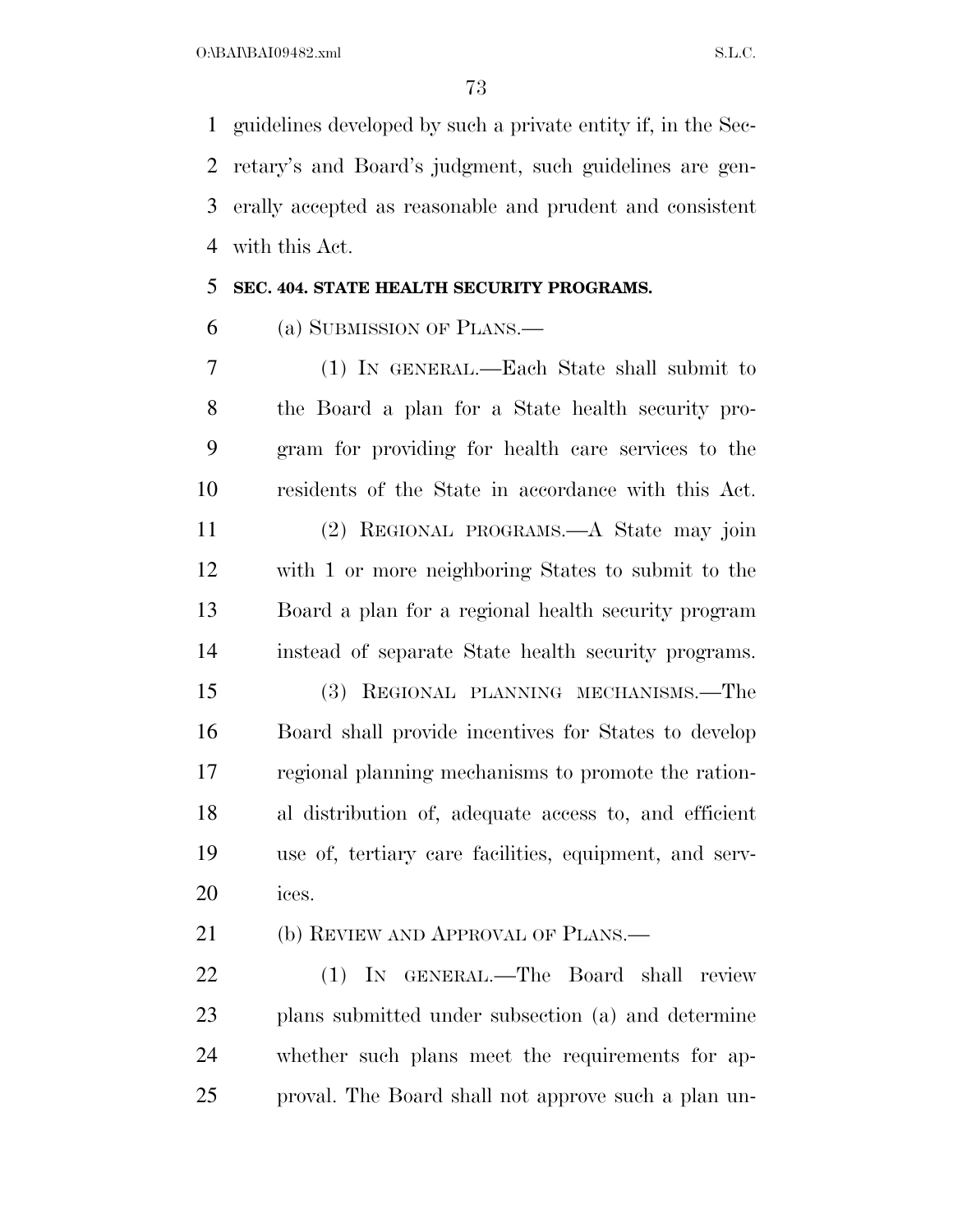guidelines developed by such a private entity if, in the Secretary's and Board's judgment, such guidelines are generally accepted as reasonable and prudent and consistent with this Act.

**SEC. 404. STATE HEALTH SECURITY PROGRAMS.**

(a) SUBMISSION OF PLANS.—

(1) IN GENERAL.—Each State shall submit to the Board a plan for a State health security program for providing for health care services to the residents of the State in accordance with this Act.

(2) REGIONAL PROGRAMS.—A State may join with 1 or more neighboring States to submit to the Board a plan for a regional health security program instead of separate State health security programs.

(3) REGIONAL PLANNING MECHANISMS.—The Board shall provide incentives for States to develop regional planning mechanisms to promote the rational distribution of, adequate access to, and efficient use of, tertiary care facilities, equipment, and services.

(b) REVIEW AND APPROVAL OF PLANS.—

(1) IN GENERAL.—The Board shall review plans submitted under subsection (a) and determine whether such plans meet the requirements for approval. The Board shall not approve such a plan un-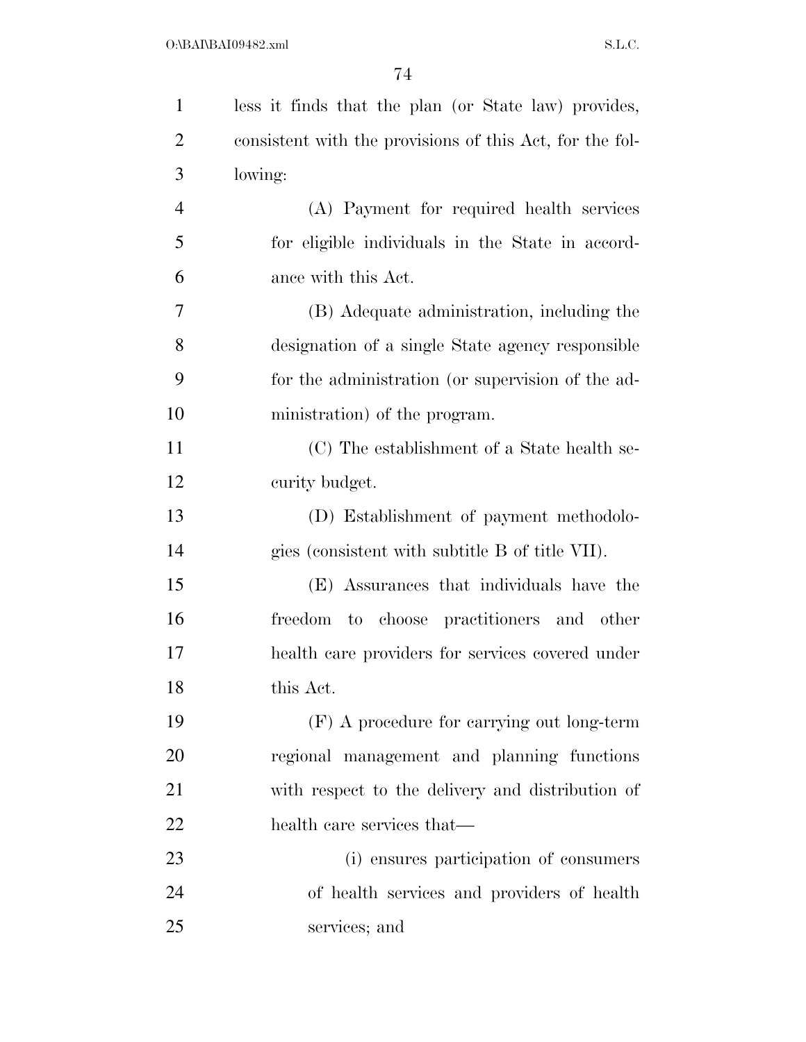less it finds that the plan (or State law) provides, consistent with the provisions of this Act, for the following:

(A) Payment for required health services for eligible individuals in the State in accordance with this Act.

(B) Adequate administration, including the designation of a single State agency responsible for the administration (or supervision of the administration) of the program.

(C) The establishment of a State health security budget.

(D) Establishment of payment methodologies (consistent with subtitle B of title VII).

(E) Assurances that individuals have the freedom to choose practitioners and other health care providers for services covered under this Act.

(F) A procedure for carrying out long-term regional management and planning functions with respect to the delivery and distribution of health care services that—

(i) ensures participation of consumers of health services and providers of health services; and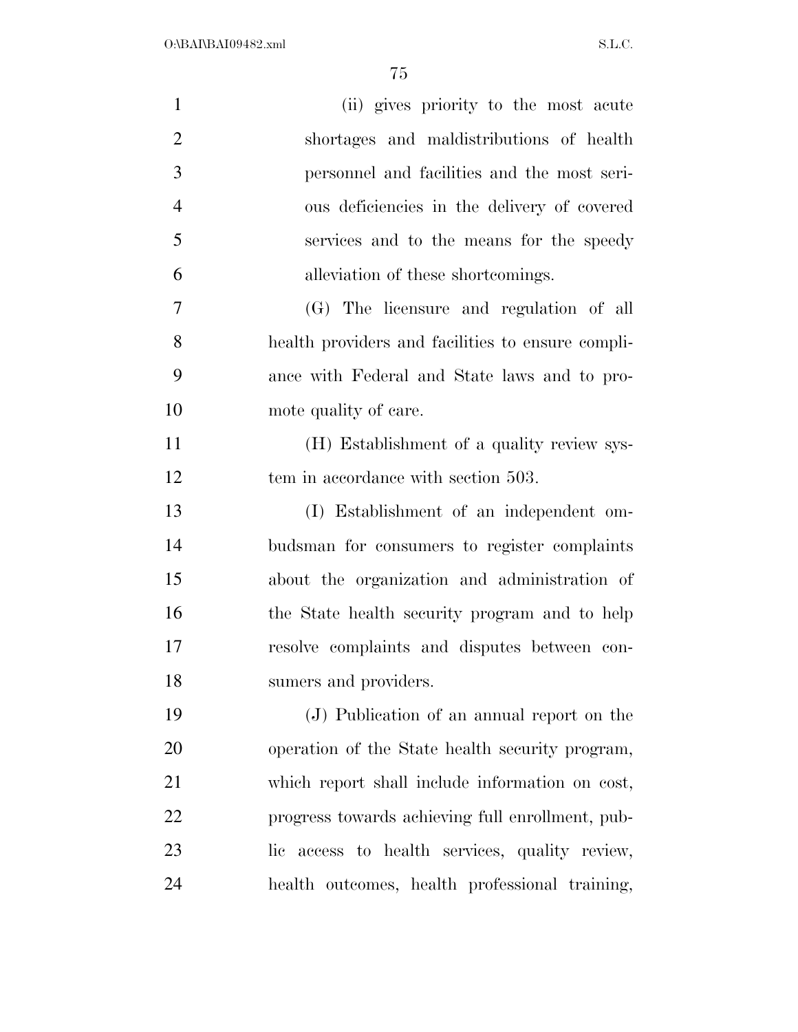(ii) gives priority to the most acute shortages and maldistributions of health personnel and facilities and the most serious deficiencies in the delivery of covered services and to the means for the speedy alleviation of these shortcomings.

(G) The licensure and regulation of all health providers and facilities to ensure compliance with Federal and State laws and to promote quality of care.

(H) Establishment of a quality review system in accordance with section 503.

(I) Establishment of an independent ombudsman for consumers to register complaints about the organization and administration of the State health security program and to help resolve complaints and disputes between consumers and providers.

(J) Publication of an annual report on the operation of the State health security program, which report shall include information on cost, progress towards achieving full enrollment, public access to health services, quality review, health outcomes, health professional training,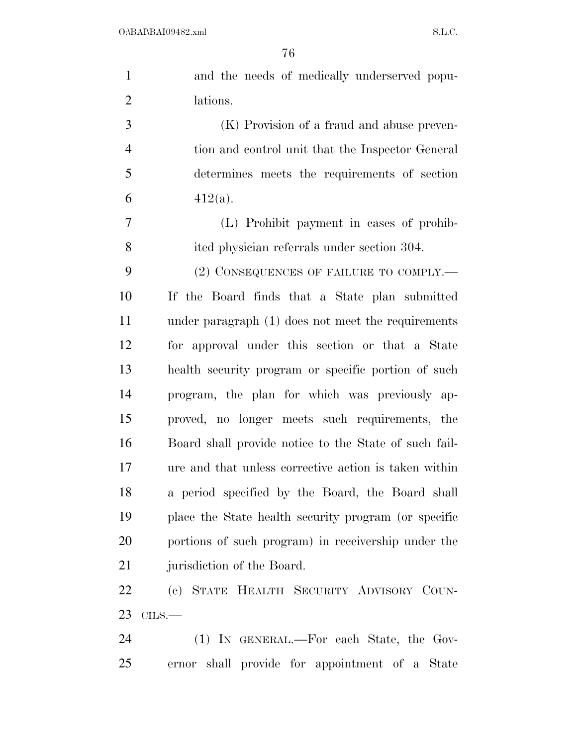and the needs of medically underserved populations.

(K) Provision of a fraud and abuse prevention and control unit that the Inspector General determines meets the requirements of section 412(a).

(L) Prohibit payment in cases of prohibited physician referrals under section 304.

(2) CONSEQUENCES OF FAILURE TO COMPLY.—If the Board finds that a State plan submitted under paragraph (1) does not meet the requirements for approval under this section or that a State health security program or specific portion of such program, the plan for which was previously approved, no longer meets such requirements, the Board shall provide notice to the State of such failure and that unless corrective action is taken within a period specified by the Board, the Board shall place the State health security program (or specific portions of such program) in receivership under the jurisdiction of the Board.

(c) STATE HEALTH SECURITY ADVISORY COUNCILS.—

(1) IN GENERAL.—For each State, the Governor shall provide for appointment of a State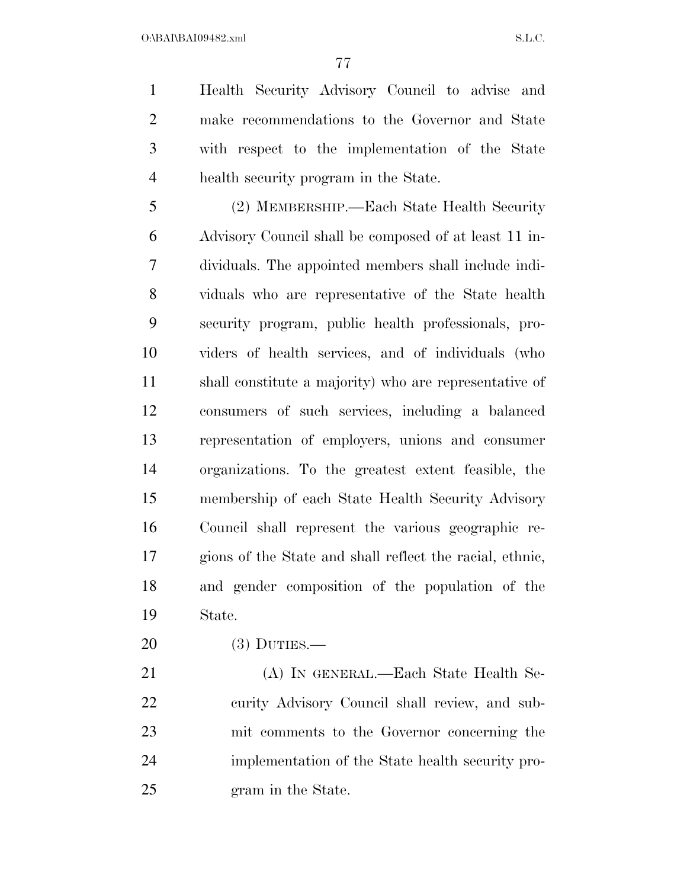Health Security Advisory Council to advise and make recommendations to the Governor and State with respect to the implementation of the State health security program in the State.

(2) MEMBERSHIP.—Each State Health Security Advisory Council shall be composed of at least 11 individuals. The appointed members shall include individuals who are representative of the State health security program, public health professionals, providers of health services, and of individuals (who shall constitute a majority) who are representative of consumers of such services, including a balanced representation of employers, unions and consumer organizations. To the greatest extent feasible, the membership of each State Health Security Advisory Council shall represent the various geographic regions of the State and shall reflect the racial, ethnic, and gender composition of the population of the State.

(3) DUTIES.—

(A) IN GENERAL.—Each State Health Security Advisory Council shall review, and submit comments to the Governor concerning the implementation of the State health security program in the State.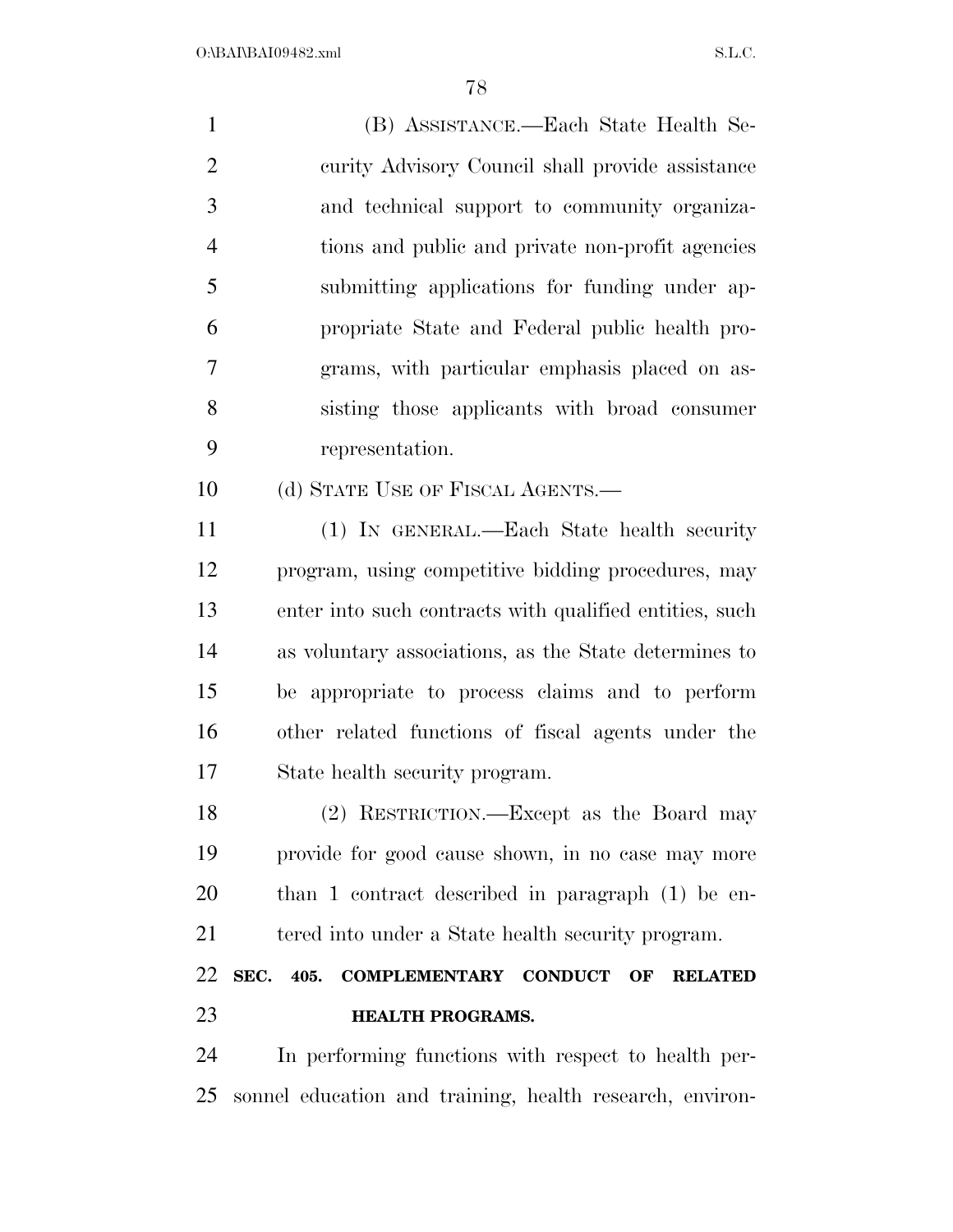(B) ASSISTANCE.—Each State Health Security Advisory Council shall provide assistance and technical support to community organizations and public and private non-profit agencies submitting applications for funding under appropriate State and Federal public health programs, with particular emphasis placed on assisting those applicants with broad consumer representation.

(d) STATE USE OF FISCAL AGENTS.—

(1) IN GENERAL.—Each State health security program, using competitive bidding procedures, may enter into such contracts with qualified entities, such as voluntary associations, as the State determines to be appropriate to process claims and to perform other related functions of fiscal agents under the State health security program.

(2) RESTRICTION.—Except as the Board may provide for good cause shown, in no case may more than 1 contract described in paragraph (1) be entered into under a State health security program.

## SEC. 405. COMPLEMENTARY CONDUCT OF RELATED HEALTH PROGRAMS.

In performing functions with respect to health personnel education and training, health research, environ-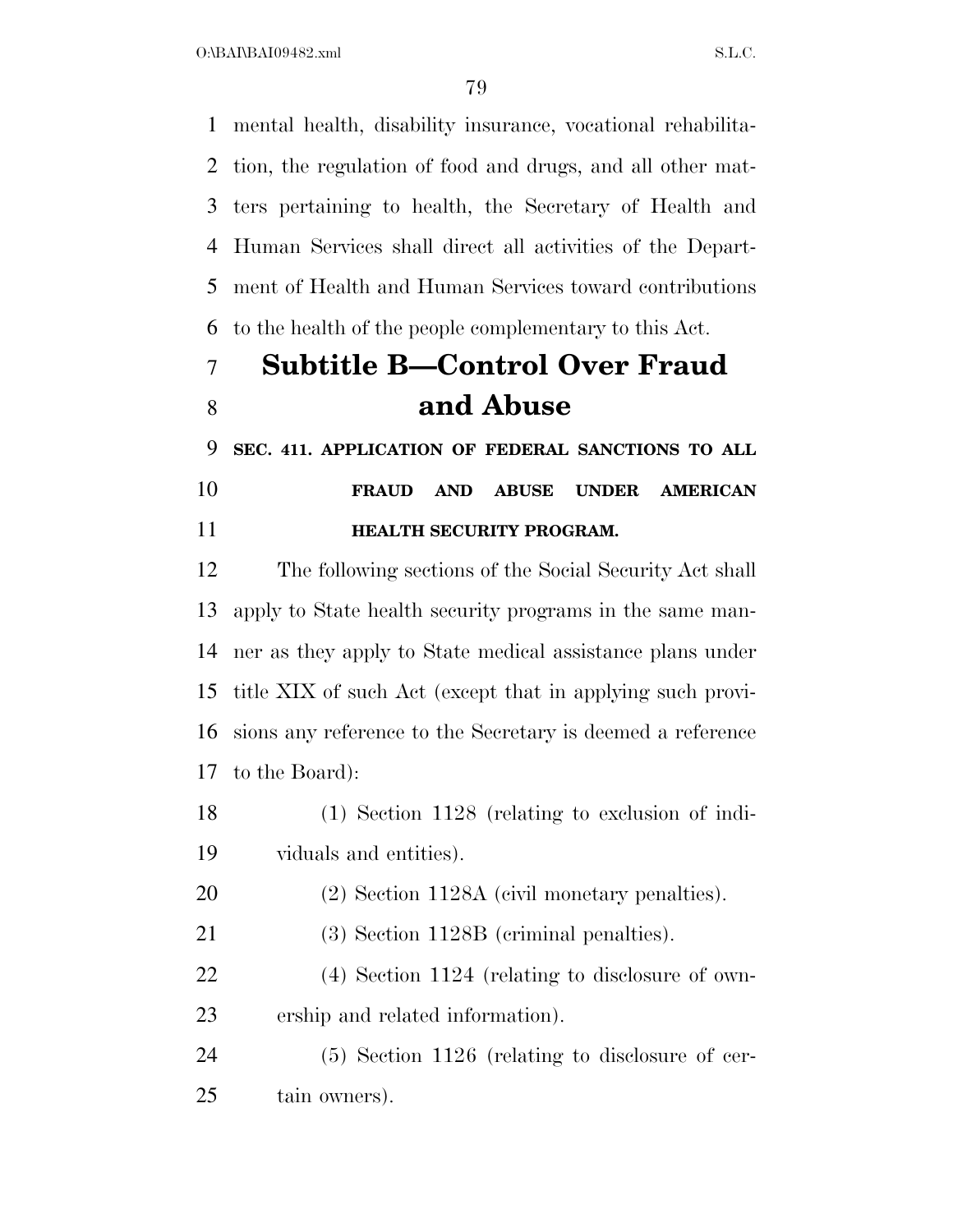mental health, disability insurance, vocational rehabilitation, the regulation of food and drugs, and all other matters pertaining to health, the Secretary of Health and Human Services shall direct all activities of the Department of Health and Human Services toward contributions to the health of the people complementary to this Act.

## Subtitle B—Control Over Fraud and Abuse

### SEC. 411. APPLICATION OF FEDERAL SANCTIONS TO ALL FRAUD AND ABUSE UNDER AMERICAN HEALTH SECURITY PROGRAM.

The following sections of the Social Security Act shall apply to State health security programs in the same manner as they apply to State medical assistance plans under title XIX of such Act (except that in applying such provisions any reference to the Secretary is deemed a reference to the Board):

(1) Section 1128 (relating to exclusion of individuals and entities).

(2) Section 1128A (civil monetary penalties).

(3) Section 1128B (criminal penalties).

(4) Section 1124 (relating to disclosure of ownership and related information).

(5) Section 1126 (relating to disclosure of certain owners).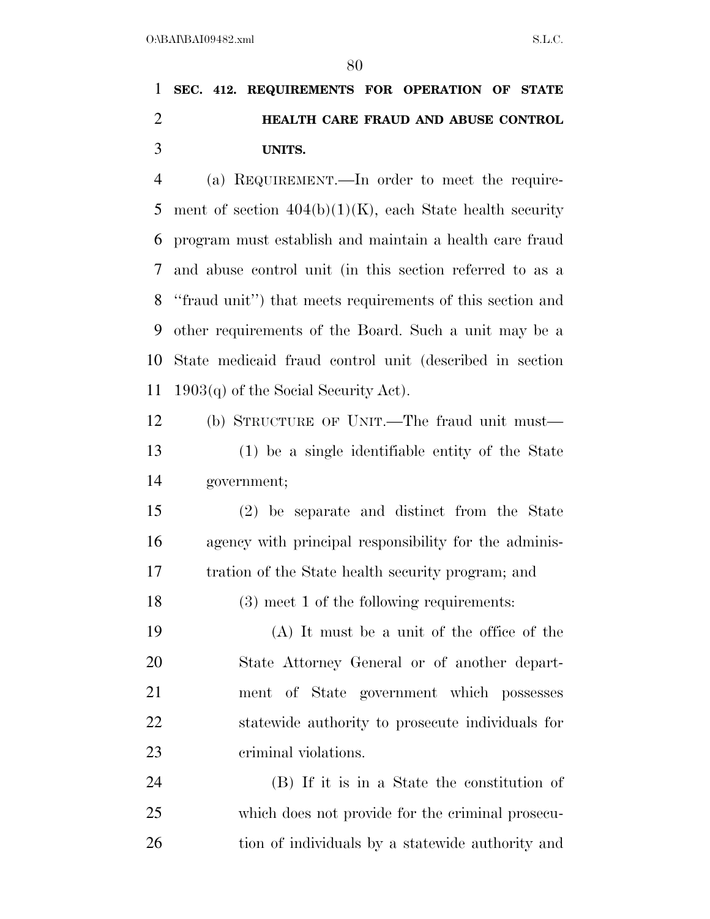## SEC. 412. REQUIREMENTS FOR OPERATION OF STATE HEALTH CARE FRAUD AND ABUSE CONTROL UNITS.

(a) REQUIREMENT.—In order to meet the requirement of section 404(b)(1)(K), each State health security program must establish and maintain a health care fraud and abuse control unit (in this section referred to as a ''fraud unit'') that meets requirements of this section and other requirements of the Board. Such a unit may be a State medicaid fraud control unit (described in section 1903(q) of the Social Security Act).

(b) STRUCTURE OF UNIT.—The fraud unit must—

(1) be a single identifiable entity of the State government;

(2) be separate and distinct from the State agency with principal responsibility for the administration of the State health security program; and

(3) meet 1 of the following requirements:

(A) It must be a unit of the office of the State Attorney General or of another department of State government which possesses statewide authority to prosecute individuals for criminal violations.

(B) If it is in a State the constitution of which does not provide for the criminal prosecution of individuals by a statewide authority and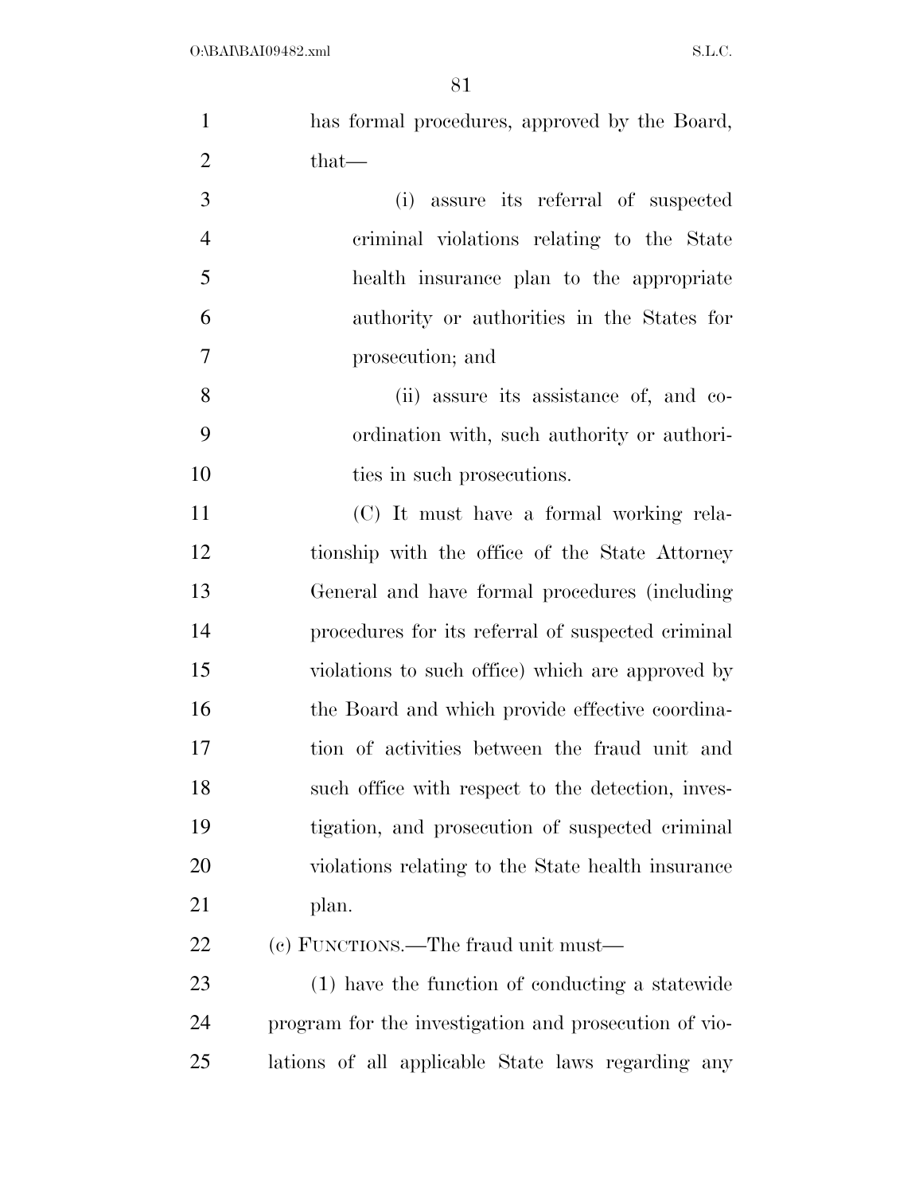has formal procedures, approved by the Board, that—

(i) assure its referral of suspected criminal violations relating to the State health insurance plan to the appropriate authority or authorities in the States for prosecution; and

(ii) assure its assistance of, and coordination with, such authority or authorities in such prosecutions.

(C) It must have a formal working relationship with the office of the State Attorney General and have formal procedures (including procedures for its referral of suspected criminal violations to such office) which are approved by the Board and which provide effective coordination of activities between the fraud unit and such office with respect to the detection, investigation, and prosecution of suspected criminal violations relating to the State health insurance plan.

(c) FUNCTIONS.—The fraud unit must—

(1) have the function of conducting a statewide program for the investigation and prosecution of violations of all applicable State laws regarding any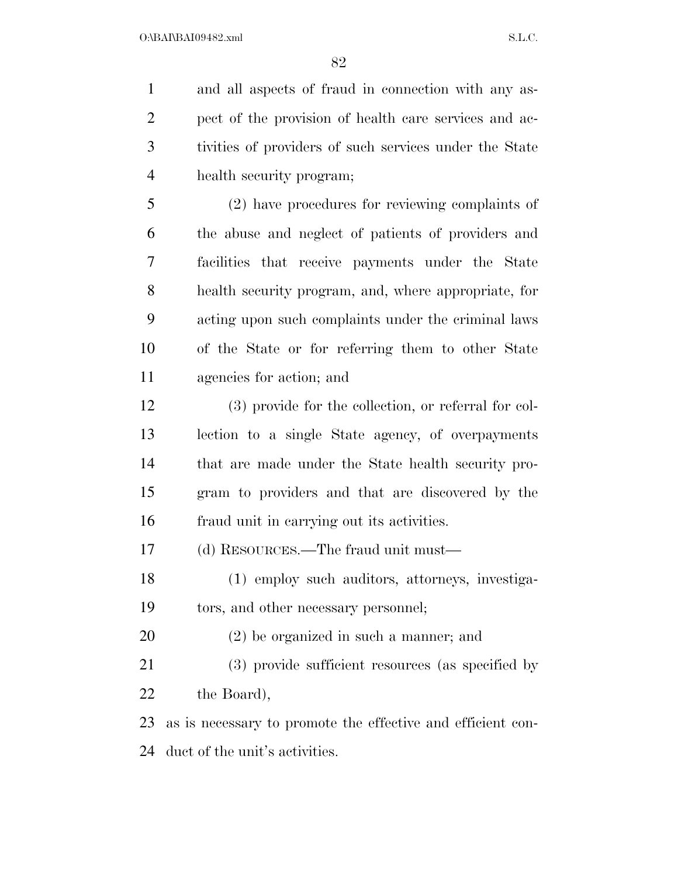and all aspects of fraud in connection with any aspect of the provision of health care services and activities of providers of such services under the State health security program;

(2) have procedures for reviewing complaints of the abuse and neglect of patients of providers and facilities that receive payments under the State health security program, and, where appropriate, for acting upon such complaints under the criminal laws of the State or for referring them to other State agencies for action; and

(3) provide for the collection, or referral for collection to a single State agency, of overpayments that are made under the State health security program to providers and that are discovered by the fraud unit in carrying out its activities.

(d) RESOURCES.—The fraud unit must—

(1) employ such auditors, attorneys, investigators, and other necessary personnel;

(2) be organized in such a manner; and

(3) provide sufficient resources (as specified by the Board),

as is necessary to promote the effective and efficient conduct of the unit's activities.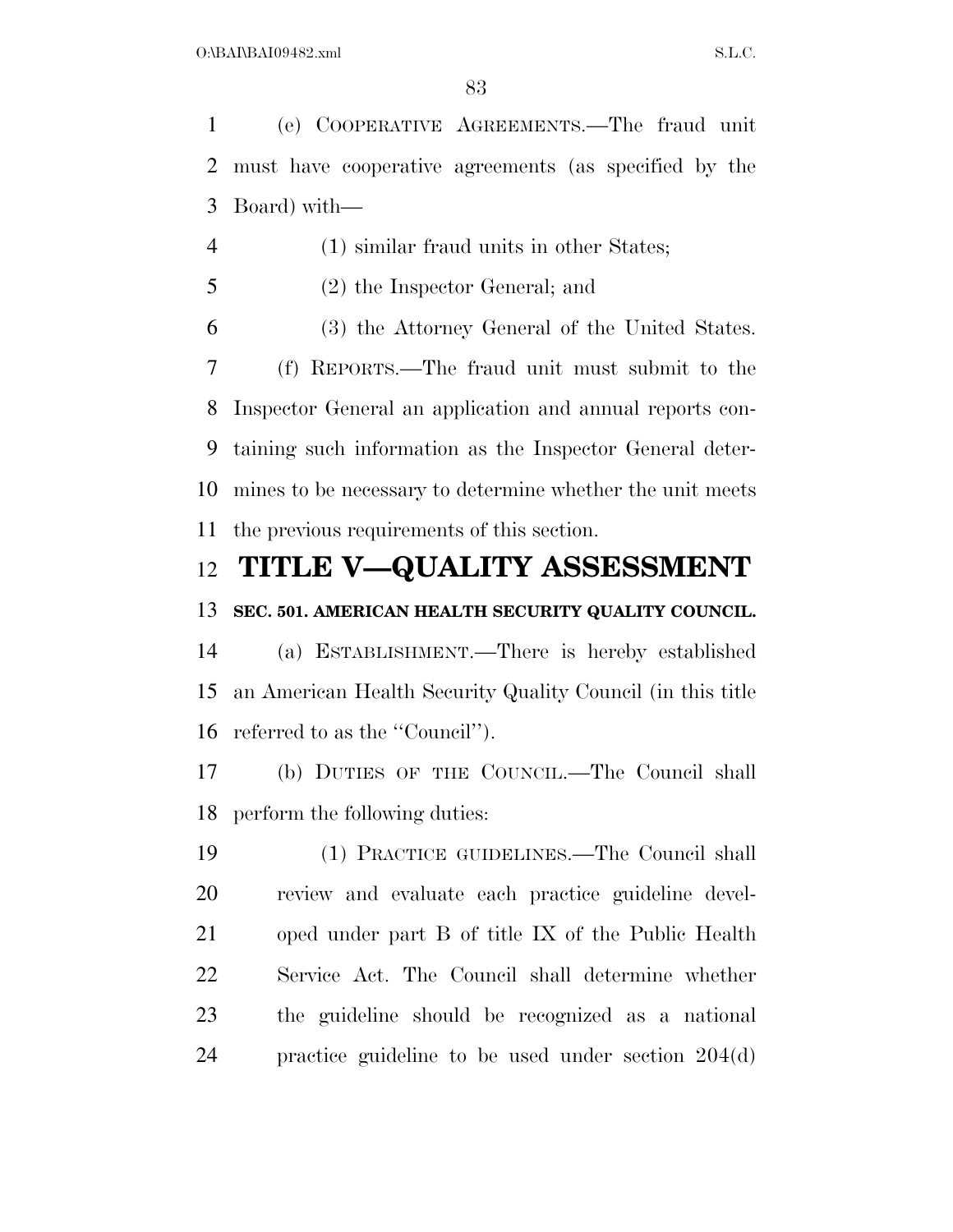(e) COOPERATIVE AGREEMENTS.—The fraud unit must have cooperative agreements (as specified by the Board) with—

(1) similar fraud units in other States;

(2) the Inspector General; and

(3) the Attorney General of the United States.

(f) REPORTS.—The fraud unit must submit to the Inspector General an application and annual reports containing such information as the Inspector General determines to be necessary to determine whether the unit meets the previous requirements of this section.

# TITLE V—QUALITY ASSESSMENT

### SEC. 501. AMERICAN HEALTH SECURITY QUALITY COUNCIL.

(a) ESTABLISHMENT.—There is hereby established an American Health Security Quality Council (in this title referred to as the ''Council'').

(b) DUTIES OF THE COUNCIL.—The Council shall perform the following duties:

(1) PRACTICE GUIDELINES.—The Council shall review and evaluate each practice guideline developed under part B of title IX of the Public Health Service Act. The Council shall determine whether the guideline should be recognized as a national practice guideline to be used under section 204(d)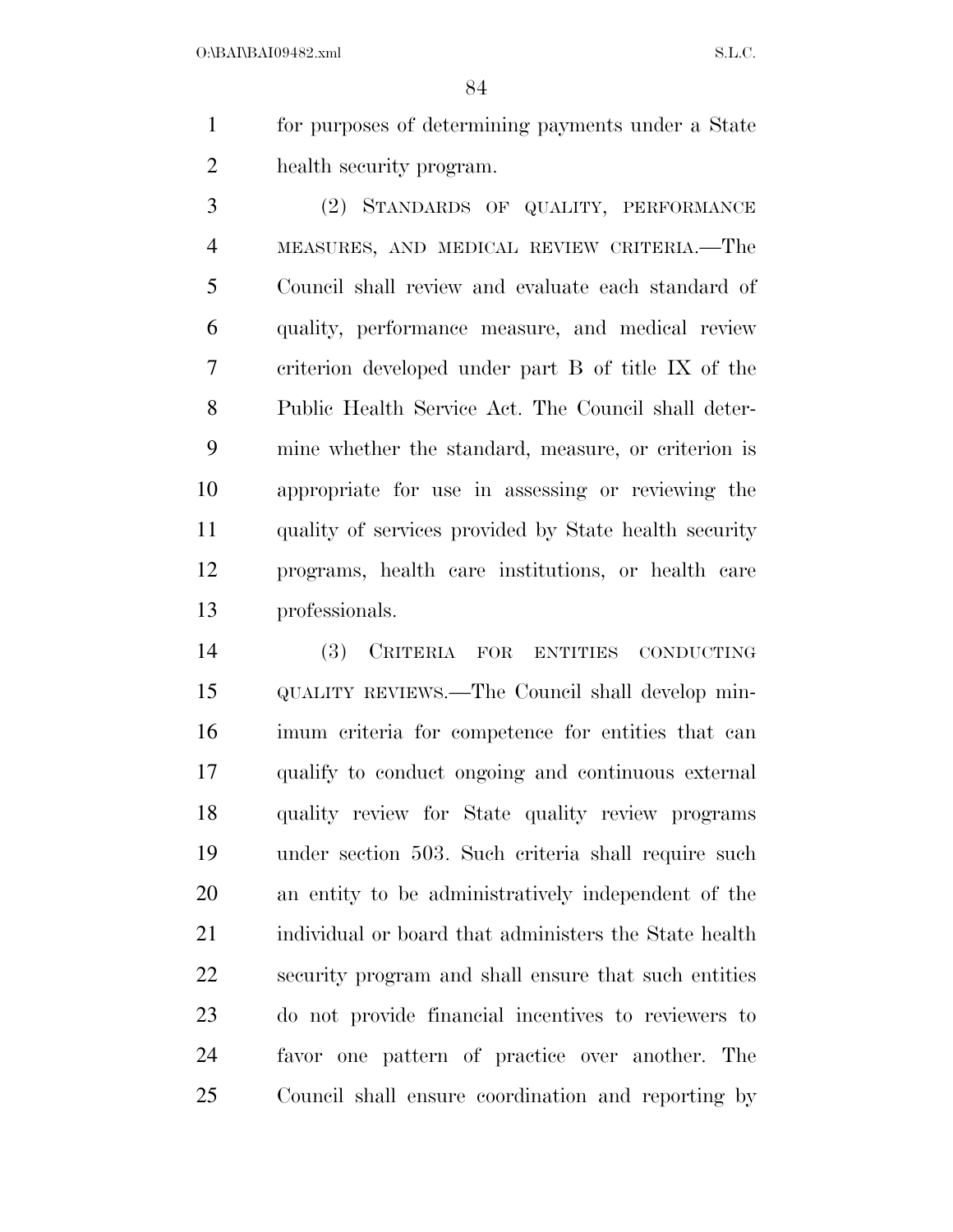for purposes of determining payments under a State health security program.

(2) STANDARDS OF QUALITY, PERFORMANCE MEASURES, AND MEDICAL REVIEW CRITERIA.—The Council shall review and evaluate each standard of quality, performance measure, and medical review criterion developed under part B of title IX of the Public Health Service Act. The Council shall determine whether the standard, measure, or criterion is appropriate for use in assessing or reviewing the quality of services provided by State health security programs, health care institutions, or health care professionals.

(3) CRITERIA FOR ENTITIES CONDUCTING QUALITY REVIEWS.—The Council shall develop minimum criteria for competence for entities that can qualify to conduct ongoing and continuous external quality review for State quality review programs under section 503. Such criteria shall require such an entity to be administratively independent of the individual or board that administers the State health security program and shall ensure that such entities do not provide financial incentives to reviewers to favor one pattern of practice over another. The Council shall ensure coordination and reporting by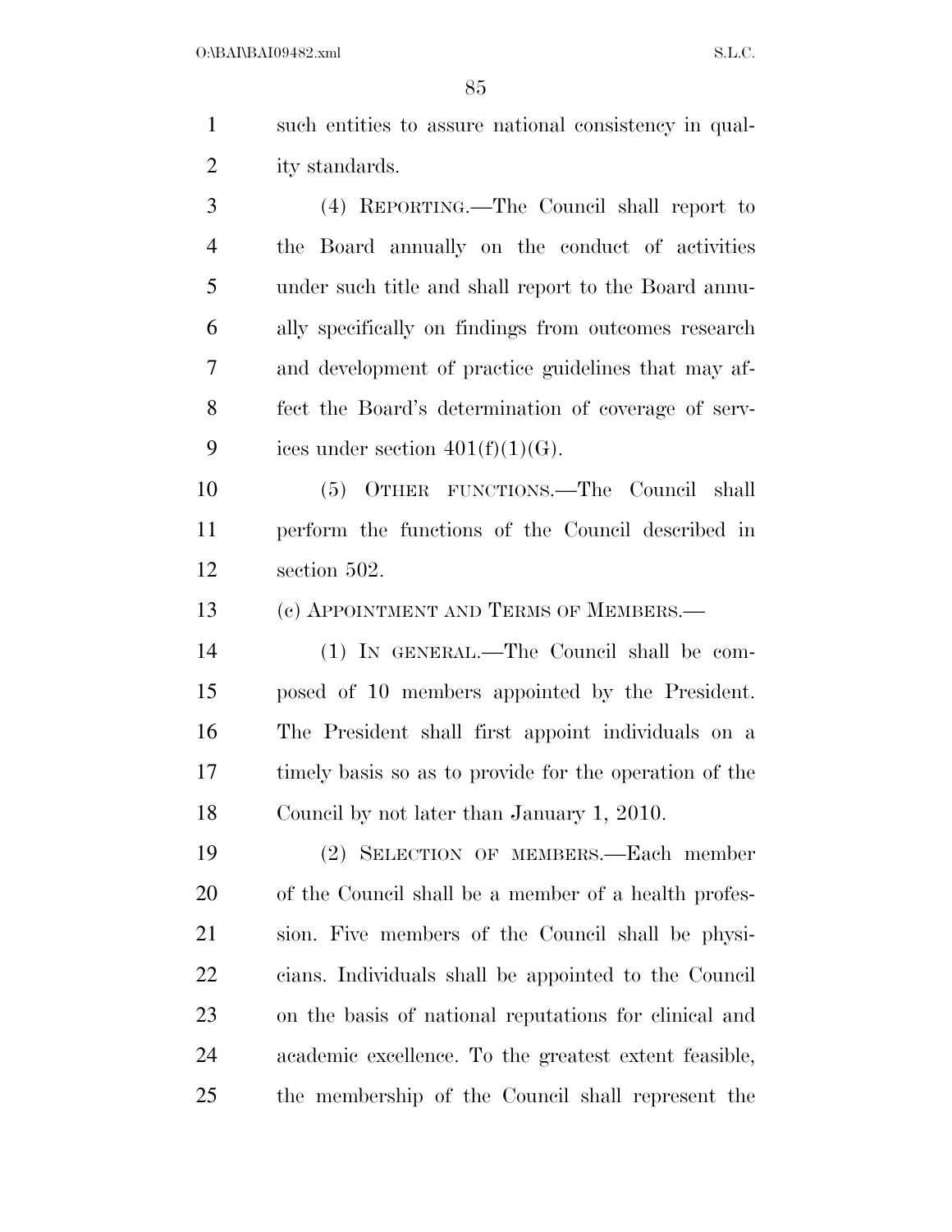such entities to assure national consistency in quality standards.

(4) REPORTING.—The Council shall report to the Board annually on the conduct of activities under such title and shall report to the Board annually specifically on findings from outcomes research and development of practice guidelines that may affect the Board's determination of coverage of services under section 401(f)(1)(G).

(5) OTHER FUNCTIONS.—The Council shall perform the functions of the Council described in section 502.

(c) APPOINTMENT AND TERMS OF MEMBERS.—

(1) IN GENERAL.—The Council shall be composed of 10 members appointed by the President. The President shall first appoint individuals on a timely basis so as to provide for the operation of the Council by not later than January 1, 2010.

(2) SELECTION OF MEMBERS.—Each member of the Council shall be a member of a health profession. Five members of the Council shall be physicians. Individuals shall be appointed to the Council on the basis of national reputations for clinical and academic excellence. To the greatest extent feasible, the membership of the Council shall represent the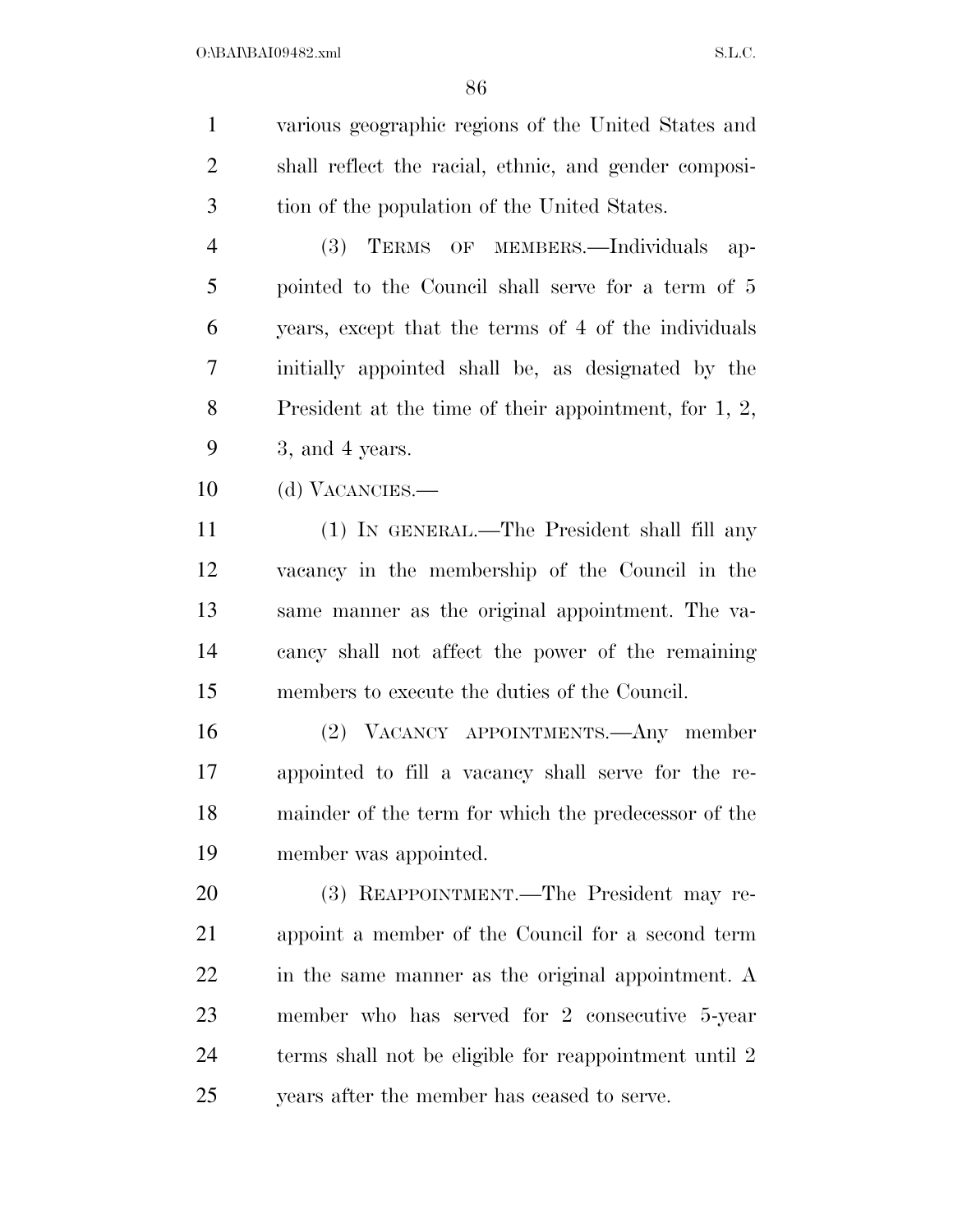various geographic regions of the United States and shall reflect the racial, ethnic, and gender composition of the population of the United States.

(3) TERMS OF MEMBERS.—Individuals appointed to the Council shall serve for a term of 5 years, except that the terms of 4 of the individuals initially appointed shall be, as designated by the President at the time of their appointment, for 1, 2, 3, and 4 years.

(d) VACANCIES.—

(1) IN GENERAL.—The President shall fill any vacancy in the membership of the Council in the same manner as the original appointment. The vacancy shall not affect the power of the remaining members to execute the duties of the Council.

(2) VACANCY APPOINTMENTS.—Any member appointed to fill a vacancy shall serve for the remainder of the term for which the predecessor of the member was appointed.

(3) REAPPOINTMENT.—The President may reappoint a member of the Council for a second term in the same manner as the original appointment. A member who has served for 2 consecutive 5-year terms shall not be eligible for reappointment until 2 years after the member has ceased to serve.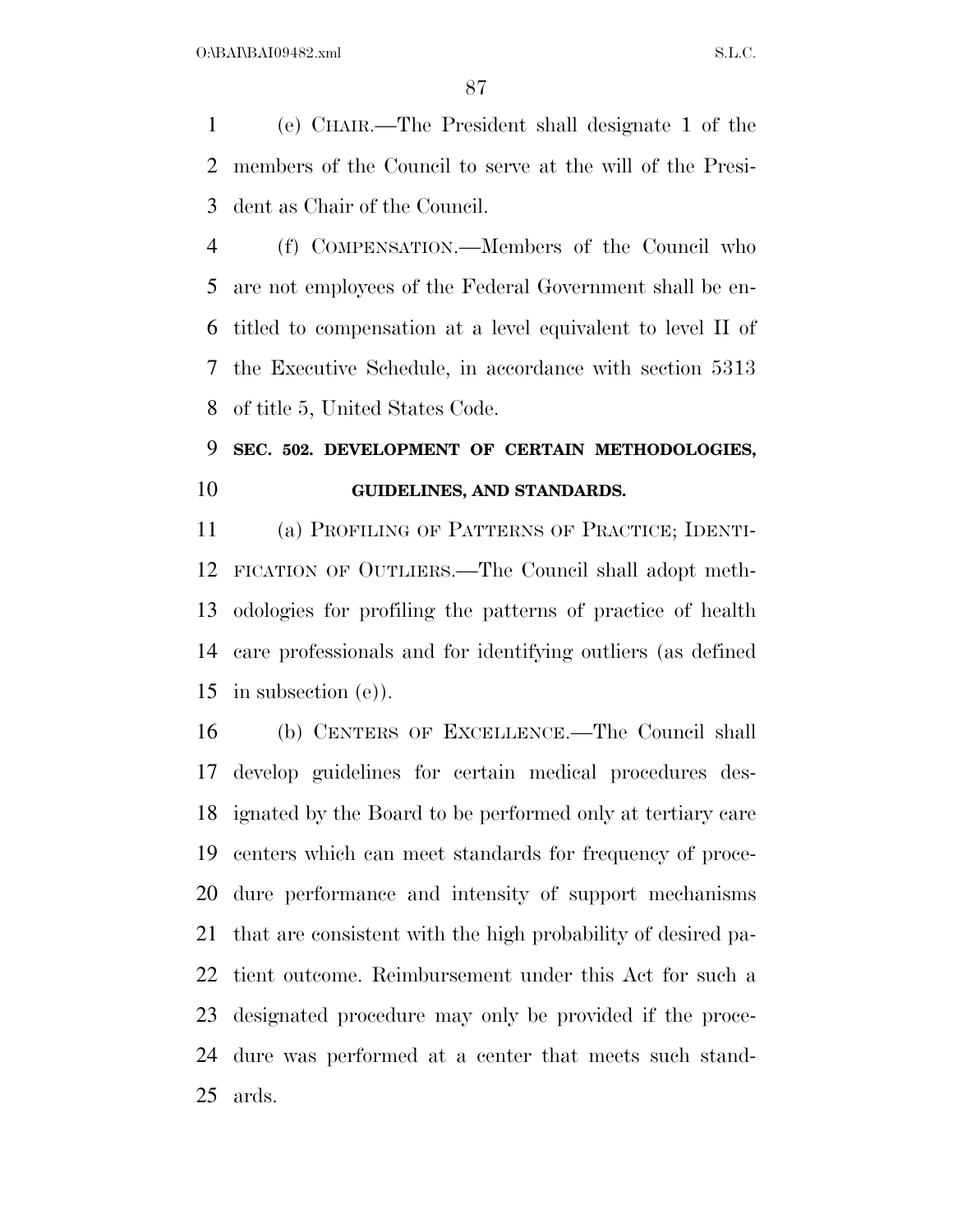(e) CHAIR.—The President shall designate 1 of the members of the Council to serve at the will of the President as Chair of the Council.

(f) COMPENSATION.—Members of the Council who are not employees of the Federal Government shall be entitled to compensation at a level equivalent to level II of the Executive Schedule, in accordance with section 5313 of title 5, United States Code.

### SEC. 502. DEVELOPMENT OF CERTAIN METHODOLOGIES, GUIDELINES, AND STANDARDS.

(a) PROFILING OF PATTERNS OF PRACTICE; IDENTIFICATION OF OUTLIERS.—The Council shall adopt methodologies for profiling the patterns of practice of health care professionals and for identifying outliers (as defined in subsection (e)).

(b) CENTERS OF EXCELLENCE.—The Council shall develop guidelines for certain medical procedures designated by the Board to be performed only at tertiary care centers which can meet standards for frequency of procedure performance and intensity of support mechanisms that are consistent with the high probability of desired patient outcome. Reimbursement under this Act for such a designated procedure may only be provided if the procedure was performed at a center that meets such standards.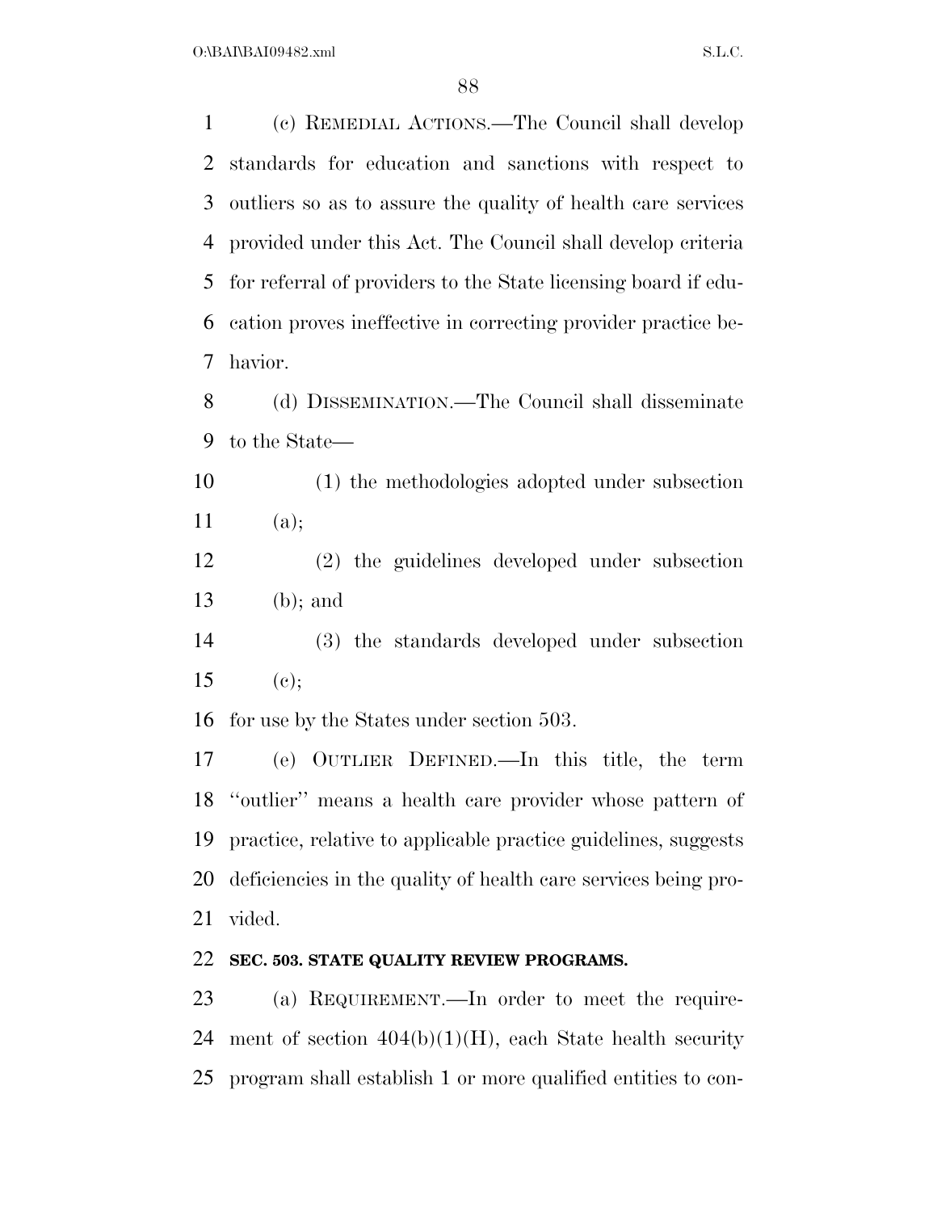(c) REMEDIAL ACTIONS.—The Council shall develop standards for education and sanctions with respect to outliers so as to assure the quality of health care services provided under this Act. The Council shall develop criteria for referral of providers to the State licensing board if education proves ineffective in correcting provider practice behavior.

(d) DISSEMINATION.—The Council shall disseminate to the State—

(1) the methodologies adopted under subsection (a);

(2) the guidelines developed under subsection (b); and

(3) the standards developed under subsection (c);

for use by the States under section 503.

(e) OUTLIER DEFINED.—In this title, the term ''outlier'' means a health care provider whose pattern of practice, relative to applicable practice guidelines, suggests deficiencies in the quality of health care services being provided.

### SEC. 503. STATE QUALITY REVIEW PROGRAMS.

(a) REQUIREMENT.—In order to meet the requirement of section 404(b)(1)(H), each State health security program shall establish 1 or more qualified entities to con-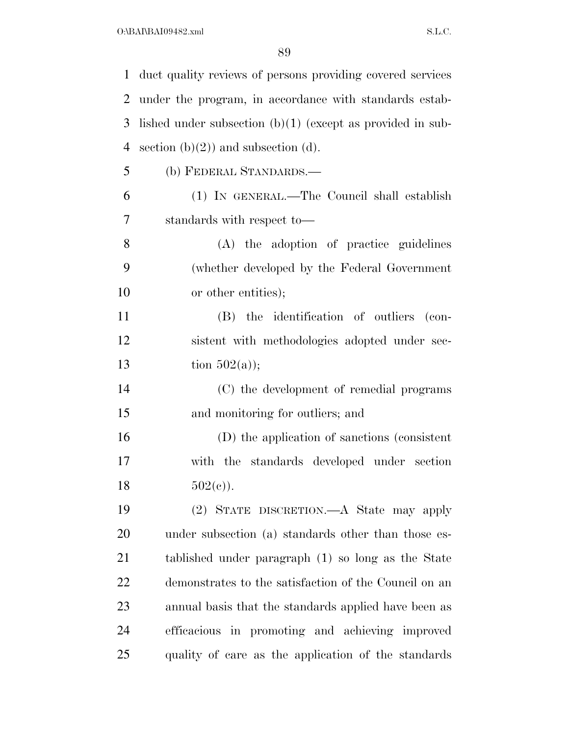duct quality reviews of persons providing covered services under the program, in accordance with standards established under subsection (b)(1) (except as provided in subsection (b)(2)) and subsection (d).

(b) FEDERAL STANDARDS.—

(1) IN GENERAL.—The Council shall establish standards with respect to—

(A) the adoption of practice guidelines (whether developed by the Federal Government or other entities);

(B) the identification of outliers (consistent with methodologies adopted under section 502(a));

(C) the development of remedial programs and monitoring for outliers; and

(D) the application of sanctions (consistent with the standards developed under section 502(c)).

(2) STATE DISCRETION.—A State may apply under subsection (a) standards other than those established under paragraph (1) so long as the State demonstrates to the satisfaction of the Council on an annual basis that the standards applied have been as efficacious in promoting and achieving improved quality of care as the application of the standards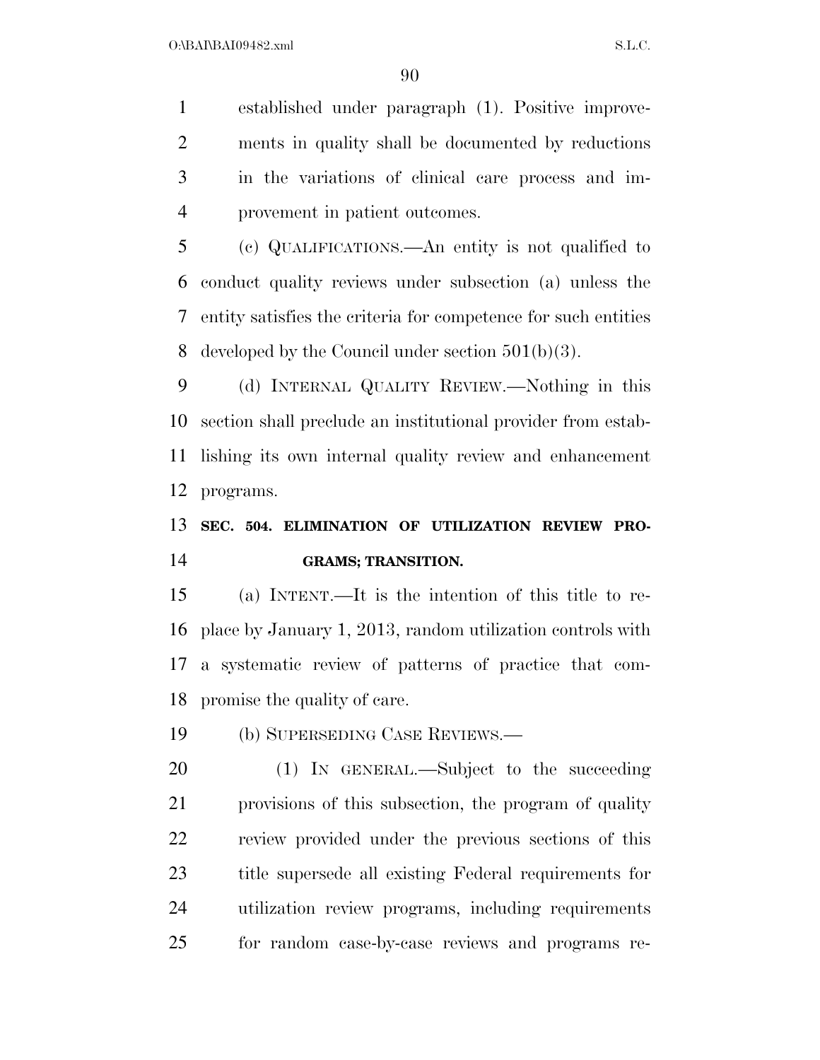established under paragraph (1). Positive improvements in quality shall be documented by reductions in the variations of clinical care process and improvement in patient outcomes.

(c) QUALIFICATIONS.—An entity is not qualified to conduct quality reviews under subsection (a) unless the entity satisfies the criteria for competence for such entities developed by the Council under section 501(b)(3).

(d) INTERNAL QUALITY REVIEW.—Nothing in this section shall preclude an institutional provider from establishing its own internal quality review and enhancement programs.

**SEC. 504. ELIMINATION OF UTILIZATION REVIEW PROGRAMS; TRANSITION.**

(a) INTENT.—It is the intention of this title to replace by January 1, 2013, random utilization controls with a systematic review of patterns of practice that compromise the quality of care.

(b) SUPERSEDING CASE REVIEWS.—

(1) IN GENERAL.—Subject to the succeeding provisions of this subsection, the program of quality review provided under the previous sections of this title supersede all existing Federal requirements for utilization review programs, including requirements for random case-by-case reviews and programs re-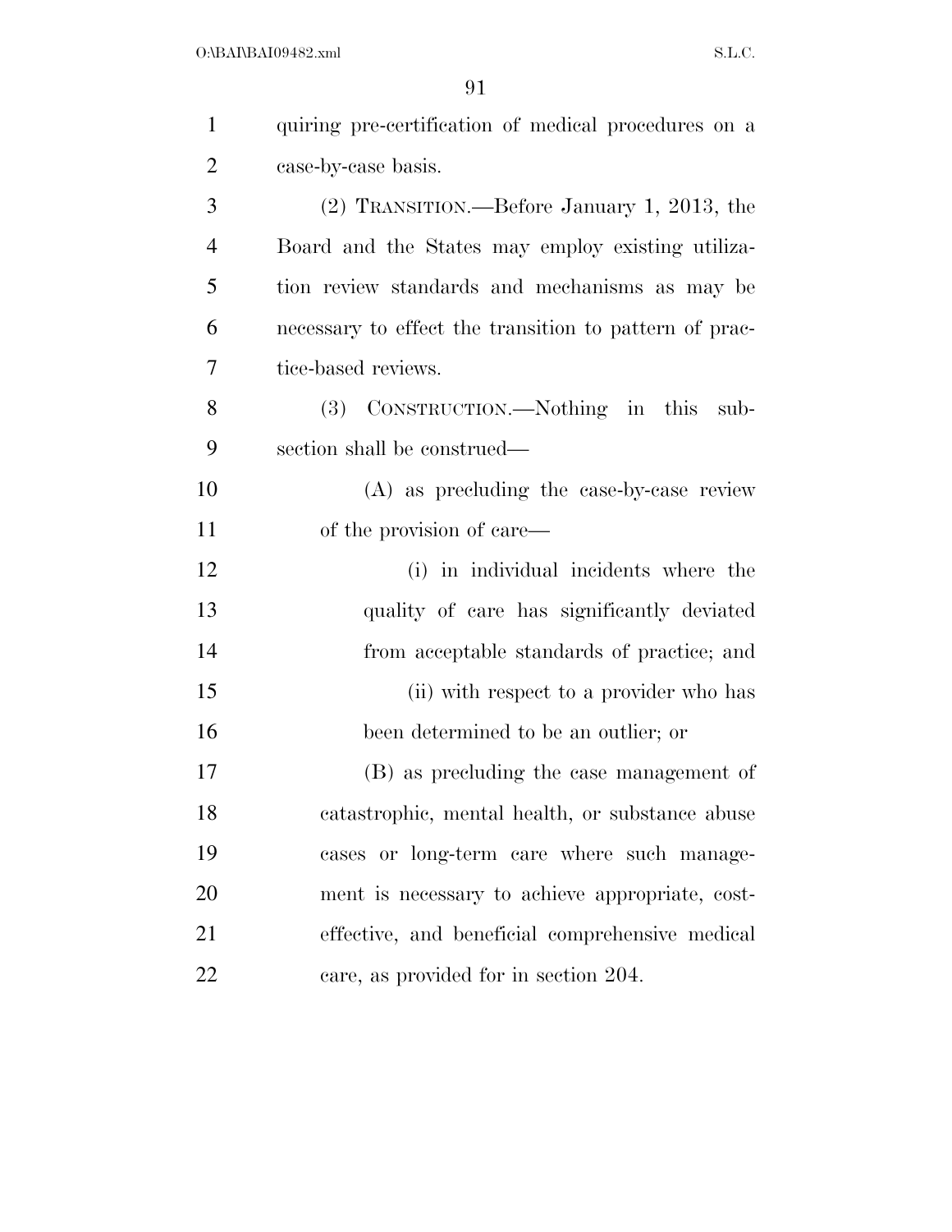quiring pre-certification of medical procedures on a case-by-case basis.

(2) TRANSITION.—Before January 1, 2013, the Board and the States may employ existing utilization review standards and mechanisms as may be necessary to effect the transition to pattern of practice-based reviews.

(3) CONSTRUCTION.—Nothing in this subsection shall be construed—

(A) as precluding the case-by-case review of the provision of care—

(i) in individual incidents where the quality of care has significantly deviated from acceptable standards of practice; and

(ii) with respect to a provider who has been determined to be an outlier; or

(B) as precluding the case management of catastrophic, mental health, or substance abuse cases or long-term care where such management is necessary to achieve appropriate, cost-effective, and beneficial comprehensive medical care, as provided for in section 204.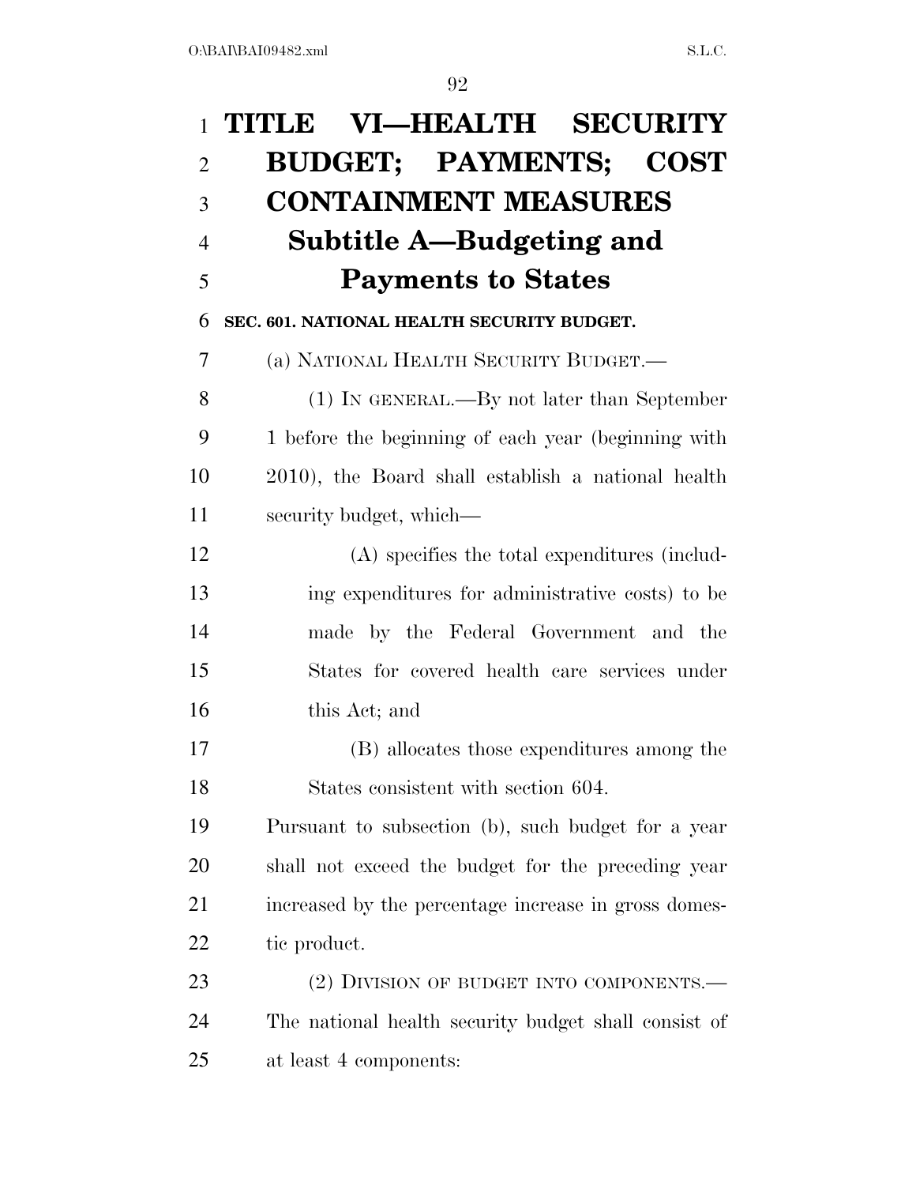# TITLE VI—HEALTH SECURITY BUDGET; PAYMENTS; COST CONTAINMENT MEASURES

## Subtitle A—Budgeting and Payments to States

### SEC. 601. NATIONAL HEALTH SECURITY BUDGET.

(a) NATIONAL HEALTH SECURITY BUDGET.—

(1) IN GENERAL.—By not later than September 1 before the beginning of each year (beginning with 2010), the Board shall establish a national health security budget, which—

(A) specifies the total expenditures (including expenditures for administrative costs) to be made by the Federal Government and the States for covered health care services under this Act; and

(B) allocates those expenditures among the States consistent with section 604.

Pursuant to subsection (b), such budget for a year shall not exceed the budget for the preceding year increased by the percentage increase in gross domestic product.

(2) DIVISION OF BUDGET INTO COMPONENTS.—The national health security budget shall consist of at least 4 components: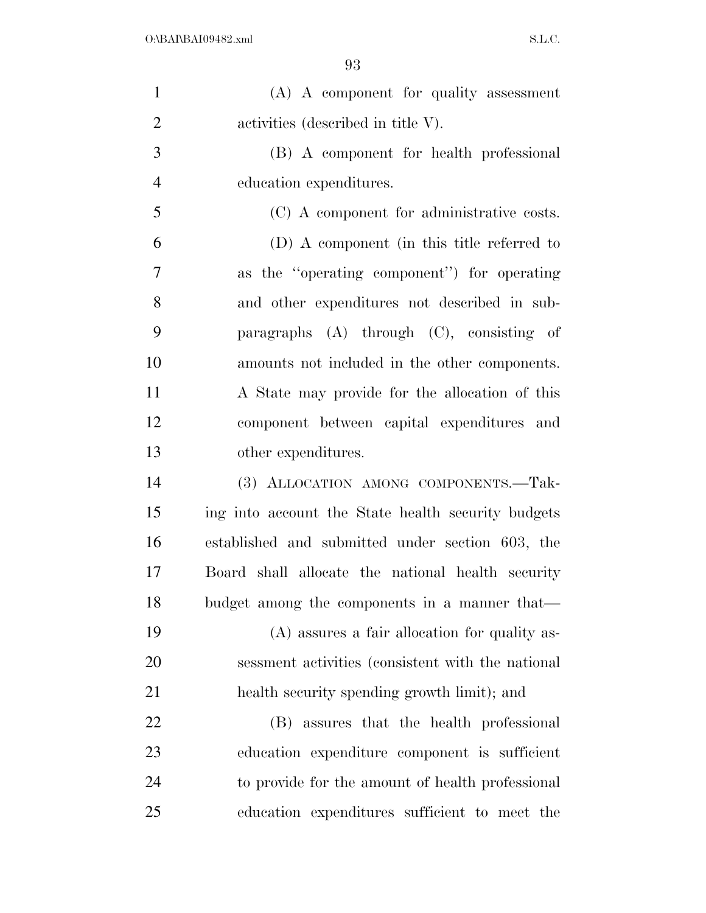(A) A component for quality assessment activities (described in title V).

(B) A component for health professional education expenditures.

(C) A component for administrative costs.

(D) A component (in this title referred to as the ''operating component'') for operating and other expenditures not described in subparagraphs (A) through (C), consisting of amounts not included in the other components. A State may provide for the allocation of this component between capital expenditures and other expenditures.

(3) ALLOCATION AMONG COMPONENTS.—Taking into account the State health security budgets established and submitted under section 603, the Board shall allocate the national health security budget among the components in a manner that—

(A) assures a fair allocation for quality assessment activities (consistent with the national health security spending growth limit); and

(B) assures that the health professional education expenditure component is sufficient to provide for the amount of health professional education expenditures sufficient to meet the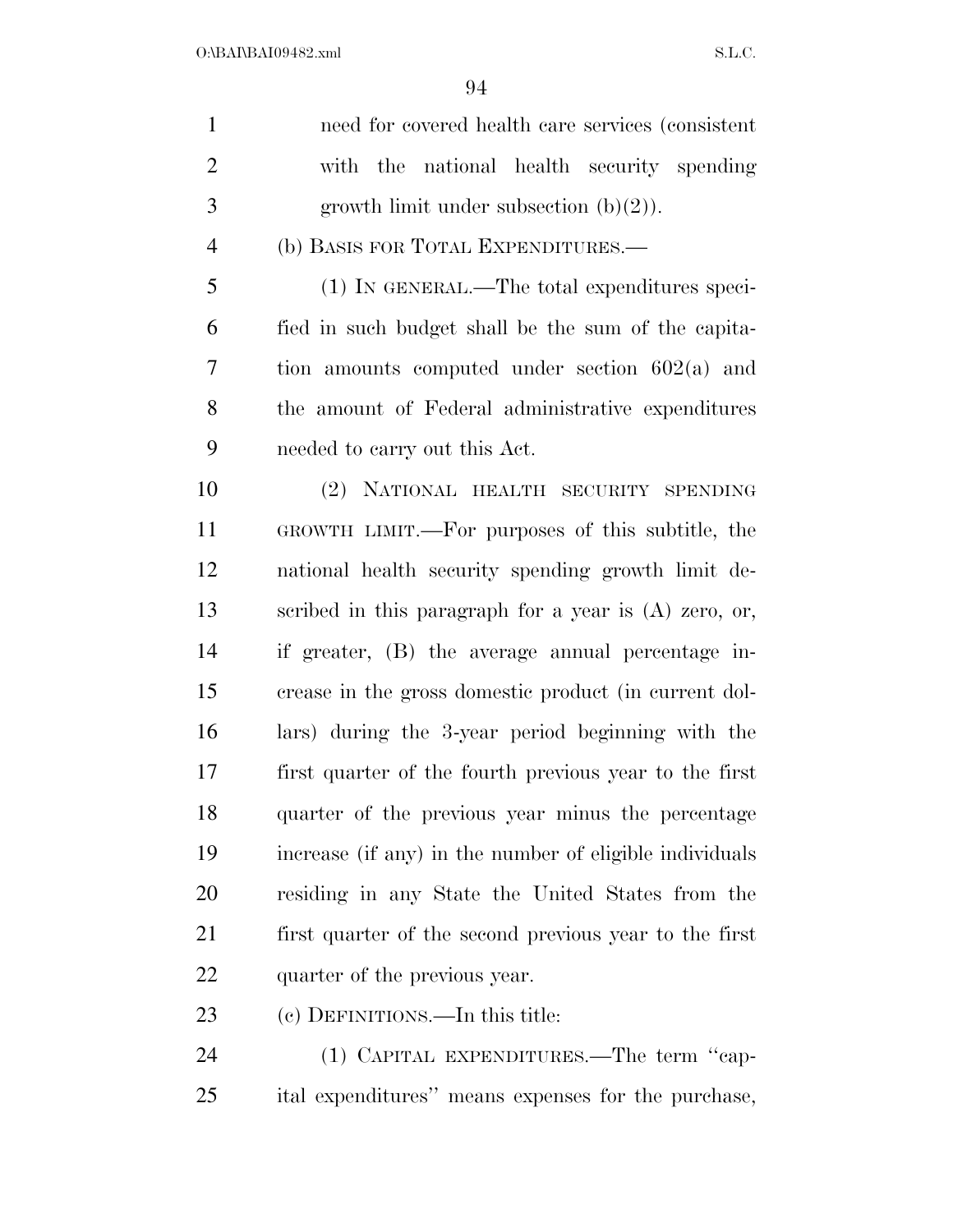need for covered health care services (consistent with the national health security spending growth limit under subsection (b)(2)).

(b) BASIS FOR TOTAL EXPENDITURES.—

(1) IN GENERAL.—The total expenditures specified in such budget shall be the sum of the capitation amounts computed under section 602(a) and the amount of Federal administrative expenditures needed to carry out this Act.

(2) NATIONAL HEALTH SECURITY SPENDING GROWTH LIMIT.—For purposes of this subtitle, the national health security spending growth limit described in this paragraph for a year is (A) zero, or, if greater, (B) the average annual percentage increase in the gross domestic product (in current dollars) during the 3-year period beginning with the first quarter of the fourth previous year to the first quarter of the previous year minus the percentage increase (if any) in the number of eligible individuals residing in any State the United States from the first quarter of the second previous year to the first quarter of the previous year.

(c) DEFINITIONS.—In this title:

(1) CAPITAL EXPENDITURES.—The term ''capital expenditures'' means expenses for the purchase,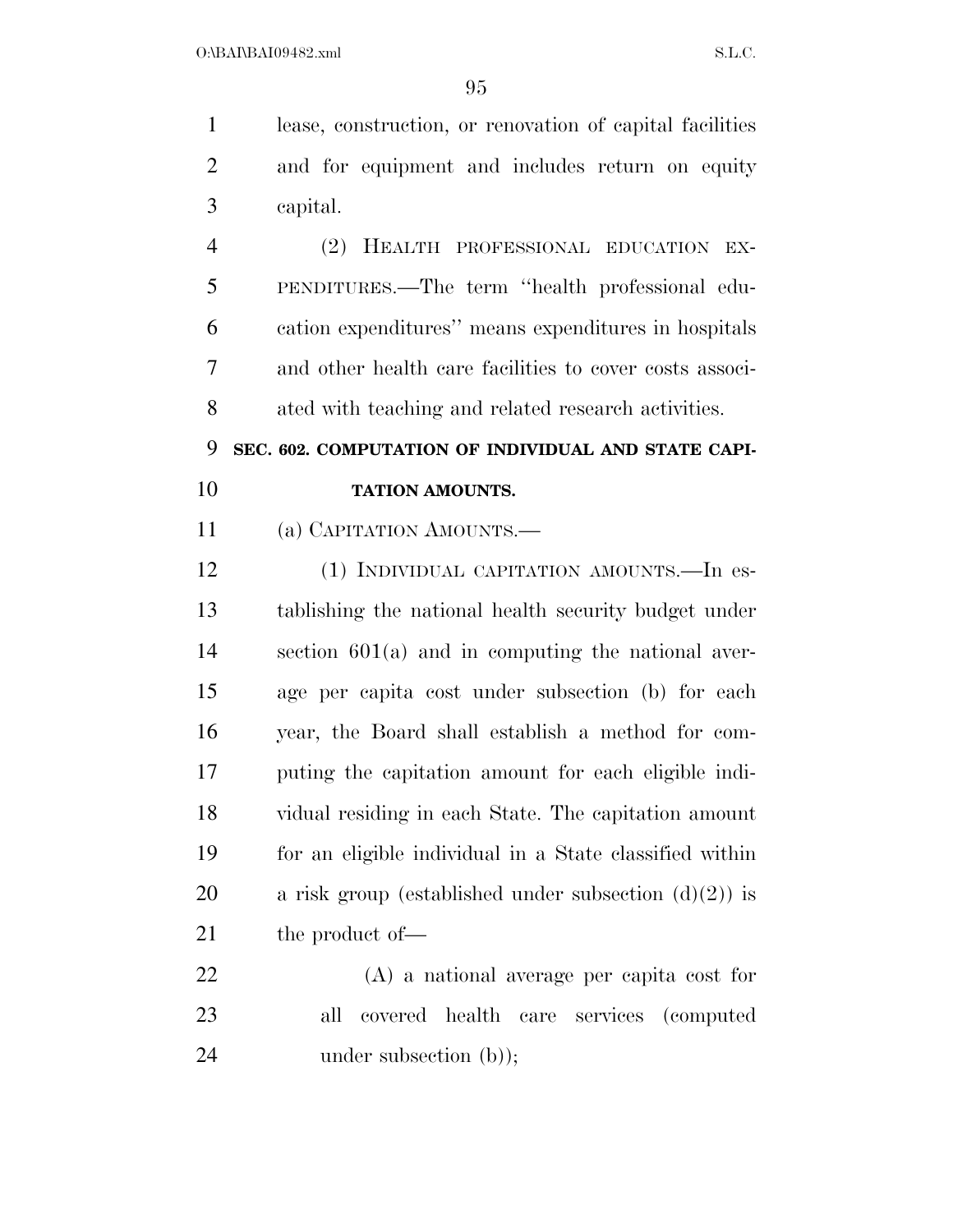lease, construction, or renovation of capital facilities and for equipment and includes return on equity capital.

(2) HEALTH PROFESSIONAL EDUCATION EXPENDITURES.—The term ''health professional education expenditures'' means expenditures in hospitals and other health care facilities to cover costs associated with teaching and related research activities.

**SEC. 602. COMPUTATION OF INDIVIDUAL AND STATE CAPITATION AMOUNTS.**

(a) CAPITATION AMOUNTS.—

(1) INDIVIDUAL CAPITATION AMOUNTS.—In establishing the national health security budget under section 601(a) and in computing the national average per capita cost under subsection (b) for each year, the Board shall establish a method for computing the capitation amount for each eligible individual residing in each State. The capitation amount for an eligible individual in a State classified within a risk group (established under subsection (d)(2)) is the product of—

(A) a national average per capita cost for all covered health care services (computed under subsection (b));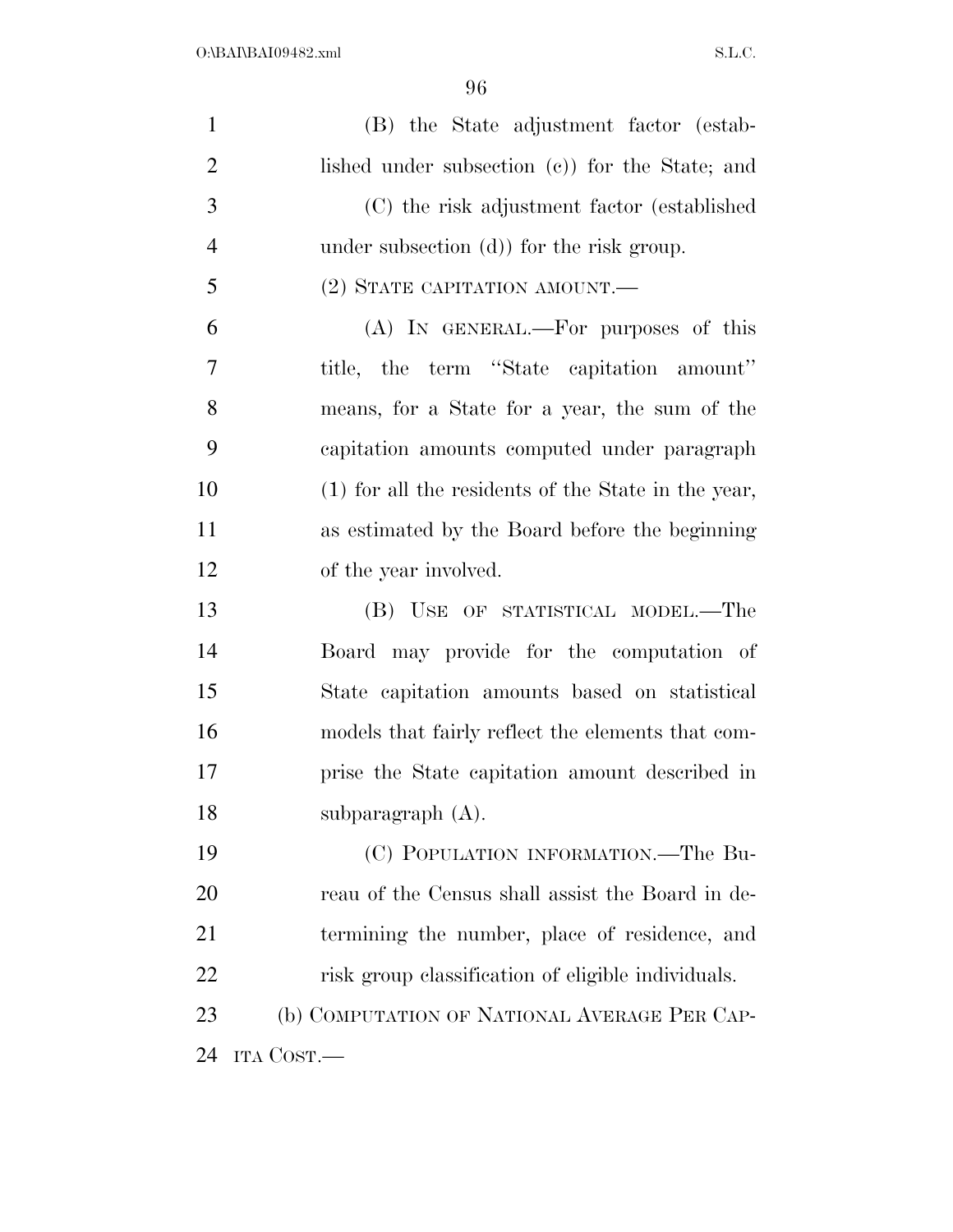(B) the State adjustment factor (established under subsection (c)) for the State; and

(C) the risk adjustment factor (established under subsection (d)) for the risk group.

(2) STATE CAPITATION AMOUNT.—

(A) IN GENERAL.—For purposes of this title, the term "State capitation amount" means, for a State for a year, the sum of the capitation amounts computed under paragraph (1) for all the residents of the State in the year, as estimated by the Board before the beginning of the year involved.

(B) USE OF STATISTICAL MODEL.—The Board may provide for the computation of State capitation amounts based on statistical models that fairly reflect the elements that comprise the State capitation amount described in subparagraph (A).

(C) POPULATION INFORMATION.—The Bureau of the Census shall assist the Board in determining the number, place of residence, and risk group classification of eligible individuals.

(b) COMPUTATION OF NATIONAL AVERAGE PER CAPITA COST.—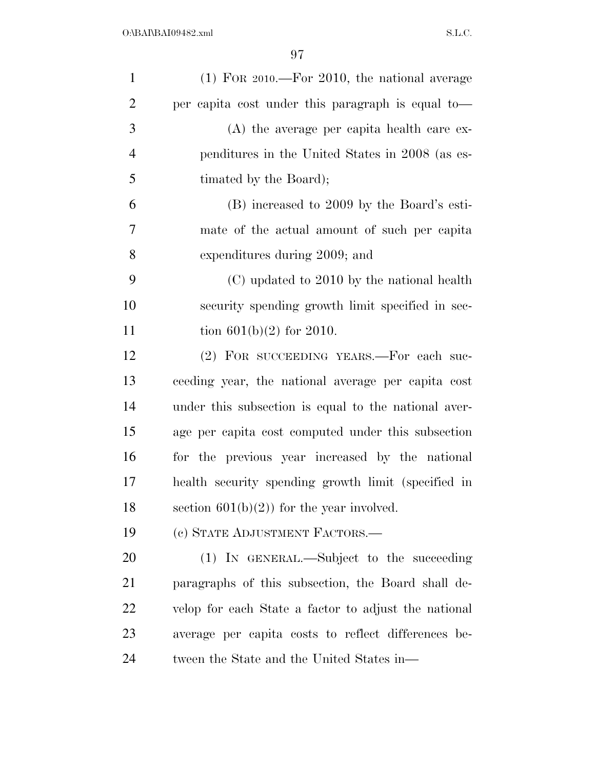(1) FOR 2010.—For 2010, the national average per capita cost under this paragraph is equal to—

(A) the average per capita health care expenditures in the United States in 2008 (as estimated by the Board);

(B) increased to 2009 by the Board's estimate of the actual amount of such per capita expenditures during 2009; and

(C) updated to 2010 by the national health security spending growth limit specified in section 601(b)(2) for 2010.

(2) FOR SUCCEEDING YEARS.—For each succeeding year, the national average per capita cost under this subsection is equal to the national average per capita cost computed under this subsection for the previous year increased by the national health security spending growth limit (specified in section 601(b)(2)) for the year involved.

(c) STATE ADJUSTMENT FACTORS.—

(1) IN GENERAL.—Subject to the succeeding paragraphs of this subsection, the Board shall develop for each State a factor to adjust the national average per capita costs to reflect differences between the State and the United States in—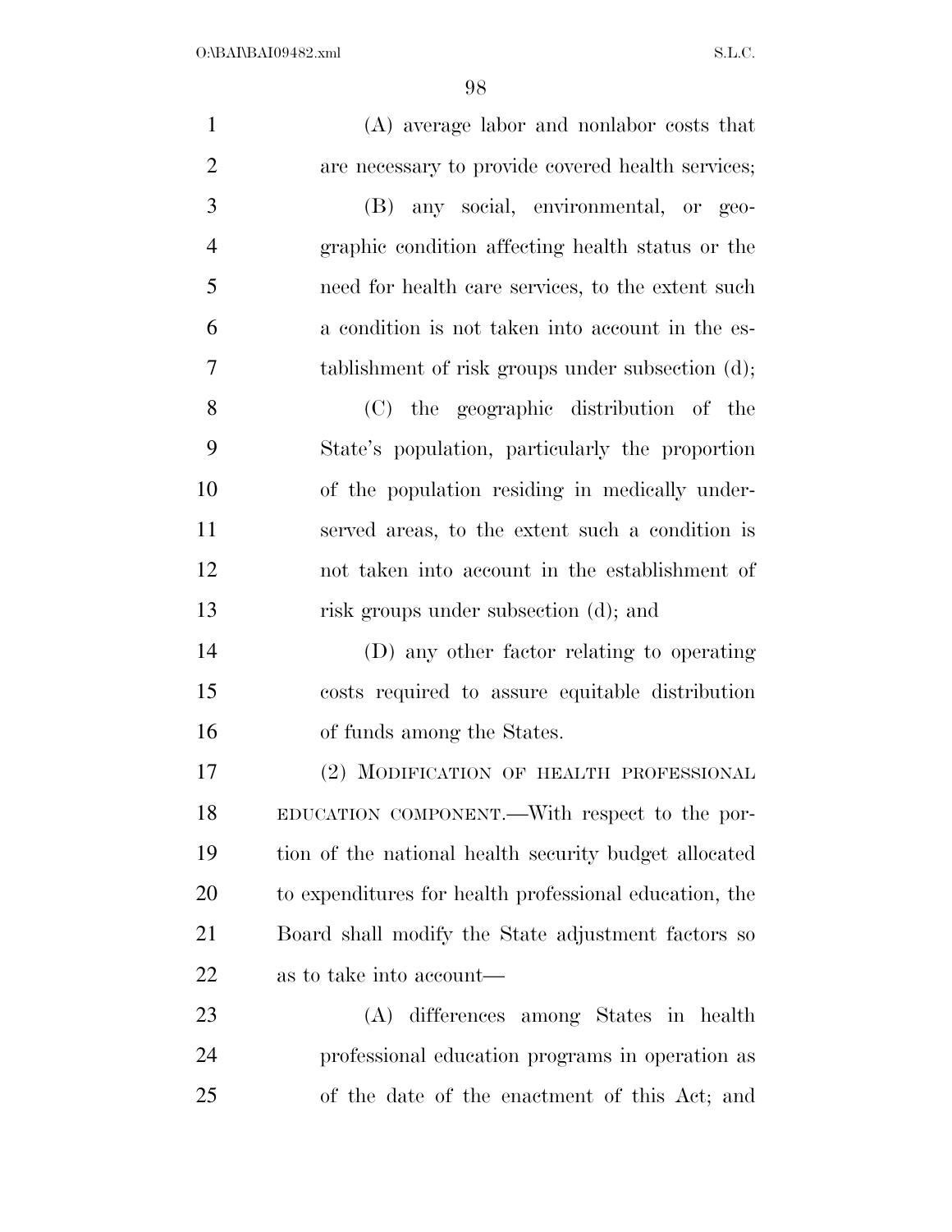(A) average labor and nonlabor costs that are necessary to provide covered health services;

(B) any social, environmental, or geographic condition affecting health status or the need for health care services, to the extent such a condition is not taken into account in the establishment of risk groups under subsection (d);

(C) the geographic distribution of the State's population, particularly the proportion of the population residing in medically underserved areas, to the extent such a condition is not taken into account in the establishment of risk groups under subsection (d); and

(D) any other factor relating to operating costs required to assure equitable distribution of funds among the States.

(2) MODIFICATION OF HEALTH PROFESSIONAL EDUCATION COMPONENT.—With respect to the portion of the national health security budget allocated to expenditures for health professional education, the Board shall modify the State adjustment factors so as to take into account—

(A) differences among States in health professional education programs in operation as of the date of the enactment of this Act; and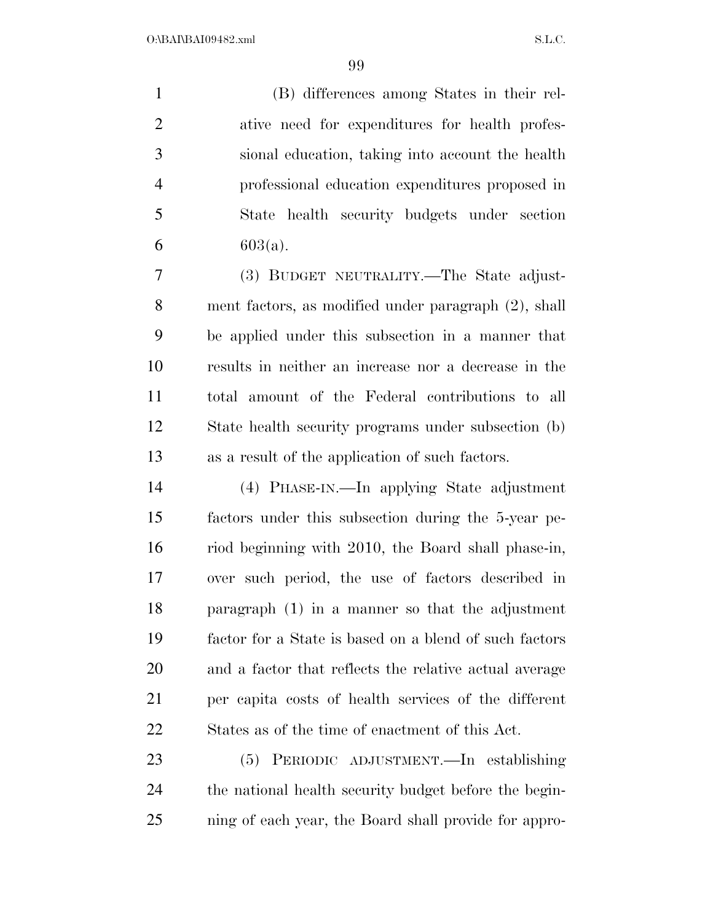(B) differences among States in their relative need for expenditures for health professional education, taking into account the health professional education expenditures proposed in State health security budgets under section 603(a).

(3) BUDGET NEUTRALITY.—The State adjustment factors, as modified under paragraph (2), shall be applied under this subsection in a manner that results in neither an increase nor a decrease in the total amount of the Federal contributions to all State health security programs under subsection (b) as a result of the application of such factors.

(4) PHASE-IN.—In applying State adjustment factors under this subsection during the 5-year period beginning with 2010, the Board shall phase-in, over such period, the use of factors described in paragraph (1) in a manner so that the adjustment factor for a State is based on a blend of such factors and a factor that reflects the relative actual average per capita costs of health services of the different States as of the time of enactment of this Act.

(5) PERIODIC ADJUSTMENT.—In establishing the national health security budget before the beginning of each year, the Board shall provide for appro-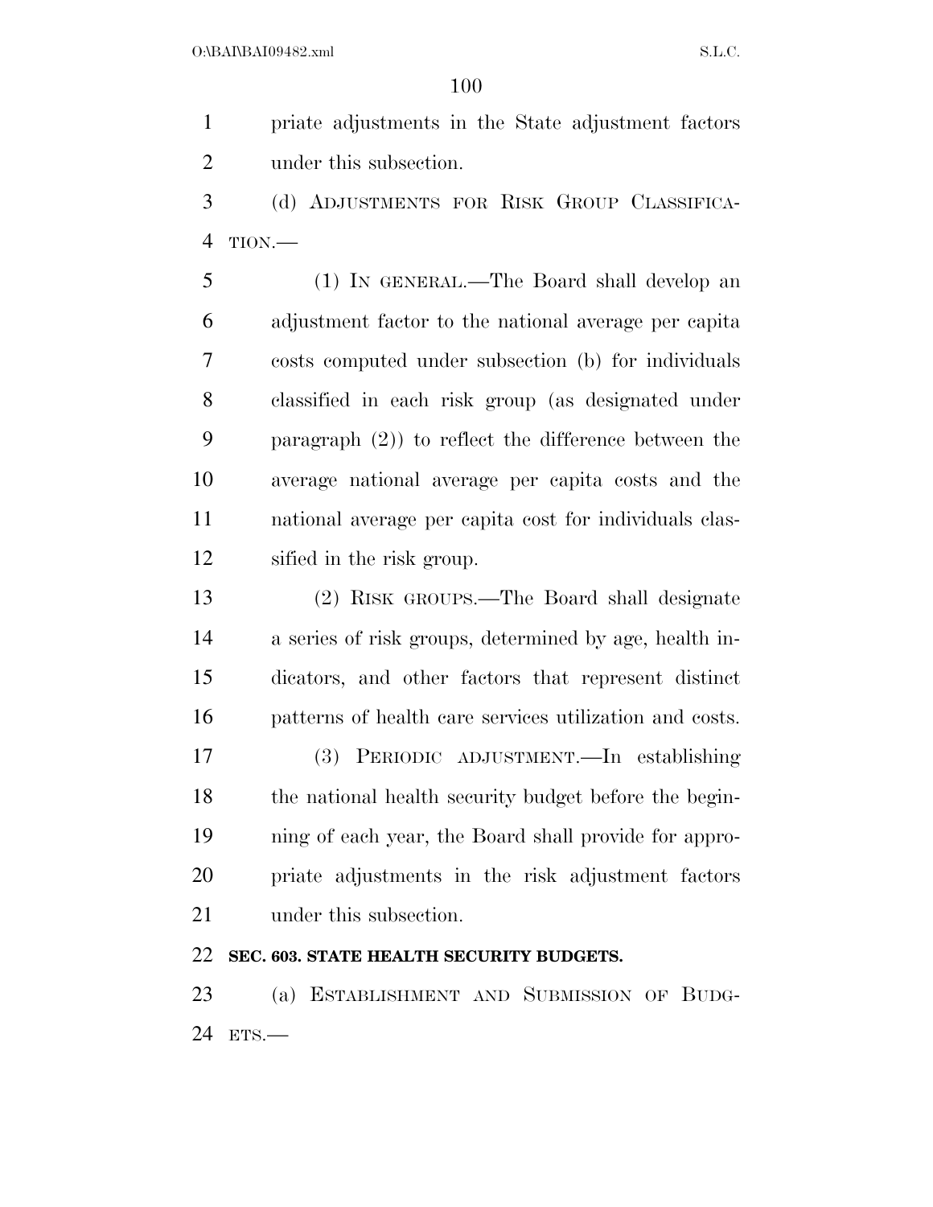priate adjustments in the State adjustment factors under this subsection.

(d) ADJUSTMENTS FOR RISK GROUP CLASSIFICATION.—

(1) IN GENERAL.—The Board shall develop an adjustment factor to the national average per capita costs computed under subsection (b) for individuals classified in each risk group (as designated under paragraph (2)) to reflect the difference between the average national average per capita costs and the national average per capita cost for individuals classified in the risk group.

(2) RISK GROUPS.—The Board shall designate a series of risk groups, determined by age, health indicators, and other factors that represent distinct patterns of health care services utilization and costs.

(3) PERIODIC ADJUSTMENT.—In establishing the national health security budget before the beginning of each year, the Board shall provide for appropriate adjustments in the risk adjustment factors under this subsection.

**SEC. 603. STATE HEALTH SECURITY BUDGETS.**

(a) ESTABLISHMENT AND SUBMISSION OF BUDGETS.—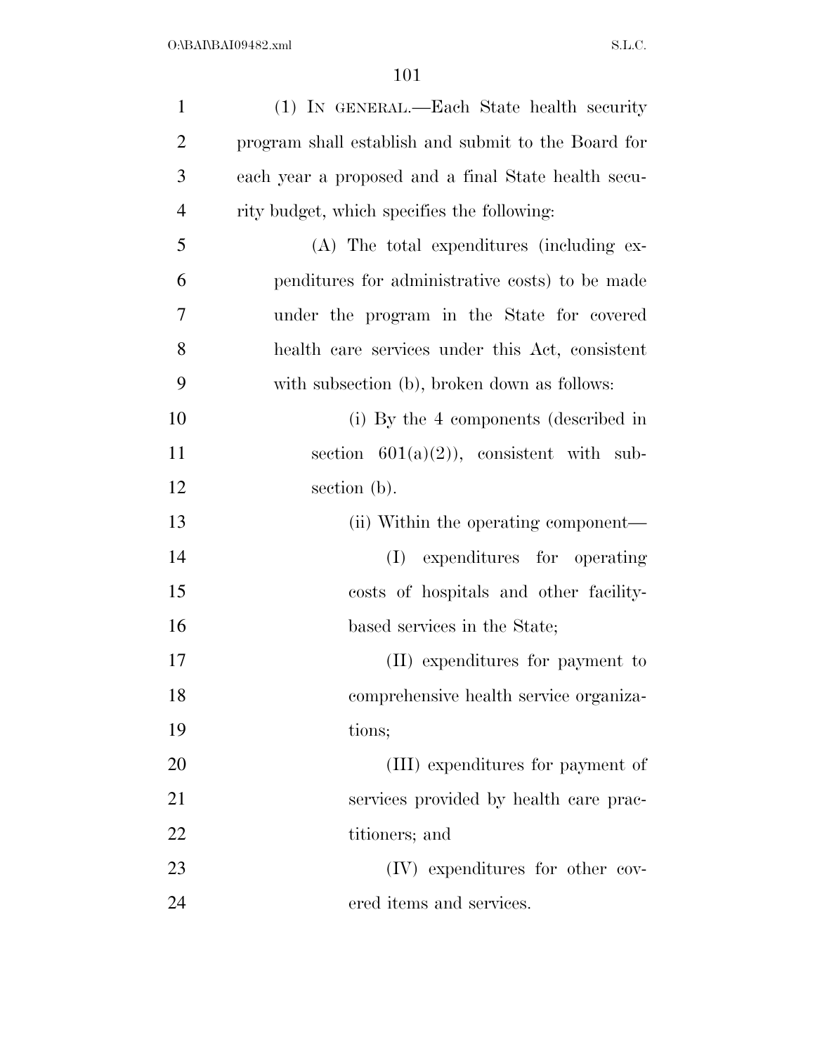(1) IN GENERAL.—Each State health security program shall establish and submit to the Board for each year a proposed and a final State health security budget, which specifies the following:

(A) The total expenditures (including expenditures for administrative costs) to be made under the program in the State for covered health care services under this Act, consistent with subsection (b), broken down as follows:

(i) By the 4 components (described in section 601(a)(2)), consistent with subsection (b).

(ii) Within the operating component—

(I) expenditures for operating costs of hospitals and other facility-based services in the State;

(II) expenditures for payment to comprehensive health service organizations;

(III) expenditures for payment of services provided by health care practitioners; and

(IV) expenditures for other covered items and services.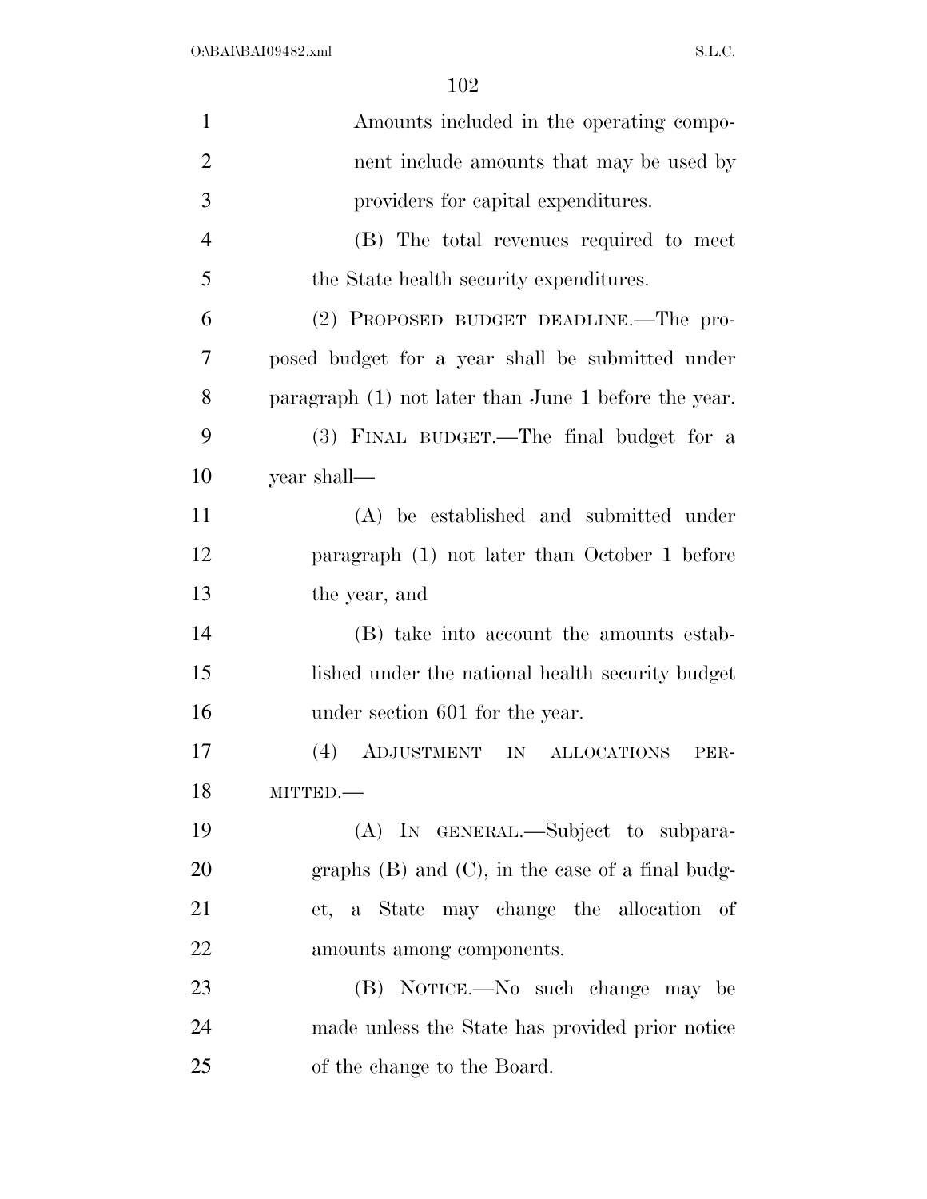Amounts included in the operating component include amounts that may be used by providers for capital expenditures.

(B) The total revenues required to meet the State health security expenditures.

(2) PROPOSED BUDGET DEADLINE.—The proposed budget for a year shall be submitted under paragraph (1) not later than June 1 before the year.

(3) FINAL BUDGET.—The final budget for a year shall—

(A) be established and submitted under paragraph (1) not later than October 1 before the year, and

(B) take into account the amounts established under the national health security budget under section 601 for the year.

(4) ADJUSTMENT IN ALLOCATIONS PERMITTED.—

(A) IN GENERAL.—Subject to subparagraphs (B) and (C), in the case of a final budget, a State may change the allocation of amounts among components.

(B) NOTICE.—No such change may be made unless the State has provided prior notice of the change to the Board.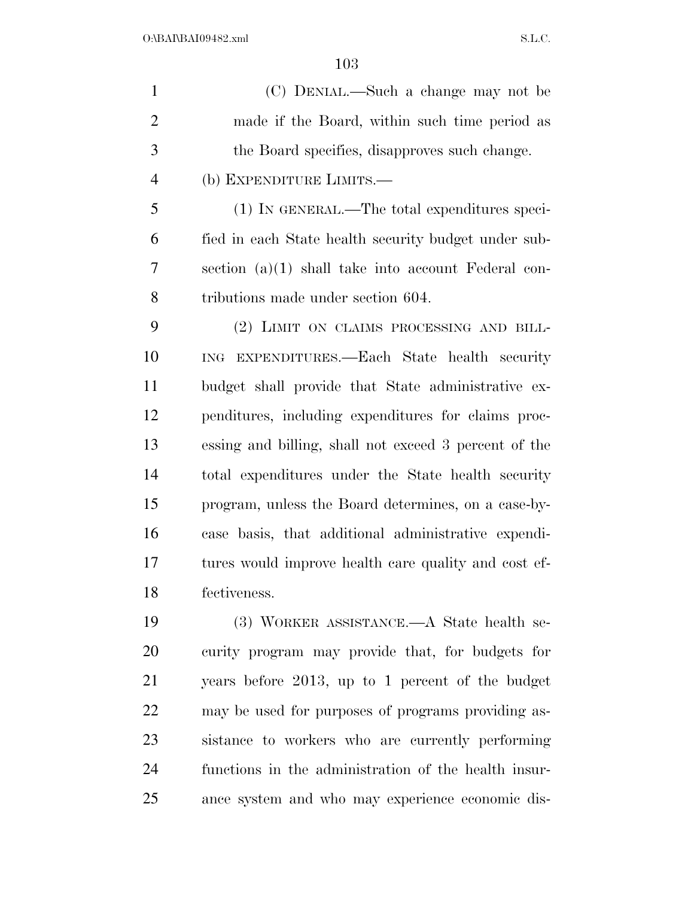(C) DENIAL.—Such a change may not be made if the Board, within such time period as the Board specifies, disapproves such change.

(b) EXPENDITURE LIMITS.—

(1) IN GENERAL.—The total expenditures specified in each State health security budget under subsection (a)(1) shall take into account Federal contributions made under section 604.

(2) LIMIT ON CLAIMS PROCESSING AND BILLING EXPENDITURES.—Each State health security budget shall provide that State administrative expenditures, including expenditures for claims processing and billing, shall not exceed 3 percent of the total expenditures under the State health security program, unless the Board determines, on a case-by-case basis, that additional administrative expenditures would improve health care quality and cost effectiveness.

(3) WORKER ASSISTANCE.—A State health security program may provide that, for budgets for years before 2013, up to 1 percent of the budget may be used for purposes of programs providing assistance to workers who are currently performing functions in the administration of the health insurance system and who may experience economic dis-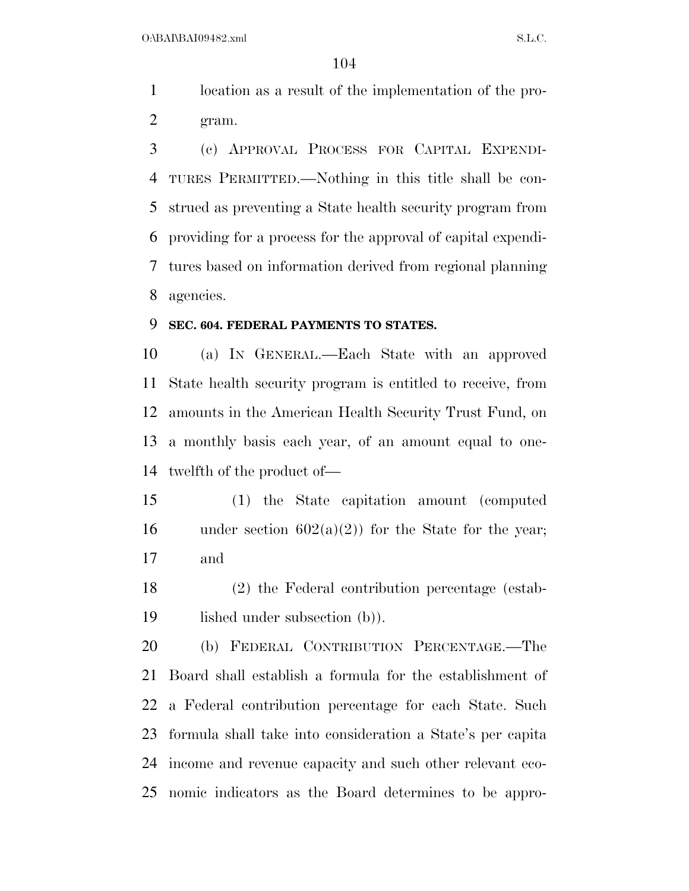location as a result of the implementation of the program.

(c) APPROVAL PROCESS FOR CAPITAL EXPENDITURES PERMITTED.—Nothing in this title shall be construed as preventing a State health security program from providing for a process for the approval of capital expenditures based on information derived from regional planning agencies.

**SEC. 604. FEDERAL PAYMENTS TO STATES.**

(a) IN GENERAL.—Each State with an approved State health security program is entitled to receive, from amounts in the American Health Security Trust Fund, on a monthly basis each year, of an amount equal to one-twelfth of the product of—

(1) the State capitation amount (computed under section 602(a)(2)) for the State for the year; and

(2) the Federal contribution percentage (established under subsection (b)).

(b) FEDERAL CONTRIBUTION PERCENTAGE.—The Board shall establish a formula for the establishment of a Federal contribution percentage for each State. Such formula shall take into consideration a State's per capita income and revenue capacity and such other relevant economic indicators as the Board determines to be appro-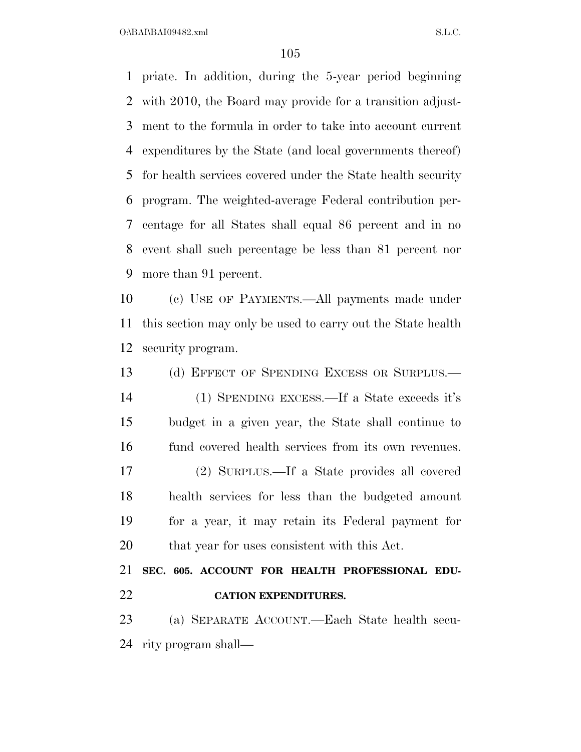priate. In addition, during the 5-year period beginning with 2010, the Board may provide for a transition adjustment to the formula in order to take into account current expenditures by the State (and local governments thereof) for health services covered under the State health security program. The weighted-average Federal contribution percentage for all States shall equal 86 percent and in no event shall such percentage be less than 81 percent nor more than 91 percent.

(c) USE OF PAYMENTS.—All payments made under this section may only be used to carry out the State health security program.

(d) EFFECT OF SPENDING EXCESS OR SURPLUS.—

(1) SPENDING EXCESS.—If a State exceeds it's budget in a given year, the State shall continue to fund covered health services from its own revenues.

(2) SURPLUS.—If a State provides all covered health services for less than the budgeted amount for a year, it may retain its Federal payment for that year for uses consistent with this Act.

**SEC. 605. ACCOUNT FOR HEALTH PROFESSIONAL EDUCATION EXPENDITURES.**

(a) SEPARATE ACCOUNT.—Each State health security program shall—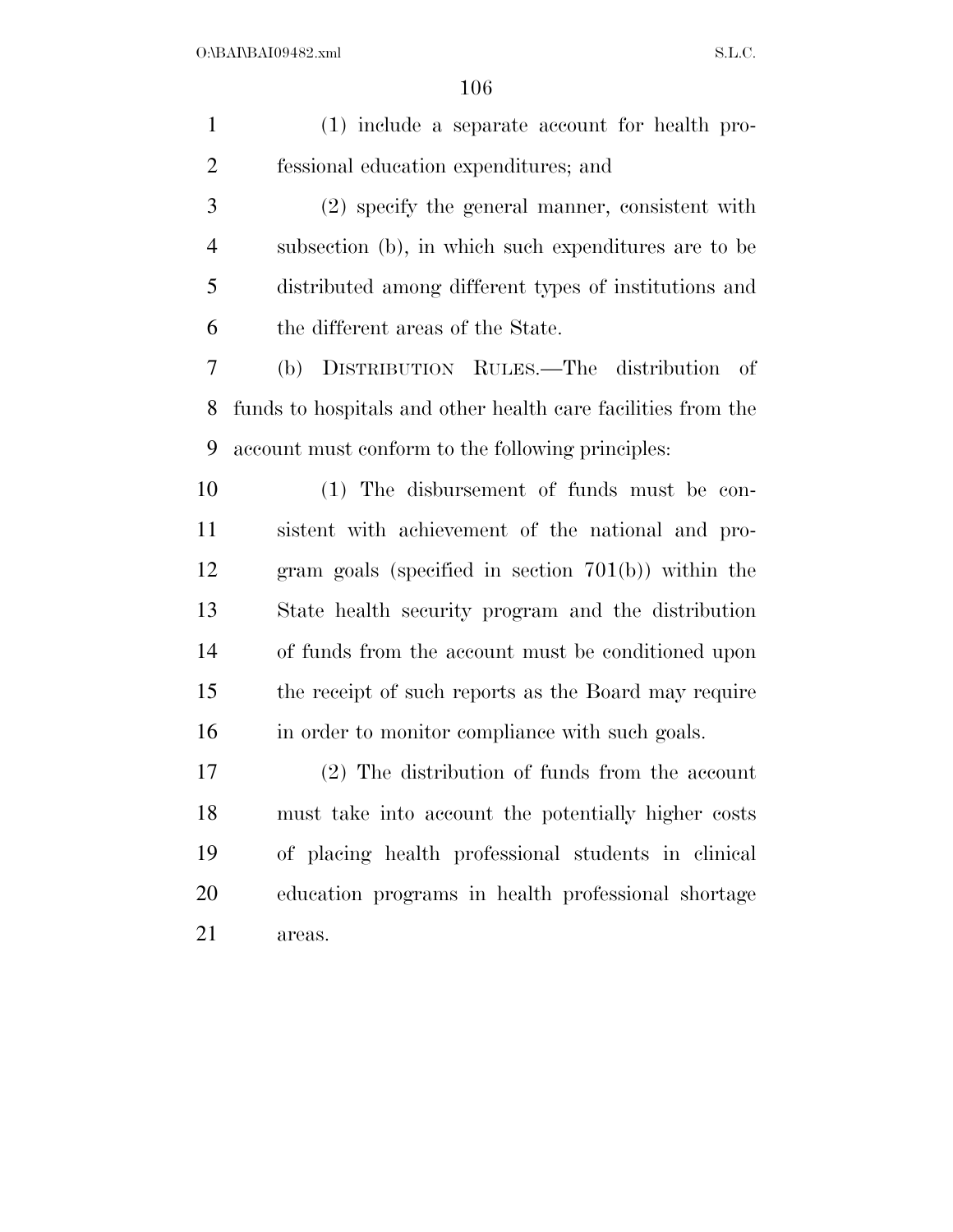(1) include a separate account for health professional education expenditures; and

(2) specify the general manner, consistent with subsection (b), in which such expenditures are to be distributed among different types of institutions and the different areas of the State.

(b) DISTRIBUTION RULES.—The distribution of funds to hospitals and other health care facilities from the account must conform to the following principles:

(1) The disbursement of funds must be consistent with achievement of the national and program goals (specified in section 701(b)) within the State health security program and the distribution of funds from the account must be conditioned upon the receipt of such reports as the Board may require in order to monitor compliance with such goals.

(2) The distribution of funds from the account must take into account the potentially higher costs of placing health professional students in clinical education programs in health professional shortage areas.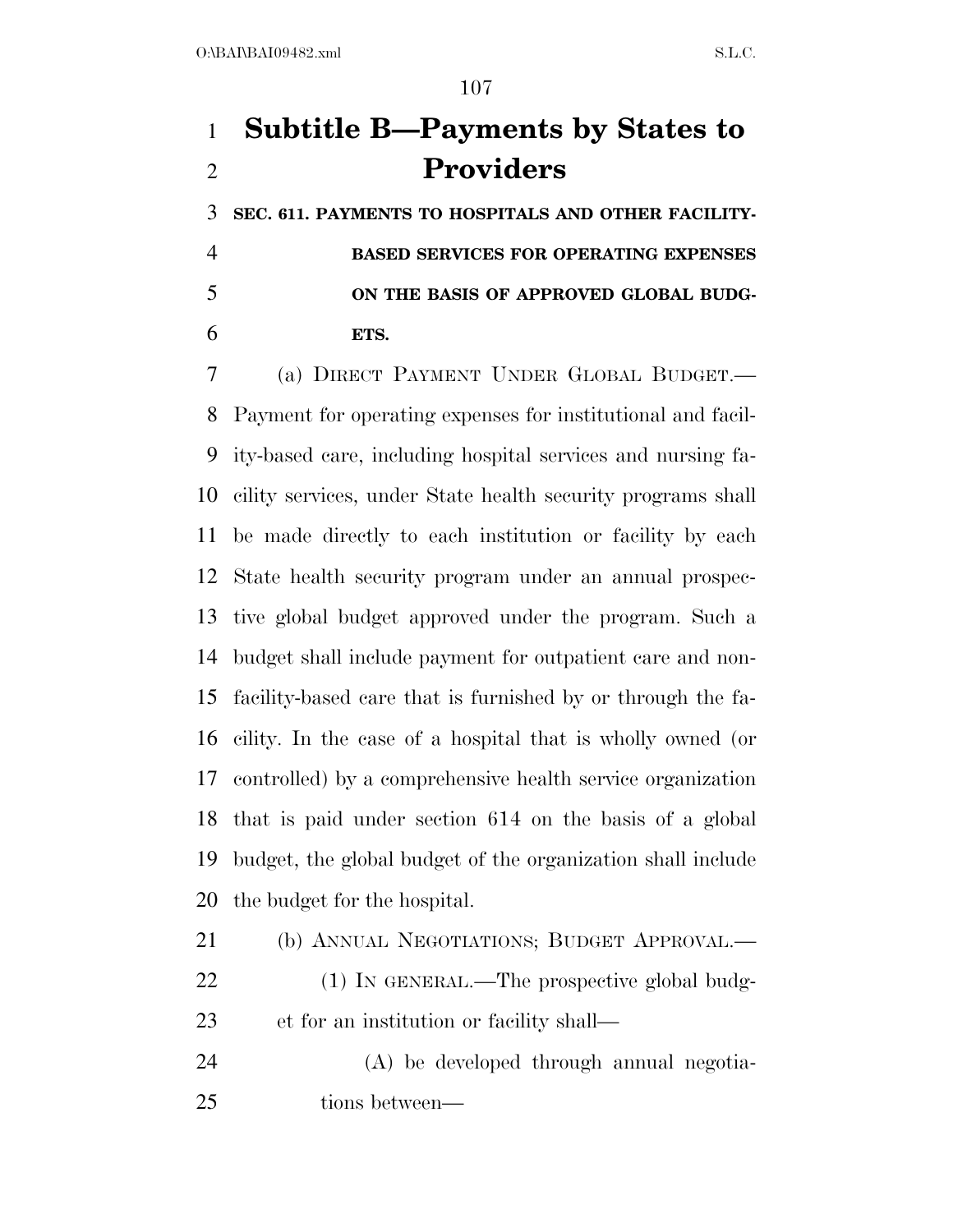# Subtitle B—Payments by States to Providers

### SEC. 611. PAYMENTS TO HOSPITALS AND OTHER FACILITY-BASED SERVICES FOR OPERATING EXPENSES ON THE BASIS OF APPROVED GLOBAL BUDGETS.

(a) DIRECT PAYMENT UNDER GLOBAL BUDGET.—Payment for operating expenses for institutional and facility-based care, including hospital services and nursing facility services, under State health security programs shall be made directly to each institution or facility by each State health security program under an annual prospective global budget approved under the program. Such a budget shall include payment for outpatient care and non-facility-based care that is furnished by or through the facility. In the case of a hospital that is wholly owned (or controlled) by a comprehensive health service organization that is paid under section 614 on the basis of a global budget, the global budget of the organization shall include the budget for the hospital.

(b) ANNUAL NEGOTIATIONS; BUDGET APPROVAL.—

(1) IN GENERAL.—The prospective global budget for an institution or facility shall—

(A) be developed through annual negotiations between—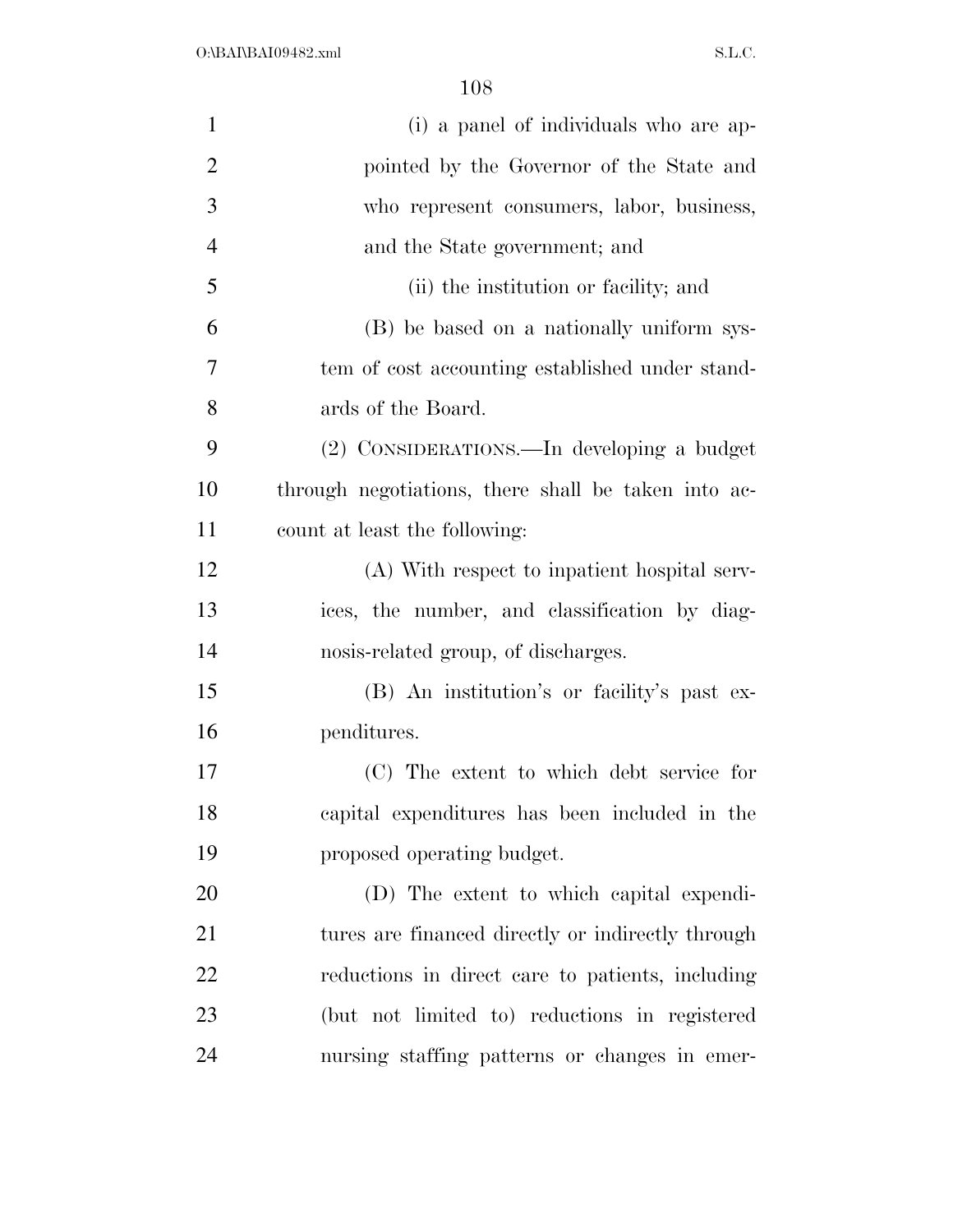(i) a panel of individuals who are appointed by the Governor of the State and who represent consumers, labor, business, and the State government; and

(ii) the institution or facility; and

(B) be based on a nationally uniform system of cost accounting established under standards of the Board.

(2) CONSIDERATIONS.—In developing a budget through negotiations, there shall be taken into account at least the following:

(A) With respect to inpatient hospital services, the number, and classification by diagnosis-related group, of discharges.

(B) An institution's or facility's past expenditures.

(C) The extent to which debt service for capital expenditures has been included in the proposed operating budget.

(D) The extent to which capital expenditures are financed directly or indirectly through reductions in direct care to patients, including (but not limited to) reductions in registered nursing staffing patterns or changes in emer-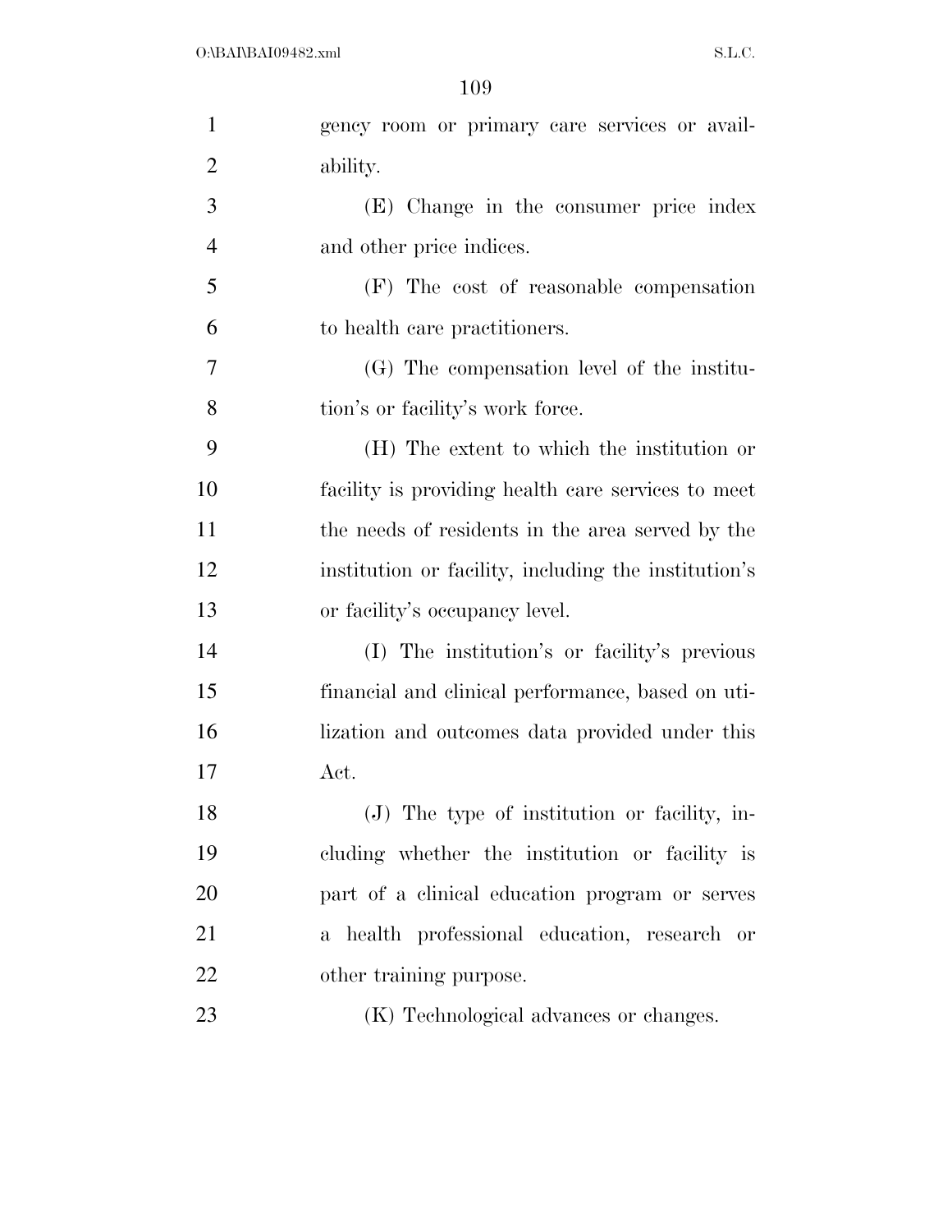gency room or primary care services or availability.

(E) Change in the consumer price index and other price indices.

(F) The cost of reasonable compensation to health care practitioners.

(G) The compensation level of the institution's or facility's work force.

(H) The extent to which the institution or facility is providing health care services to meet the needs of residents in the area served by the institution or facility, including the institution's or facility's occupancy level.

(I) The institution's or facility's previous financial and clinical performance, based on utilization and outcomes data provided under this Act.

(J) The type of institution or facility, including whether the institution or facility is part of a clinical education program or serves a health professional education, research or other training purpose.

(K) Technological advances or changes.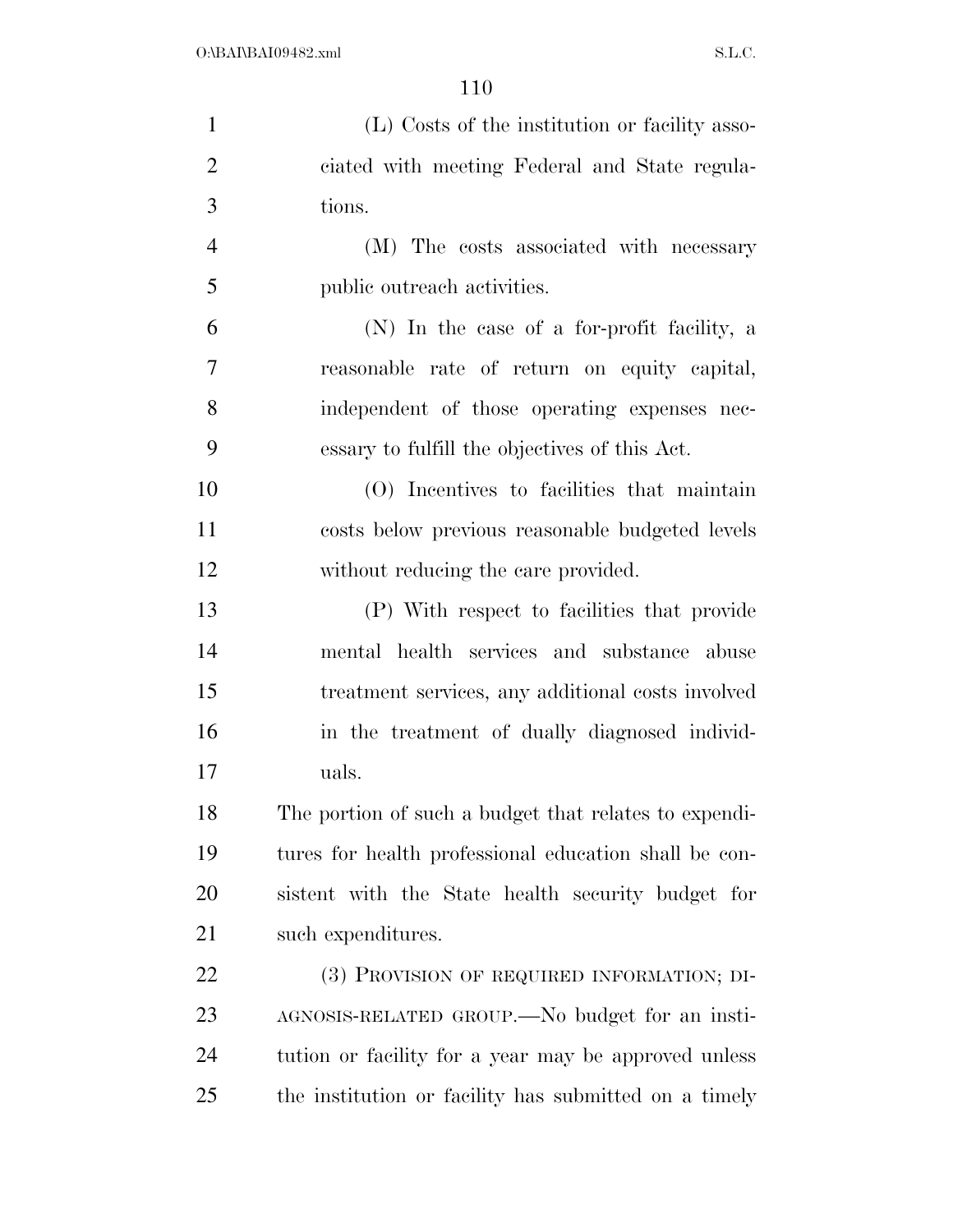(L) Costs of the institution or facility associated with meeting Federal and State regulations.

(M) The costs associated with necessary public outreach activities.

(N) In the case of a for-profit facility, a reasonable rate of return on equity capital, independent of those operating expenses necessary to fulfill the objectives of this Act.

(O) Incentives to facilities that maintain costs below previous reasonable budgeted levels without reducing the care provided.

(P) With respect to facilities that provide mental health services and substance abuse treatment services, any additional costs involved in the treatment of dually diagnosed individuals.

The portion of such a budget that relates to expenditures for health professional education shall be consistent with the State health security budget for such expenditures.

(3) PROVISION OF REQUIRED INFORMATION; DIAGNOSIS-RELATED GROUP.—No budget for an institution or facility for a year may be approved unless the institution or facility has submitted on a timely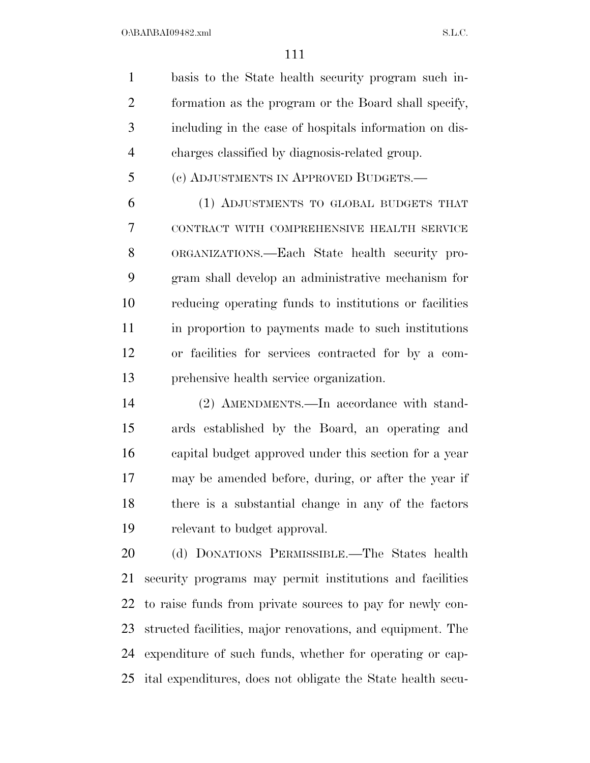basis to the State health security program such information as the program or the Board shall specify, including in the case of hospitals information on discharges classified by diagnosis-related group.

(c) ADJUSTMENTS IN APPROVED BUDGETS.—

(1) ADJUSTMENTS TO GLOBAL BUDGETS THAT CONTRACT WITH COMPREHENSIVE HEALTH SERVICE ORGANIZATIONS.—Each State health security program shall develop an administrative mechanism for reducing operating funds to institutions or facilities in proportion to payments made to such institutions or facilities for services contracted for by a comprehensive health service organization.

(2) AMENDMENTS.—In accordance with standards established by the Board, an operating and capital budget approved under this section for a year may be amended before, during, or after the year if there is a substantial change in any of the factors relevant to budget approval.

(d) DONATIONS PERMISSIBLE.—The States health security programs may permit institutions and facilities to raise funds from private sources to pay for newly constructed facilities, major renovations, and equipment. The expenditure of such funds, whether for operating or capital expenditures, does not obligate the State health secu-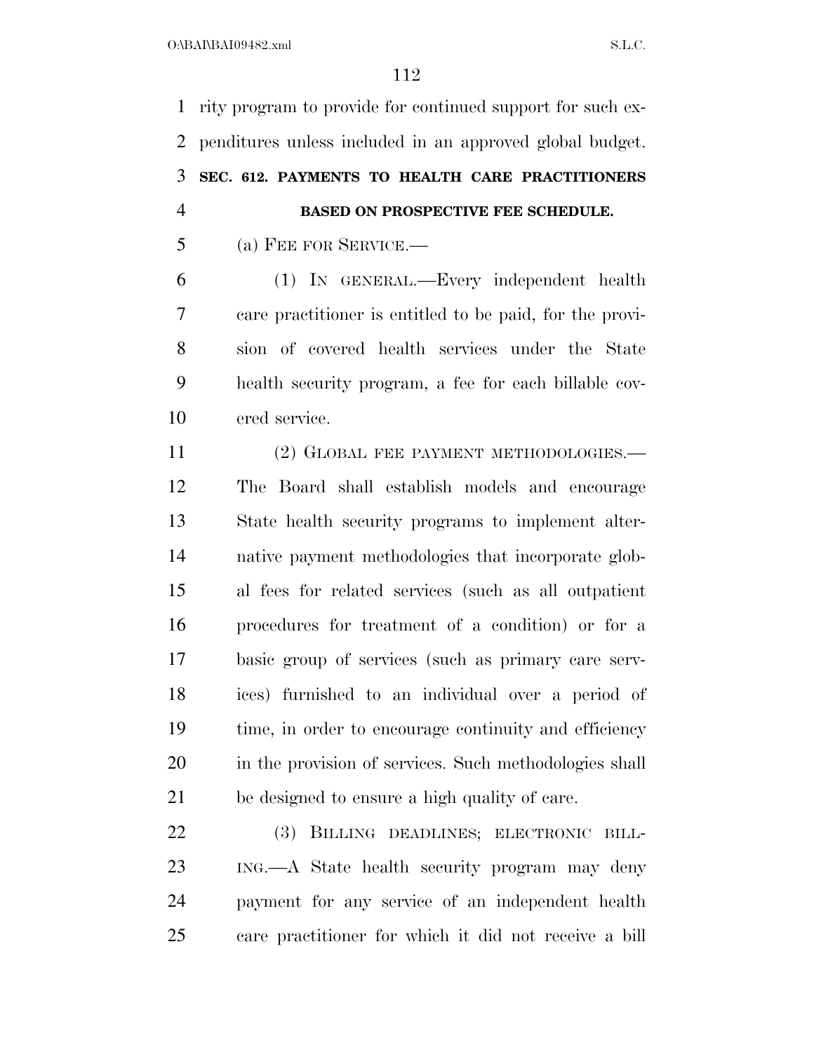rity program to provide for continued support for such expenditures unless included in an approved global budget.

**SEC. 612. PAYMENTS TO HEALTH CARE PRACTITIONERS BASED ON PROSPECTIVE FEE SCHEDULE.**

(a) FEE FOR SERVICE.—

(1) IN GENERAL.—Every independent health care practitioner is entitled to be paid, for the provision of covered health services under the State health security program, a fee for each billable covered service.

(2) GLOBAL FEE PAYMENT METHODOLOGIES.—The Board shall establish models and encourage State health security programs to implement alternative payment methodologies that incorporate global fees for related services (such as all outpatient procedures for treatment of a condition) or for a basic group of services (such as primary care services) furnished to an individual over a period of time, in order to encourage continuity and efficiency in the provision of services. Such methodologies shall be designed to ensure a high quality of care.

(3) BILLING DEADLINES; ELECTRONIC BILLING.—A State health security program may deny payment for any service of an independent health care practitioner for which it did not receive a bill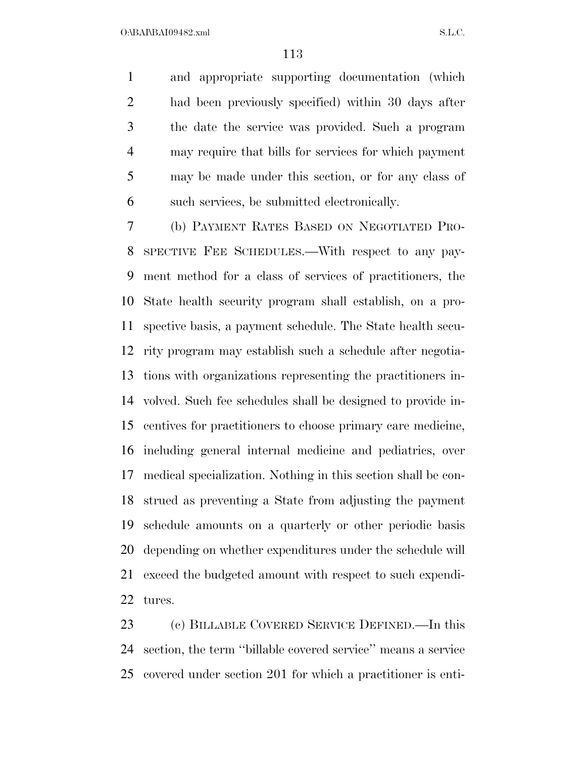and appropriate supporting documentation (which had been previously specified) within 30 days after the date the service was provided. Such a program may require that bills for services for which payment may be made under this section, or for any class of such services, be submitted electronically.

(b) PAYMENT RATES BASED ON NEGOTIATED PROSPECTIVE FEE SCHEDULES.—With respect to any payment method for a class of services of practitioners, the State health security program shall establish, on a prospective basis, a payment schedule. The State health security program may establish such a schedule after negotiations with organizations representing the practitioners involved. Such fee schedules shall be designed to provide incentives for practitioners to choose primary care medicine, including general internal medicine and pediatrics, over medical specialization. Nothing in this section shall be construed as preventing a State from adjusting the payment schedule amounts on a quarterly or other periodic basis depending on whether expenditures under the schedule will exceed the budgeted amount with respect to such expenditures.

(c) BILLABLE COVERED SERVICE DEFINED.—In this section, the term ''billable covered service'' means a service covered under section 201 for which a practitioner is enti-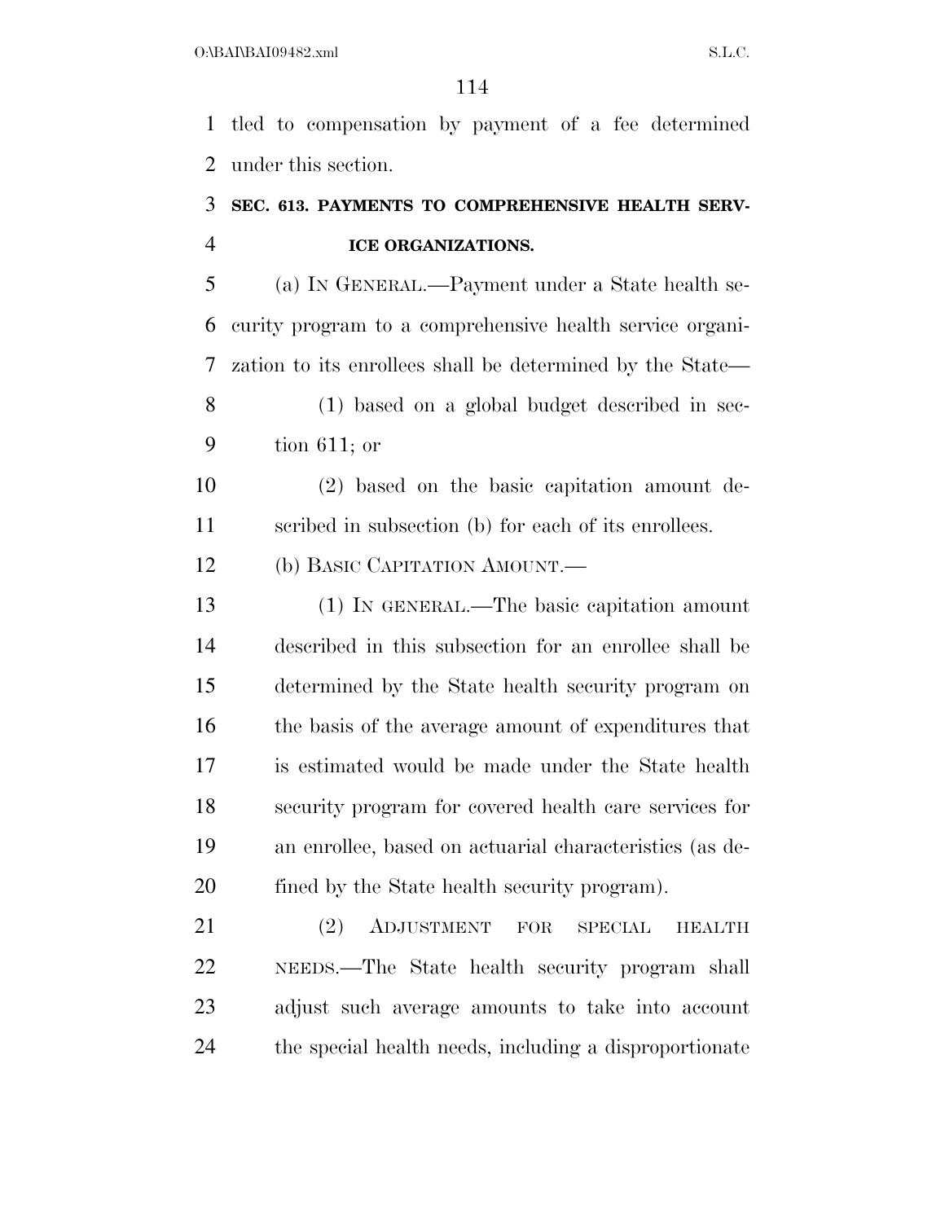tled to compensation by payment of a fee determined under this section.

### SEC. 613. PAYMENTS TO COMPREHENSIVE HEALTH SERVICE ORGANIZATIONS.

(a) IN GENERAL.—Payment under a State health security program to a comprehensive health service organization to its enrollees shall be determined by the State—

(1) based on a global budget described in section 611; or

(2) based on the basic capitation amount described in subsection (b) for each of its enrollees.

(b) BASIC CAPITATION AMOUNT.—

(1) IN GENERAL.—The basic capitation amount described in this subsection for an enrollee shall be determined by the State health security program on the basis of the average amount of expenditures that is estimated would be made under the State health security program for covered health care services for an enrollee, based on actuarial characteristics (as defined by the State health security program).

(2) ADJUSTMENT FOR SPECIAL HEALTH NEEDS.—The State health security program shall adjust such average amounts to take into account the special health needs, including a disproportionate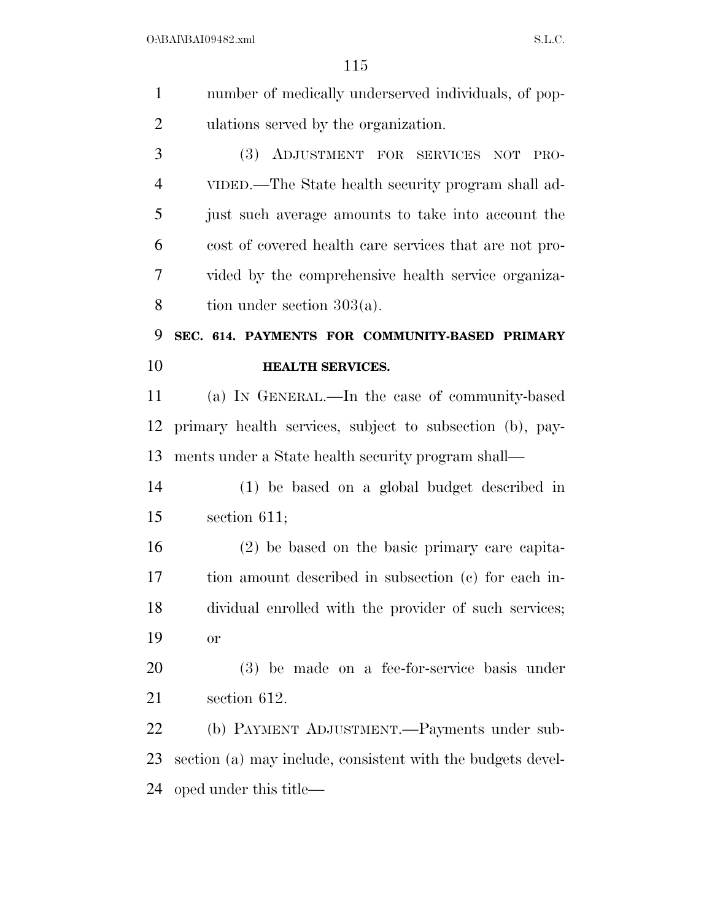number of medically underserved individuals, of populations served by the organization.

(3) ADJUSTMENT FOR SERVICES NOT PROVIDED.—The State health security program shall adjust such average amounts to take into account the cost of covered health care services that are not provided by the comprehensive health service organization under section 303(a).

### SEC. 614. PAYMENTS FOR COMMUNITY-BASED PRIMARY HEALTH SERVICES.

(a) IN GENERAL.—In the case of community-based primary health services, subject to subsection (b), payments under a State health security program shall—

(1) be based on a global budget described in section 611;

(2) be based on the basic primary care capitation amount described in subsection (c) for each individual enrolled with the provider of such services; or

(3) be made on a fee-for-service basis under section 612.

(b) PAYMENT ADJUSTMENT.—Payments under subsection (a) may include, consistent with the budgets developed under this title—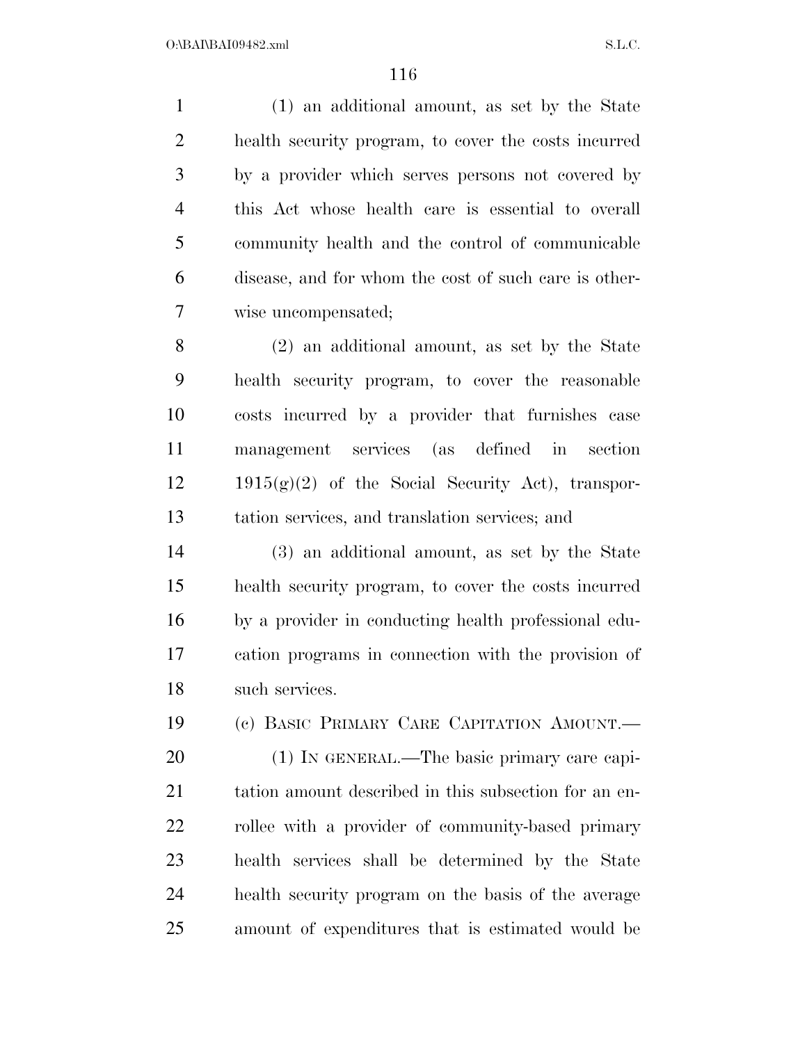(1) an additional amount, as set by the State health security program, to cover the costs incurred by a provider which serves persons not covered by this Act whose health care is essential to overall community health and the control of communicable disease, and for whom the cost of such care is otherwise uncompensated;

(2) an additional amount, as set by the State health security program, to cover the reasonable costs incurred by a provider that furnishes case management services (as defined in section 1915(g)(2) of the Social Security Act), transportation services, and translation services; and

(3) an additional amount, as set by the State health security program, to cover the costs incurred by a provider in conducting health professional education programs in connection with the provision of such services.

(c) BASIC PRIMARY CARE CAPITATION AMOUNT.—

(1) IN GENERAL.—The basic primary care capitation amount described in this subsection for an enrollee with a provider of community-based primary health services shall be determined by the State health security program on the basis of the average amount of expenditures that is estimated would be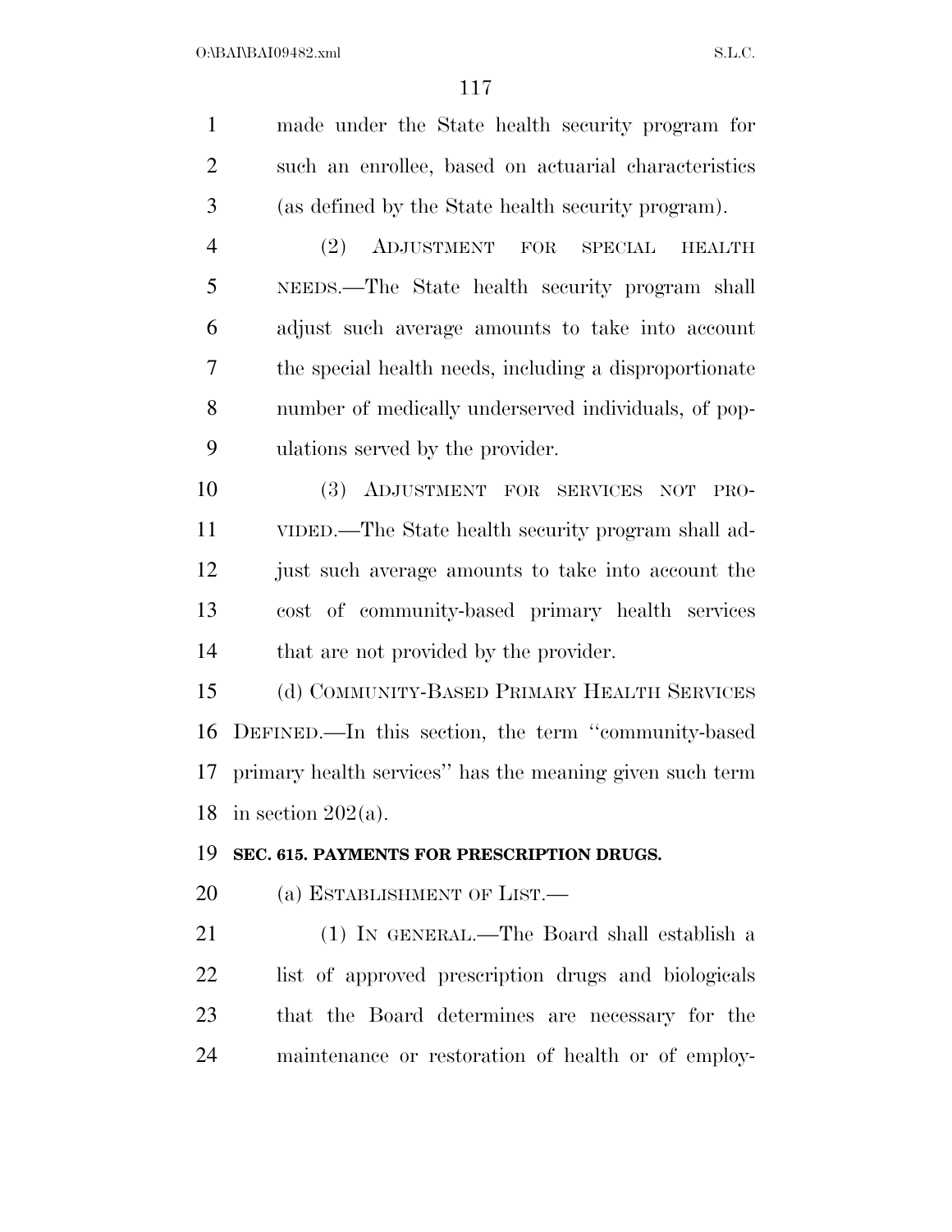made under the State health security program for such an enrollee, based on actuarial characteristics (as defined by the State health security program).

(2) ADJUSTMENT FOR SPECIAL HEALTH NEEDS.—The State health security program shall adjust such average amounts to take into account the special health needs, including a disproportionate number of medically underserved individuals, of populations served by the provider.

(3) ADJUSTMENT FOR SERVICES NOT PROVIDED.—The State health security program shall adjust such average amounts to take into account the cost of community-based primary health services that are not provided by the provider.

(d) COMMUNITY-BASED PRIMARY HEALTH SERVICES DEFINED.—In this section, the term ''community-based primary health services'' has the meaning given such term in section 202(a).

**SEC. 615. PAYMENTS FOR PRESCRIPTION DRUGS.**

(a) ESTABLISHMENT OF LIST.—

(1) IN GENERAL.—The Board shall establish a list of approved prescription drugs and biologicals that the Board determines are necessary for the maintenance or restoration of health or of employ-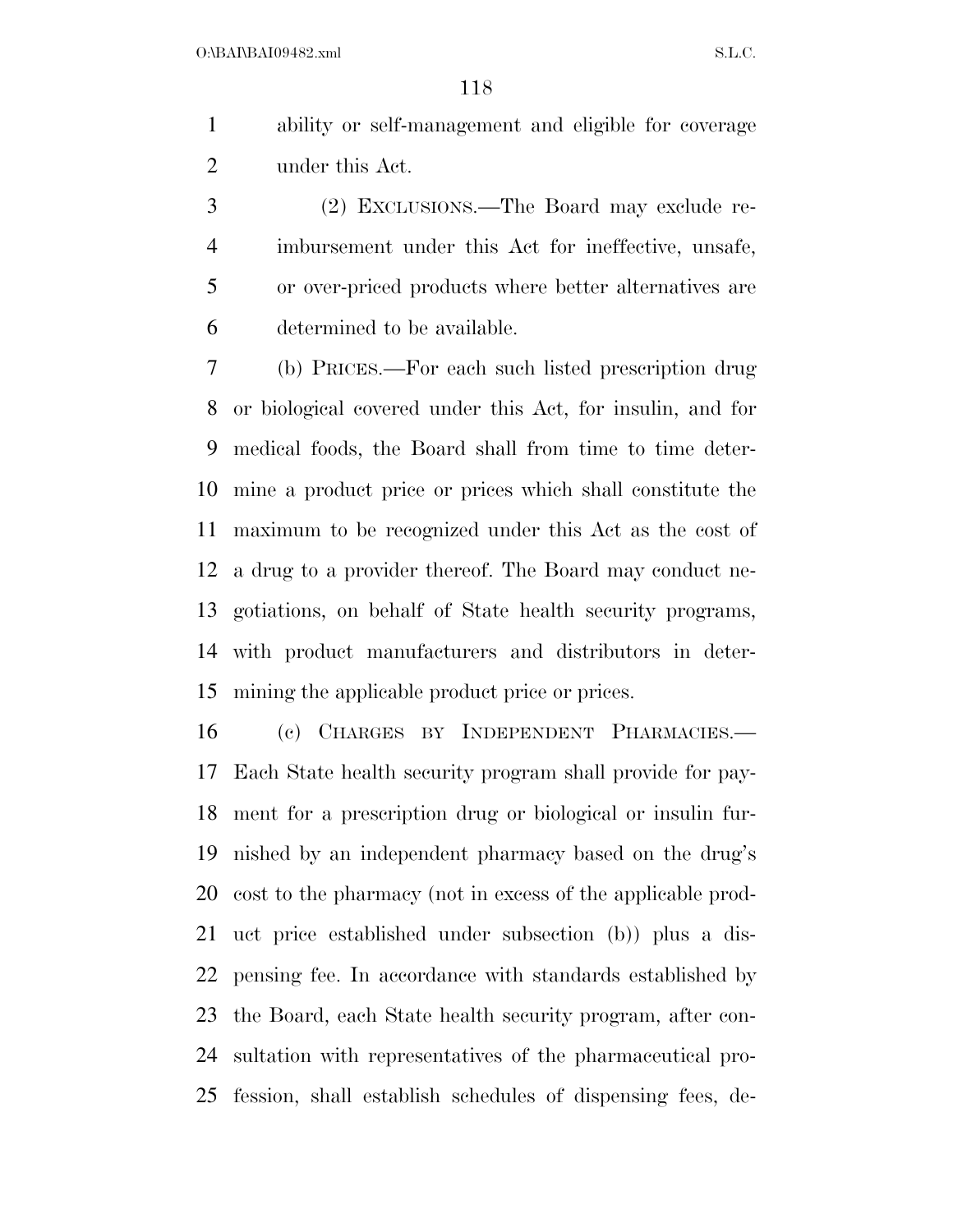ability or self-management and eligible for coverage under this Act.

(2) EXCLUSIONS.—The Board may exclude reimbursement under this Act for ineffective, unsafe, or over-priced products where better alternatives are determined to be available.

(b) PRICES.—For each such listed prescription drug or biological covered under this Act, for insulin, and for medical foods, the Board shall from time to time determine a product price or prices which shall constitute the maximum to be recognized under this Act as the cost of a drug to a provider thereof. The Board may conduct negotiations, on behalf of State health security programs, with product manufacturers and distributors in determining the applicable product price or prices.

(c) CHARGES BY INDEPENDENT PHARMACIES.—Each State health security program shall provide for payment for a prescription drug or biological or insulin furnished by an independent pharmacy based on the drug's cost to the pharmacy (not in excess of the applicable product price established under subsection (b)) plus a dispensing fee. In accordance with standards established by the Board, each State health security program, after consultation with representatives of the pharmaceutical profession, shall establish schedules of dispensing fees, de-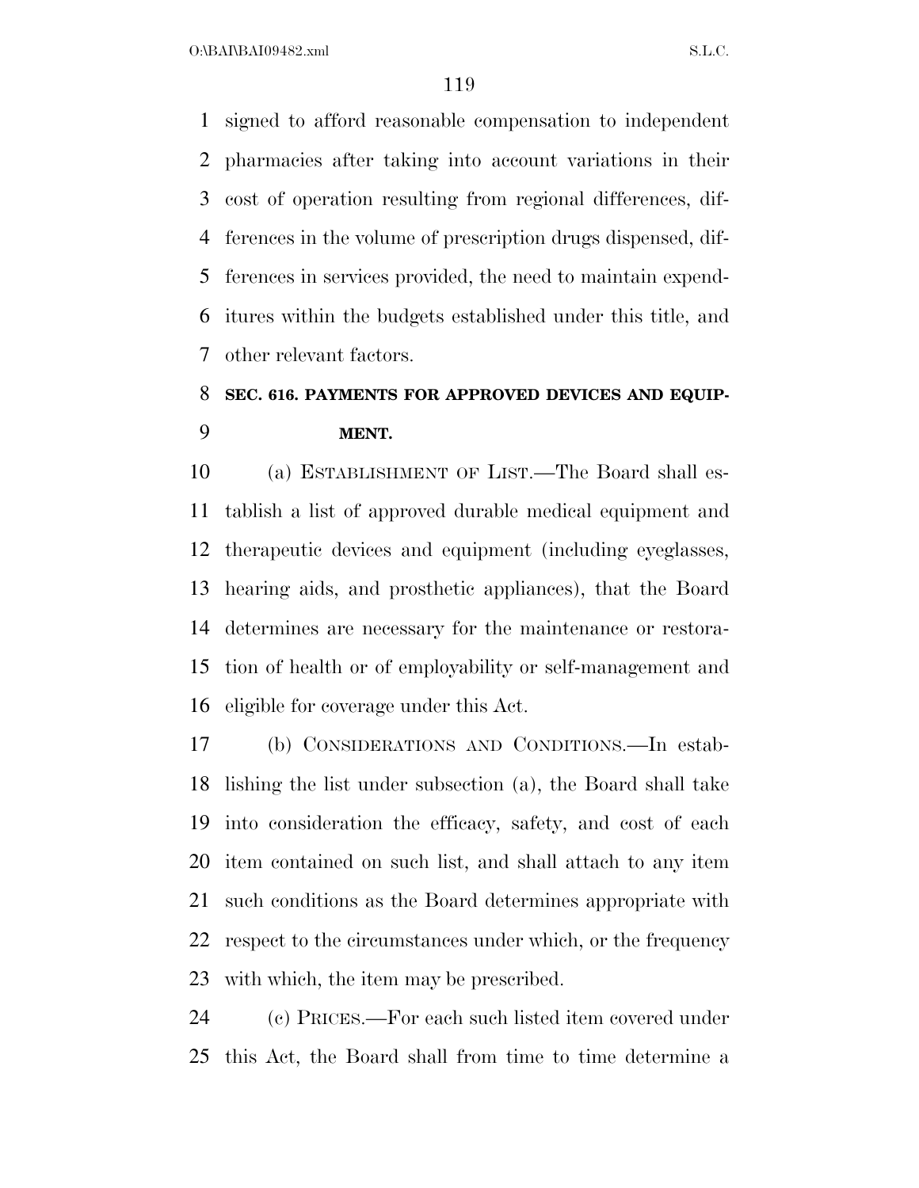signed to afford reasonable compensation to independent pharmacies after taking into account variations in their cost of operation resulting from regional differences, differences in the volume of prescription drugs dispensed, differences in services provided, the need to maintain expenditures within the budgets established under this title, and other relevant factors.

### SEC. 616. PAYMENTS FOR APPROVED DEVICES AND EQUIPMENT.

(a) ESTABLISHMENT OF LIST.—The Board shall establish a list of approved durable medical equipment and therapeutic devices and equipment (including eyeglasses, hearing aids, and prosthetic appliances), that the Board determines are necessary for the maintenance or restoration of health or of employability or self-management and eligible for coverage under this Act.

(b) CONSIDERATIONS AND CONDITIONS.—In establishing the list under subsection (a), the Board shall take into consideration the efficacy, safety, and cost of each item contained on such list, and shall attach to any item such conditions as the Board determines appropriate with respect to the circumstances under which, or the frequency with which, the item may be prescribed.

(c) PRICES.—For each such listed item covered under this Act, the Board shall from time to time determine a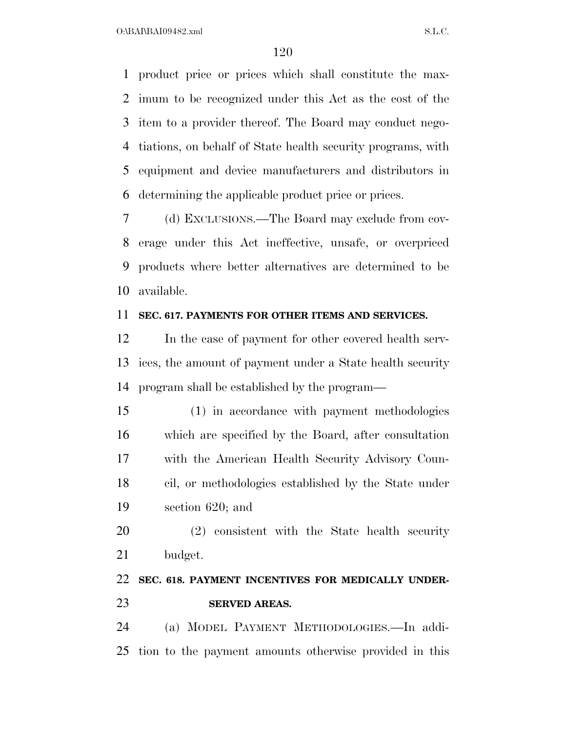product price or prices which shall constitute the maximum to be recognized under this Act as the cost of the item to a provider thereof. The Board may conduct negotiations, on behalf of State health security programs, with equipment and device manufacturers and distributors in determining the applicable product price or prices.

(d) EXCLUSIONS.—The Board may exclude from coverage under this Act ineffective, unsafe, or overpriced products where better alternatives are determined to be available.

**SEC. 617. PAYMENTS FOR OTHER ITEMS AND SERVICES.**

In the case of payment for other covered health services, the amount of payment under a State health security program shall be established by the program—

(1) in accordance with payment methodologies which are specified by the Board, after consultation with the American Health Security Advisory Council, or methodologies established by the State under section 620; and

(2) consistent with the State health security budget.

**SEC. 618. PAYMENT INCENTIVES FOR MEDICALLY UNDERSERVED AREAS.**

(a) MODEL PAYMENT METHODOLOGIES.—In addition to the payment amounts otherwise provided in this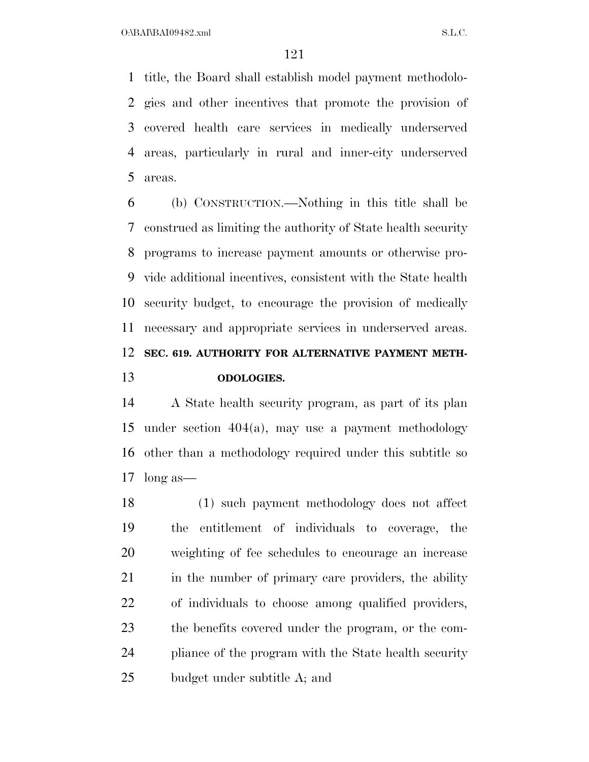title, the Board shall establish model payment methodologies and other incentives that promote the provision of covered health care services in medically underserved areas, particularly in rural and inner-city underserved areas.

(b) CONSTRUCTION.—Nothing in this title shall be construed as limiting the authority of State health security programs to increase payment amounts or otherwise provide additional incentives, consistent with the State health security budget, to encourage the provision of medically necessary and appropriate services in underserved areas.

**SEC. 619. AUTHORITY FOR ALTERNATIVE PAYMENT METHODOLOGIES.**

A State health security program, as part of its plan under section 404(a), may use a payment methodology other than a methodology required under this subtitle so long as—

(1) such payment methodology does not affect the entitlement of individuals to coverage, the weighting of fee schedules to encourage an increase in the number of primary care providers, the ability of individuals to choose among qualified providers, the benefits covered under the program, or the compliance of the program with the State health security budget under subtitle A; and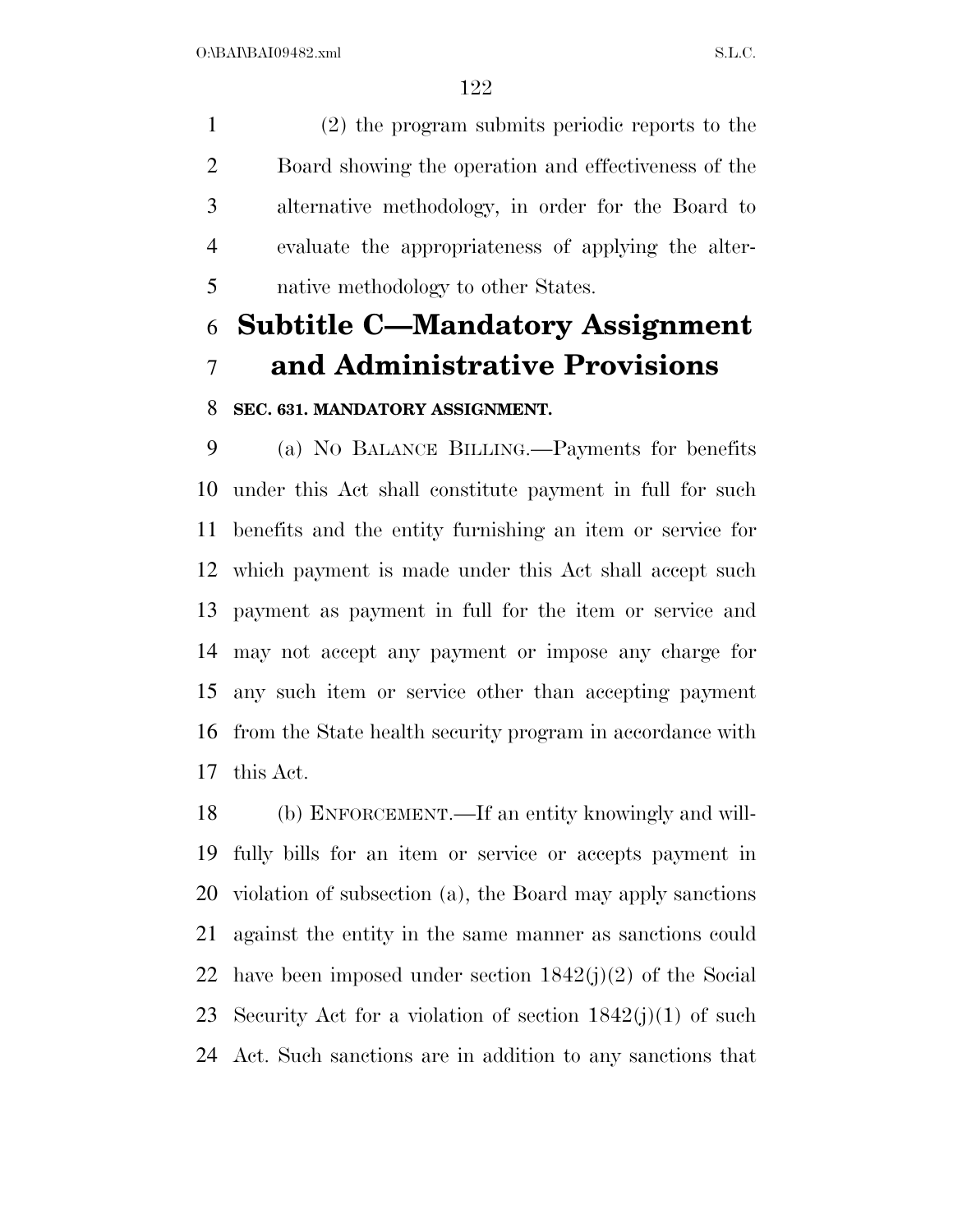(2) the program submits periodic reports to the Board showing the operation and effectiveness of the alternative methodology, in order for the Board to evaluate the appropriateness of applying the alternative methodology to other States.

## Subtitle C—Mandatory Assignment and Administrative Provisions

**SEC. 631. MANDATORY ASSIGNMENT.**

(a) NO BALANCE BILLING.—Payments for benefits under this Act shall constitute payment in full for such benefits and the entity furnishing an item or service for which payment is made under this Act shall accept such payment as payment in full for the item or service and may not accept any payment or impose any charge for any such item or service other than accepting payment from the State health security program in accordance with this Act.

(b) ENFORCEMENT.—If an entity knowingly and willfully bills for an item or service or accepts payment in violation of subsection (a), the Board may apply sanctions against the entity in the same manner as sanctions could have been imposed under section 1842(j)(2) of the Social Security Act for a violation of section 1842(j)(1) of such Act. Such sanctions are in addition to any sanctions that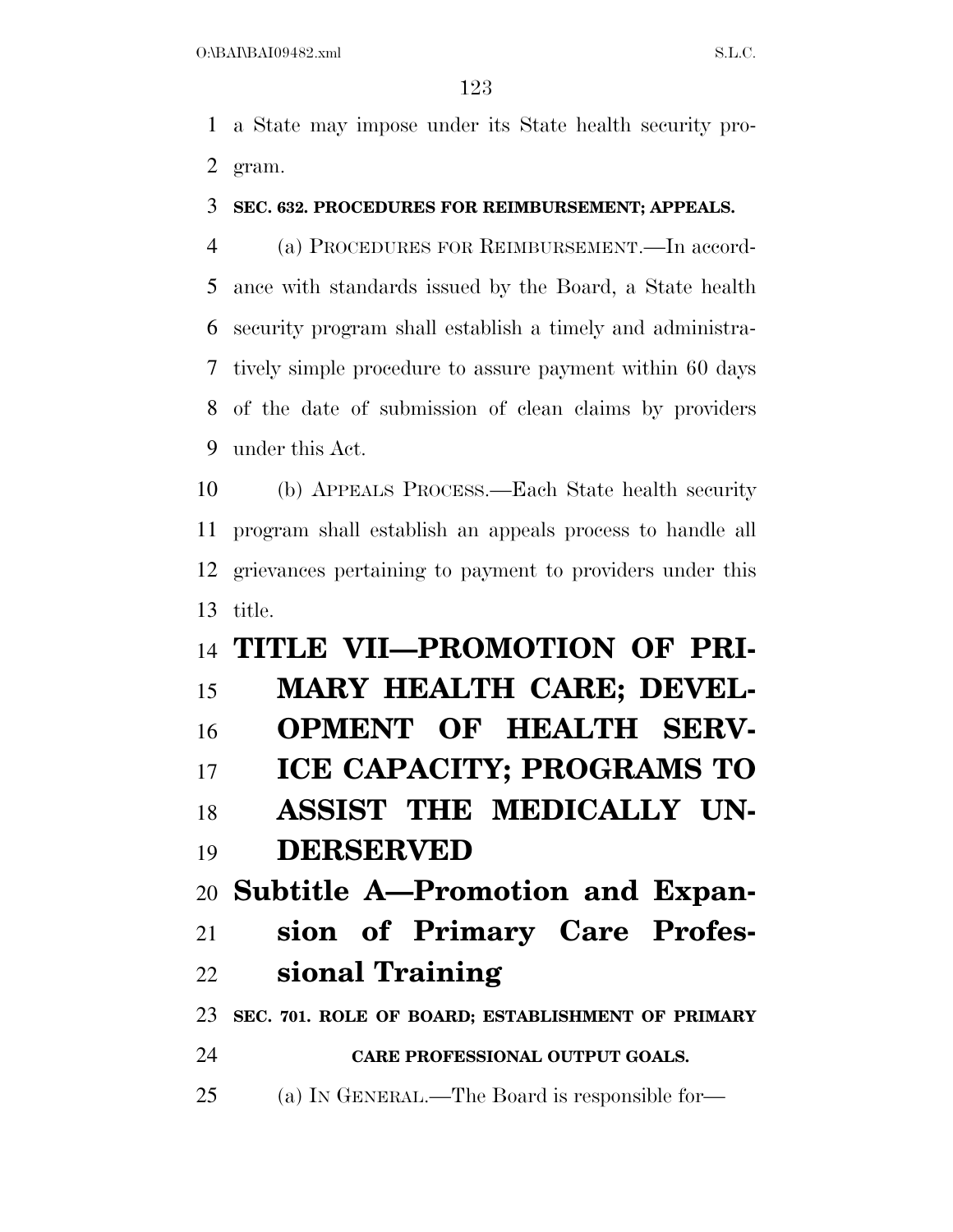a State may impose under its State health security program.

**SEC. 632. PROCEDURES FOR REIMBURSEMENT; APPEALS.**

(a) PROCEDURES FOR REIMBURSEMENT.—In accordance with standards issued by the Board, a State health security program shall establish a timely and administratively simple procedure to assure payment within 60 days of the date of submission of clean claims by providers under this Act.

(b) APPEALS PROCESS.—Each State health security program shall establish an appeals process to handle all grievances pertaining to payment to providers under this title.

# TITLE VII—PROMOTION OF PRIMARY HEALTH CARE; DEVELOPMENT OF HEALTH SERVICE CAPACITY; PROGRAMS TO ASSIST THE MEDICALLY UNDERSERVED

## Subtitle A—Promotion and Expansion of Primary Care Professional Training

**SEC. 701. ROLE OF BOARD; ESTABLISHMENT OF PRIMARY CARE PROFESSIONAL OUTPUT GOALS.**

(a) IN GENERAL.—The Board is responsible for—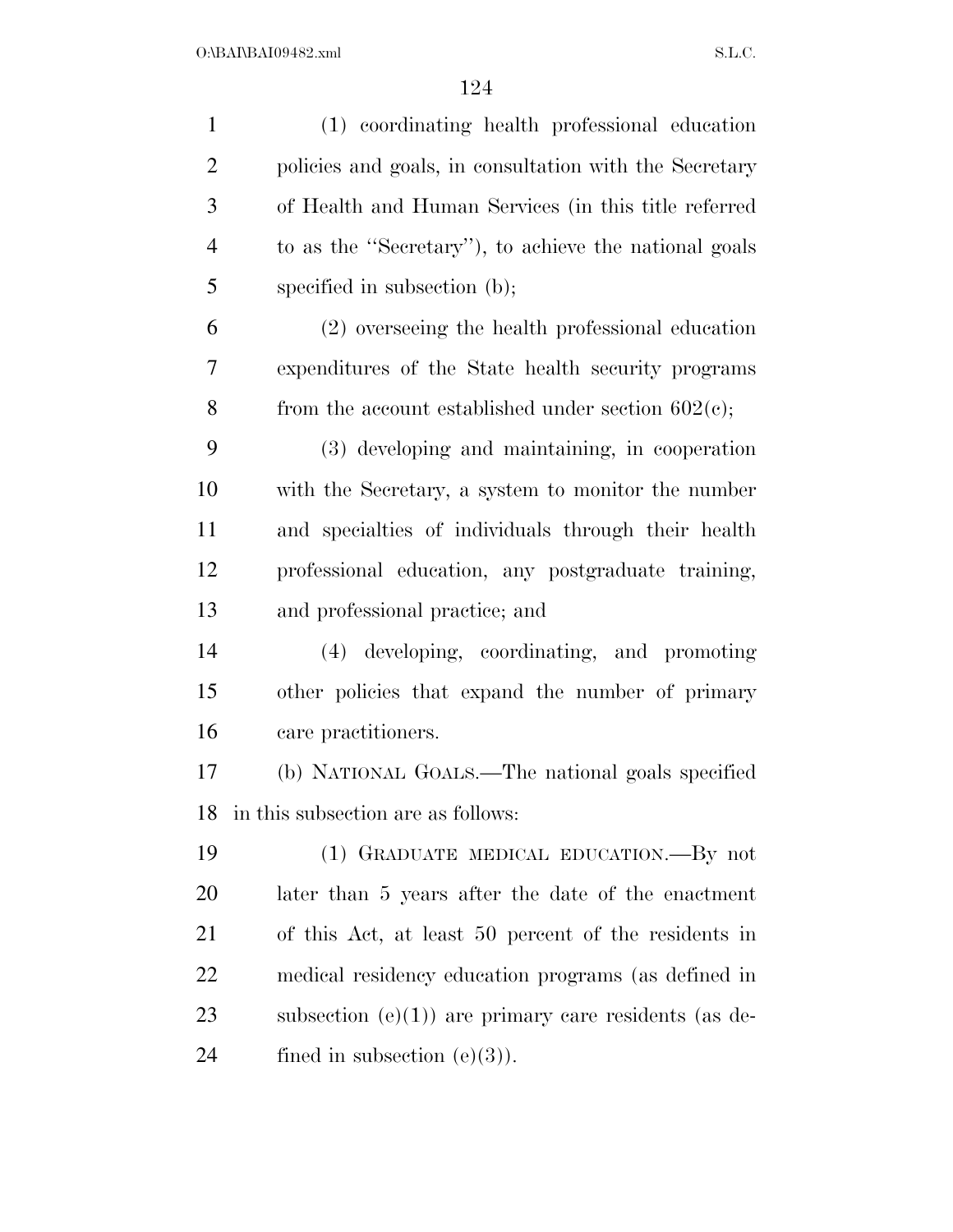(1) coordinating health professional education policies and goals, in consultation with the Secretary of Health and Human Services (in this title referred to as the ''Secretary''), to achieve the national goals specified in subsection (b);

(2) overseeing the health professional education expenditures of the State health security programs from the account established under section 602(c);

(3) developing and maintaining, in cooperation with the Secretary, a system to monitor the number and specialties of individuals through their health professional education, any postgraduate training, and professional practice; and

(4) developing, coordinating, and promoting other policies that expand the number of primary care practitioners.

(b) NATIONAL GOALS.—The national goals specified in this subsection are as follows:

(1) GRADUATE MEDICAL EDUCATION.—By not later than 5 years after the date of the enactment of this Act, at least 50 percent of the residents in medical residency education programs (as defined in subsection (e)(1)) are primary care residents (as defined in subsection (e)(3)).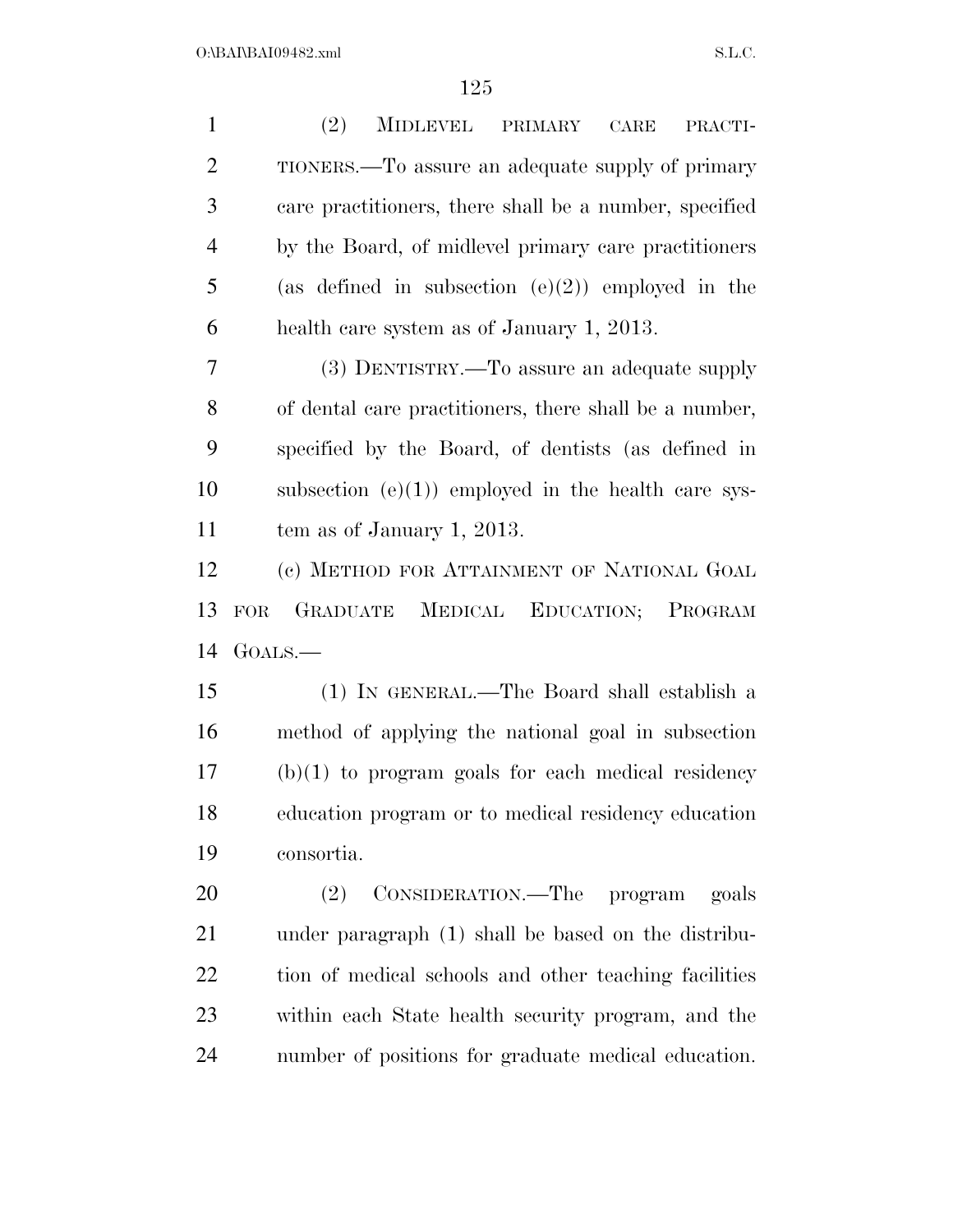(2) MIDLEVEL PRIMARY CARE PRACTITIONERS.—To assure an adequate supply of primary care practitioners, there shall be a number, specified by the Board, of midlevel primary care practitioners (as defined in subsection (e)(2)) employed in the health care system as of January 1, 2013.

(3) DENTISTRY.—To assure an adequate supply of dental care practitioners, there shall be a number, specified by the Board, of dentists (as defined in subsection (e)(1)) employed in the health care system as of January 1, 2013.

(c) METHOD FOR ATTAINMENT OF NATIONAL GOAL FOR GRADUATE MEDICAL EDUCATION; PROGRAM GOALS.—

(1) IN GENERAL.—The Board shall establish a method of applying the national goal in subsection (b)(1) to program goals for each medical residency education program or to medical residency education consortia.

(2) CONSIDERATION.—The program goals under paragraph (1) shall be based on the distribution of medical schools and other teaching facilities within each State health security program, and the number of positions for graduate medical education.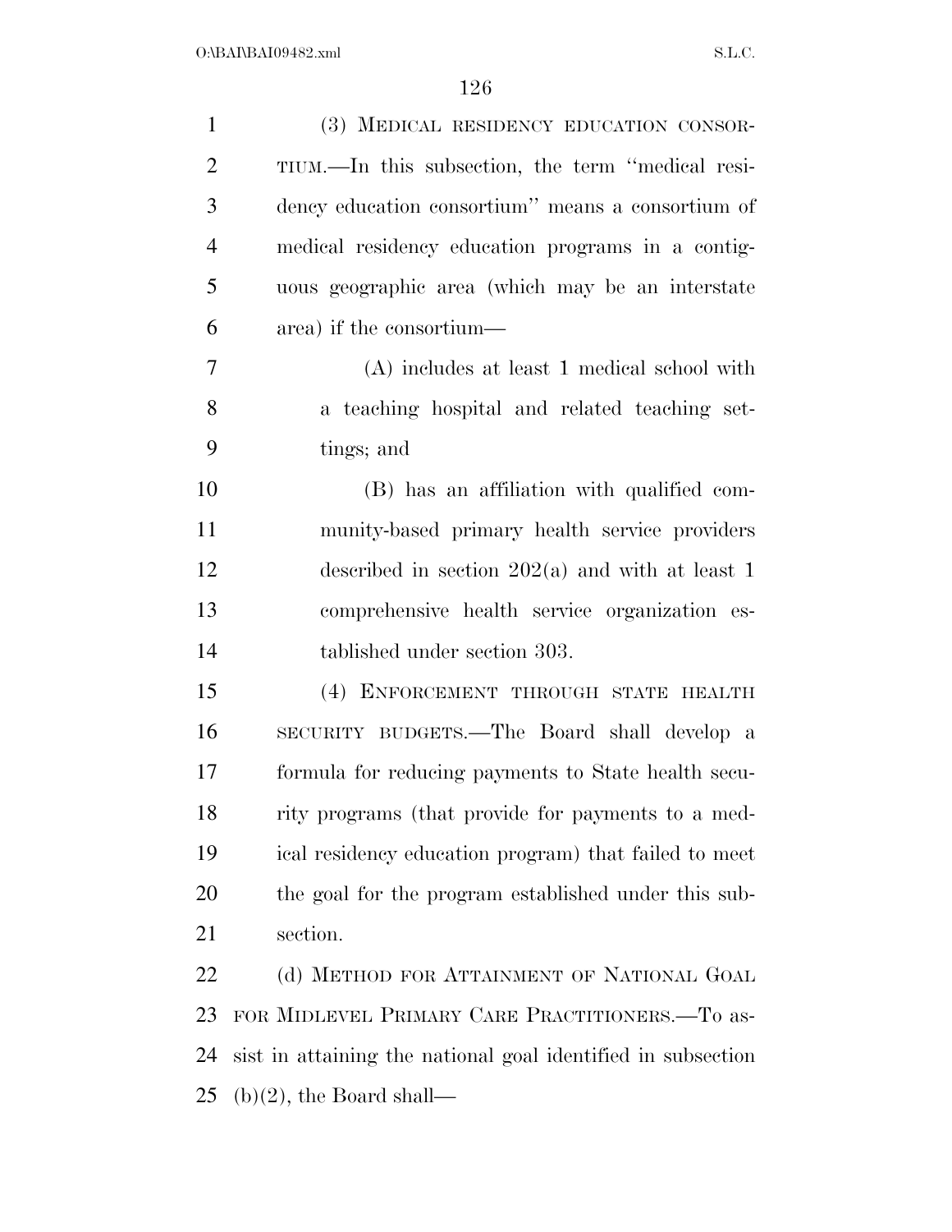(3) MEDICAL RESIDENCY EDUCATION CONSORTIUM.—In this subsection, the term ''medical residency education consortium'' means a consortium of medical residency education programs in a contiguous geographic area (which may be an interstate area) if the consortium—

(A) includes at least 1 medical school with a teaching hospital and related teaching settings; and

(B) has an affiliation with qualified community-based primary health service providers described in section 202(a) and with at least 1 comprehensive health service organization established under section 303.

(4) ENFORCEMENT THROUGH STATE HEALTH SECURITY BUDGETS.—The Board shall develop a formula for reducing payments to State health security programs (that provide for payments to a medical residency education program) that failed to meet the goal for the program established under this subsection.

(d) METHOD FOR ATTAINMENT OF NATIONAL GOAL FOR MIDLEVEL PRIMARY CARE PRACTITIONERS.—To assist in attaining the national goal identified in subsection (b)(2), the Board shall—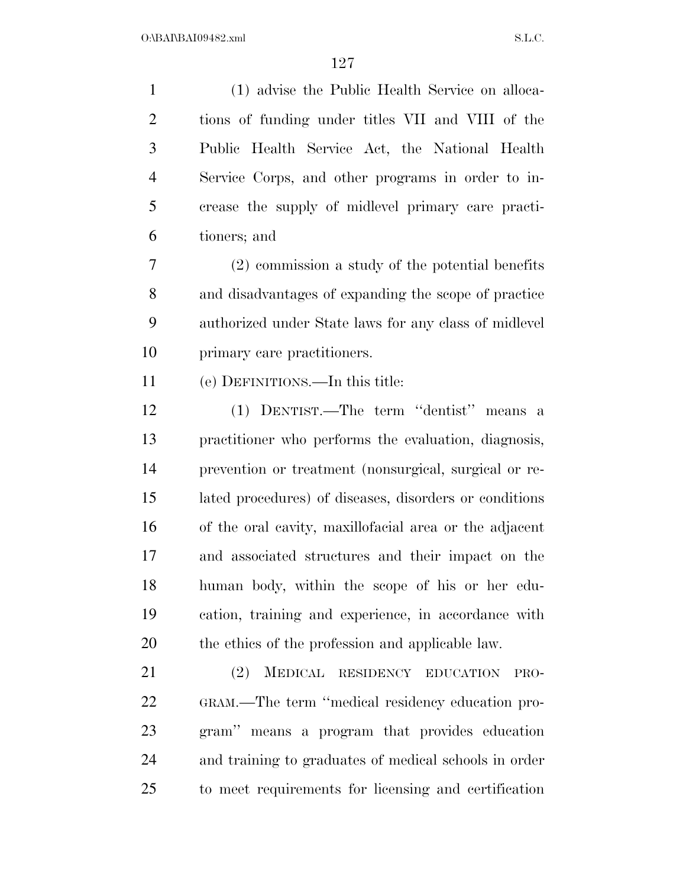(1) advise the Public Health Service on allocations of funding under titles VII and VIII of the Public Health Service Act, the National Health Service Corps, and other programs in order to increase the supply of midlevel primary care practitioners; and

(2) commission a study of the potential benefits and disadvantages of expanding the scope of practice authorized under State laws for any class of midlevel primary care practitioners.

(e) DEFINITIONS.—In this title:

(1) DENTIST.—The term "dentist" means a practitioner who performs the evaluation, diagnosis, prevention or treatment (nonsurgical, surgical or related procedures) of diseases, disorders or conditions of the oral cavity, maxillofacial area or the adjacent and associated structures and their impact on the human body, within the scope of his or her education, training and experience, in accordance with the ethics of the profession and applicable law.

(2) MEDICAL RESIDENCY EDUCATION PROGRAM.—The term "medical residency education program" means a program that provides education and training to graduates of medical schools in order to meet requirements for licensing and certification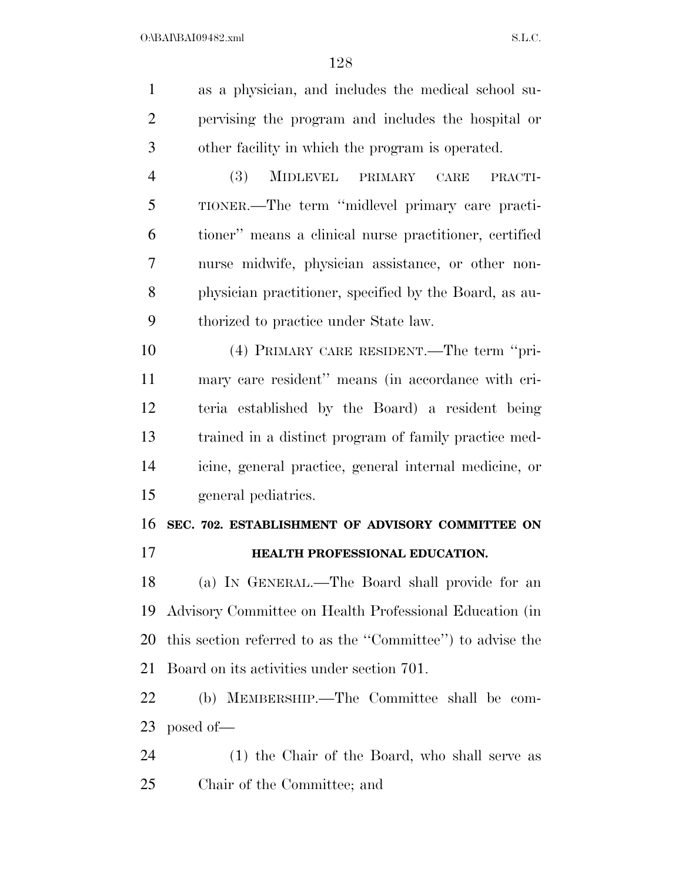as a physician, and includes the medical school supervising the program and includes the hospital or other facility in which the program is operated.

(3) MIDLEVEL PRIMARY CARE PRACTITIONER.—The term ''midlevel primary care practitioner'' means a clinical nurse practitioner, certified nurse midwife, physician assistance, or other nonphysician practitioner, specified by the Board, as authorized to practice under State law.

(4) PRIMARY CARE RESIDENT.—The term ''primary care resident'' means (in accordance with criteria established by the Board) a resident being trained in a distinct program of family practice medicine, general practice, general internal medicine, or general pediatrics.

## SEC. 702. ESTABLISHMENT OF ADVISORY COMMITTEE ON HEALTH PROFESSIONAL EDUCATION.

(a) IN GENERAL.—The Board shall provide for an Advisory Committee on Health Professional Education (in this section referred to as the ''Committee'') to advise the Board on its activities under section 701.

(b) MEMBERSHIP.—The Committee shall be composed of—

(1) the Chair of the Board, who shall serve as Chair of the Committee; and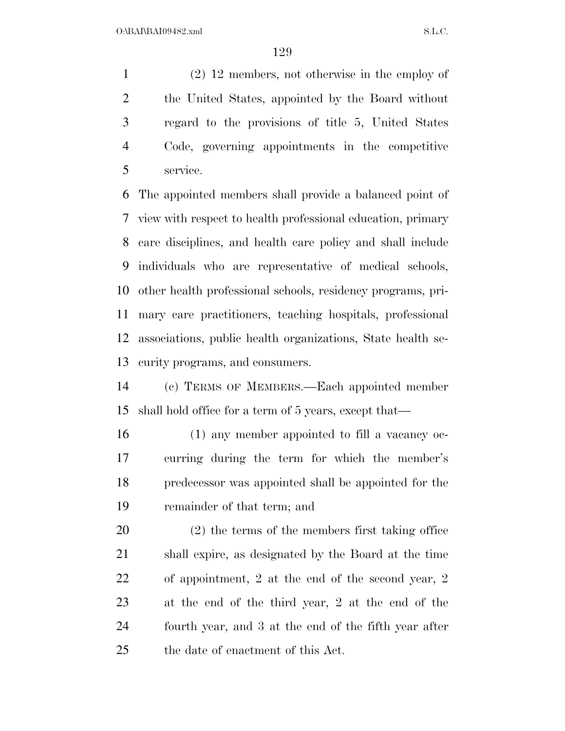(2) 12 members, not otherwise in the employ of the United States, appointed by the Board without regard to the provisions of title 5, United States Code, governing appointments in the competitive service.

The appointed members shall provide a balanced point of view with respect to health professional education, primary care disciplines, and health care policy and shall include individuals who are representative of medical schools, other health professional schools, residency programs, primary care practitioners, teaching hospitals, professional associations, public health organizations, State health security programs, and consumers.

(c) TERMS OF MEMBERS.—Each appointed member shall hold office for a term of 5 years, except that—

(1) any member appointed to fill a vacancy occurring during the term for which the member's predecessor was appointed shall be appointed for the remainder of that term; and

(2) the terms of the members first taking office shall expire, as designated by the Board at the time of appointment, 2 at the end of the second year, 2 at the end of the third year, 2 at the end of the fourth year, and 3 at the end of the fifth year after the date of enactment of this Act.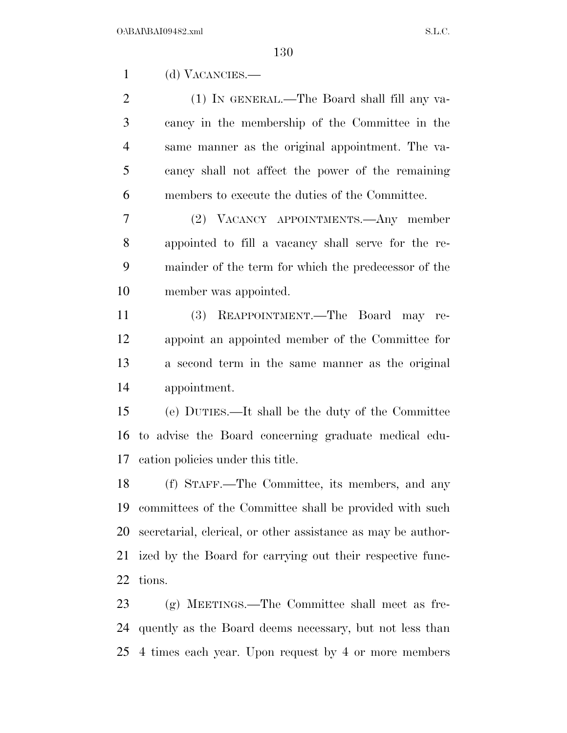(d) VACANCIES.—

(1) IN GENERAL.—The Board shall fill any vacancy in the membership of the Committee in the same manner as the original appointment. The vacancy shall not affect the power of the remaining members to execute the duties of the Committee.

(2) VACANCY APPOINTMENTS.—Any member appointed to fill a vacancy shall serve for the remainder of the term for which the predecessor of the member was appointed.

(3) REAPPOINTMENT.—The Board may reappoint an appointed member of the Committee for a second term in the same manner as the original appointment.

(e) DUTIES.—It shall be the duty of the Committee to advise the Board concerning graduate medical education policies under this title.

(f) STAFF.—The Committee, its members, and any committees of the Committee shall be provided with such secretarial, clerical, or other assistance as may be authorized by the Board for carrying out their respective functions.

(g) MEETINGS.—The Committee shall meet as frequently as the Board deems necessary, but not less than 4 times each year. Upon request by 4 or more members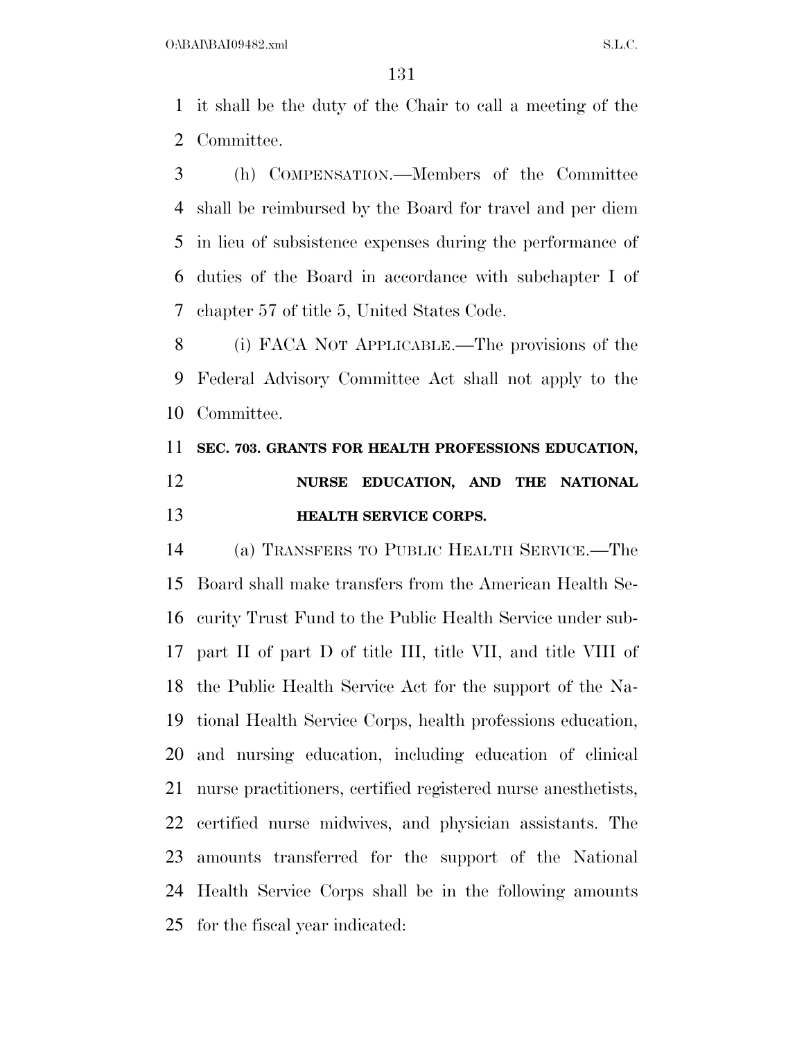it shall be the duty of the Chair to call a meeting of the Committee.

(h) COMPENSATION.—Members of the Committee shall be reimbursed by the Board for travel and per diem in lieu of subsistence expenses during the performance of duties of the Board in accordance with subchapter I of chapter 57 of title 5, United States Code.

(i) FACA NOT APPLICABLE.—The provisions of the Federal Advisory Committee Act shall not apply to the Committee.

**SEC. 703. GRANTS FOR HEALTH PROFESSIONS EDUCATION, NURSE EDUCATION, AND THE NATIONAL HEALTH SERVICE CORPS.**

(a) TRANSFERS TO PUBLIC HEALTH SERVICE.—The Board shall make transfers from the American Health Security Trust Fund to the Public Health Service under subpart II of part D of title III, title VII, and title VIII of the Public Health Service Act for the support of the National Health Service Corps, health professions education, and nursing education, including education of clinical nurse practitioners, certified registered nurse anesthetists, certified nurse midwives, and physician assistants. The amounts transferred for the support of the National Health Service Corps shall be in the following amounts for the fiscal year indicated: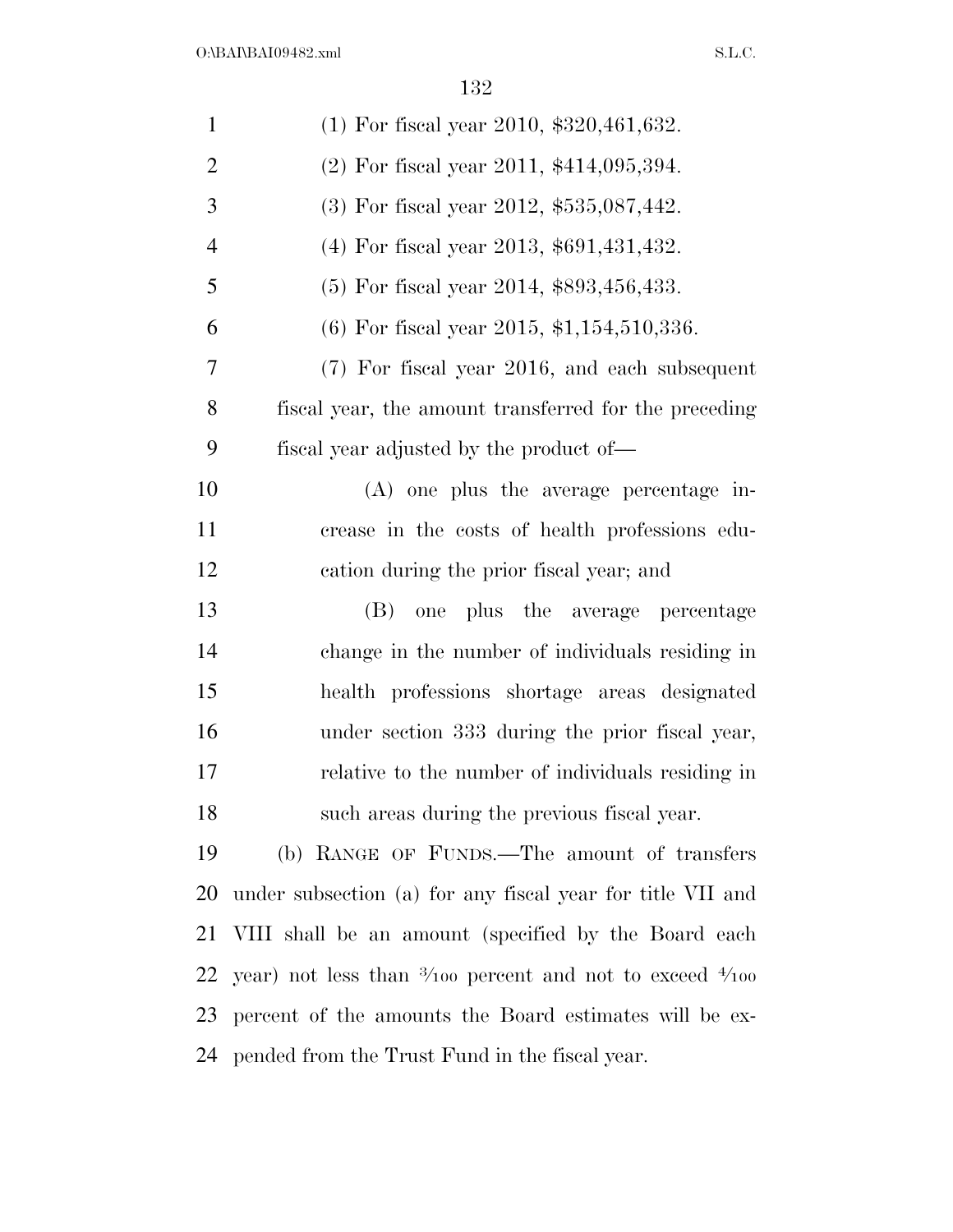(1) For fiscal year 2010, $320,461,632.

(2) For fiscal year 2011, $414,095,394.

(3) For fiscal year 2012, $535,087,442.

(4) For fiscal year 2013, $691,431,432.

(5) For fiscal year 2014, $893,456,433.

(6) For fiscal year 2015, $1,154,510,336.

(7) For fiscal year 2016, and each subsequent fiscal year, the amount transferred for the preceding fiscal year adjusted by the product of—

(A) one plus the average percentage increase in the costs of health professions education during the prior fiscal year; and

(B) one plus the average percentage change in the number of individuals residing in health professions shortage areas designated under section 333 during the prior fiscal year, relative to the number of individuals residing in such areas during the previous fiscal year.

(b) RANGE OF FUNDS.—The amount of transfers under subsection (a) for any fiscal year for title VII and VIII shall be an amount (specified by the Board each year) not less than $3/100$ percent and not to exceed $4/100$ percent of the amounts the Board estimates will be expended from the Trust Fund in the fiscal year.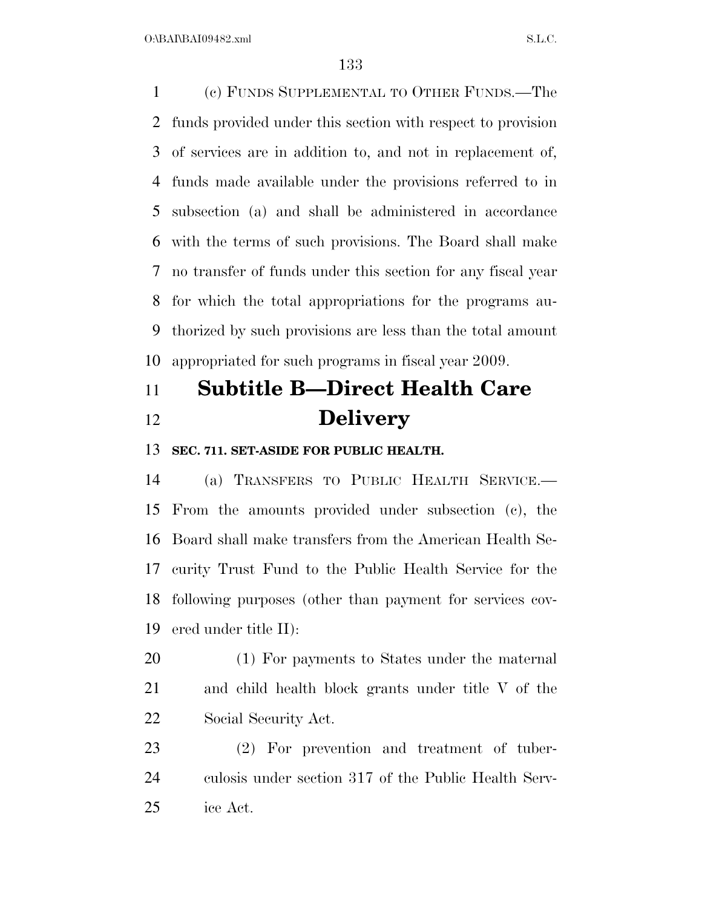(c) FUNDS SUPPLEMENTAL TO OTHER FUNDS.—The funds provided under this section with respect to provision of services are in addition to, and not in replacement of, funds made available under the provisions referred to in subsection (a) and shall be administered in accordance with the terms of such provisions. The Board shall make no transfer of funds under this section for any fiscal year for which the total appropriations for the programs authorized by such provisions are less than the total amount appropriated for such programs in fiscal year 2009.

## Subtitle B—Direct Health Care Delivery

**SEC. 711. SET-ASIDE FOR PUBLIC HEALTH.**

(a) TRANSFERS TO PUBLIC HEALTH SERVICE.—From the amounts provided under subsection (c), the Board shall make transfers from the American Health Security Trust Fund to the Public Health Service for the following purposes (other than payment for services covered under title II):

(1) For payments to States under the maternal and child health block grants under title V of the Social Security Act.

(2) For prevention and treatment of tuberculosis under section 317 of the Public Health Service Act.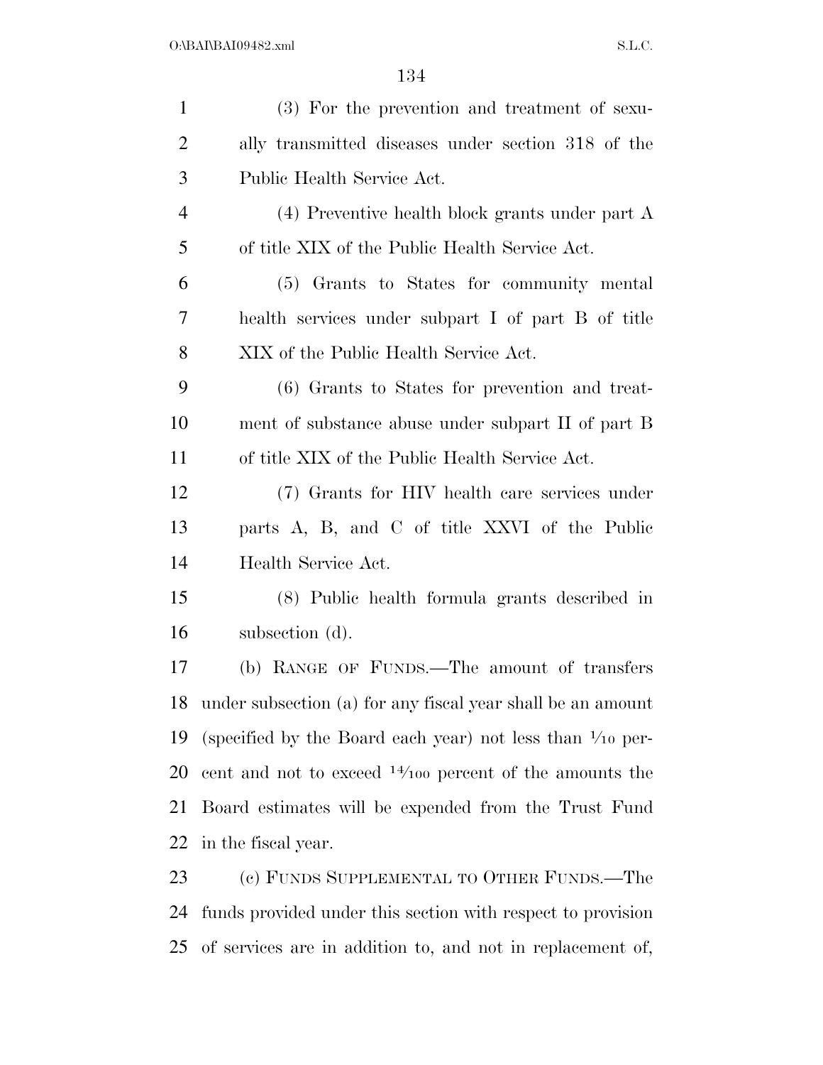(3) For the prevention and treatment of sexually transmitted diseases under section 318 of the Public Health Service Act.

(4) Preventive health block grants under part A of title XIX of the Public Health Service Act.

(5) Grants to States for community mental health services under subpart I of part B of title XIX of the Public Health Service Act.

(6) Grants to States for prevention and treatment of substance abuse under subpart II of part B of title XIX of the Public Health Service Act.

(7) Grants for HIV health care services under parts A, B, and C of title XXVI of the Public Health Service Act.

(8) Public health formula grants described in subsection (d).

(b) RANGE OF FUNDS.—The amount of transfers under subsection (a) for any fiscal year shall be an amount (specified by the Board each year) not less than $1/10$ percent and not to exceed $14/100$ percent of the amounts the Board estimates will be expended from the Trust Fund in the fiscal year.

(c) FUNDS SUPPLEMENTAL TO OTHER FUNDS.—The funds provided under this section with respect to provision of services are in addition to, and not in replacement of,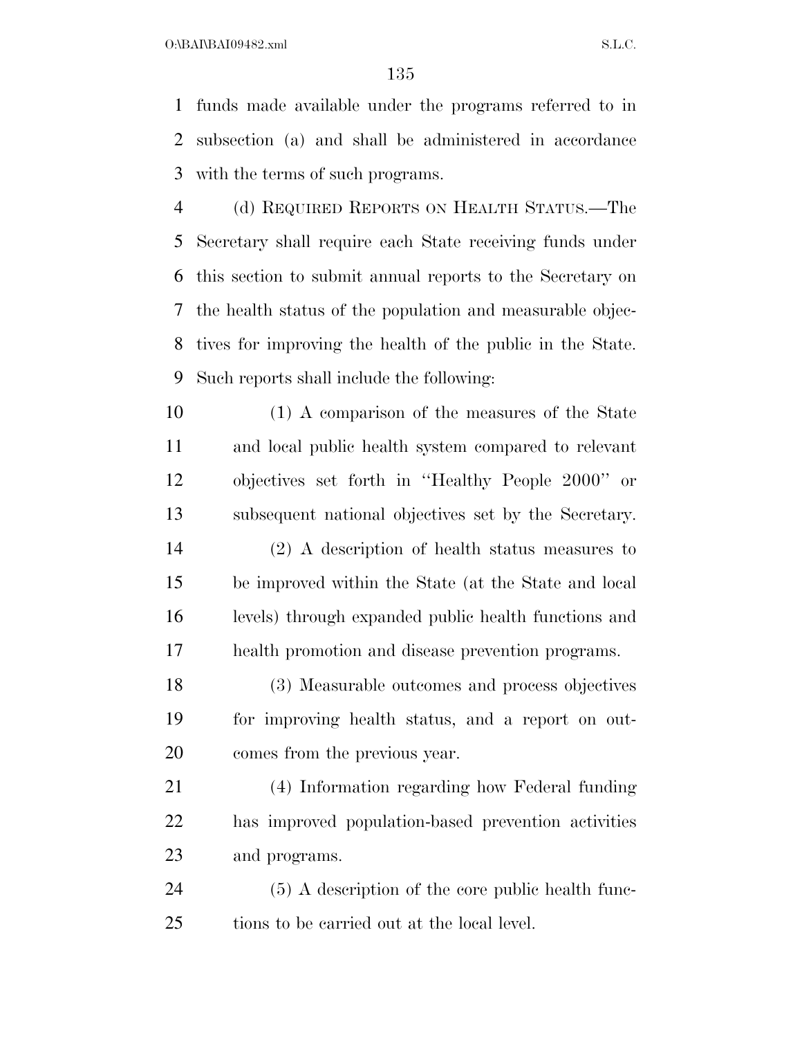funds made available under the programs referred to in subsection (a) and shall be administered in accordance with the terms of such programs.

(d) REQUIRED REPORTS ON HEALTH STATUS.—The Secretary shall require each State receiving funds under this section to submit annual reports to the Secretary on the health status of the population and measurable objectives for improving the health of the public in the State. Such reports shall include the following:

(1) A comparison of the measures of the State and local public health system compared to relevant objectives set forth in ''Healthy People 2000'' or subsequent national objectives set by the Secretary.

(2) A description of health status measures to be improved within the State (at the State and local levels) through expanded public health functions and health promotion and disease prevention programs.

(3) Measurable outcomes and process objectives for improving health status, and a report on outcomes from the previous year.

(4) Information regarding how Federal funding has improved population-based prevention activities and programs.

(5) A description of the core public health functions to be carried out at the local level.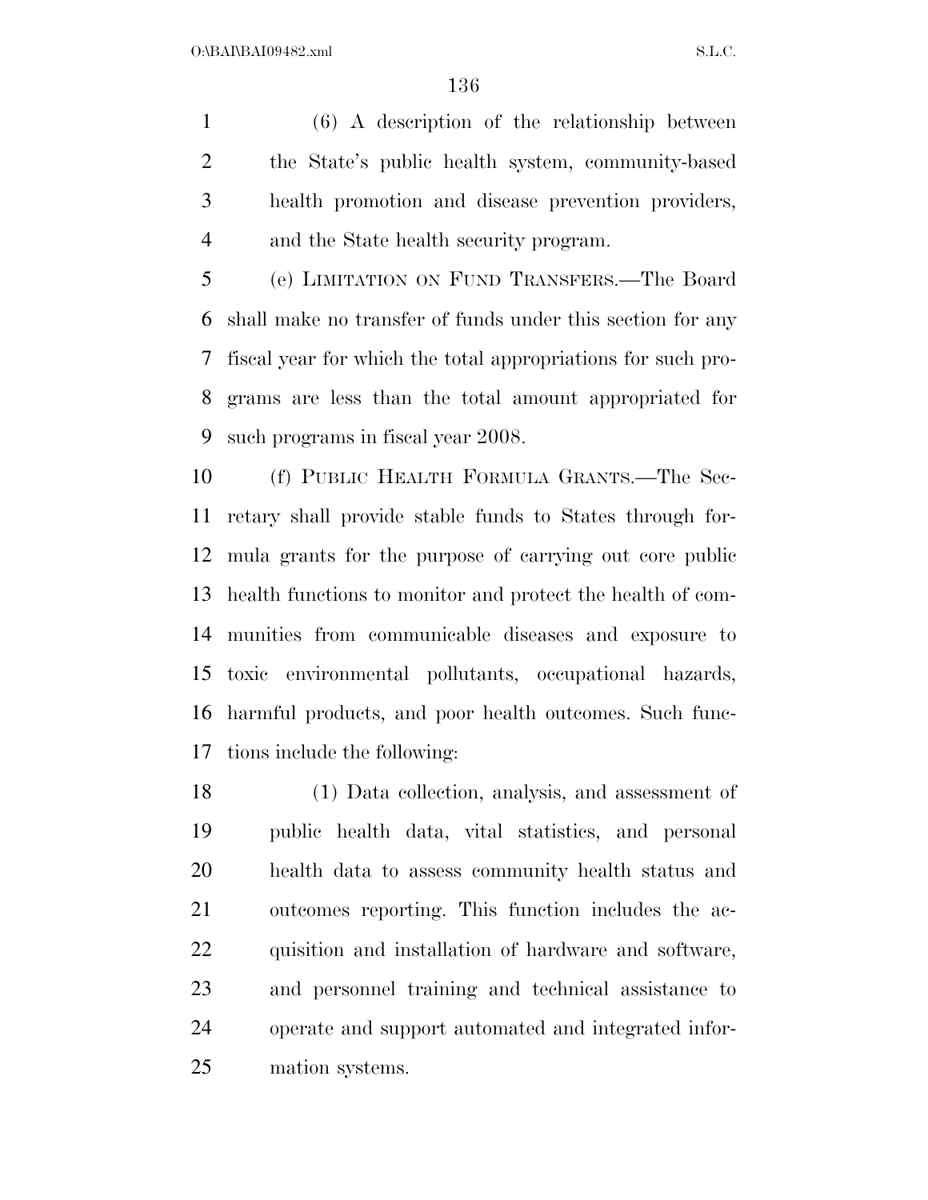(6) A description of the relationship between the State's public health system, community-based health promotion and disease prevention providers, and the State health security program.

(e) LIMITATION ON FUND TRANSFERS.—The Board shall make no transfer of funds under this section for any fiscal year for which the total appropriations for such programs are less than the total amount appropriated for such programs in fiscal year 2008.

(f) PUBLIC HEALTH FORMULA GRANTS.—The Secretary shall provide stable funds to States through formula grants for the purpose of carrying out core public health functions to monitor and protect the health of communities from communicable diseases and exposure to toxic environmental pollutants, occupational hazards, harmful products, and poor health outcomes. Such functions include the following:

(1) Data collection, analysis, and assessment of public health data, vital statistics, and personal health data to assess community health status and outcomes reporting. This function includes the acquisition and installation of hardware and software, and personnel training and technical assistance to operate and support automated and integrated information systems.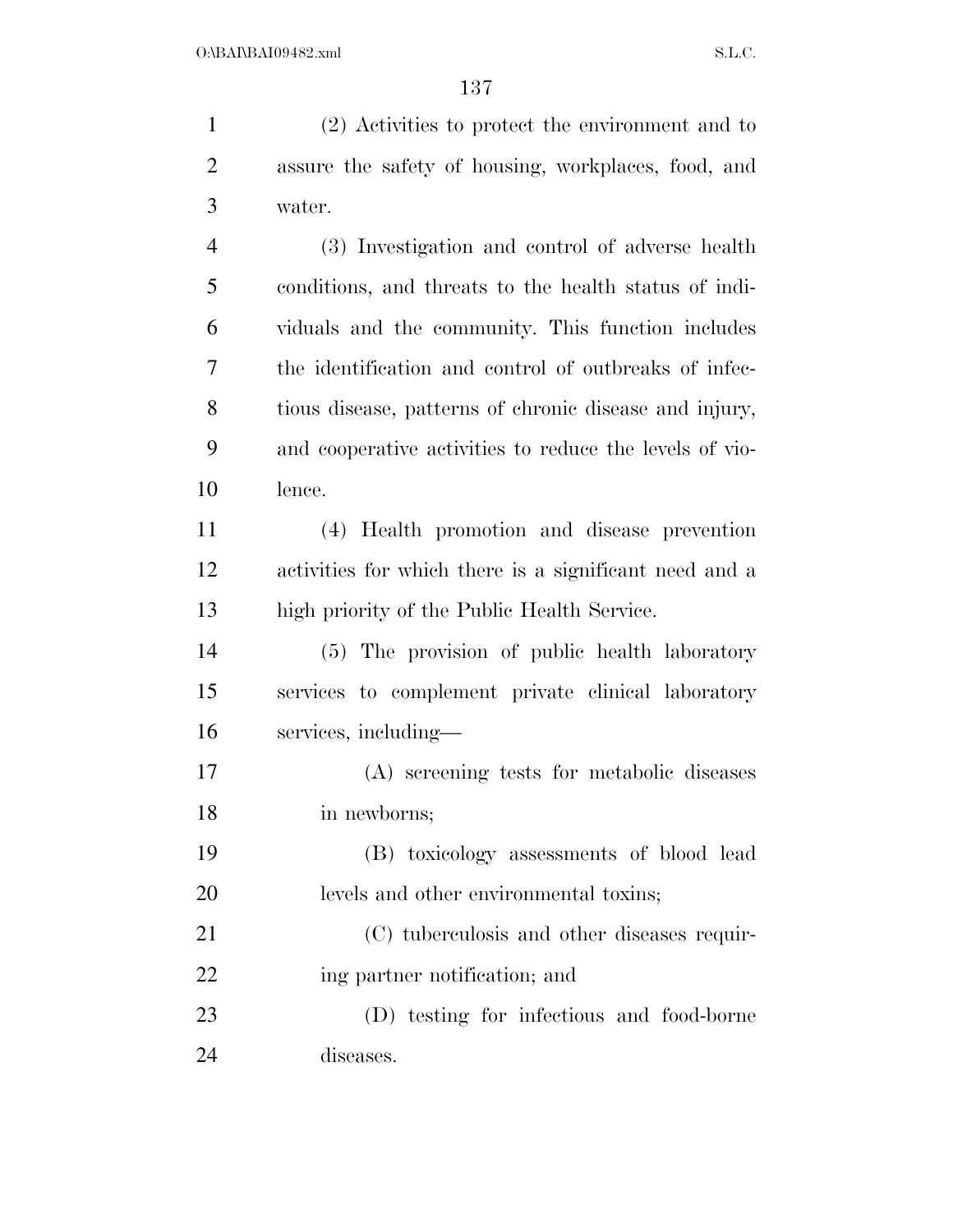(2) Activities to protect the environment and to assure the safety of housing, workplaces, food, and water.

(3) Investigation and control of adverse health conditions, and threats to the health status of individuals and the community. This function includes the identification and control of outbreaks of infectious disease, patterns of chronic disease and injury, and cooperative activities to reduce the levels of violence.

(4) Health promotion and disease prevention activities for which there is a significant need and a high priority of the Public Health Service.

(5) The provision of public health laboratory services to complement private clinical laboratory services, including—

(A) screening tests for metabolic diseases in newborns;

(B) toxicology assessments of blood lead levels and other environmental toxins;

(C) tuberculosis and other diseases requiring partner notification; and

(D) testing for infectious and food-borne diseases.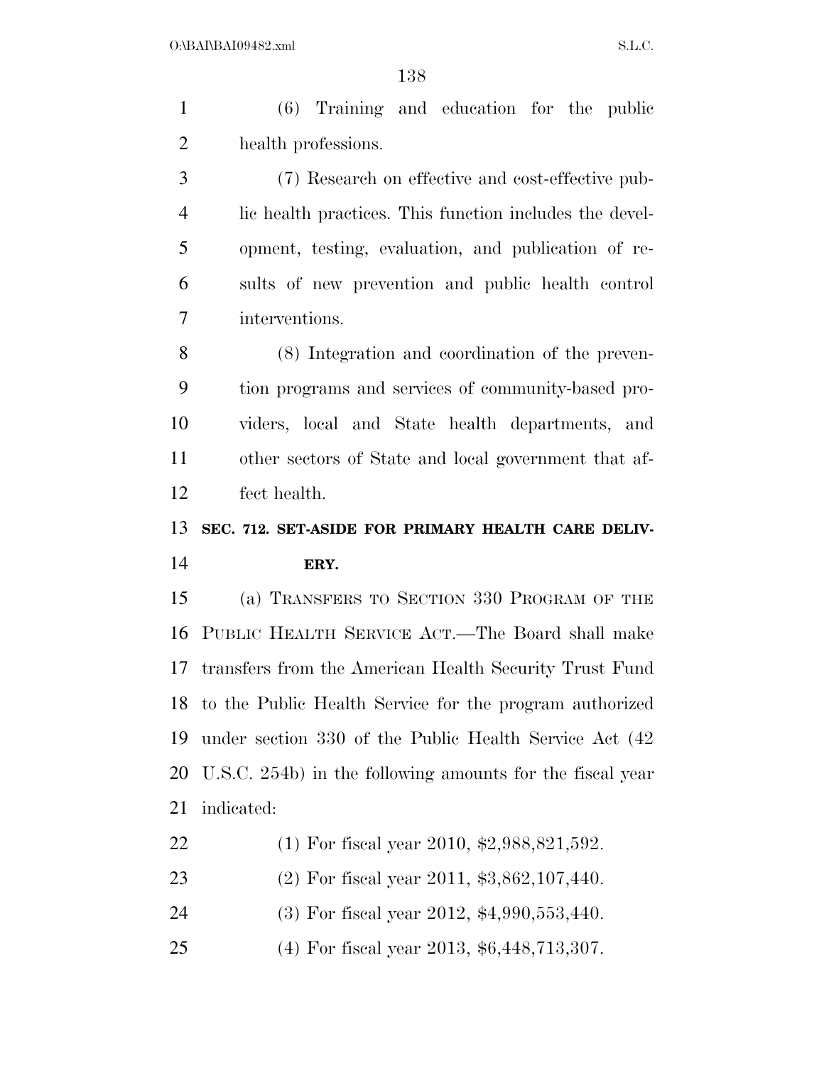(6) Training and education for the public health professions.

(7) Research on effective and cost-effective public health practices. This function includes the development, testing, evaluation, and publication of results of new prevention and public health control interventions.

(8) Integration and coordination of the prevention programs and services of community-based providers, local and State health departments, and other sectors of State and local government that affect health.

### SEC. 712. SET-ASIDE FOR PRIMARY HEALTH CARE DELIVERY.

(a) TRANSFERS TO SECTION 330 PROGRAM OF THE PUBLIC HEALTH SERVICE ACT.—The Board shall make transfers from the American Health Security Trust Fund to the Public Health Service for the program authorized under section 330 of the Public Health Service Act (42 U.S.C. 254b) in the following amounts for the fiscal year indicated:

(1) For fiscal year 2010, $2,988,821,592.

(2) For fiscal year 2011, $3,862,107,440.

(3) For fiscal year 2012, $4,990,553,440.

(4) For fiscal year 2013, $6,448,713,307.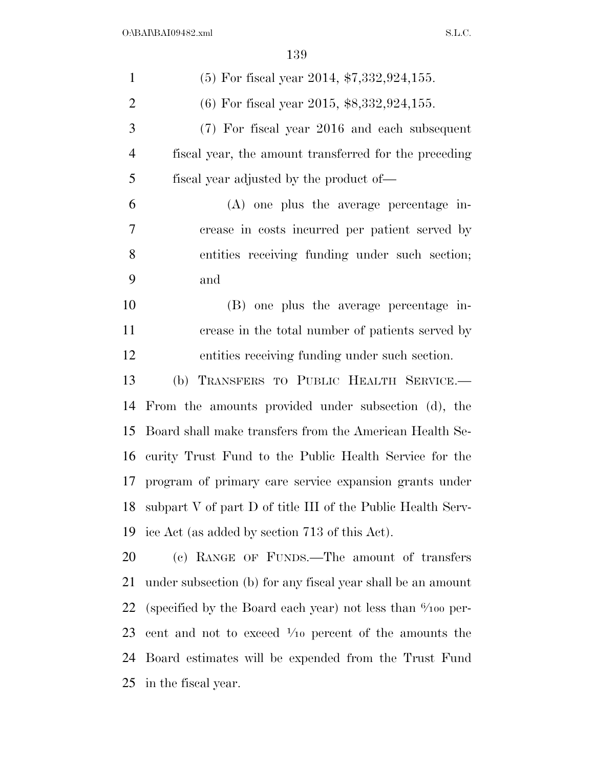(5) For fiscal year 2014, $7,332,924,155.

(6) For fiscal year 2015, $8,332,924,155.

(7) For fiscal year 2016 and each subsequent fiscal year, the amount transferred for the preceding fiscal year adjusted by the product of—

(A) one plus the average percentage increase in costs incurred per patient served by entities receiving funding under such section; and

(B) one plus the average percentage increase in the total number of patients served by entities receiving funding under such section.

(b) TRANSFERS TO PUBLIC HEALTH SERVICE.—From the amounts provided under subsection (d), the Board shall make transfers from the American Health Security Trust Fund to the Public Health Service for the program of primary care service expansion grants under subpart V of part D of title III of the Public Health Service Act (as added by section 713 of this Act).

(c) RANGE OF FUNDS.—The amount of transfers under subsection (b) for any fiscal year shall be an amount (specified by the Board each year) not less than 6/100 percent and not to exceed 1/10 percent of the amounts the Board estimates will be expended from the Trust Fund in the fiscal year.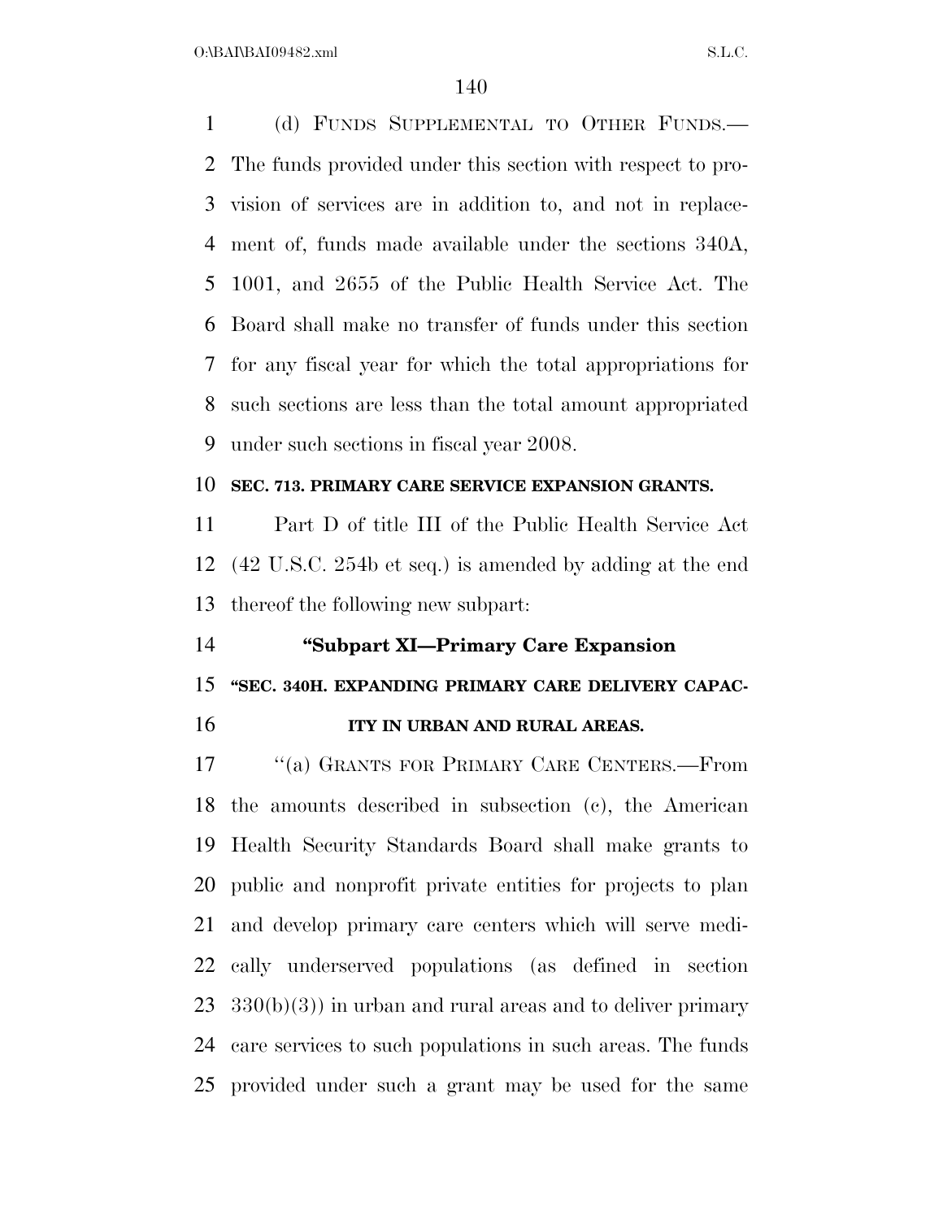(d) FUNDS SUPPLEMENTAL TO OTHER FUNDS.—The funds provided under this section with respect to provision of services are in addition to, and not in replacement of, funds made available under the sections 340A, 1001, and 2655 of the Public Health Service Act. The Board shall make no transfer of funds under this section for any fiscal year for which the total appropriations for such sections are less than the total amount appropriated under such sections in fiscal year 2008.

**SEC. 713. PRIMARY CARE SERVICE EXPANSION GRANTS.**

Part D of title III of the Public Health Service Act (42 U.S.C. 254b et seq.) is amended by adding at the end thereof the following new subpart:

**"Subpart XI—Primary Care Expansion**

**"SEC. 340H. EXPANDING PRIMARY CARE DELIVERY CAPACITY IN URBAN AND RURAL AREAS.**

"(a) GRANTS FOR PRIMARY CARE CENTERS.—From the amounts described in subsection (c), the American Health Security Standards Board shall make grants to public and nonprofit private entities for projects to plan and develop primary care centers which will serve medically underserved populations (as defined in section 330(b)(3)) in urban and rural areas and to deliver primary care services to such populations in such areas. The funds provided under such a grant may be used for the same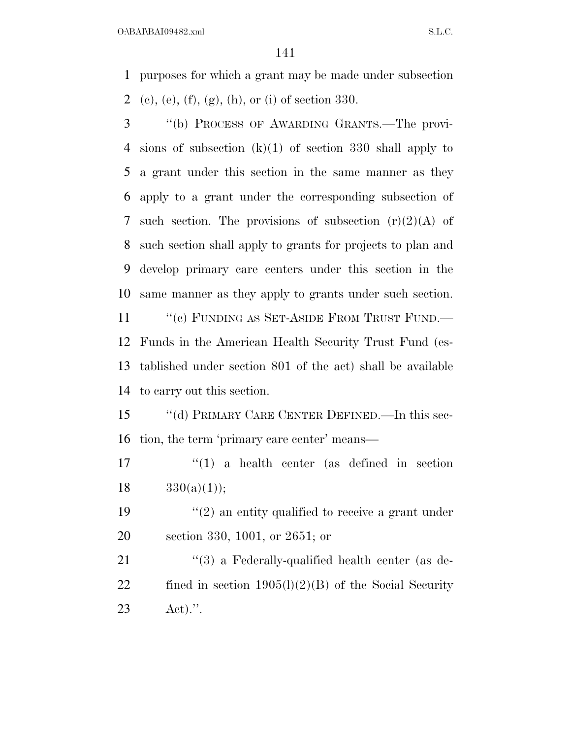purposes for which a grant may be made under subsection (c), (e), (f), (g), (h), or (i) of section 330.

"(b) PROCESS OF AWARDING GRANTS.—The provisions of subsection (k)(1) of section 330 shall apply to a grant under this section in the same manner as they apply to a grant under the corresponding subsection of such section. The provisions of subsection (r)(2)(A) of such section shall apply to grants for projects to plan and develop primary care centers under this section in the same manner as they apply to grants under such section.

"(c) FUNDING AS SET-ASIDE FROM TRUST FUND.—Funds in the American Health Security Trust Fund (established under section 801 of the act) shall be available to carry out this section.

"(d) PRIMARY CARE CENTER DEFINED.—In this section, the term 'primary care center' means—

"(1) a health center (as defined in section 330(a)(1));

"(2) an entity qualified to receive a grant under section 330, 1001, or 2651; or

"(3) a Federally-qualified health center (as defined in section 1905(l)(2)(B) of the Social Security Act).".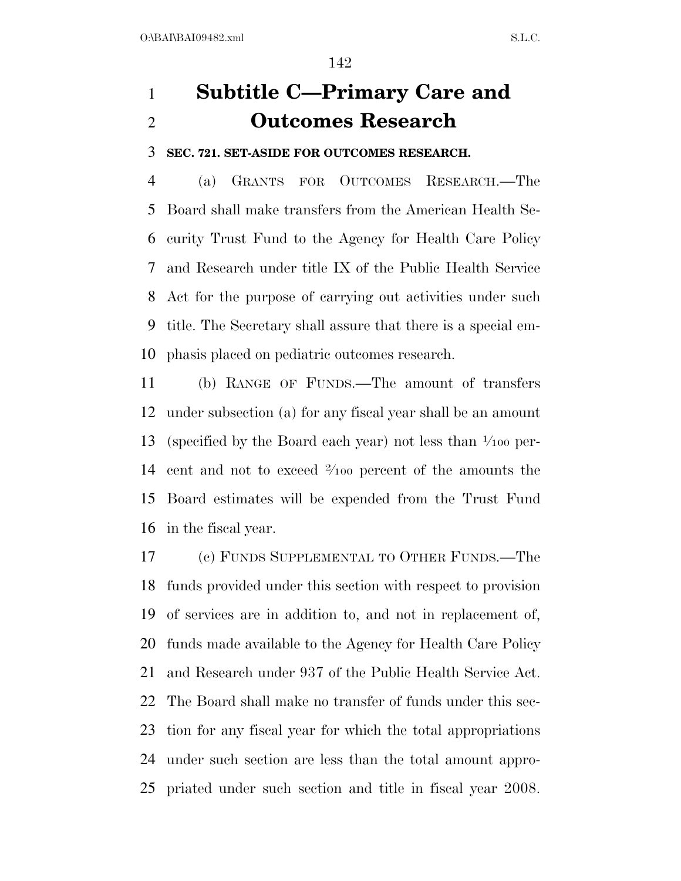# Subtitle C—Primary Care and Outcomes Research

**SEC. 721. SET-ASIDE FOR OUTCOMES RESEARCH.**

(a) GRANTS FOR OUTCOMES RESEARCH.—The Board shall make transfers from the American Health Security Trust Fund to the Agency for Health Care Policy and Research under title IX of the Public Health Service Act for the purpose of carrying out activities under such title. The Secretary shall assure that there is a special emphasis placed on pediatric outcomes research.

(b) RANGE OF FUNDS.—The amount of transfers under subsection (a) for any fiscal year shall be an amount (specified by the Board each year) not less than 1⁄100 percent and not to exceed 2⁄100 percent of the amounts the Board estimates will be expended from the Trust Fund in the fiscal year.

(c) FUNDS SUPPLEMENTAL TO OTHER FUNDS.—The funds provided under this section with respect to provision of services are in addition to, and not in replacement of, funds made available to the Agency for Health Care Policy and Research under 937 of the Public Health Service Act. The Board shall make no transfer of funds under this section for any fiscal year for which the total appropriations under such section are less than the total amount appropriated under such section and title in fiscal year 2008.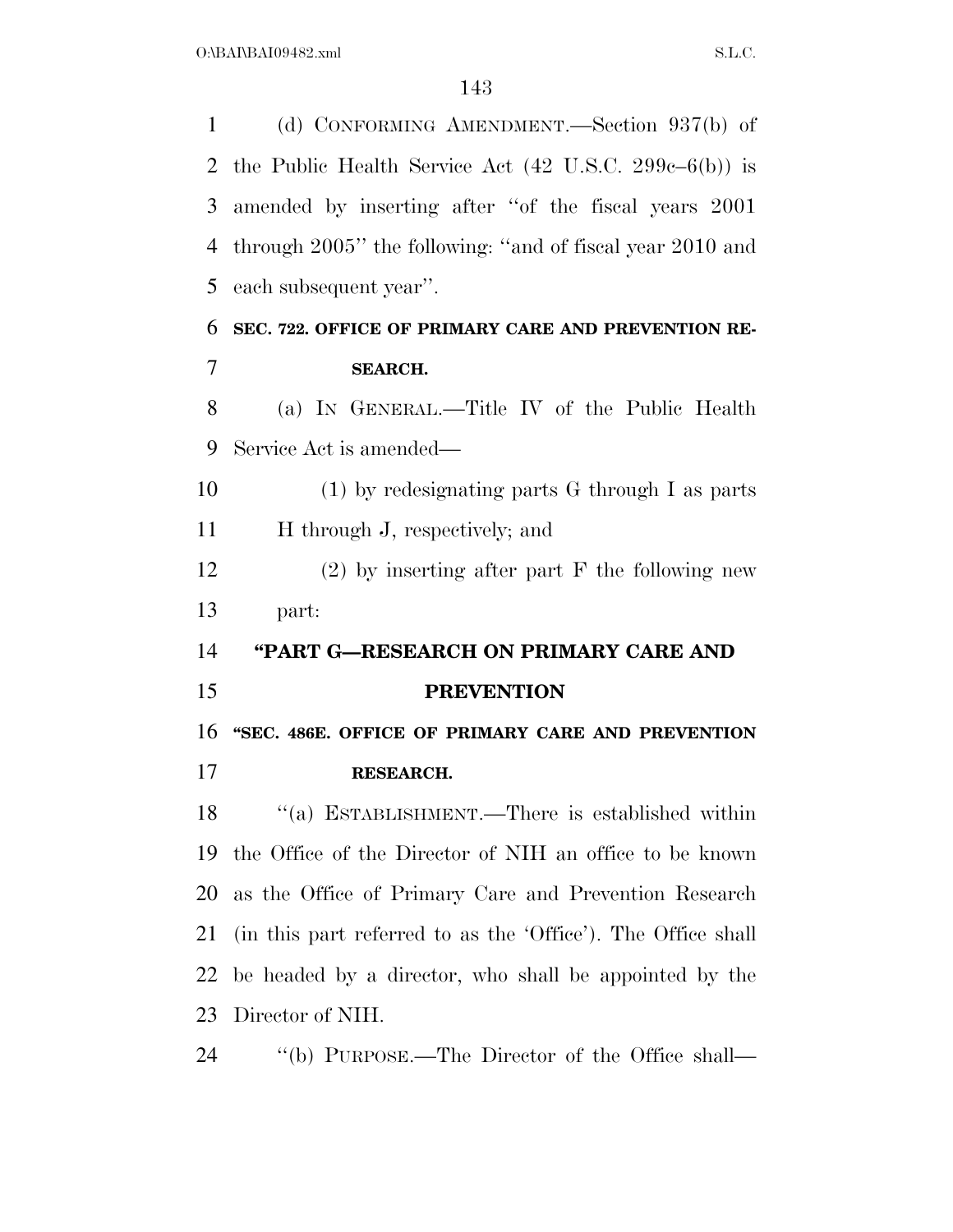(d) CONFORMING AMENDMENT.—Section 937(b) of the Public Health Service Act (42 U.S.C. 299c–6(b)) is amended by inserting after ''of the fiscal years 2001 through 2005'' the following: ''and of fiscal year 2010 and each subsequent year''.

**SEC. 722. OFFICE OF PRIMARY CARE AND PREVENTION RESEARCH.**

(a) IN GENERAL.—Title IV of the Public Health Service Act is amended—

(1) by redesignating parts G through I as parts H through J, respectively; and

(2) by inserting after part F the following new part:

**''PART G—RESEARCH ON PRIMARY CARE AND PREVENTION**

**''SEC. 486E. OFFICE OF PRIMARY CARE AND PREVENTION RESEARCH.**

''(a) ESTABLISHMENT.—There is established within the Office of the Director of NIH an office to be known as the Office of Primary Care and Prevention Research (in this part referred to as the 'Office'). The Office shall be headed by a director, who shall be appointed by the Director of NIH.

''(b) PURPOSE.—The Director of the Office shall—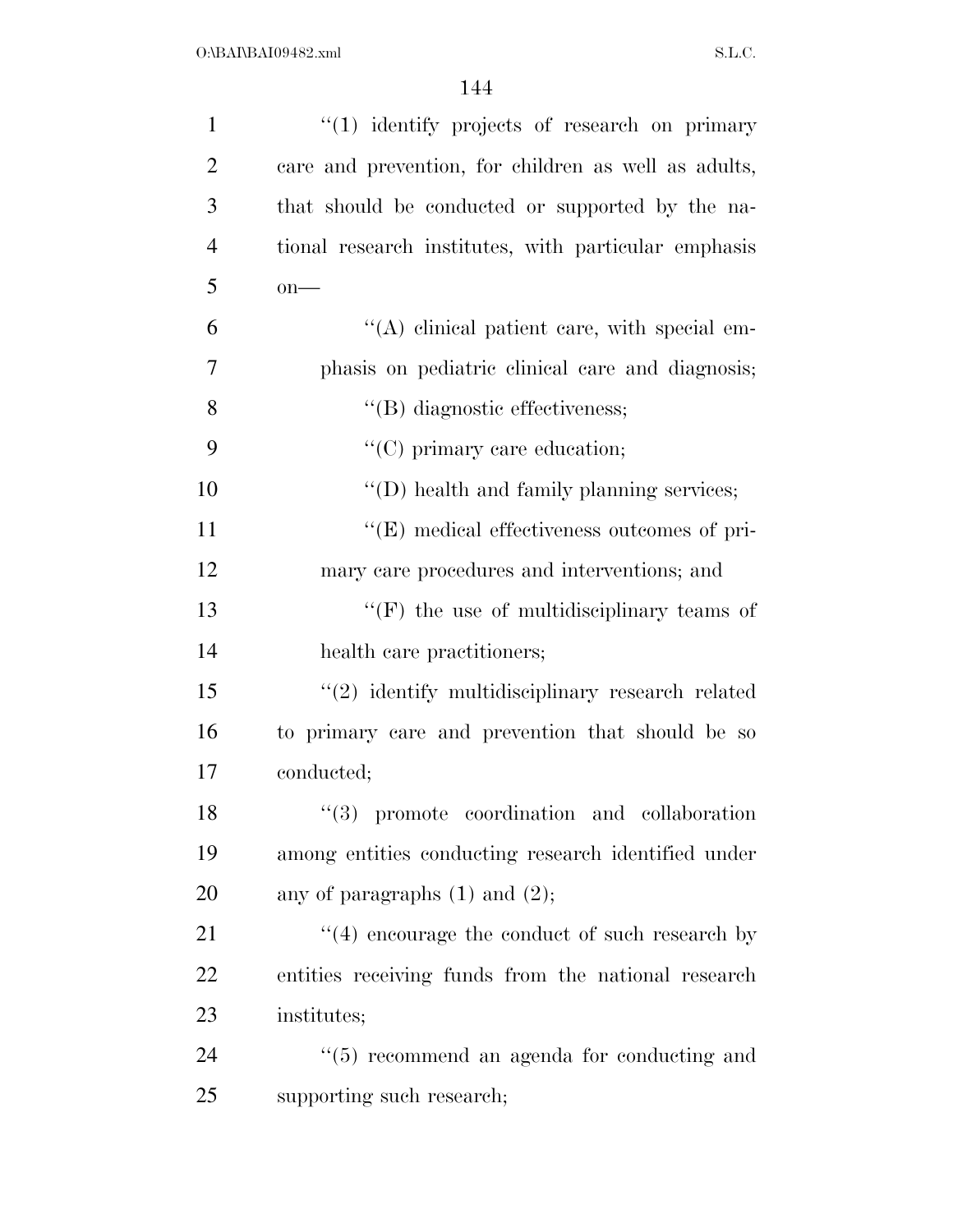''(1) identify projects of research on primary care and prevention, for children as well as adults, that should be conducted or supported by the national research institutes, with particular emphasis on—

''(A) clinical patient care, with special emphasis on pediatric clinical care and diagnosis;

''(B) diagnostic effectiveness;

''(C) primary care education;

''(D) health and family planning services;

''(E) medical effectiveness outcomes of primary care procedures and interventions; and

''(F) the use of multidisciplinary teams of health care practitioners;

''(2) identify multidisciplinary research related to primary care and prevention that should be so conducted;

''(3) promote coordination and collaboration among entities conducting research identified under any of paragraphs (1) and (2);

''(4) encourage the conduct of such research by entities receiving funds from the national research institutes;

''(5) recommend an agenda for conducting and supporting such research;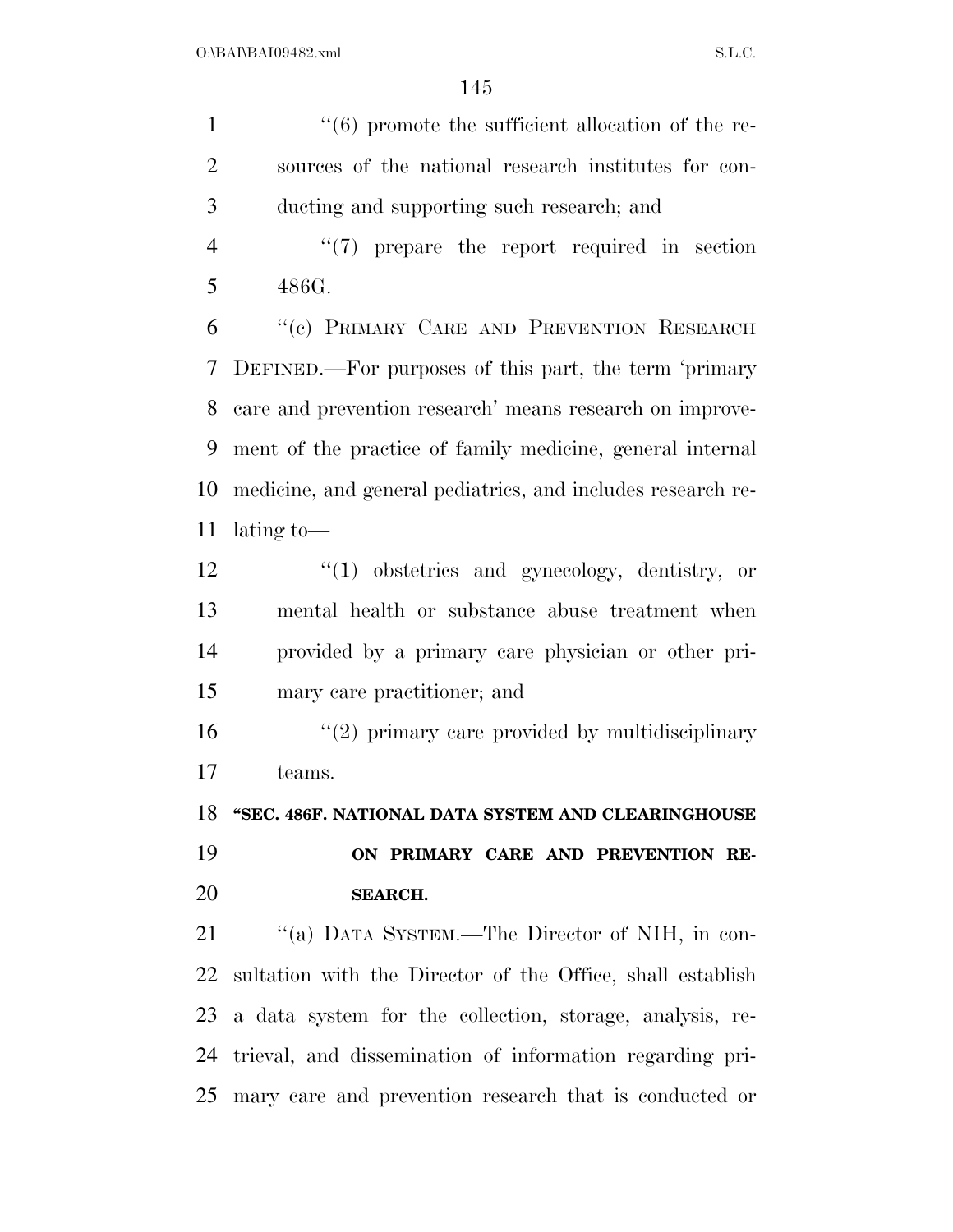"(6) promote the sufficient allocation of the resources of the national research institutes for conducting and supporting such research; and

"(7) prepare the report required in section 486G.

"(c) PRIMARY CARE AND PREVENTION RESEARCH DEFINED.—For purposes of this part, the term 'primary care and prevention research' means research on improvement of the practice of family medicine, general internal medicine, and general pediatrics, and includes research relating to—

"(1) obstetrics and gynecology, dentistry, or mental health or substance abuse treatment when provided by a primary care physician or other primary care practitioner; and

"(2) primary care provided by multidisciplinary teams.

**"SEC. 486F. NATIONAL DATA SYSTEM AND CLEARINGHOUSE ON PRIMARY CARE AND PREVENTION RESEARCH.**

"(a) DATA SYSTEM.—The Director of NIH, in consultation with the Director of the Office, shall establish a data system for the collection, storage, analysis, retrieval, and dissemination of information regarding primary care and prevention research that is conducted or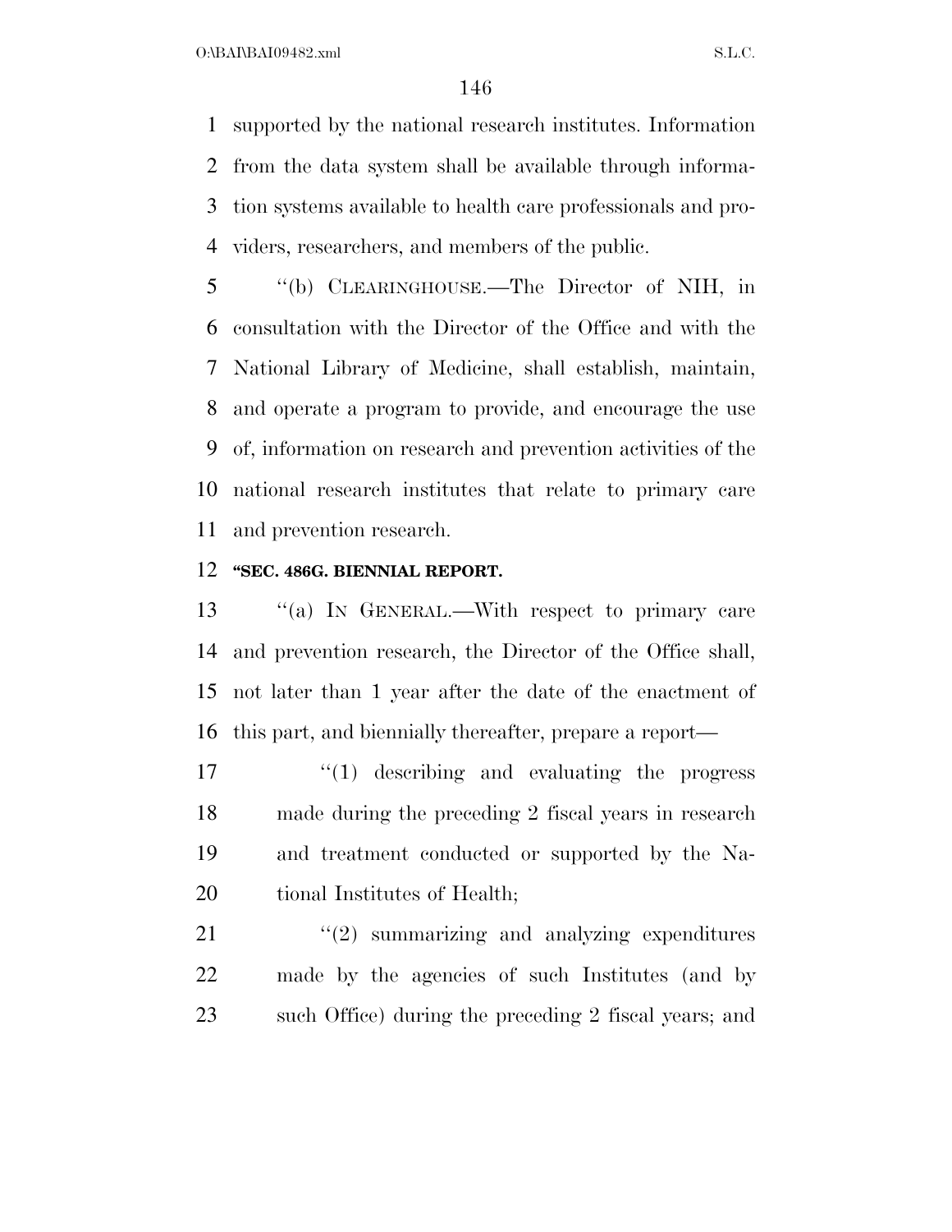supported by the national research institutes. Information from the data system shall be available through information systems available to health care professionals and providers, researchers, and members of the public.

''(b) CLEARINGHOUSE.—The Director of NIH, in consultation with the Director of the Office and with the National Library of Medicine, shall establish, maintain, and operate a program to provide, and encourage the use of, information on research and prevention activities of the national research institutes that relate to primary care and prevention research.

**''SEC. 486G. BIENNIAL REPORT.**

''(a) IN GENERAL.—With respect to primary care and prevention research, the Director of the Office shall, not later than 1 year after the date of the enactment of this part, and biennially thereafter, prepare a report—

''(1) describing and evaluating the progress made during the preceding 2 fiscal years in research and treatment conducted or supported by the National Institutes of Health;

''(2) summarizing and analyzing expenditures made by the agencies of such Institutes (and by such Office) during the preceding 2 fiscal years; and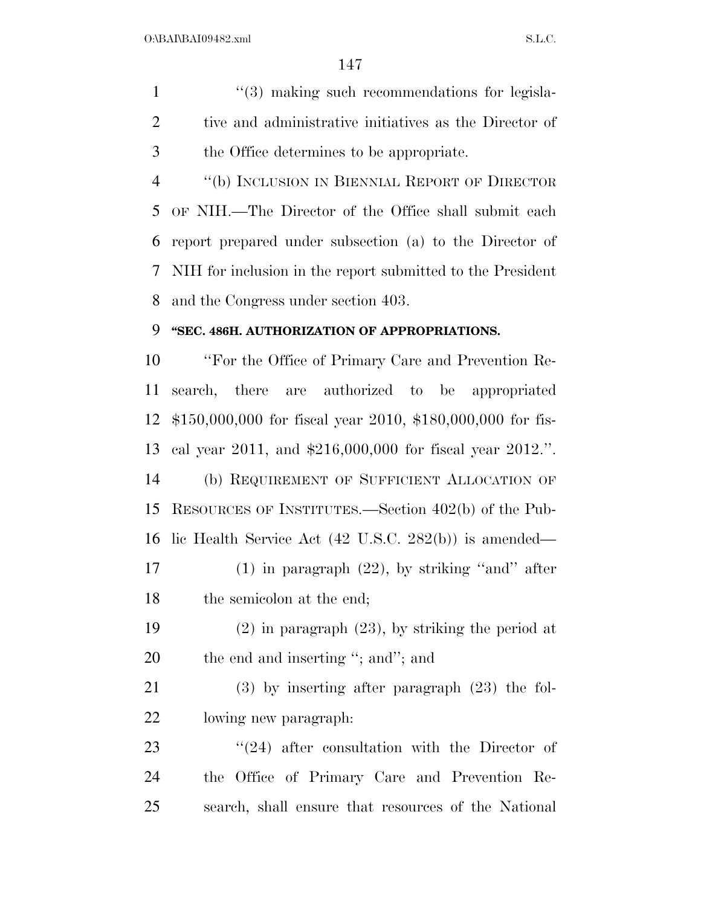''(3) making such recommendations for legislative and administrative initiatives as the Director of the Office determines to be appropriate.

''(b) INCLUSION IN BIENNIAL REPORT OF DIRECTOR OF NIH.—The Director of the Office shall submit each report prepared under subsection (a) to the Director of NIH for inclusion in the report submitted to the President and the Congress under section 403.

**''SEC. 486H. AUTHORIZATION OF APPROPRIATIONS.**

''For the Office of Primary Care and Prevention Research, there are authorized to be appropriated $150,000,000 for fiscal year 2010, $180,000,000 for fiscal year 2011, and $216,000,000 for fiscal year 2012.''.

(b) REQUIREMENT OF SUFFICIENT ALLOCATION OF RESOURCES OF INSTITUTES.—Section 402(b) of the Public Health Service Act (42 U.S.C. 282(b)) is amended—

(1) in paragraph (22), by striking ''and'' after the semicolon at the end;

(2) in paragraph (23), by striking the period at the end and inserting ''; and''; and

(3) by inserting after paragraph (23) the following new paragraph:

''(24) after consultation with the Director of the Office of Primary Care and Prevention Research, shall ensure that resources of the National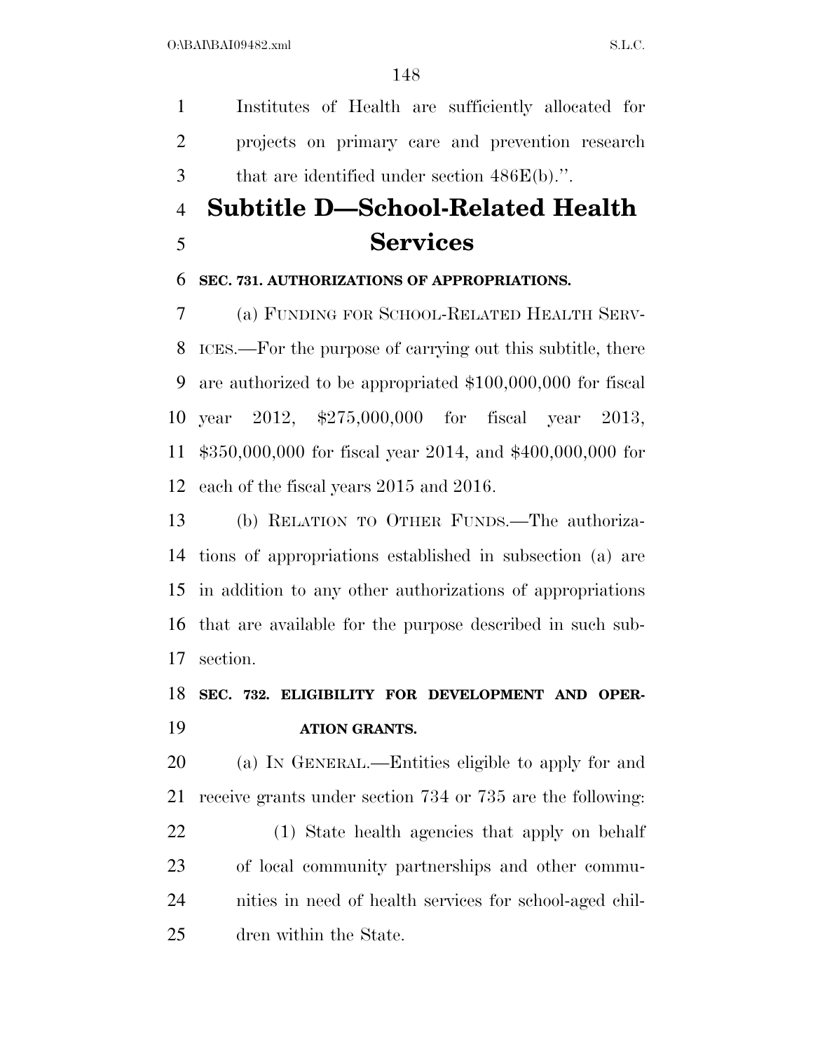Institutes of Health are sufficiently allocated for projects on primary care and prevention research that are identified under section 486E(b).''.

# Subtitle D—School-Related Health Services

**SEC. 731. AUTHORIZATIONS OF APPROPRIATIONS.**

(a) FUNDING FOR SCHOOL-RELATED HEALTH SERVICES.—For the purpose of carrying out this subtitle, there are authorized to be appropriated $100,000,000 for fiscal year 2012, $275,000,000 for fiscal year 2013, $350,000,000 for fiscal year 2014, and $400,000,000 for each of the fiscal years 2015 and 2016.

(b) RELATION TO OTHER FUNDS.—The authorizations of appropriations established in subsection (a) are in addition to any other authorizations of appropriations that are available for the purpose described in such subsection.

**SEC. 732. ELIGIBILITY FOR DEVELOPMENT AND OPERATION GRANTS.**

(a) IN GENERAL.—Entities eligible to apply for and receive grants under section 734 or 735 are the following:

(1) State health agencies that apply on behalf of local community partnerships and other communities in need of health services for school-aged children within the State.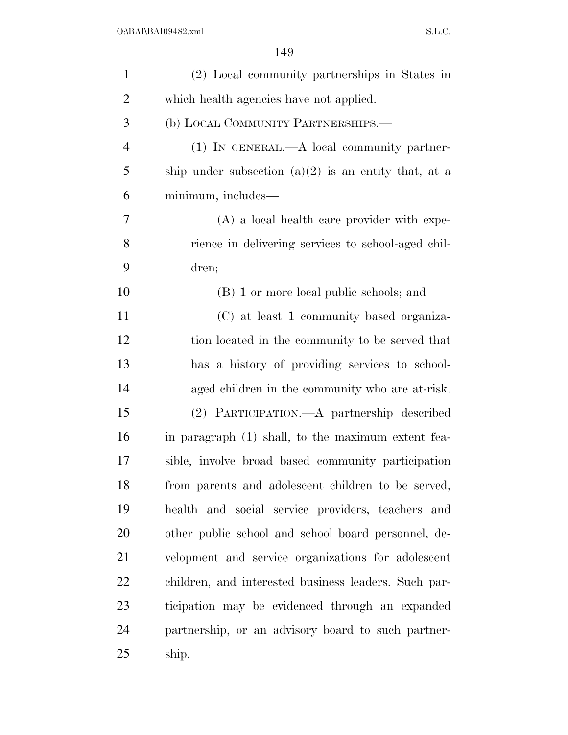(2) Local community partnerships in States in which health agencies have not applied.

(b) LOCAL COMMUNITY PARTNERSHIPS.—

(1) IN GENERAL.—A local community partnership under subsection (a)(2) is an entity that, at a minimum, includes—

(A) a local health care provider with experience in delivering services to school-aged children;

(B) 1 or more local public schools; and

(C) at least 1 community based organization located in the community to be served that has a history of providing services to school-aged children in the community who are at-risk.

(2) PARTICIPATION.—A partnership described in paragraph (1) shall, to the maximum extent feasible, involve broad based community participation from parents and adolescent children to be served, health and social service providers, teachers and other public school and school board personnel, development and service organizations for adolescent children, and interested business leaders. Such participation may be evidenced through an expanded partnership, or an advisory board to such partnership.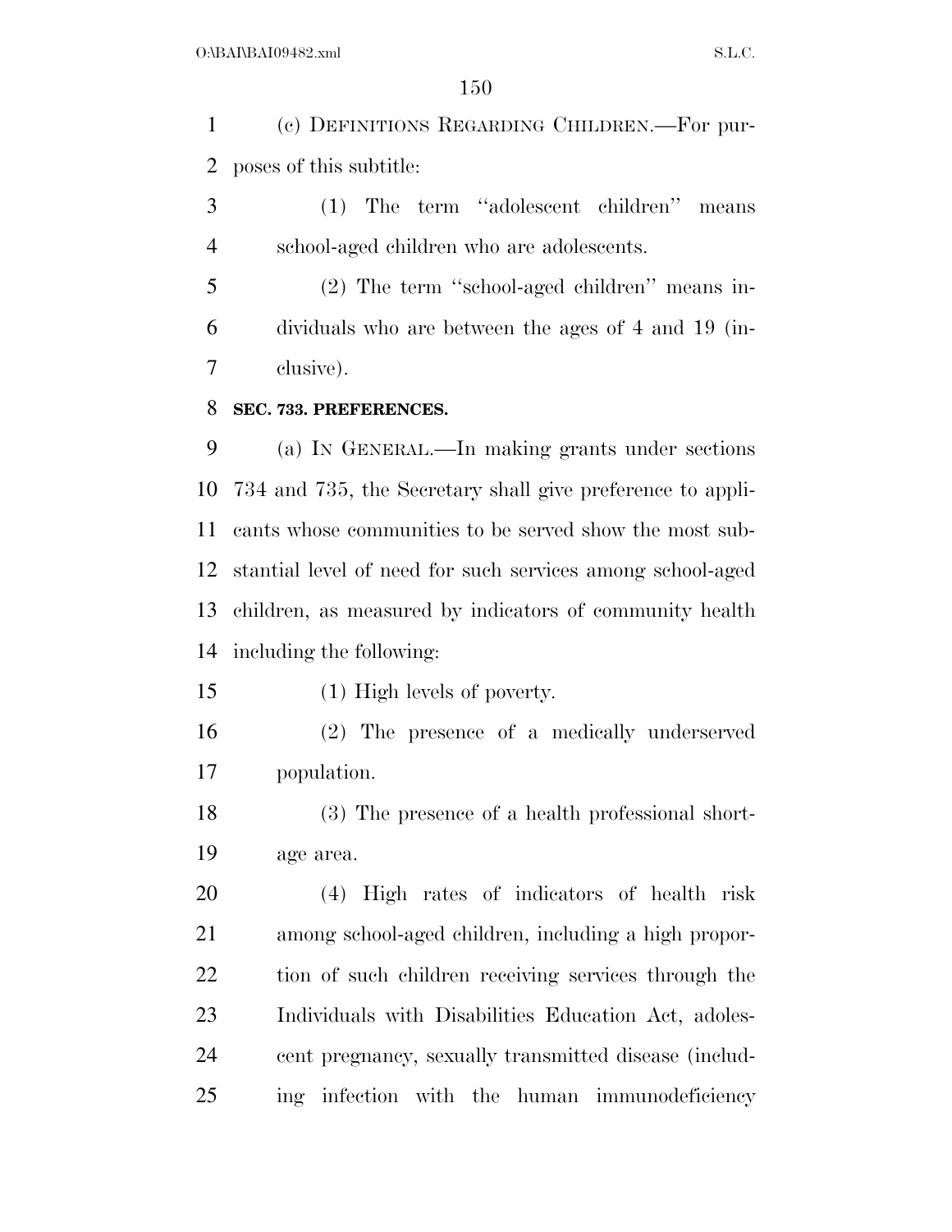(c) DEFINITIONS REGARDING CHILDREN.—For purposes of this subtitle:

(1) The term ''adolescent children'' means school-aged children who are adolescents.

(2) The term ''school-aged children'' means individuals who are between the ages of 4 and 19 (inclusive).

**SEC. 733. PREFERENCES.**

(a) IN GENERAL.—In making grants under sections 734 and 735, the Secretary shall give preference to applicants whose communities to be served show the most substantial level of need for such services among school-aged children, as measured by indicators of community health including the following:

(1) High levels of poverty.

(2) The presence of a medically underserved population.

(3) The presence of a health professional shortage area.

(4) High rates of indicators of health risk among school-aged children, including a high proportion of such children receiving services through the Individuals with Disabilities Education Act, adolescent pregnancy, sexually transmitted disease (including infection with the human immunodeficiency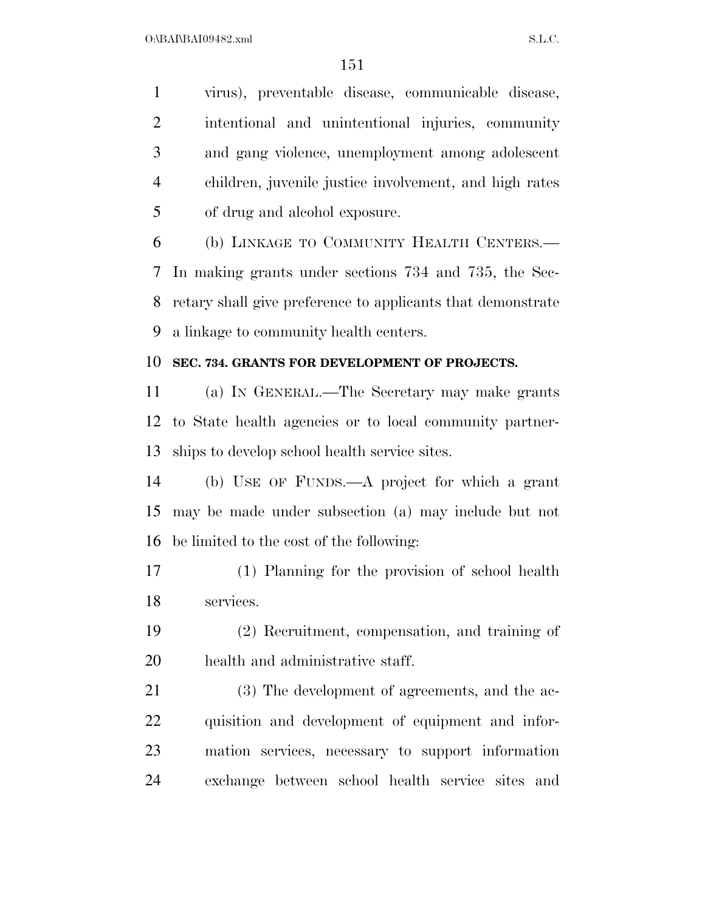virus), preventable disease, communicable disease, intentional and unintentional injuries, community and gang violence, unemployment among adolescent children, juvenile justice involvement, and high rates of drug and alcohol exposure.

(b) LINKAGE TO COMMUNITY HEALTH CENTERS.—In making grants under sections 734 and 735, the Secretary shall give preference to applicants that demonstrate a linkage to community health centers.

**SEC. 734. GRANTS FOR DEVELOPMENT OF PROJECTS.**

(a) IN GENERAL.—The Secretary may make grants to State health agencies or to local community partnerships to develop school health service sites.

(b) USE OF FUNDS.—A project for which a grant may be made under subsection (a) may include but not be limited to the cost of the following:

(1) Planning for the provision of school health services.

(2) Recruitment, compensation, and training of health and administrative staff.

(3) The development of agreements, and the acquisition and development of equipment and information services, necessary to support information exchange between school health service sites and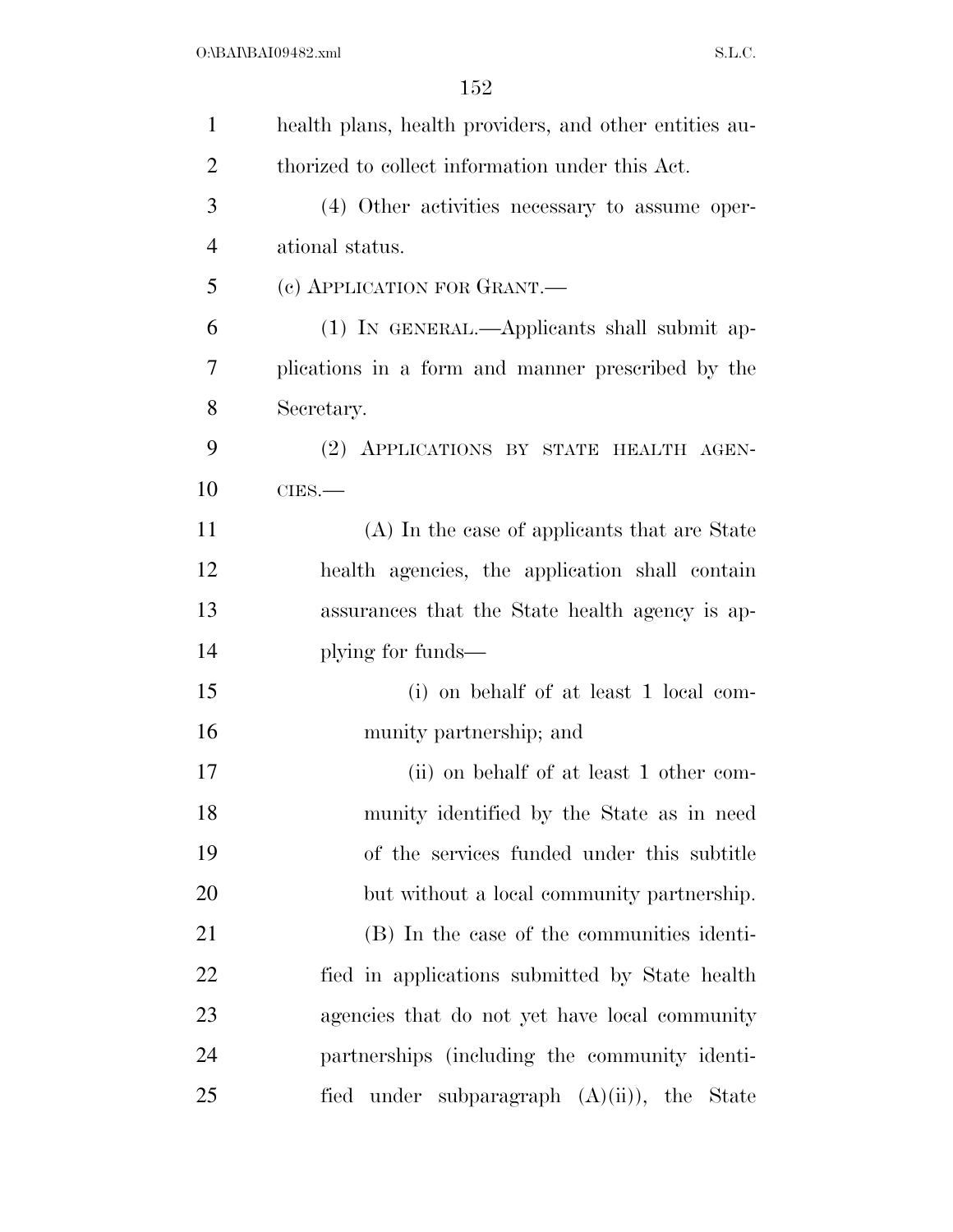health plans, health providers, and other entities authorized to collect information under this Act.

(4) Other activities necessary to assume operational status.

(c) APPLICATION FOR GRANT.—

(1) IN GENERAL.—Applicants shall submit applications in a form and manner prescribed by the Secretary.

(2) APPLICATIONS BY STATE HEALTH AGENCIES.—

(A) In the case of applicants that are State health agencies, the application shall contain assurances that the State health agency is applying for funds—

(i) on behalf of at least 1 local community partnership; and

(ii) on behalf of at least 1 other community identified by the State as in need of the services funded under this subtitle but without a local community partnership.

(B) In the case of the communities identified in applications submitted by State health agencies that do not yet have local community partnerships (including the community identified under subparagraph (A)(ii)), the State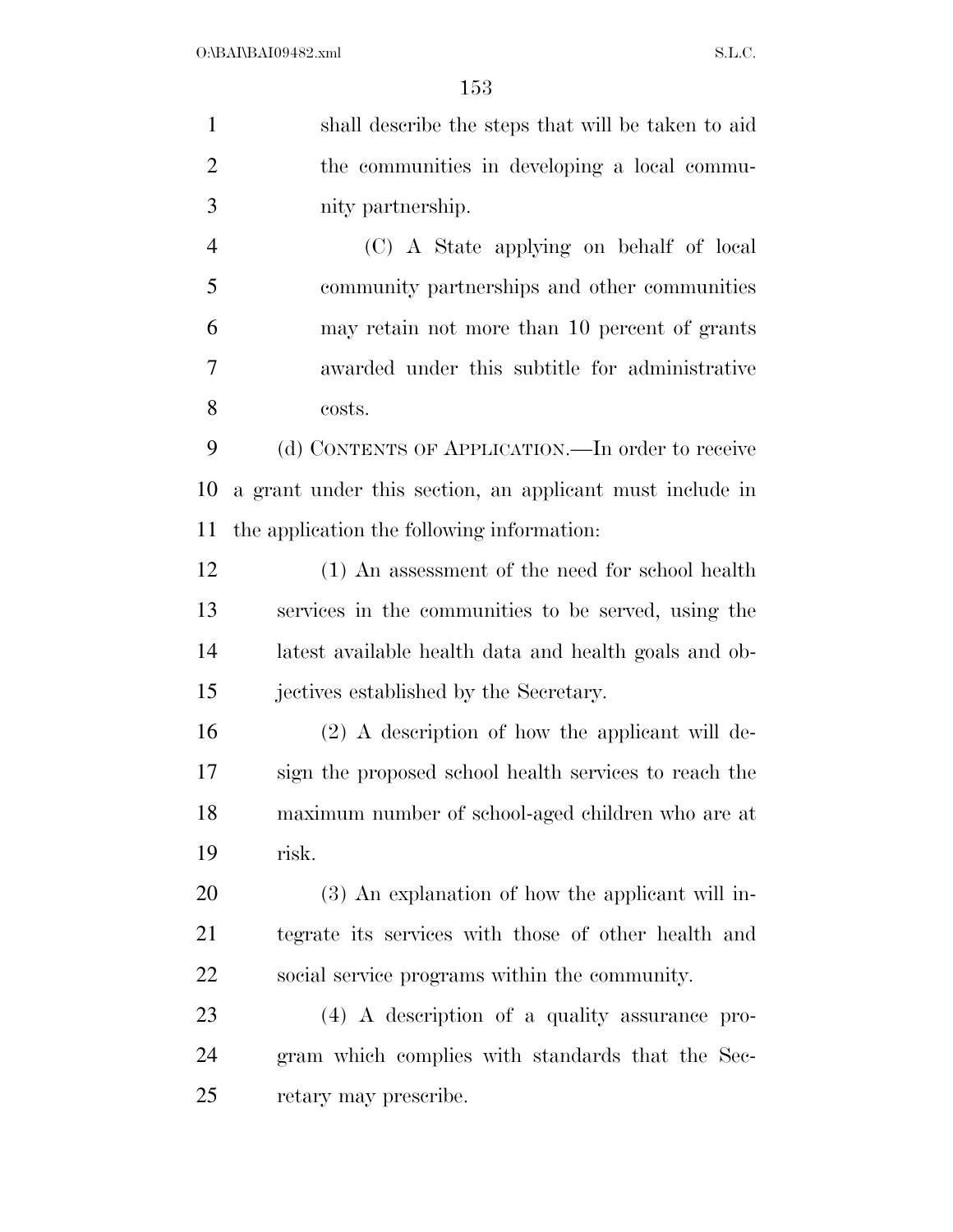shall describe the steps that will be taken to aid the communities in developing a local community partnership.

(C) A State applying on behalf of local community partnerships and other communities may retain not more than 10 percent of grants awarded under this subtitle for administrative costs.

(d) CONTENTS OF APPLICATION.—In order to receive a grant under this section, an applicant must include in the application the following information:

(1) An assessment of the need for school health services in the communities to be served, using the latest available health data and health goals and objectives established by the Secretary.

(2) A description of how the applicant will design the proposed school health services to reach the maximum number of school-aged children who are at risk.

(3) An explanation of how the applicant will integrate its services with those of other health and social service programs within the community.

(4) A description of a quality assurance program which complies with standards that the Secretary may prescribe.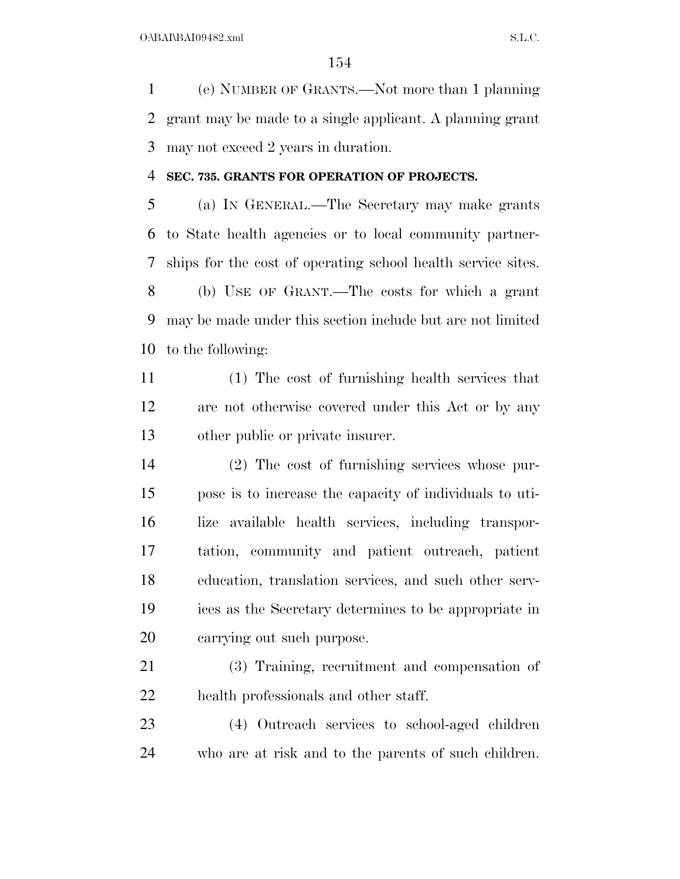(e) NUMBER OF GRANTS.—Not more than 1 planning grant may be made to a single applicant. A planning grant may not exceed 2 years in duration.

**SEC. 735. GRANTS FOR OPERATION OF PROJECTS.**

(a) IN GENERAL.—The Secretary may make grants to State health agencies or to local community partnerships for the cost of operating school health service sites.

(b) USE OF GRANT.—The costs for which a grant may be made under this section include but are not limited to the following:

(1) The cost of furnishing health services that are not otherwise covered under this Act or by any other public or private insurer.

(2) The cost of furnishing services whose purpose is to increase the capacity of individuals to utilize available health services, including transportation, community and patient outreach, patient education, translation services, and such other services as the Secretary determines to be appropriate in carrying out such purpose.

(3) Training, recruitment and compensation of health professionals and other staff.

(4) Outreach services to school-aged children who are at risk and to the parents of such children.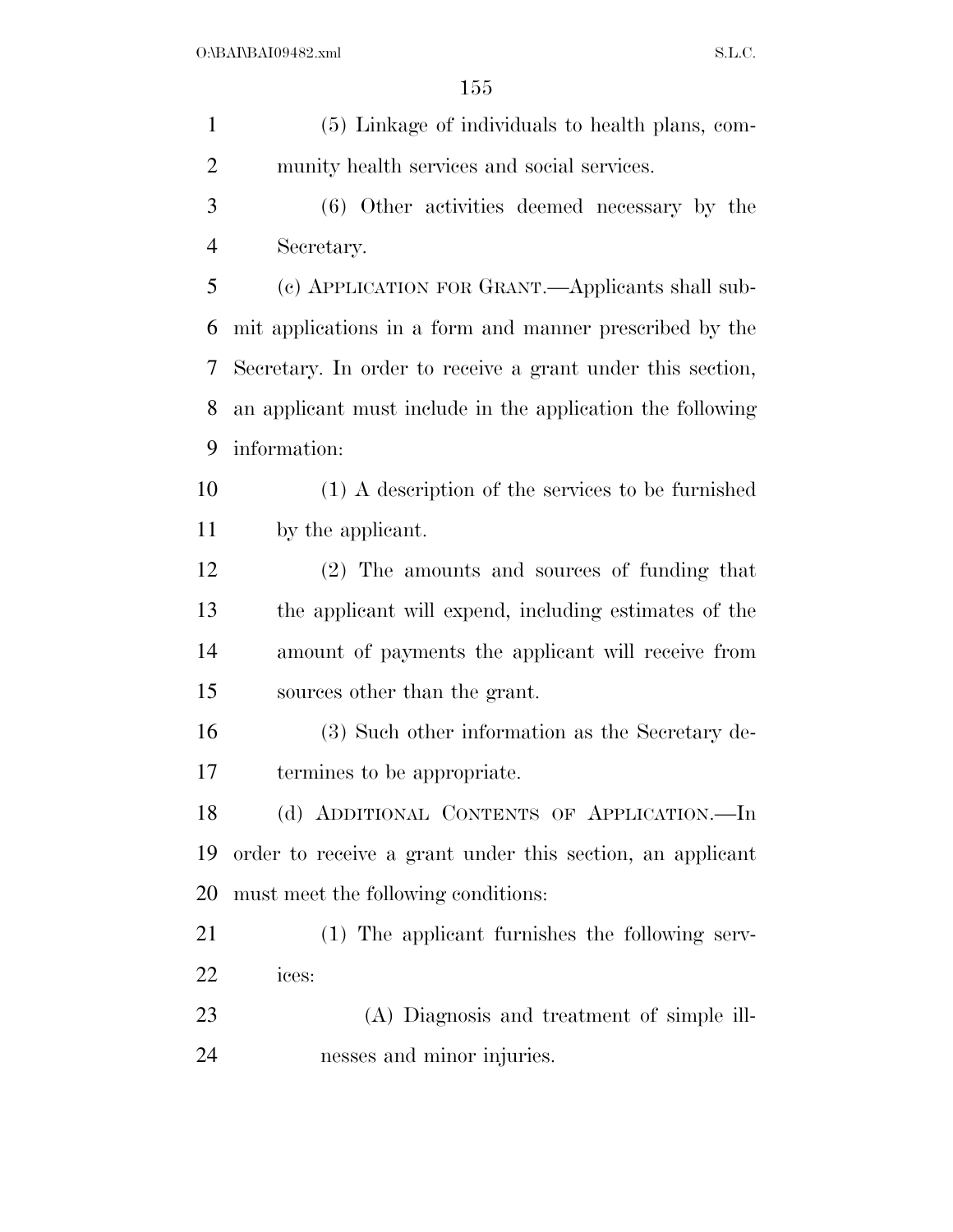(5) Linkage of individuals to health plans, community health services and social services.

(6) Other activities deemed necessary by the Secretary.

(c) APPLICATION FOR GRANT.—Applicants shall submit applications in a form and manner prescribed by the Secretary. In order to receive a grant under this section, an applicant must include in the application the following information:

(1) A description of the services to be furnished by the applicant.

(2) The amounts and sources of funding that the applicant will expend, including estimates of the amount of payments the applicant will receive from sources other than the grant.

(3) Such other information as the Secretary determines to be appropriate.

(d) ADDITIONAL CONTENTS OF APPLICATION.—In order to receive a grant under this section, an applicant must meet the following conditions:

(1) The applicant furnishes the following services:

(A) Diagnosis and treatment of simple illnesses and minor injuries.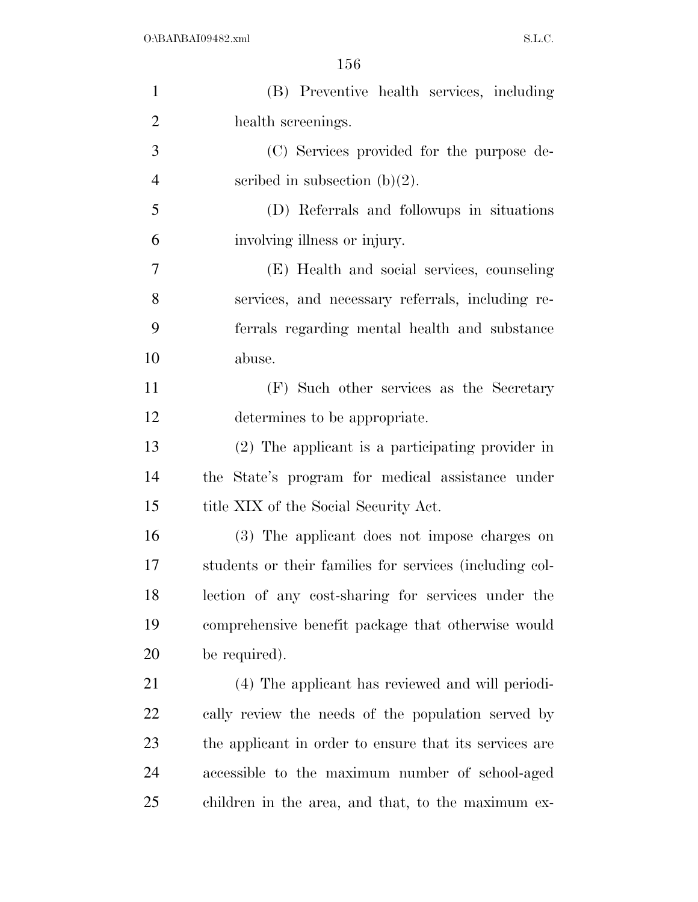(B) Preventive health services, including health screenings.

(C) Services provided for the purpose described in subsection (b)(2).

(D) Referrals and followups in situations involving illness or injury.

(E) Health and social services, counseling services, and necessary referrals, including referrals regarding mental health and substance abuse.

(F) Such other services as the Secretary determines to be appropriate.

(2) The applicant is a participating provider in the State's program for medical assistance under title XIX of the Social Security Act.

(3) The applicant does not impose charges on students or their families for services (including collection of any cost-sharing for services under the comprehensive benefit package that otherwise would be required).

(4) The applicant has reviewed and will periodically review the needs of the population served by the applicant in order to ensure that its services are accessible to the maximum number of school-aged children in the area, and that, to the maximum ex-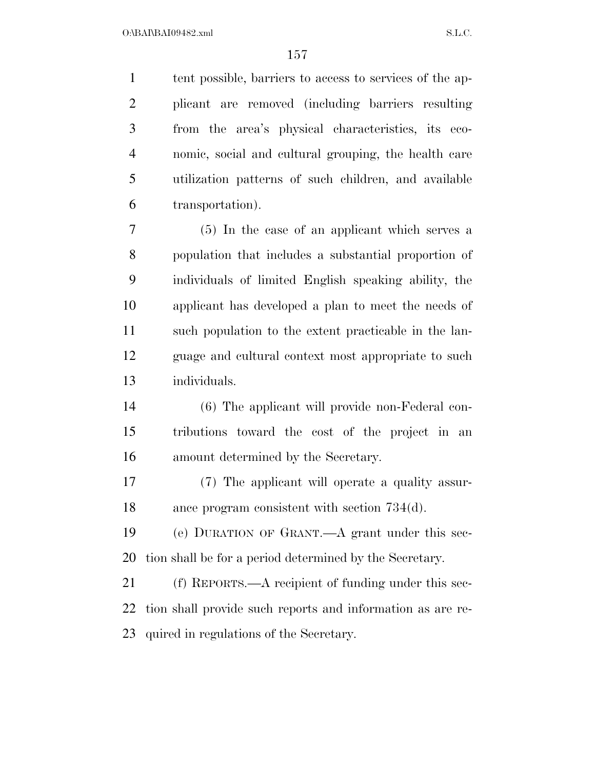tent possible, barriers to access to services of the applicant are removed (including barriers resulting from the area's physical characteristics, its economic, social and cultural grouping, the health care utilization patterns of such children, and available transportation).

(5) In the case of an applicant which serves a population that includes a substantial proportion of individuals of limited English speaking ability, the applicant has developed a plan to meet the needs of such population to the extent practicable in the language and cultural context most appropriate to such individuals.

(6) The applicant will provide non-Federal contributions toward the cost of the project in an amount determined by the Secretary.

(7) The applicant will operate a quality assurance program consistent with section 734(d).

(e) DURATION OF GRANT.—A grant under this section shall be for a period determined by the Secretary.

(f) REPORTS.—A recipient of funding under this section shall provide such reports and information as are required in regulations of the Secretary.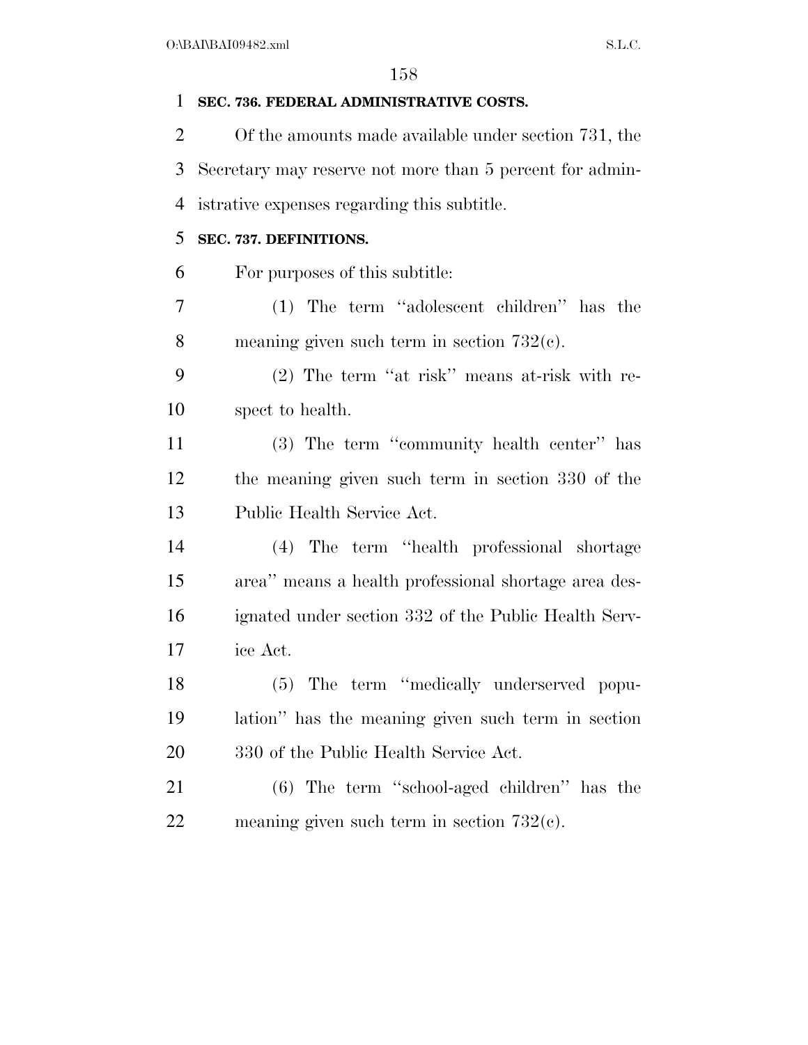**SEC. 736. FEDERAL ADMINISTRATIVE COSTS.**

Of the amounts made available under section 731, the Secretary may reserve not more than 5 percent for administrative expenses regarding this subtitle.

**SEC. 737. DEFINITIONS.**

For purposes of this subtitle:

(1) The term ''adolescent children'' has the meaning given such term in section 732(c).

(2) The term ''at risk'' means at-risk with respect to health.

(3) The term ''community health center'' has the meaning given such term in section 330 of the Public Health Service Act.

(4) The term ''health professional shortage area'' means a health professional shortage area designated under section 332 of the Public Health Service Act.

(5) The term ''medically underserved population'' has the meaning given such term in section 330 of the Public Health Service Act.

(6) The term ''school-aged children'' has the meaning given such term in section 732(c).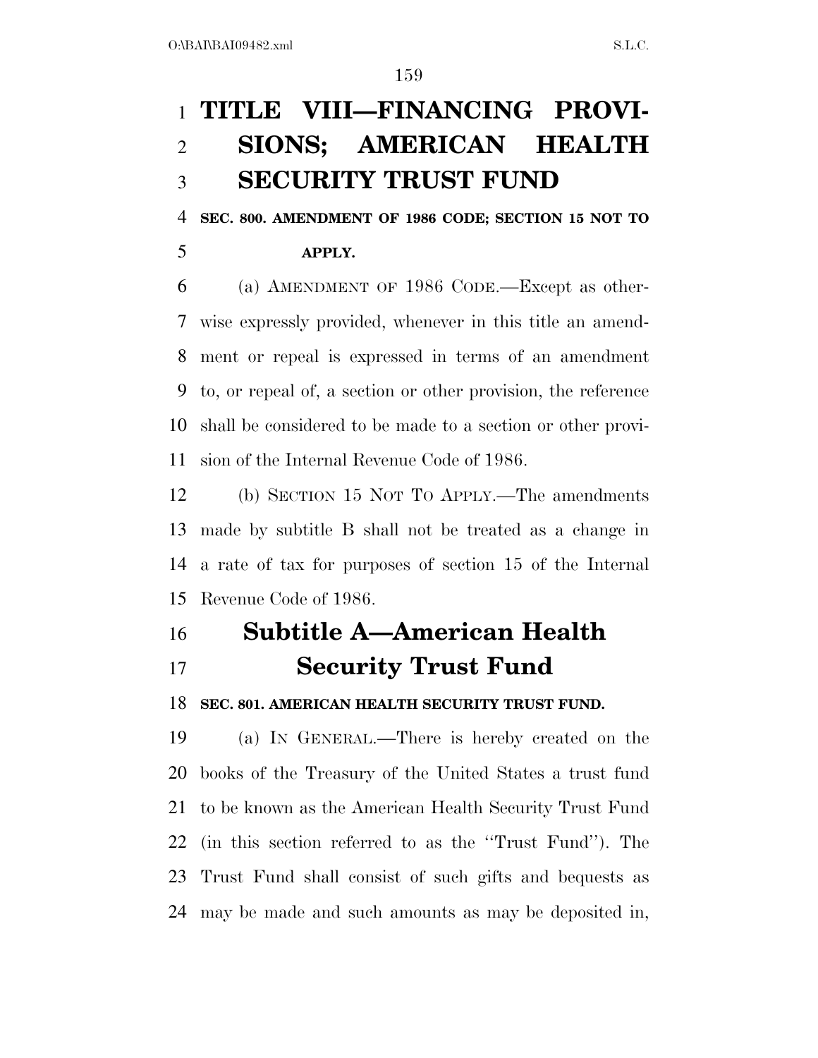# TITLE VIII—FINANCING PROVISIONS; AMERICAN HEALTH SECURITY TRUST FUND

**SEC. 800. AMENDMENT OF 1986 CODE; SECTION 15 NOT TO APPLY.**

(a) AMENDMENT OF 1986 CODE.—Except as otherwise expressly provided, whenever in this title an amendment or repeal is expressed in terms of an amendment to, or repeal of, a section or other provision, the reference shall be considered to be made to a section or other provision of the Internal Revenue Code of 1986.

(b) SECTION 15 NOT TO APPLY.—The amendments made by subtitle B shall not be treated as a change in a rate of tax for purposes of section 15 of the Internal Revenue Code of 1986.

## Subtitle A—American Health Security Trust Fund

**SEC. 801. AMERICAN HEALTH SECURITY TRUST FUND.**

(a) IN GENERAL.—There is hereby created on the books of the Treasury of the United States a trust fund to be known as the American Health Security Trust Fund (in this section referred to as the ''Trust Fund''). The Trust Fund shall consist of such gifts and bequests as may be made and such amounts as may be deposited in,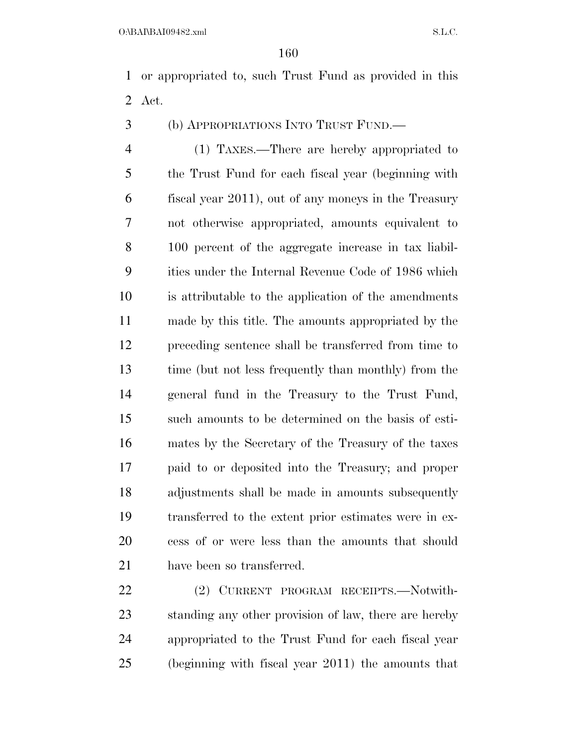or appropriated to, such Trust Fund as provided in this Act.

(b) APPROPRIATIONS INTO TRUST FUND.—

(1) TAXES.—There are hereby appropriated to the Trust Fund for each fiscal year (beginning with fiscal year 2011), out of any moneys in the Treasury not otherwise appropriated, amounts equivalent to 100 percent of the aggregate increase in tax liabilities under the Internal Revenue Code of 1986 which is attributable to the application of the amendments made by this title. The amounts appropriated by the preceding sentence shall be transferred from time to time (but not less frequently than monthly) from the general fund in the Treasury to the Trust Fund, such amounts to be determined on the basis of estimates by the Secretary of the Treasury of the taxes paid to or deposited into the Treasury; and proper adjustments shall be made in amounts subsequently transferred to the extent prior estimates were in excess of or were less than the amounts that should have been so transferred.

(2) CURRENT PROGRAM RECEIPTS.—Notwithstanding any other provision of law, there are hereby appropriated to the Trust Fund for each fiscal year (beginning with fiscal year 2011) the amounts that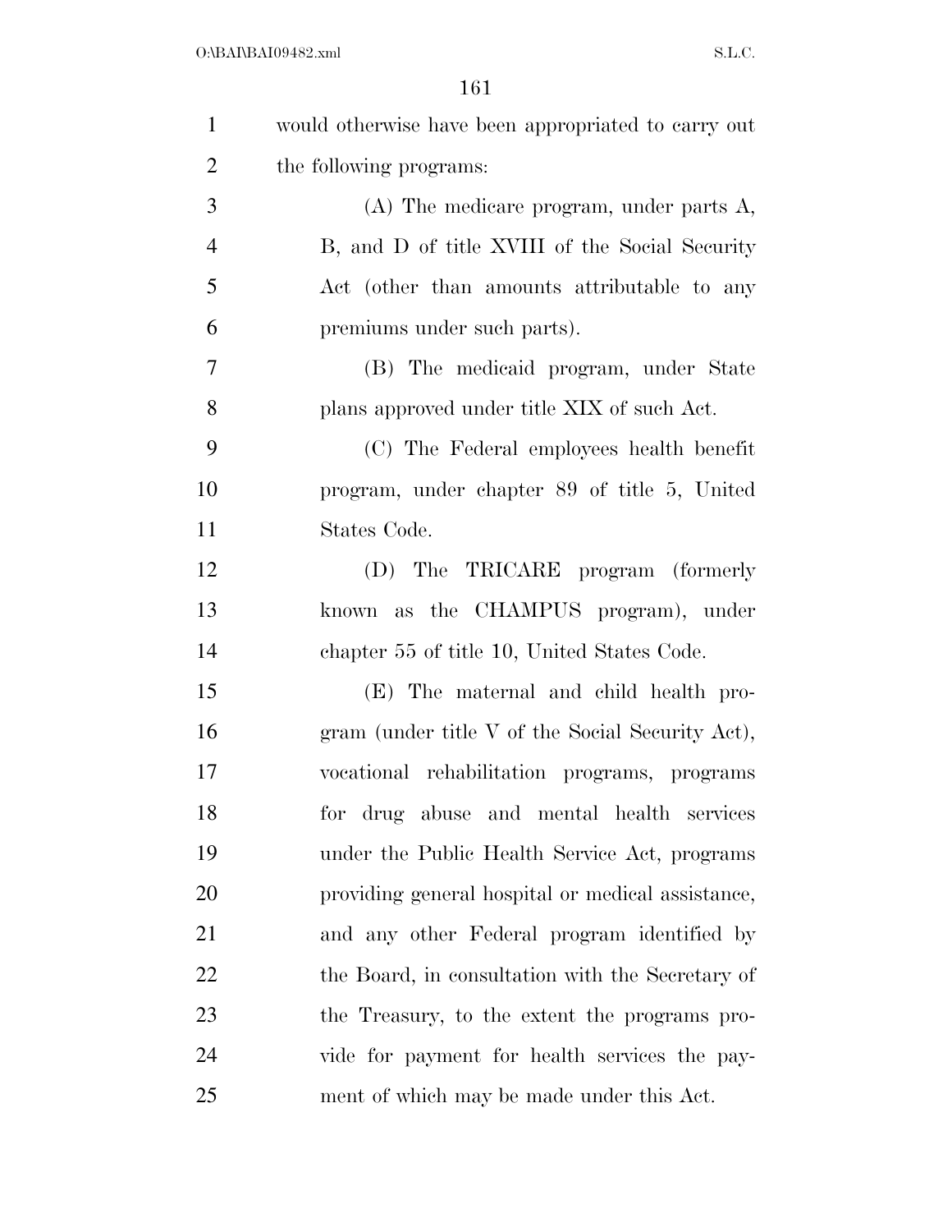would otherwise have been appropriated to carry out the following programs:

(A) The medicare program, under parts A, B, and D of title XVIII of the Social Security Act (other than amounts attributable to any premiums under such parts).

(B) The medicaid program, under State plans approved under title XIX of such Act.

(C) The Federal employees health benefit program, under chapter 89 of title 5, United States Code.

(D) The TRICARE program (formerly known as the CHAMPUS program), under chapter 55 of title 10, United States Code.

(E) The maternal and child health program (under title V of the Social Security Act), vocational rehabilitation programs, programs for drug abuse and mental health services under the Public Health Service Act, programs providing general hospital or medical assistance, and any other Federal program identified by the Board, in consultation with the Secretary of the Treasury, to the extent the programs provide for payment for health services the payment of which may be made under this Act.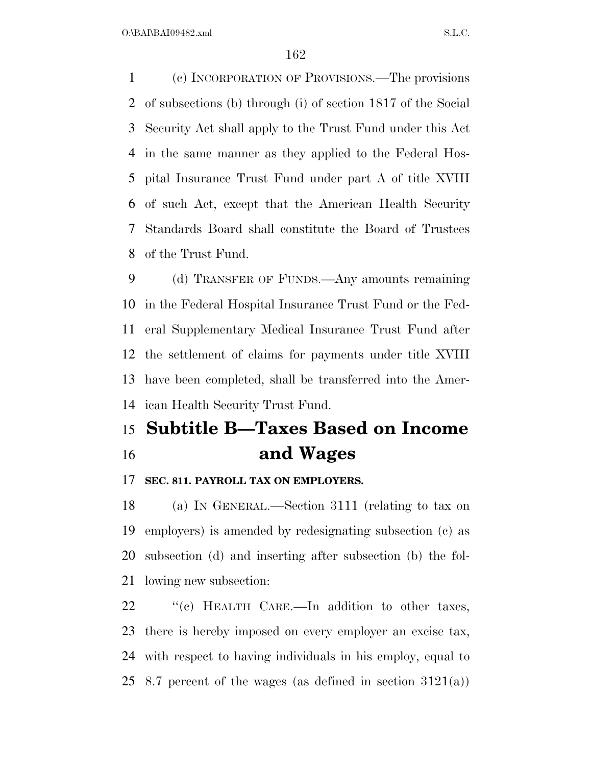(c) INCORPORATION OF PROVISIONS.—The provisions of subsections (b) through (i) of section 1817 of the Social Security Act shall apply to the Trust Fund under this Act in the same manner as they applied to the Federal Hospital Insurance Trust Fund under part A of title XVIII of such Act, except that the American Health Security Standards Board shall constitute the Board of Trustees of the Trust Fund.

(d) TRANSFER OF FUNDS.—Any amounts remaining in the Federal Hospital Insurance Trust Fund or the Federal Supplementary Medical Insurance Trust Fund after the settlement of claims for payments under title XVIII have been completed, shall be transferred into the American Health Security Trust Fund.

## Subtitle B—Taxes Based on Income and Wages

**SEC. 811. PAYROLL TAX ON EMPLOYERS.**

(a) IN GENERAL.—Section 3111 (relating to tax on employers) is amended by redesignating subsection (c) as subsection (d) and inserting after subsection (b) the following new subsection:

"(c) HEALTH CARE.—In addition to other taxes, there is hereby imposed on every employer an excise tax, with respect to having individuals in his employ, equal to 8.7 percent of the wages (as defined in section 3121(a))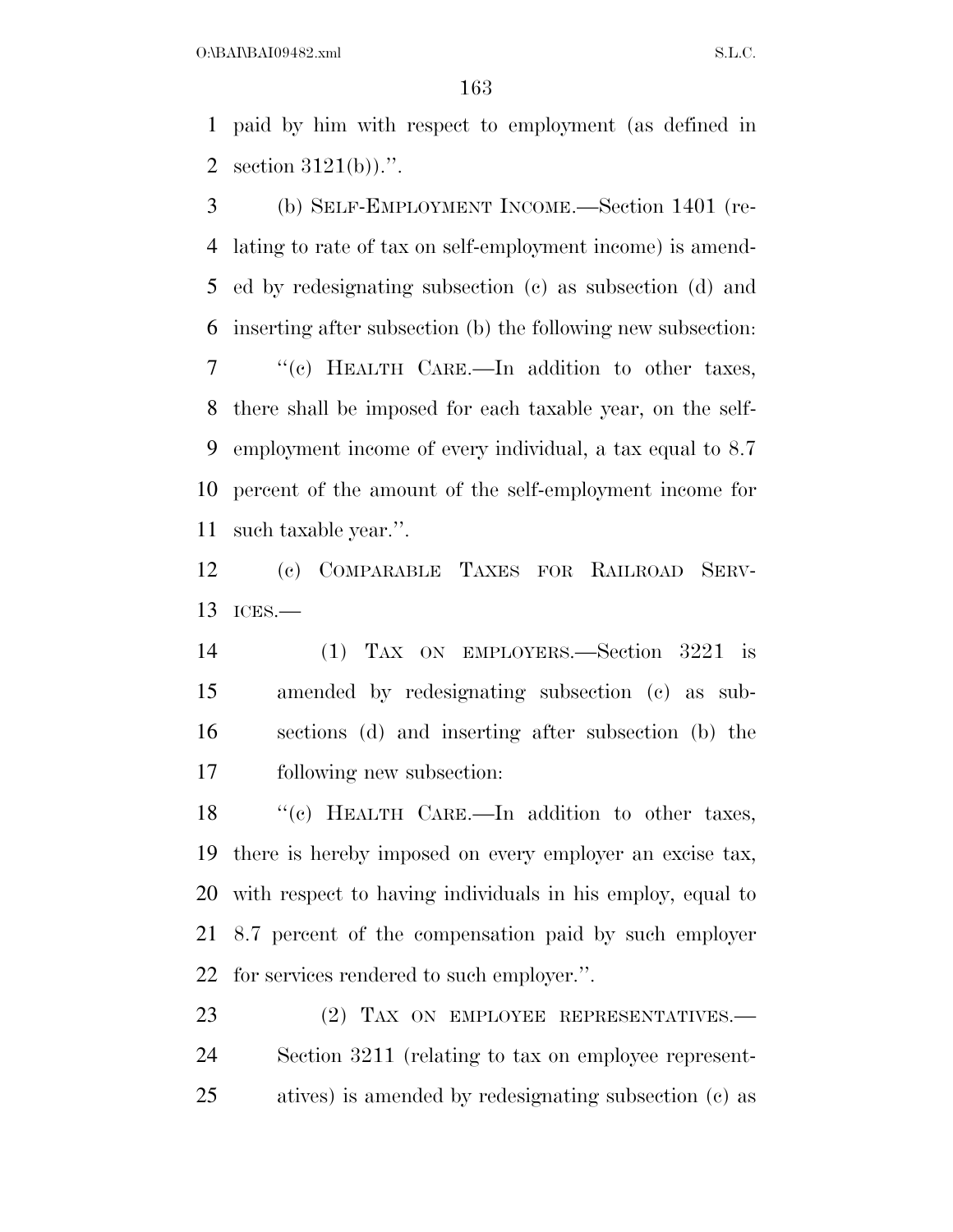paid by him with respect to employment (as defined in section 3121(b)).''.

(b) SELF-EMPLOYMENT INCOME.—Section 1401 (relating to rate of tax on self-employment income) is amended by redesignating subsection (c) as subsection (d) and inserting after subsection (b) the following new subsection:

''(c) HEALTH CARE.—In addition to other taxes, there shall be imposed for each taxable year, on the self-employment income of every individual, a tax equal to 8.7 percent of the amount of the self-employment income for such taxable year.''.

(c) COMPARABLE TAXES FOR RAILROAD SERVICES.—

(1) TAX ON EMPLOYERS.—Section 3221 is amended by redesignating subsection (c) as subsections (d) and inserting after subsection (b) the following new subsection:

''(c) HEALTH CARE.—In addition to other taxes, there is hereby imposed on every employer an excise tax, with respect to having individuals in his employ, equal to 8.7 percent of the compensation paid by such employer for services rendered to such employer.''.

(2) TAX ON EMPLOYEE REPRESENTATIVES.—Section 3211 (relating to tax on employee representatives) is amended by redesignating subsection (c) as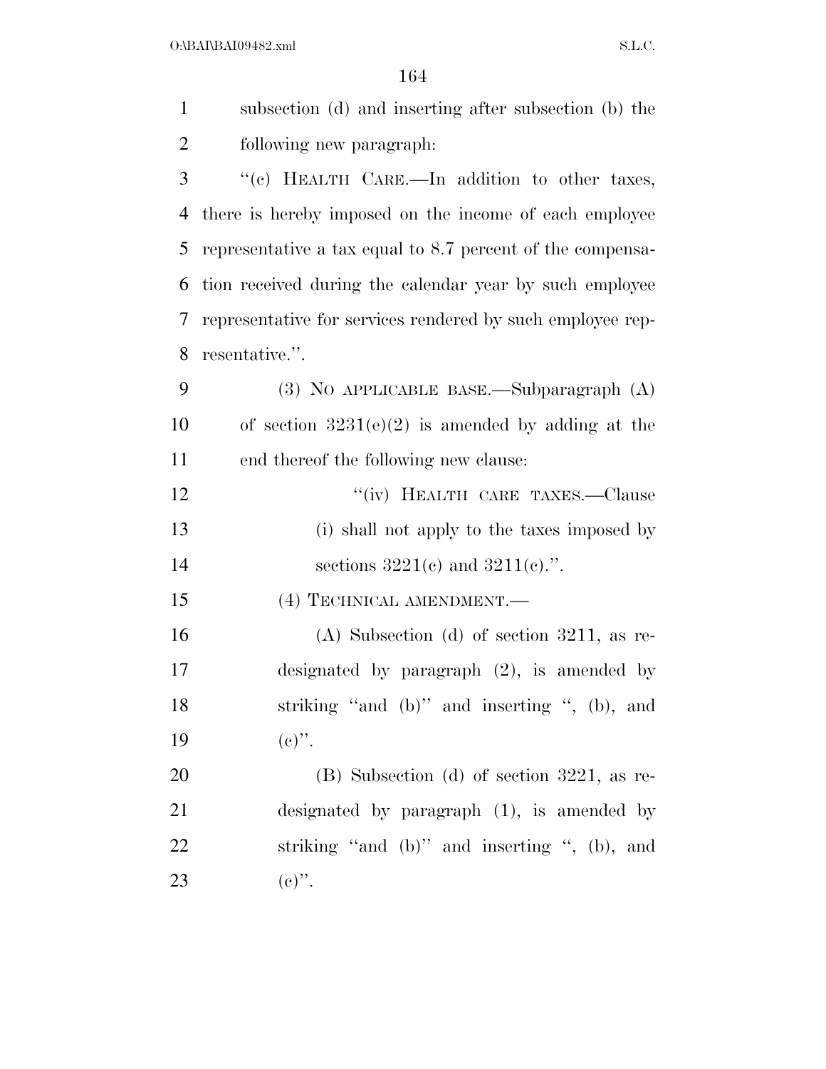subsection (d) and inserting after subsection (b) the following new paragraph:

"(c) HEALTH CARE.—In addition to other taxes, there is hereby imposed on the income of each employee representative a tax equal to 8.7 percent of the compensation received during the calendar year by such employee representative for services rendered by such employee representative.".

(3) NO APPLICABLE BASE.—Subparagraph (A) of section 3231(e)(2) is amended by adding at the end thereof the following new clause:

"(iv) HEALTH CARE TAXES.—Clause (i) shall not apply to the taxes imposed by sections 3221(c) and 3211(c).".

(4) TECHNICAL AMENDMENT.—

(A) Subsection (d) of section 3211, as redesignated by paragraph (2), is amended by striking "and (b)" and inserting ", (b), and (c)".

(B) Subsection (d) of section 3221, as redesignated by paragraph (1), is amended by striking "and (b)" and inserting ", (b), and (c)".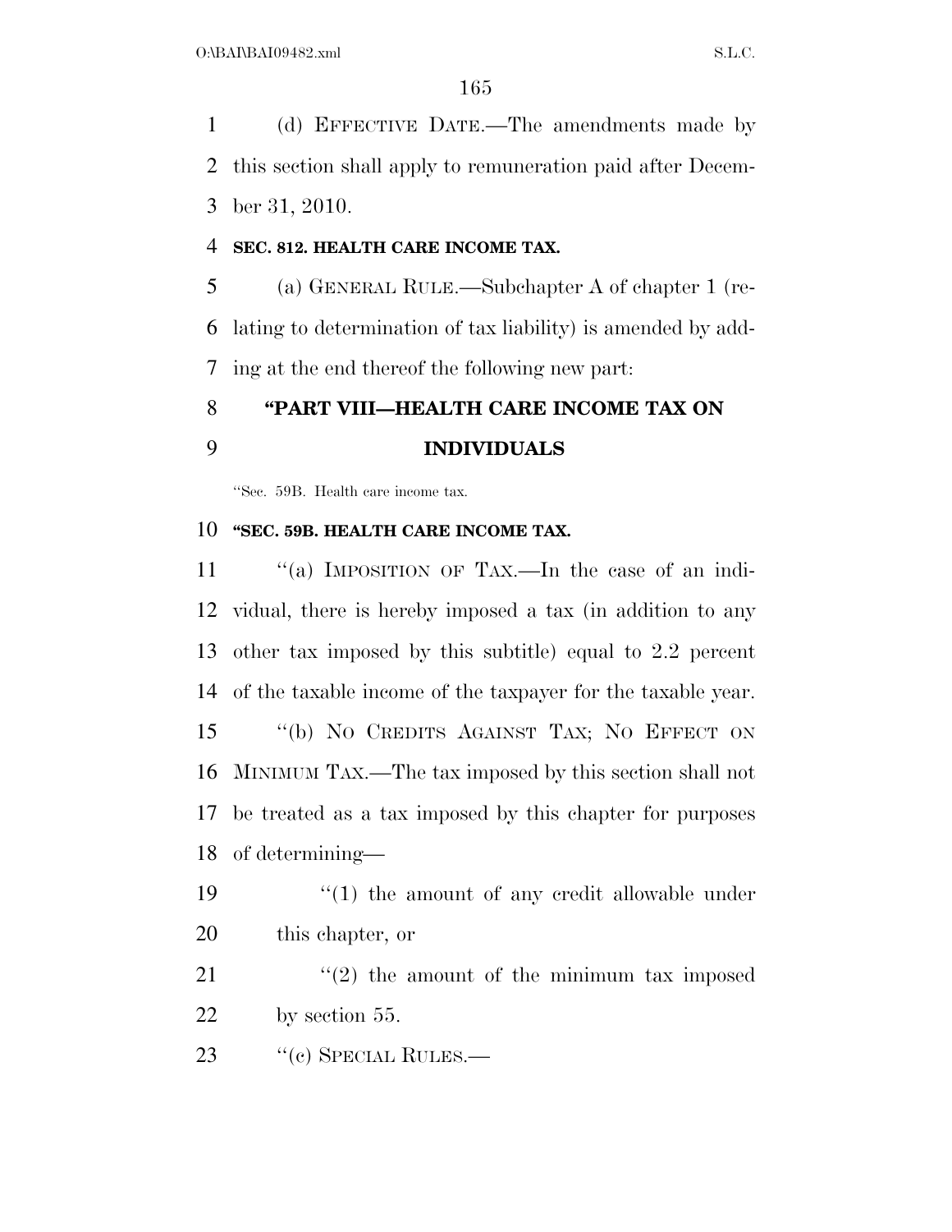(d) EFFECTIVE DATE.—The amendments made by this section shall apply to remuneration paid after December 31, 2010.

**SEC. 812. HEALTH CARE INCOME TAX.**

(a) GENERAL RULE.—Subchapter A of chapter 1 (relating to determination of tax liability) is amended by adding at the end thereof the following new part:

## "PART VIII—HEALTH CARE INCOME TAX ON INDIVIDUALS

"Sec. 59B. Health care income tax.

**"SEC. 59B. HEALTH CARE INCOME TAX.**

"(a) IMPOSITION OF TAX.—In the case of an individual, there is hereby imposed a tax (in addition to any other tax imposed by this subtitle) equal to 2.2 percent of the taxable income of the taxpayer for the taxable year.

"(b) NO CREDITS AGAINST TAX; NO EFFECT ON MINIMUM TAX.—The tax imposed by this section shall not be treated as a tax imposed by this chapter for purposes of determining—

"(1) the amount of any credit allowable under this chapter, or

"(2) the amount of the minimum tax imposed by section 55.

"(c) SPECIAL RULES.—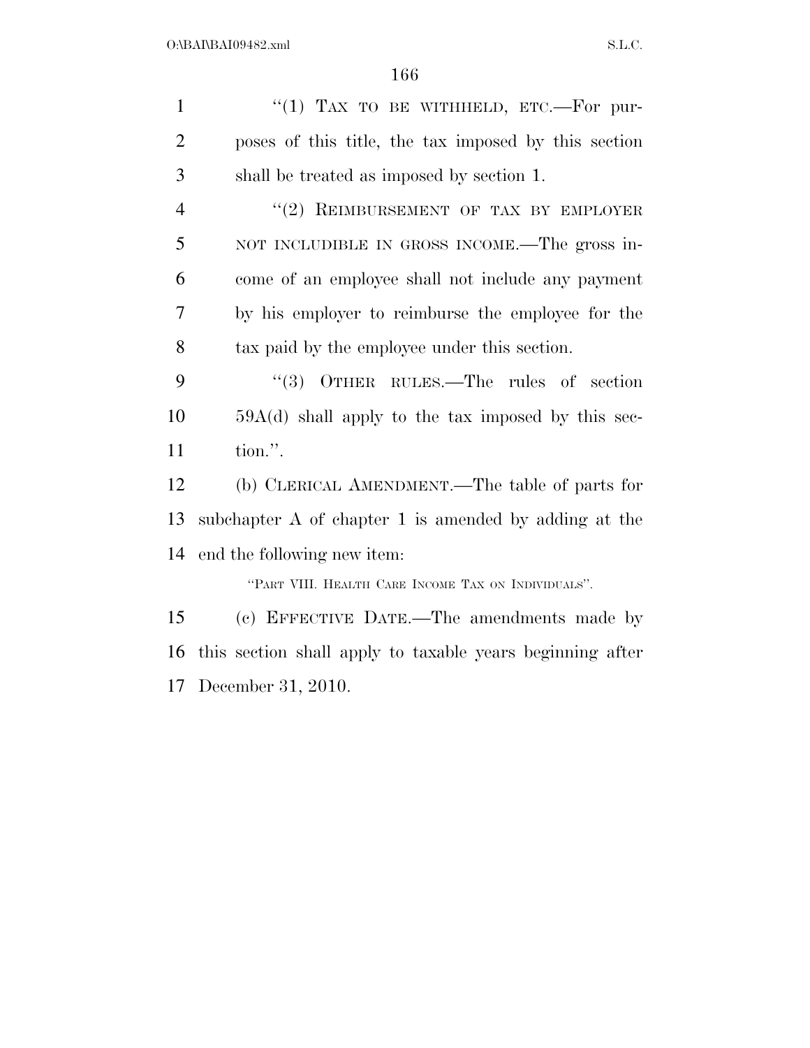"(1) TAX TO BE WITHHELD, ETC.—For purposes of this title, the tax imposed by this section shall be treated as imposed by section 1.

"(2) REIMBURSEMENT OF TAX BY EMPLOYER NOT INCLUDIBLE IN GROSS INCOME.—The gross income of an employee shall not include any payment by his employer to reimburse the employee for the tax paid by the employee under this section.

"(3) OTHER RULES.—The rules of section 59A(d) shall apply to the tax imposed by this section.".

(b) CLERICAL AMENDMENT.—The table of parts for subchapter A of chapter 1 is amended by adding at the end the following new item:

"PART VIII. HEALTH CARE INCOME TAX ON INDIVIDUALS".

(c) EFFECTIVE DATE.—The amendments made by this section shall apply to taxable years beginning after December 31, 2010.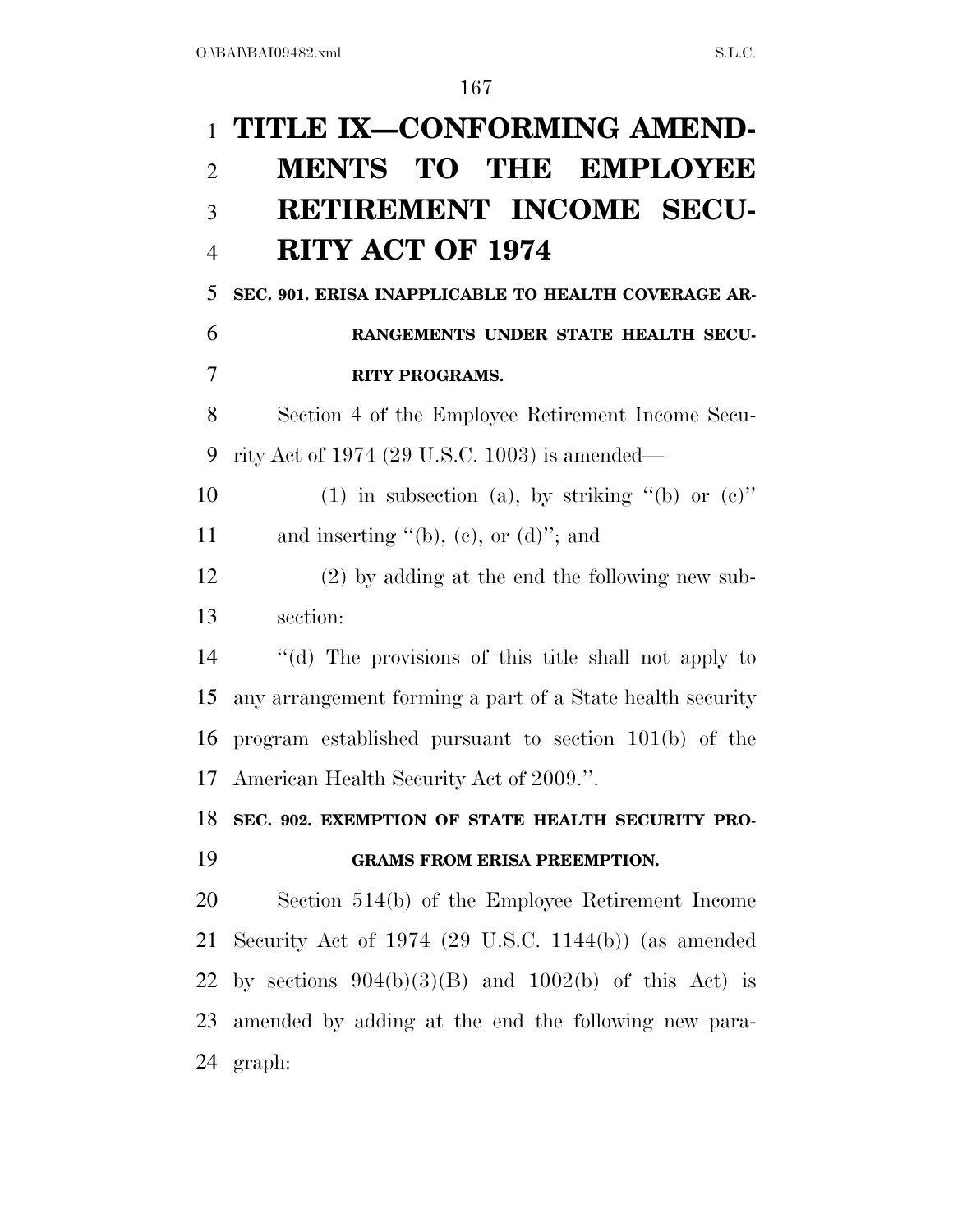# TITLE IX—CONFORMING AMENDMENTS TO THE EMPLOYEE RETIREMENT INCOME SECURITY ACT OF 1974

**SEC. 901. ERISA INAPPLICABLE TO HEALTH COVERAGE ARRANGEMENTS UNDER STATE HEALTH SECURITY PROGRAMS.**

Section 4 of the Employee Retirement Income Security Act of 1974 (29 U.S.C. 1003) is amended—

(1) in subsection (a), by striking ''(b) or (c)'' and inserting ''(b), (c), or (d)''; and

(2) by adding at the end the following new subsection:

''(d) The provisions of this title shall not apply to any arrangement forming a part of a State health security program established pursuant to section 101(b) of the American Health Security Act of 2009.''.

**SEC. 902. EXEMPTION OF STATE HEALTH SECURITY PROGRAMS FROM ERISA PREEMPTION.**

Section 514(b) of the Employee Retirement Income Security Act of 1974 (29 U.S.C. 1144(b)) (as amended by sections 904(b)(3)(B) and 1002(b) of this Act) is amended by adding at the end the following new paragraph: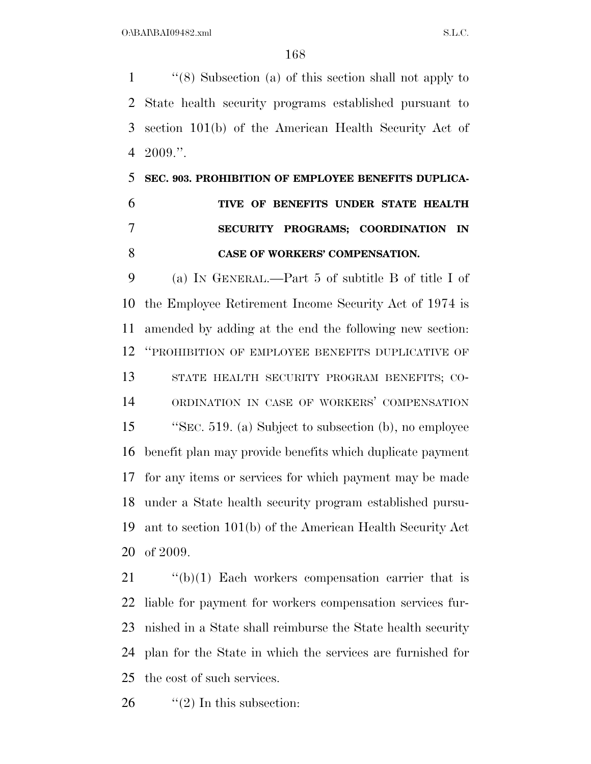"(8) Subsection (a) of this section shall not apply to State health security programs established pursuant to section 101(b) of the American Health Security Act of 2009.".

**SEC. 903. PROHIBITION OF EMPLOYEE BENEFITS DUPLICATIVE OF BENEFITS UNDER STATE HEALTH SECURITY PROGRAMS; COORDINATION IN CASE OF WORKERS' COMPENSATION.**

(a) IN GENERAL.—Part 5 of subtitle B of title I of the Employee Retirement Income Security Act of 1974 is amended by adding at the end the following new section:

"PROHIBITION OF EMPLOYEE BENEFITS DUPLICATIVE OF STATE HEALTH SECURITY PROGRAM BENEFITS; COORDINATION IN CASE OF WORKERS' COMPENSATION

"SEC. 519. (a) Subject to subsection (b), no employee benefit plan may provide benefits which duplicate payment for any items or services for which payment may be made under a State health security program established pursuant to section 101(b) of the American Health Security Act of 2009.

"(b)(1) Each workers compensation carrier that is liable for payment for workers compensation services furnished in a State shall reimburse the State health security plan for the State in which the services are furnished for the cost of such services.

"(2) In this subsection: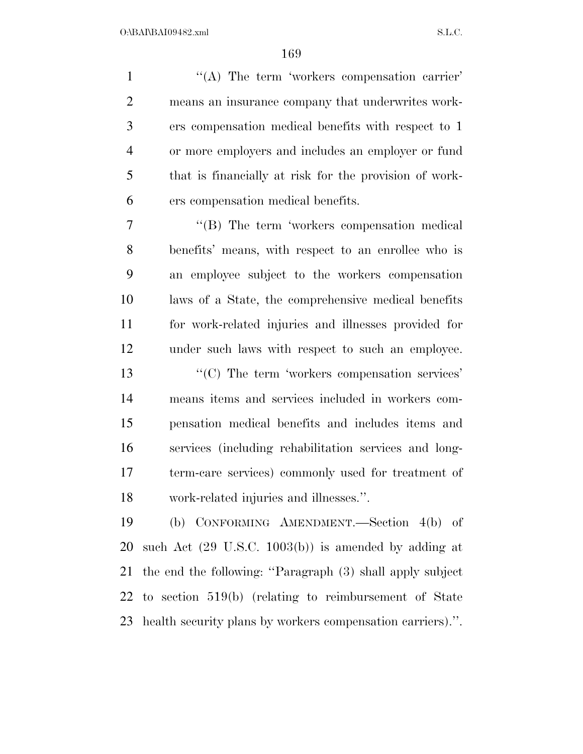"(A) The term 'workers compensation carrier' means an insurance company that underwrites workers compensation medical benefits with respect to 1 or more employers and includes an employer or fund that is financially at risk for the provision of workers compensation medical benefits.

"(B) The term 'workers compensation medical benefits' means, with respect to an enrollee who is an employee subject to the workers compensation laws of a State, the comprehensive medical benefits for work-related injuries and illnesses provided for under such laws with respect to such an employee.

"(C) The term 'workers compensation services' means items and services included in workers compensation medical benefits and includes items and services (including rehabilitation services and long-term-care services) commonly used for treatment of work-related injuries and illnesses.".

(b) CONFORMING AMENDMENT.—Section 4(b) of such Act (29 U.S.C. 1003(b)) is amended by adding at the end the following: "Paragraph (3) shall apply subject to section 519(b) (relating to reimbursement of State health security plans by workers compensation carriers).".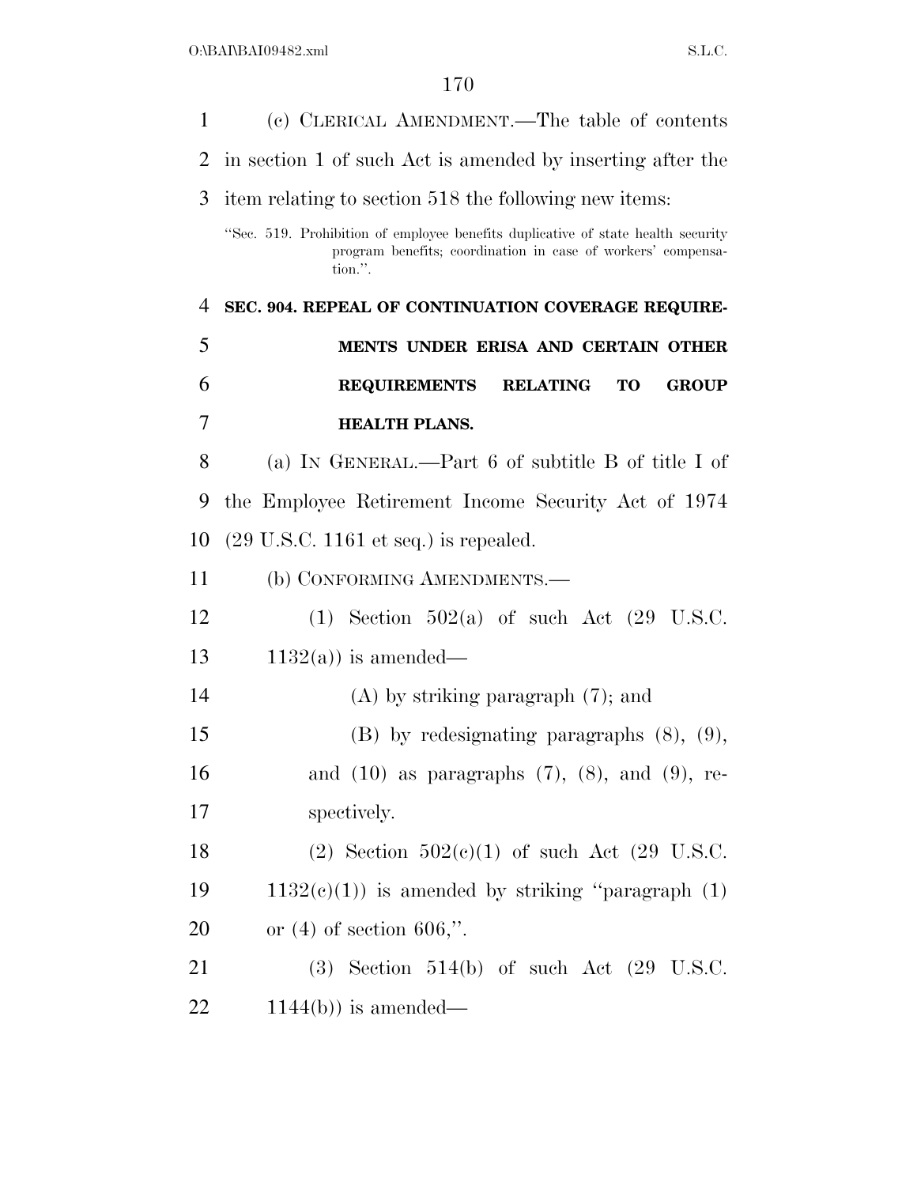(c) CLERICAL AMENDMENT.—The table of contents in section 1 of such Act is amended by inserting after the item relating to section 518 the following new items:

"Sec. 519. Prohibition of employee benefits duplicative of state health security program benefits; coordination in case of workers' compensation.".

**SEC. 904. REPEAL OF CONTINUATION COVERAGE REQUIREMENTS UNDER ERISA AND CERTAIN OTHER REQUIREMENTS RELATING TO GROUP HEALTH PLANS.**

(a) IN GENERAL.—Part 6 of subtitle B of title I of the Employee Retirement Income Security Act of 1974 (29 U.S.C. 1161 et seq.) is repealed.

(b) CONFORMING AMENDMENTS.—

(1) Section 502(a) of such Act (29 U.S.C. 1132(a)) is amended—

(A) by striking paragraph (7); and

(B) by redesignating paragraphs (8), (9), and (10) as paragraphs (7), (8), and (9), respectively.

(2) Section 502(c)(1) of such Act (29 U.S.C. 1132(c)(1)) is amended by striking "paragraph (1) or (4) of section 606,".

(3) Section 514(b) of such Act (29 U.S.C. 1144(b)) is amended—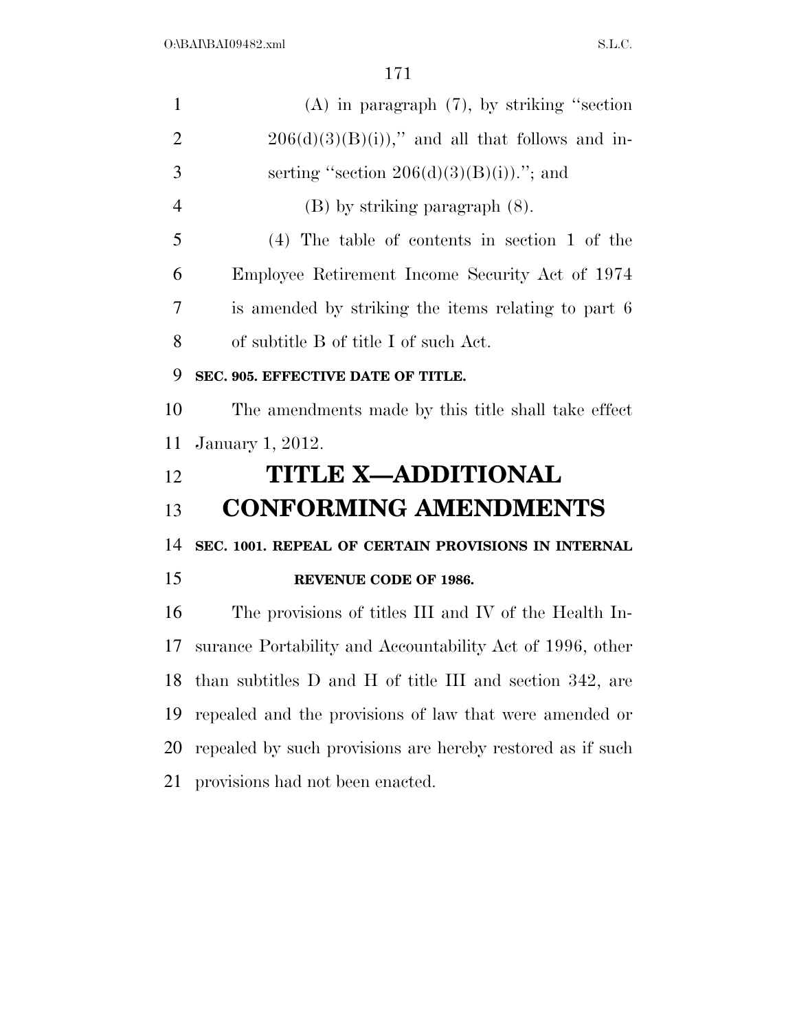(A) in paragraph (7), by striking "section 206(d)(3)(B)(i))," and all that follows and inserting "section 206(d)(3)(B)(i))."; and

(B) by striking paragraph (8).

(4) The table of contents in section 1 of the Employee Retirement Income Security Act of 1974 is amended by striking the items relating to part 6 of subtitle B of title I of such Act.

**SEC. 905. EFFECTIVE DATE OF TITLE.**

The amendments made by this title shall take effect January 1, 2012.

# TITLE X—ADDITIONAL CONFORMING AMENDMENTS

**SEC. 1001. REPEAL OF CERTAIN PROVISIONS IN INTERNAL REVENUE CODE OF 1986.**

The provisions of titles III and IV of the Health Insurance Portability and Accountability Act of 1996, other than subtitles D and H of title III and section 342, are repealed and the provisions of law that were amended or repealed by such provisions are hereby restored as if such provisions had not been enacted.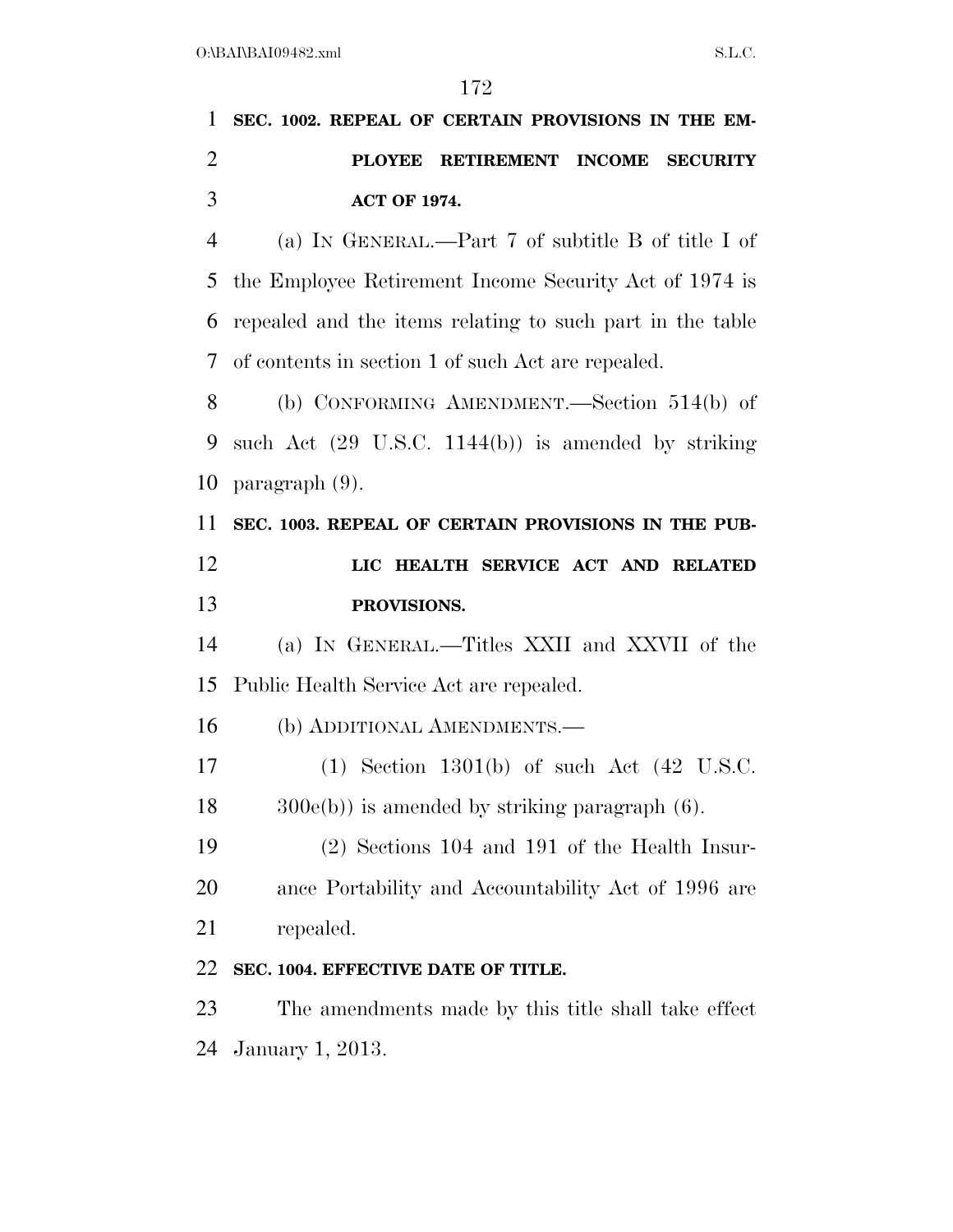**SEC. 1002. REPEAL OF CERTAIN PROVISIONS IN THE EMPLOYEE RETIREMENT INCOME SECURITY ACT OF 1974.**

(a) IN GENERAL.—Part 7 of subtitle B of title I of the Employee Retirement Income Security Act of 1974 is repealed and the items relating to such part in the table of contents in section 1 of such Act are repealed.

(b) CONFORMING AMENDMENT.—Section 514(b) of such Act (29 U.S.C. 1144(b)) is amended by striking paragraph (9).

**SEC. 1003. REPEAL OF CERTAIN PROVISIONS IN THE PUBLIC HEALTH SERVICE ACT AND RELATED PROVISIONS.**

(a) IN GENERAL.—Titles XXII and XXVII of the Public Health Service Act are repealed.

(b) ADDITIONAL AMENDMENTS.—

(1) Section 1301(b) of such Act (42 U.S.C. 300e(b)) is amended by striking paragraph (6).

(2) Sections 104 and 191 of the Health Insurance Portability and Accountability Act of 1996 are repealed.

**SEC. 1004. EFFECTIVE DATE OF TITLE.**

The amendments made by this title shall take effect January 1, 2013.